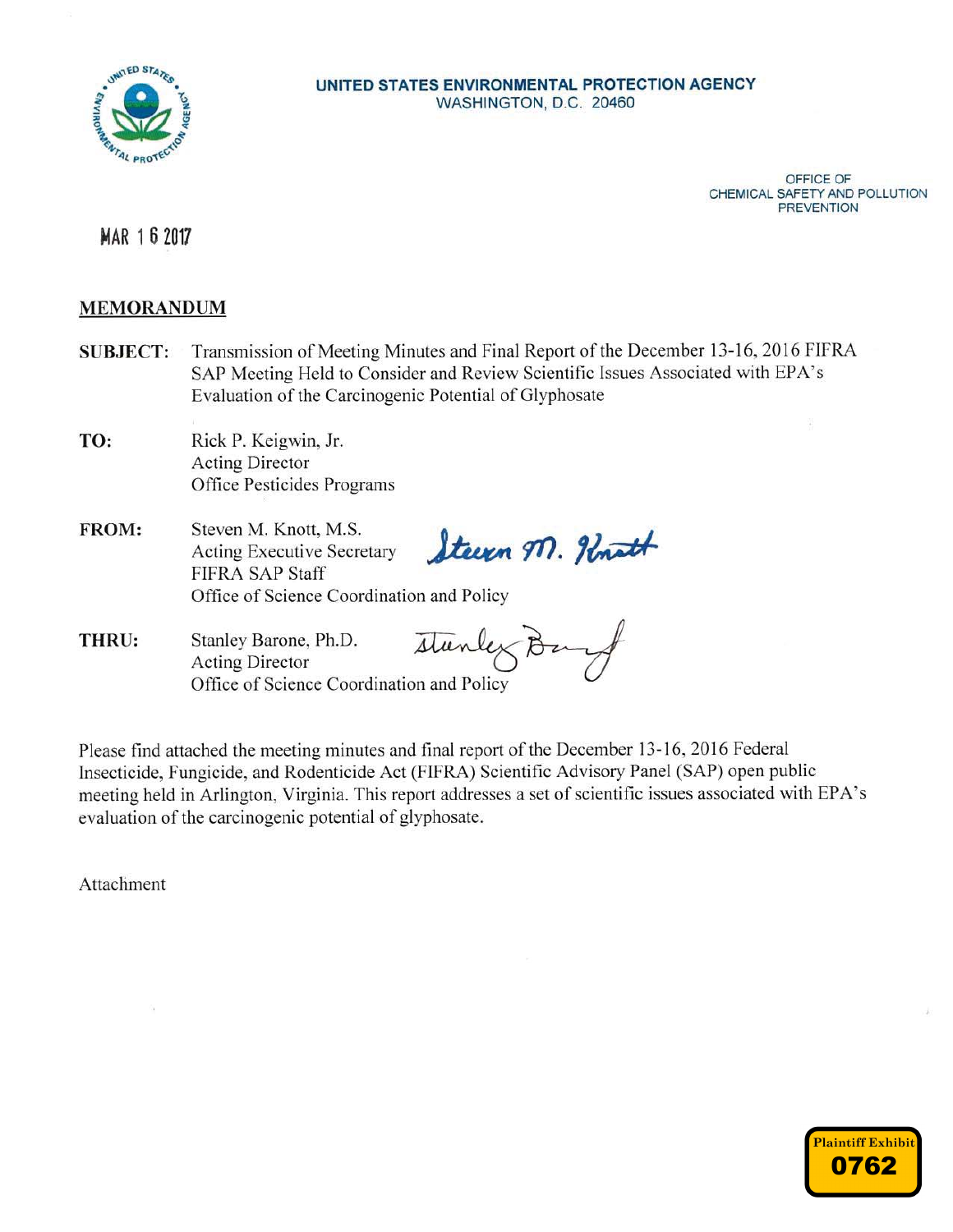UNITED STATES ENVIRONMENTAL PROTECTION AGENCY
WASHINGTON, D.C. 20460

OFFICE OF
CHEMICAL SAFETY AND POLLUTION
PREVENTION

MAR 16 2017

## MEMORANDUM

**SUBJECT:** Transmission of Meeting Minutes and Final Report of the December 13-16, 2016 FIFRA SAP Meeting Held to Consider and Review Scientific Issues Associated with EPA's Evaluation of the Carcinogenic Potential of Glyphosate

**TO:** Rick P. Keigwin, Jr.
Acting Director
Office Pesticides Programs

**FROM:** Steven M. Knott, M.S.
Acting Executive Secretary
FIFRA SAP Staff
Office of Science Coordination and Policy

**THRU:** Stanley Barone, Ph.D.
Acting Director
Office of Science Coordination and Policy

Please find attached the meeting minutes and final report of the December 13-16, 2016 Federal Insecticide, Fungicide, and Rodenticide Act (FIFRA) Scientific Advisory Panel (SAP) open public meeting held in Arlington, Virginia. This report addresses a set of scientific issues associated with EPA's evaluation of the carcinogenic potential of glyphosate.

Attachment

Plaintiff Exhibit
0762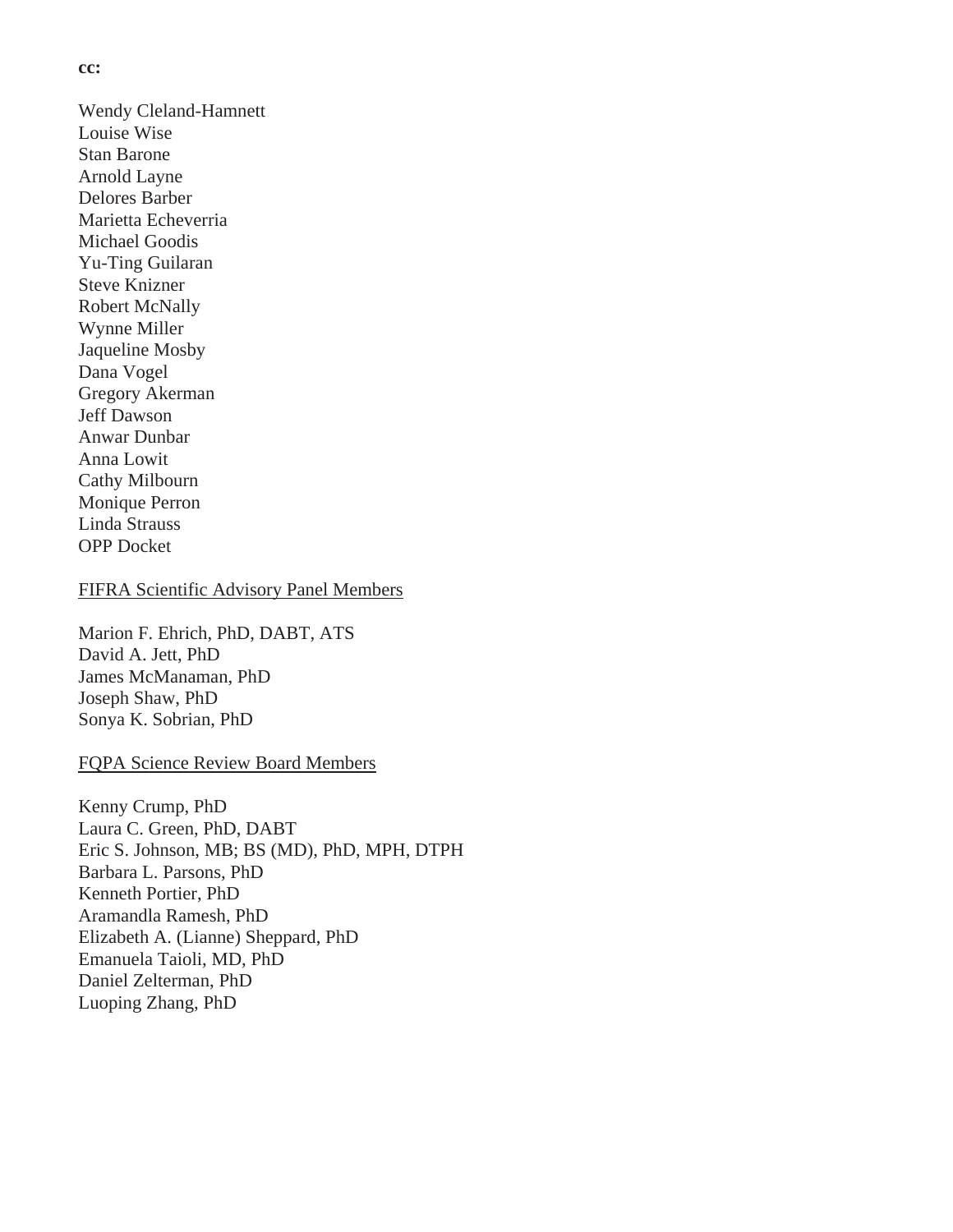**cc:**

Wendy Cleland-Hamnett
Louise Wise
Stan Barone
Arnold Layne
Delores Barber
Marietta Echeverria
Michael Goodis
Yu-Ting Guilaran
Steve Knizner
Robert McNally
Wynne Miller
Jaqueline Mosby
Dana Vogel
Gregory Akerman
Jeff Dawson
Anwar Dunbar
Anna Lowit
Cathy Milbourn
Monique Perron
Linda Strauss
OPP Docket

FIFRA Scientific Advisory Panel Members

Marion F. Ehrich, PhD, DABT, ATS
David A. Jett, PhD
James McManaman, PhD
Joseph Shaw, PhD
Sonya K. Sobrian, PhD

FQPA Science Review Board Members

Kenny Crump, PhD
Laura C. Green, PhD, DABT
Eric S. Johnson, MB; BS (MD), PhD, MPH, DTPH
Barbara L. Parsons, PhD
Kenneth Portier, PhD
Aramandla Ramesh, PhD
Elizabeth A. (Lianne) Sheppard, PhD
Emanuela Taioli, MD, PhD
Daniel Zelterman, PhD
Luoping Zhang, PhD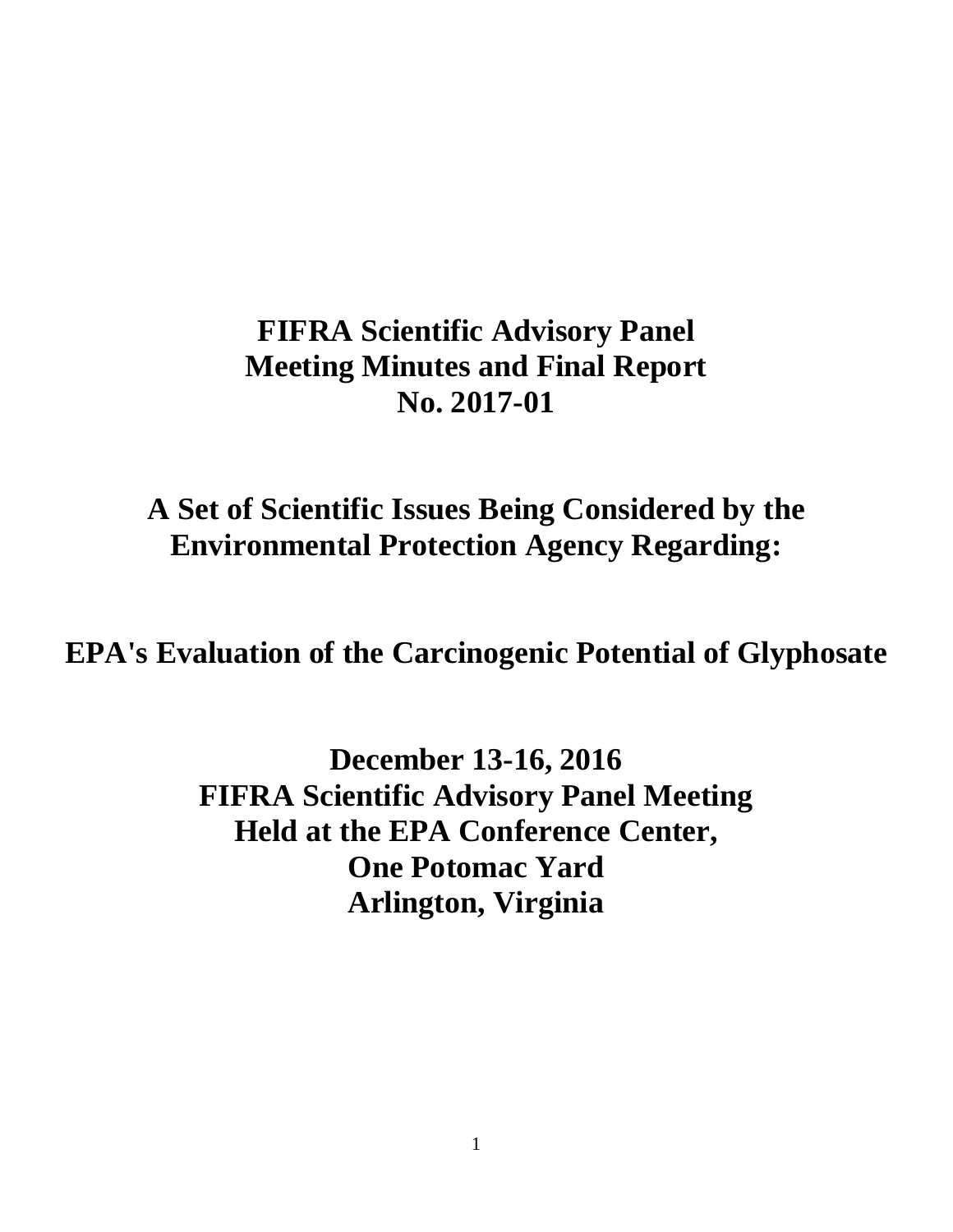# FIFRA Scientific Advisory Panel Meeting Minutes and Final Report No. 2017-01

## A Set of Scientific Issues Being Considered by the Environmental Protection Agency Regarding:

## EPA's Evaluation of the Carcinogenic Potential of Glyphosate

**December 13-16, 2016**
**FIFRA Scientific Advisory Panel Meeting**
**Held at the EPA Conference Center,**
**One Potomac Yard**
**Arlington, Virginia**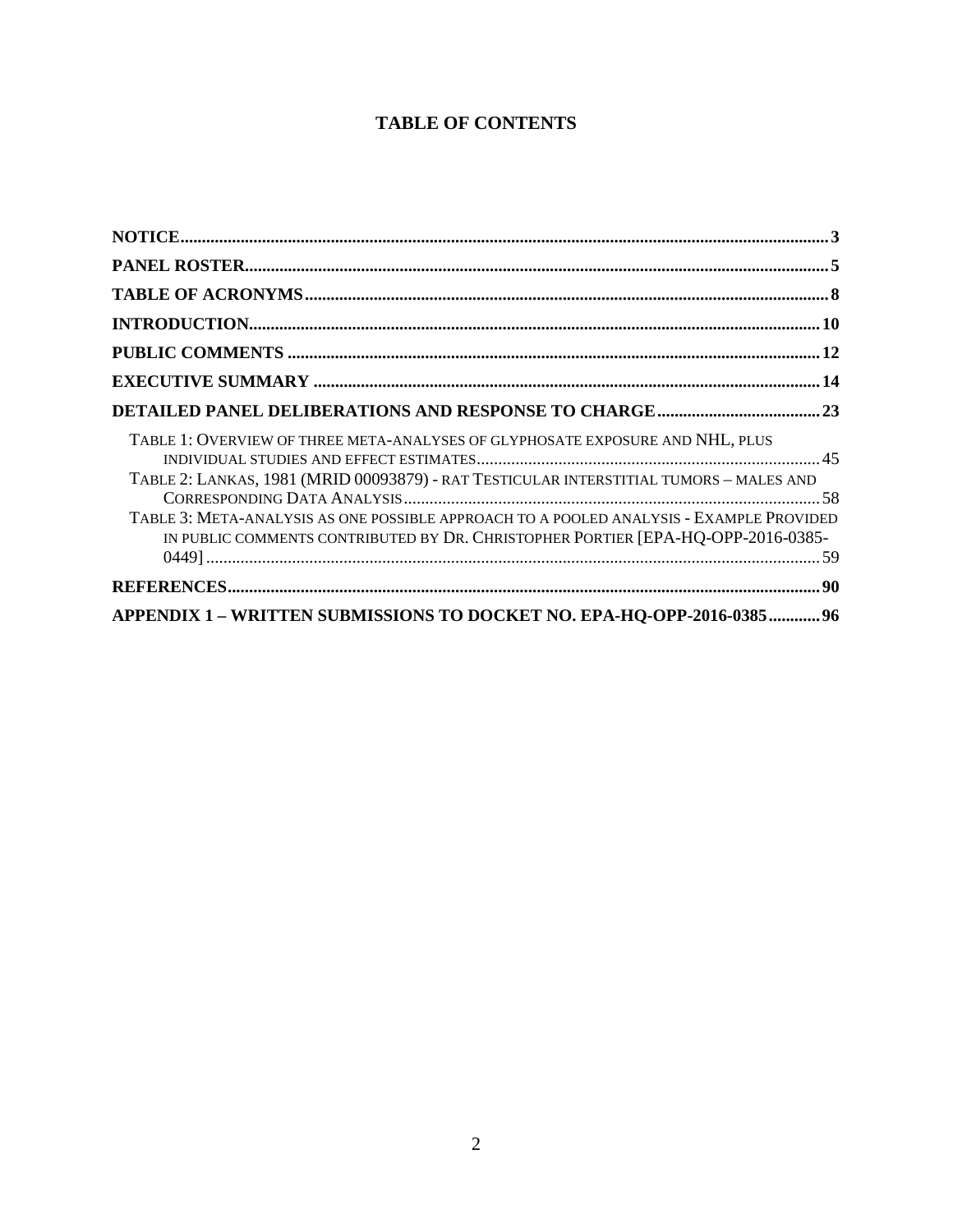# TABLE OF CONTENTS

**NOTICE** ..... 3

**PANEL ROSTER** ..... 5

**TABLE OF ACRONYMS** ..... 8

**INTRODUCTION** ..... 10

**PUBLIC COMMENTS** ..... 12

**EXECUTIVE SUMMARY** ..... 14

**DETAILED PANEL DELIBERATIONS AND RESPONSE TO CHARGE** ..... 23

- TABLE 1: OVERVIEW OF THREE META-ANALYSES OF GLYPHOSATE EXPOSURE AND NHL, PLUS INDIVIDUAL STUDIES AND EFFECT ESTIMATES ..... 45
- TABLE 2: LANKAS, 1981 (MRID 00093879) - RAT TESTICULAR INTERSTITIAL TUMORS – MALES AND CORRESPONDING DATA ANALYSIS ..... 58
- TABLE 3: META-ANALYSIS AS ONE POSSIBLE APPROACH TO A POOLED ANALYSIS - EXAMPLE PROVIDED IN PUBLIC COMMENTS CONTRIBUTED BY DR. CHRISTOPHER PORTIER [EPA-HQ-OPP-2016-0385-0449] ..... 59

**REFERENCES** ..... 90

**APPENDIX 1 – WRITTEN SUBMISSIONS TO DOCKET NO. EPA-HQ-OPP-2016-0385** ..... 96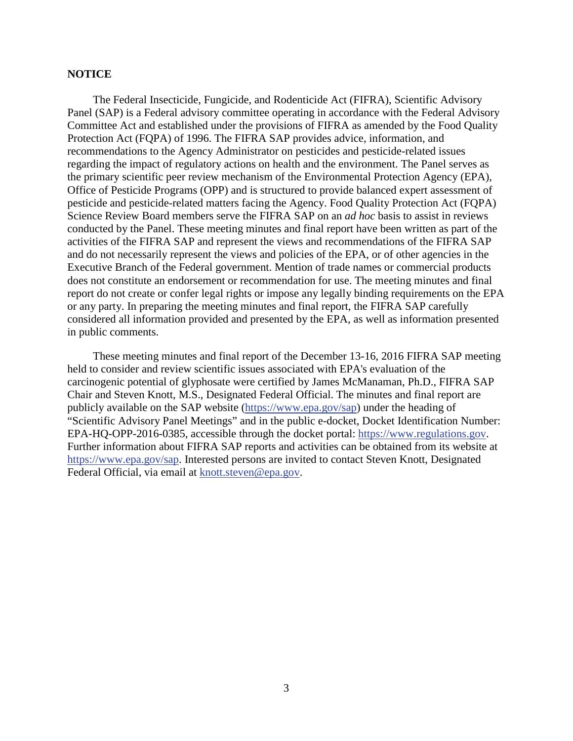## NOTICE

The Federal Insecticide, Fungicide, and Rodenticide Act (FIFRA), Scientific Advisory Panel (SAP) is a Federal advisory committee operating in accordance with the Federal Advisory Committee Act and established under the provisions of FIFRA as amended by the Food Quality Protection Act (FQPA) of 1996. The FIFRA SAP provides advice, information, and recommendations to the Agency Administrator on pesticides and pesticide-related issues regarding the impact of regulatory actions on health and the environment. The Panel serves as the primary scientific peer review mechanism of the Environmental Protection Agency (EPA), Office of Pesticide Programs (OPP) and is structured to provide balanced expert assessment of pesticide and pesticide-related matters facing the Agency. Food Quality Protection Act (FQPA) Science Review Board members serve the FIFRA SAP on an *ad hoc* basis to assist in reviews conducted by the Panel. These meeting minutes and final report have been written as part of the activities of the FIFRA SAP and represent the views and recommendations of the FIFRA SAP and do not necessarily represent the views and policies of the EPA, or of other agencies in the Executive Branch of the Federal government. Mention of trade names or commercial products does not constitute an endorsement or recommendation for use. The meeting minutes and final report do not create or confer legal rights or impose any legally binding requirements on the EPA or any party. In preparing the meeting minutes and final report, the FIFRA SAP carefully considered all information provided and presented by the EPA, as well as information presented in public comments.

These meeting minutes and final report of the December 13-16, 2016 FIFRA SAP meeting held to consider and review scientific issues associated with EPA's evaluation of the carcinogenic potential of glyphosate were certified by James McManaman, Ph.D., FIFRA SAP Chair and Steven Knott, M.S., Designated Federal Official. The minutes and final report are publicly available on the SAP website (https://www.epa.gov/sap) under the heading of "Scientific Advisory Panel Meetings" and in the public e-docket, Docket Identification Number: EPA-HQ-OPP-2016-0385, accessible through the docket portal: https://www.regulations.gov. Further information about FIFRA SAP reports and activities can be obtained from its website at https://www.epa.gov/sap. Interested persons are invited to contact Steven Knott, Designated Federal Official, via email at knott.steven@epa.gov.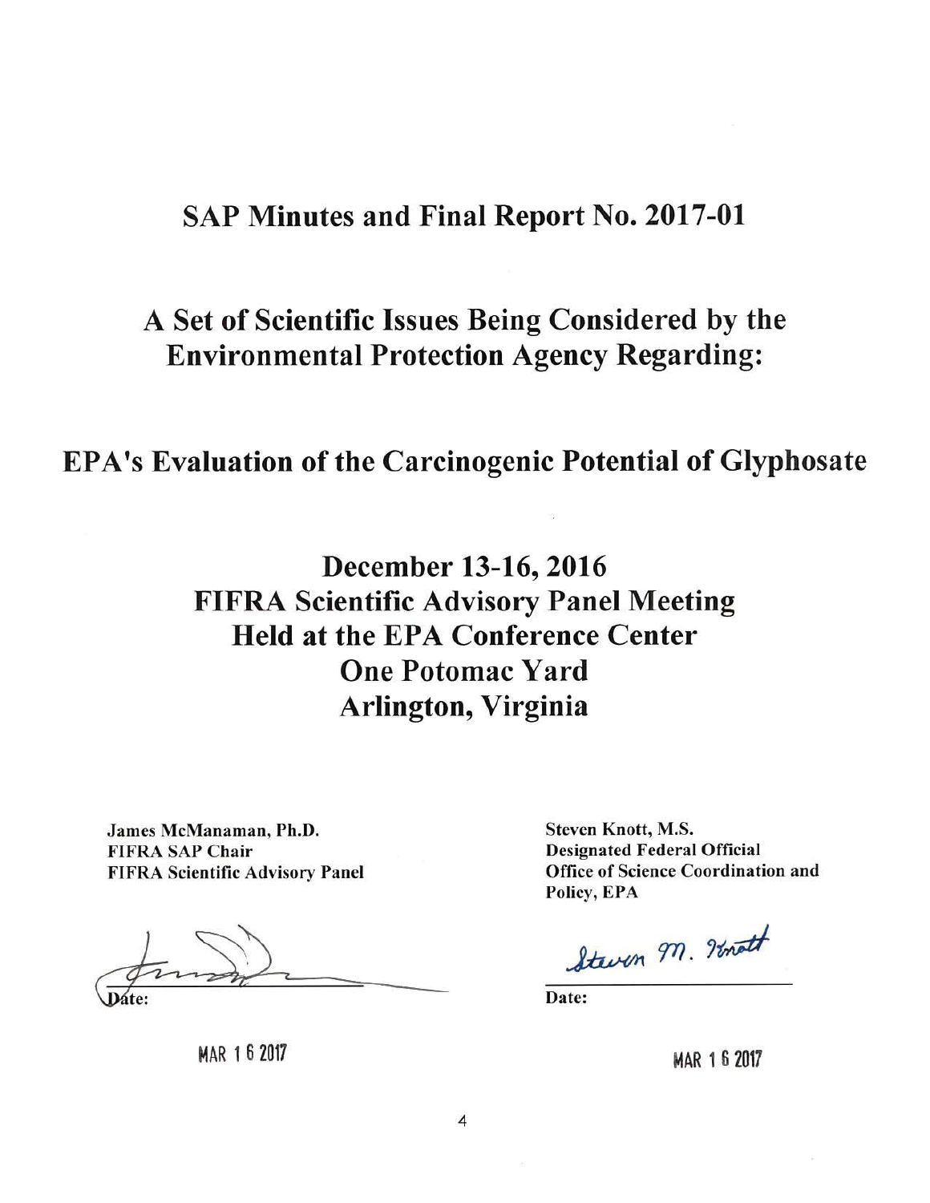# SAP Minutes and Final Report No. 2017-01

## A Set of Scientific Issues Being Considered by the Environmental Protection Agency Regarding:

## EPA's Evaluation of the Carcinogenic Potential of Glyphosate

### December 13-16, 2016
### FIFRA Scientific Advisory Panel Meeting
### Held at the EPA Conference Center
### One Potomac Yard
### Arlington, Virginia

**James McManaman, Ph.D.**
**FIFRA SAP Chair**
**FIFRA Scientific Advisory Panel**

Date:

MAR 16 2017

**Steven Knott, M.S.**
**Designated Federal Official**
**Office of Science Coordination and Policy, EPA**

Steven M. Knott

Date:

MAR 16 2017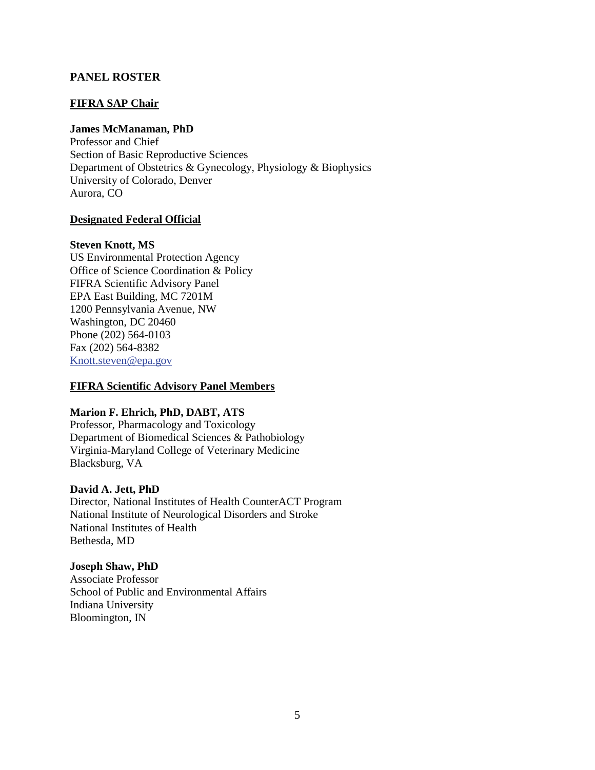## PANEL ROSTER

### FIFRA SAP Chair

**James McManaman, PhD**
Professor and Chief
Section of Basic Reproductive Sciences
Department of Obstetrics & Gynecology, Physiology & Biophysics
University of Colorado, Denver
Aurora, CO

### Designated Federal Official

**Steven Knott, MS**
US Environmental Protection Agency
Office of Science Coordination & Policy
FIFRA Scientific Advisory Panel
EPA East Building, MC 7201M
1200 Pennsylvania Avenue, NW
Washington, DC 20460
Phone (202) 564-0103
Fax (202) 564-8382
Knott.steven@epa.gov

### FIFRA Scientific Advisory Panel Members

**Marion F. Ehrich, PhD, DABT, ATS**
Professor, Pharmacology and Toxicology
Department of Biomedical Sciences & Pathobiology
Virginia-Maryland College of Veterinary Medicine
Blacksburg, VA

**David A. Jett, PhD**
Director, National Institutes of Health CounterACT Program
National Institute of Neurological Disorders and Stroke
National Institutes of Health
Bethesda, MD

**Joseph Shaw, PhD**
Associate Professor
School of Public and Environmental Affairs
Indiana University
Bloomington, IN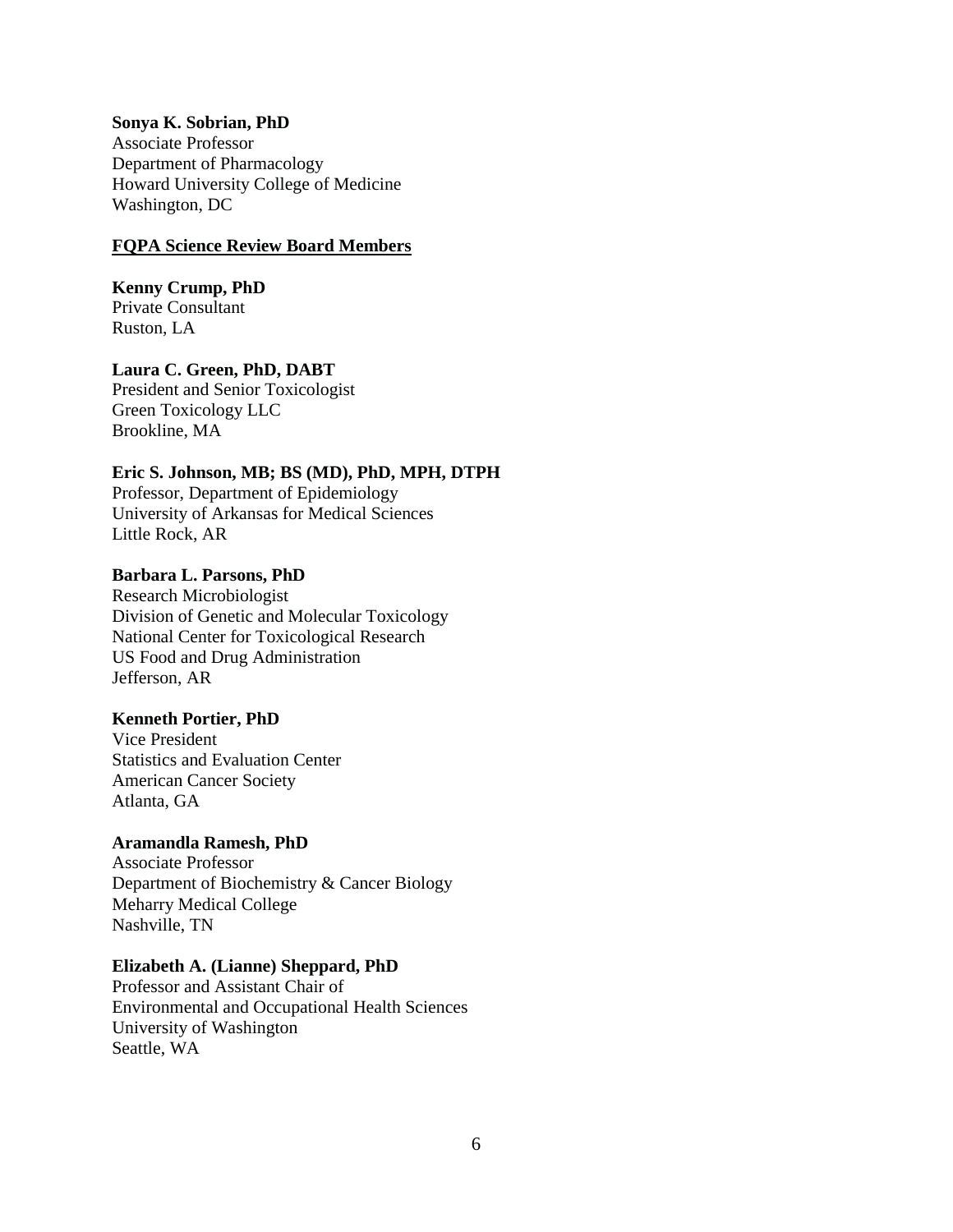**Sonya K. Sobrian, PhD**
Associate Professor
Department of Pharmacology
Howard University College of Medicine
Washington, DC

**FQPA Science Review Board Members**

**Kenny Crump, PhD**
Private Consultant
Ruston, LA

**Laura C. Green, PhD, DABT**
President and Senior Toxicologist
Green Toxicology LLC
Brookline, MA

**Eric S. Johnson, MB; BS (MD), PhD, MPH, DTPH**
Professor, Department of Epidemiology
University of Arkansas for Medical Sciences
Little Rock, AR

**Barbara L. Parsons, PhD**
Research Microbiologist
Division of Genetic and Molecular Toxicology
National Center for Toxicological Research
US Food and Drug Administration
Jefferson, AR

**Kenneth Portier, PhD**
Vice President
Statistics and Evaluation Center
American Cancer Society
Atlanta, GA

**Aramandla Ramesh, PhD**
Associate Professor
Department of Biochemistry & Cancer Biology
Meharry Medical College
Nashville, TN

**Elizabeth A. (Lianne) Sheppard, PhD**
Professor and Assistant Chair of
Environmental and Occupational Health Sciences
University of Washington
Seattle, WA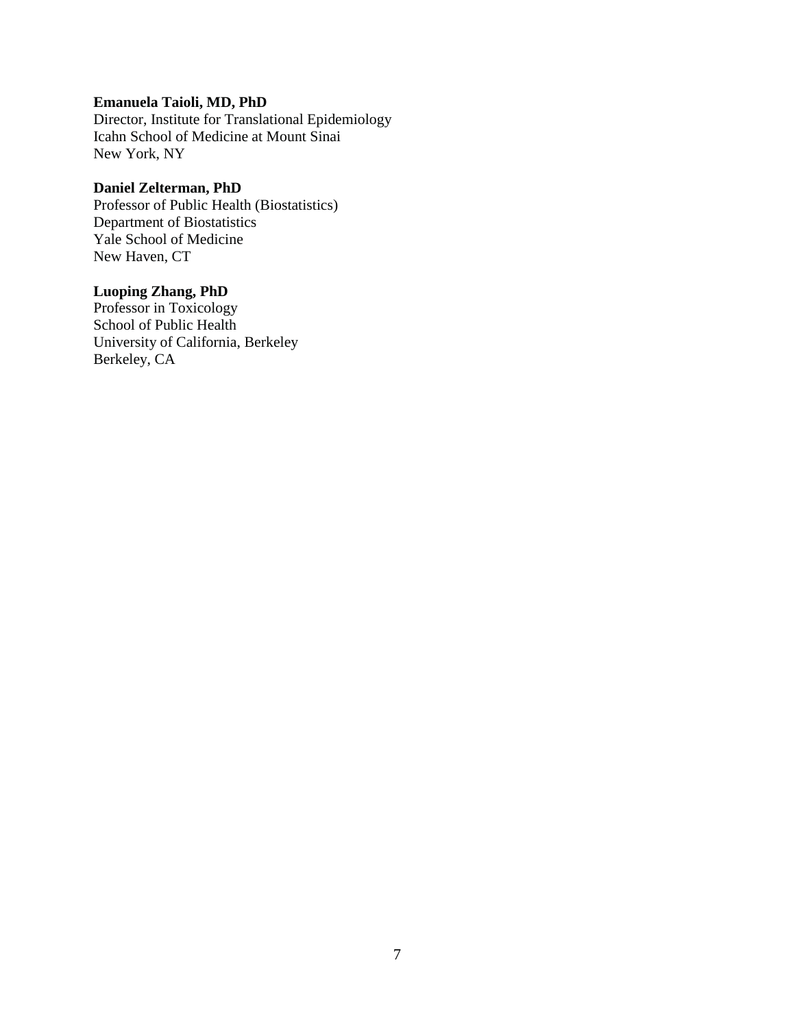**Emanuela Taioli, MD, PhD**
Director, Institute for Translational Epidemiology
Icahn School of Medicine at Mount Sinai
New York, NY

**Daniel Zelterman, PhD**
Professor of Public Health (Biostatistics)
Department of Biostatistics
Yale School of Medicine
New Haven, CT

**Luoping Zhang, PhD**
Professor in Toxicology
School of Public Health
University of California, Berkeley
Berkeley, CA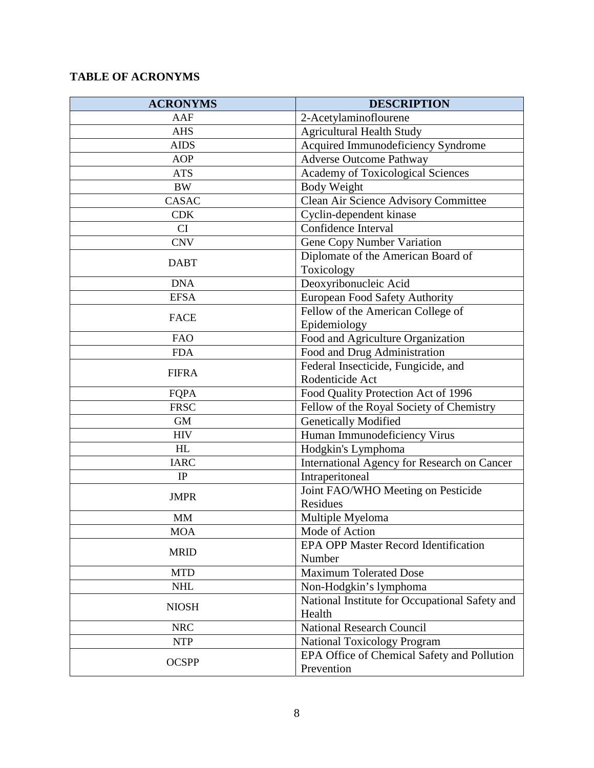**TABLE OF ACRONYMS**

| ACRONYMS | DESCRIPTION |
| --- | --- |
| AAF | 2-Acetylaminoflourene |
| AHS | Agricultural Health Study |
| AIDS | Acquired Immunodeficiency Syndrome |
| AOP | Adverse Outcome Pathway |
| ATS | Academy of Toxicological Sciences |
| BW | Body Weight |
| CASAC | Clean Air Science Advisory Committee |
| CDK | Cyclin-dependent kinase |
| CI | Confidence Interval |
| CNV | Gene Copy Number Variation |
| DABT | Diplomate of the American Board of Toxicology |
| DNA | Deoxyribonucleic Acid |
| EFSA | European Food Safety Authority |
| FACE | Fellow of the American College of Epidemiology |
| FAO | Food and Agriculture Organization |
| FDA | Food and Drug Administration |
| FIFRA | Federal Insecticide, Fungicide, and Rodenticide Act |
| FQPA | Food Quality Protection Act of 1996 |
| FRSC | Fellow of the Royal Society of Chemistry |
| GM | Genetically Modified |
| HIV | Human Immunodeficiency Virus |
| HL | Hodgkin's Lymphoma |
| IARC | International Agency for Research on Cancer |
| IP | Intraperitoneal |
| JMPR | Joint FAO/WHO Meeting on Pesticide Residues |
| MM | Multiple Myeloma |
| MOA | Mode of Action |
| MRID | EPA OPP Master Record Identification Number |
| MTD | Maximum Tolerated Dose |
| NHL | Non-Hodgkin's lymphoma |
| NIOSH | National Institute for Occupational Safety and Health |
| NRC | National Research Council |
| NTP | National Toxicology Program |
| OCSPP | EPA Office of Chemical Safety and Pollution Prevention |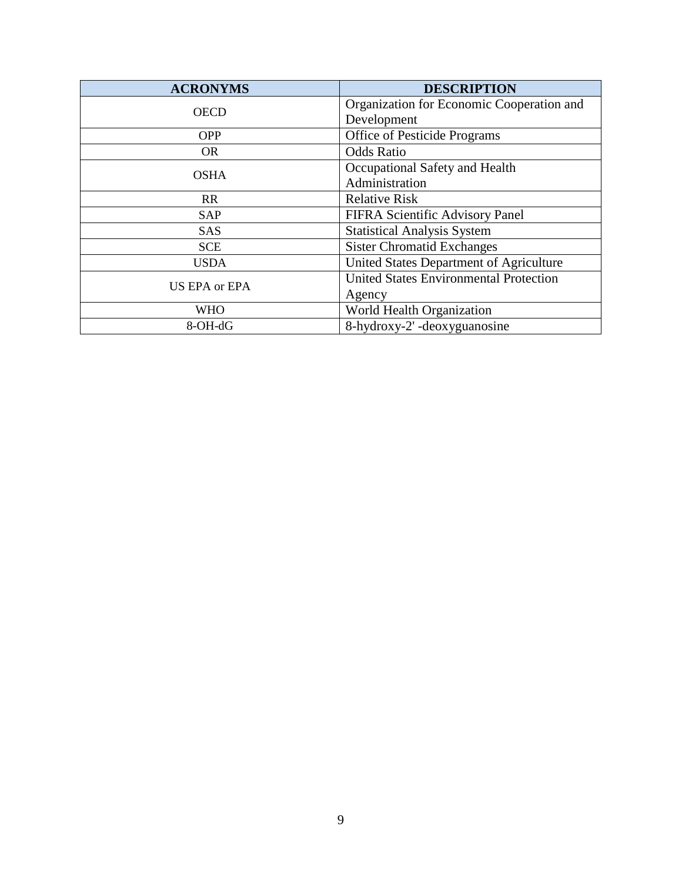| ACRONYMS | DESCRIPTION |
| --- | --- |
| OECD | Organization for Economic Cooperation and Development |
| OPP | Office of Pesticide Programs |
| OR | Odds Ratio |
| OSHA | Occupational Safety and Health Administration |
| RR | Relative Risk |
| SAP | FIFRA Scientific Advisory Panel |
| SAS | Statistical Analysis System |
| SCE | Sister Chromatid Exchanges |
| USDA | United States Department of Agriculture |
| US EPA or EPA | United States Environmental Protection Agency |
| WHO | World Health Organization |
| 8-OH-dG | 8-hydroxy-2' -deoxyguanosine |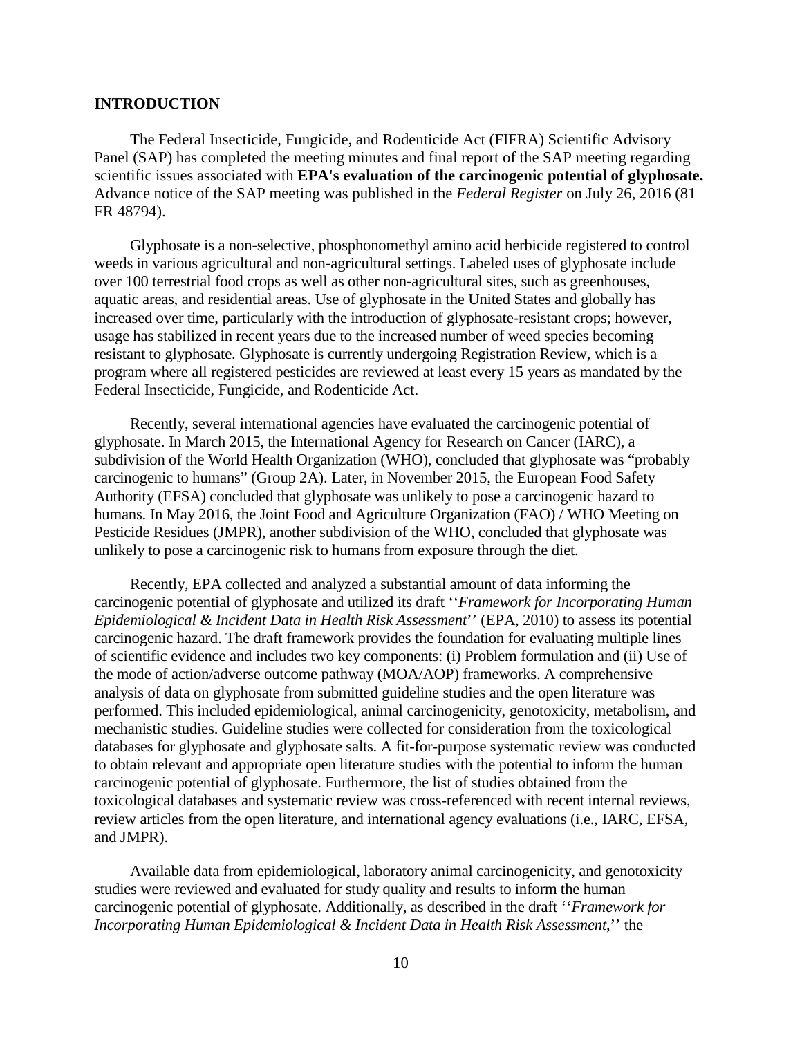## INTRODUCTION

The Federal Insecticide, Fungicide, and Rodenticide Act (FIFRA) Scientific Advisory Panel (SAP) has completed the meeting minutes and final report of the SAP meeting regarding scientific issues associated with **EPA's evaluation of the carcinogenic potential of glyphosate.** Advance notice of the SAP meeting was published in the *Federal Register* on July 26, 2016 (81 FR 48794).

Glyphosate is a non-selective, phosphonomethyl amino acid herbicide registered to control weeds in various agricultural and non-agricultural settings. Labeled uses of glyphosate include over 100 terrestrial food crops as well as other non-agricultural sites, such as greenhouses, aquatic areas, and residential areas. Use of glyphosate in the United States and globally has increased over time, particularly with the introduction of glyphosate-resistant crops; however, usage has stabilized in recent years due to the increased number of weed species becoming resistant to glyphosate. Glyphosate is currently undergoing Registration Review, which is a program where all registered pesticides are reviewed at least every 15 years as mandated by the Federal Insecticide, Fungicide, and Rodenticide Act.

Recently, several international agencies have evaluated the carcinogenic potential of glyphosate. In March 2015, the International Agency for Research on Cancer (IARC), a subdivision of the World Health Organization (WHO), concluded that glyphosate was "probably carcinogenic to humans" (Group 2A). Later, in November 2015, the European Food Safety Authority (EFSA) concluded that glyphosate was unlikely to pose a carcinogenic hazard to humans. In May 2016, the Joint Food and Agriculture Organization (FAO) / WHO Meeting on Pesticide Residues (JMPR), another subdivision of the WHO, concluded that glyphosate was unlikely to pose a carcinogenic risk to humans from exposure through the diet.

Recently, EPA collected and analyzed a substantial amount of data informing the carcinogenic potential of glyphosate and utilized its draft ''*Framework for Incorporating Human Epidemiological & Incident Data in Health Risk Assessment*'' (EPA, 2010) to assess its potential carcinogenic hazard. The draft framework provides the foundation for evaluating multiple lines of scientific evidence and includes two key components: (i) Problem formulation and (ii) Use of the mode of action/adverse outcome pathway (MOA/AOP) frameworks. A comprehensive analysis of data on glyphosate from submitted guideline studies and the open literature was performed. This included epidemiological, animal carcinogenicity, genotoxicity, metabolism, and mechanistic studies. Guideline studies were collected for consideration from the toxicological databases for glyphosate and glyphosate salts. A fit-for-purpose systematic review was conducted to obtain relevant and appropriate open literature studies with the potential to inform the human carcinogenic potential of glyphosate. Furthermore, the list of studies obtained from the toxicological databases and systematic review was cross-referenced with recent internal reviews, review articles from the open literature, and international agency evaluations (i.e., IARC, EFSA, and JMPR).

Available data from epidemiological, laboratory animal carcinogenicity, and genotoxicity studies were reviewed and evaluated for study quality and results to inform the human carcinogenic potential of glyphosate. Additionally, as described in the draft ''*Framework for Incorporating Human Epidemiological & Incident Data in Health Risk Assessment*,'' the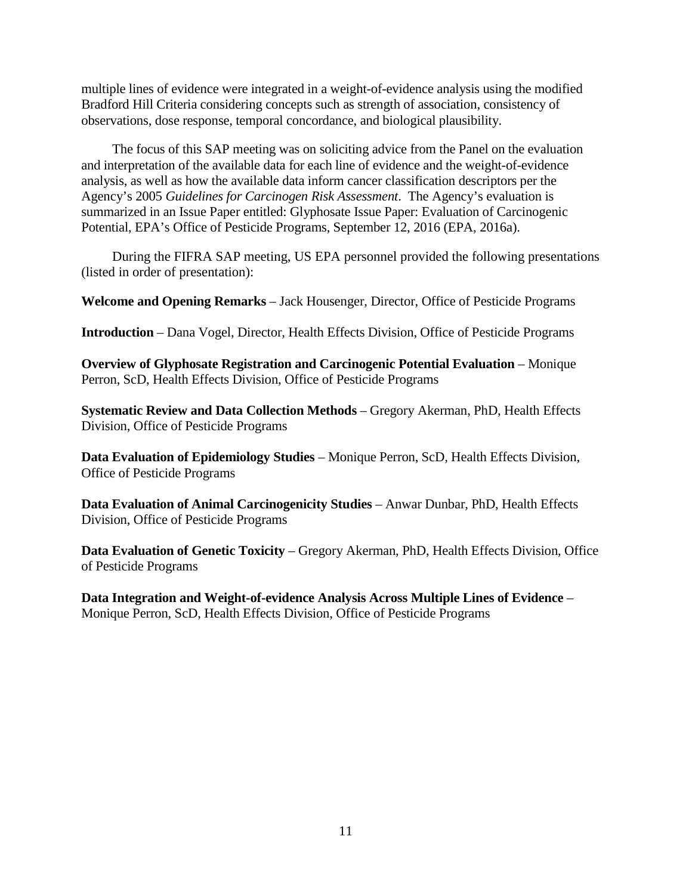multiple lines of evidence were integrated in a weight-of-evidence analysis using the modified Bradford Hill Criteria considering concepts such as strength of association, consistency of observations, dose response, temporal concordance, and biological plausibility.

The focus of this SAP meeting was on soliciting advice from the Panel on the evaluation and interpretation of the available data for each line of evidence and the weight-of-evidence analysis, as well as how the available data inform cancer classification descriptors per the Agency's 2005 *Guidelines for Carcinogen Risk Assessment*. The Agency's evaluation is summarized in an Issue Paper entitled: Glyphosate Issue Paper: Evaluation of Carcinogenic Potential, EPA's Office of Pesticide Programs, September 12, 2016 (EPA, 2016a).

During the FIFRA SAP meeting, US EPA personnel provided the following presentations (listed in order of presentation):

**Welcome and Opening Remarks** – Jack Housenger, Director, Office of Pesticide Programs

**Introduction** – Dana Vogel, Director, Health Effects Division, Office of Pesticide Programs

**Overview of Glyphosate Registration and Carcinogenic Potential Evaluation** – Monique Perron, ScD, Health Effects Division, Office of Pesticide Programs

**Systematic Review and Data Collection Methods** – Gregory Akerman, PhD, Health Effects Division, Office of Pesticide Programs

**Data Evaluation of Epidemiology Studies** – Monique Perron, ScD, Health Effects Division, Office of Pesticide Programs

**Data Evaluation of Animal Carcinogenicity Studies** – Anwar Dunbar, PhD, Health Effects Division, Office of Pesticide Programs

**Data Evaluation of Genetic Toxicity** – Gregory Akerman, PhD, Health Effects Division, Office of Pesticide Programs

**Data Integration and Weight-of-evidence Analysis Across Multiple Lines of Evidence** – Monique Perron, ScD, Health Effects Division, Office of Pesticide Programs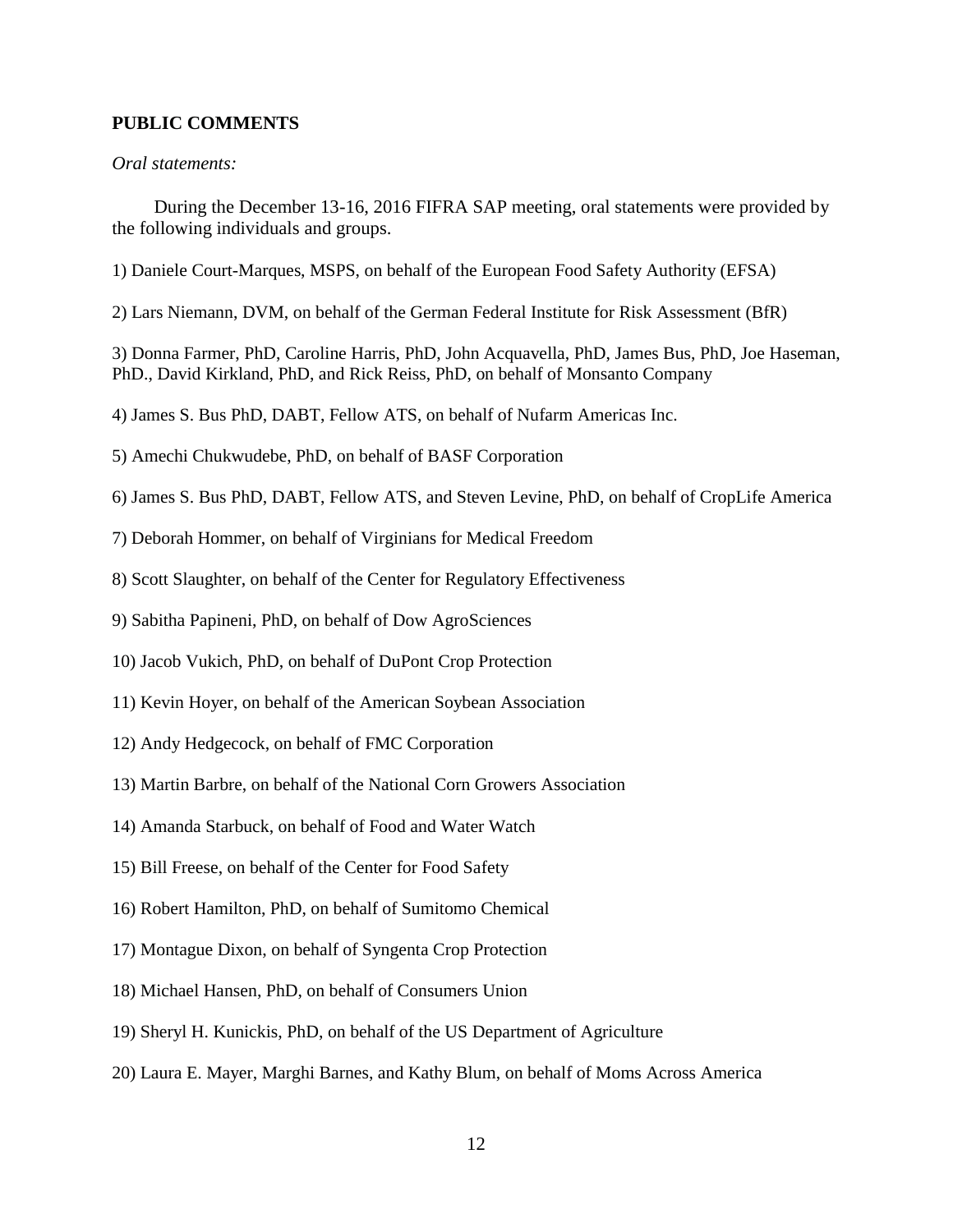**PUBLIC COMMENTS**

*Oral statements:*

During the December 13-16, 2016 FIFRA SAP meeting, oral statements were provided by the following individuals and groups.

1) Daniele Court-Marques, MSPS, on behalf of the European Food Safety Authority (EFSA)

2) Lars Niemann, DVM, on behalf of the German Federal Institute for Risk Assessment (BfR)

3) Donna Farmer, PhD, Caroline Harris, PhD, John Acquavella, PhD, James Bus, PhD, Joe Haseman, PhD., David Kirkland, PhD, and Rick Reiss, PhD, on behalf of Monsanto Company

4) James S. Bus PhD, DABT, Fellow ATS, on behalf of Nufarm Americas Inc.

5) Amechi Chukwudebe, PhD, on behalf of BASF Corporation

6) James S. Bus PhD, DABT, Fellow ATS, and Steven Levine, PhD, on behalf of CropLife America

7) Deborah Hommer, on behalf of Virginians for Medical Freedom

8) Scott Slaughter, on behalf of the Center for Regulatory Effectiveness

9) Sabitha Papineni, PhD, on behalf of Dow AgroSciences

10) Jacob Vukich, PhD, on behalf of DuPont Crop Protection

11) Kevin Hoyer, on behalf of the American Soybean Association

12) Andy Hedgecock, on behalf of FMC Corporation

13) Martin Barbre, on behalf of the National Corn Growers Association

14) Amanda Starbuck, on behalf of Food and Water Watch

15) Bill Freese, on behalf of the Center for Food Safety

16) Robert Hamilton, PhD, on behalf of Sumitomo Chemical

17) Montague Dixon, on behalf of Syngenta Crop Protection

18) Michael Hansen, PhD, on behalf of Consumers Union

19) Sheryl H. Kunickis, PhD, on behalf of the US Department of Agriculture

20) Laura E. Mayer, Marghi Barnes, and Kathy Blum, on behalf of Moms Across America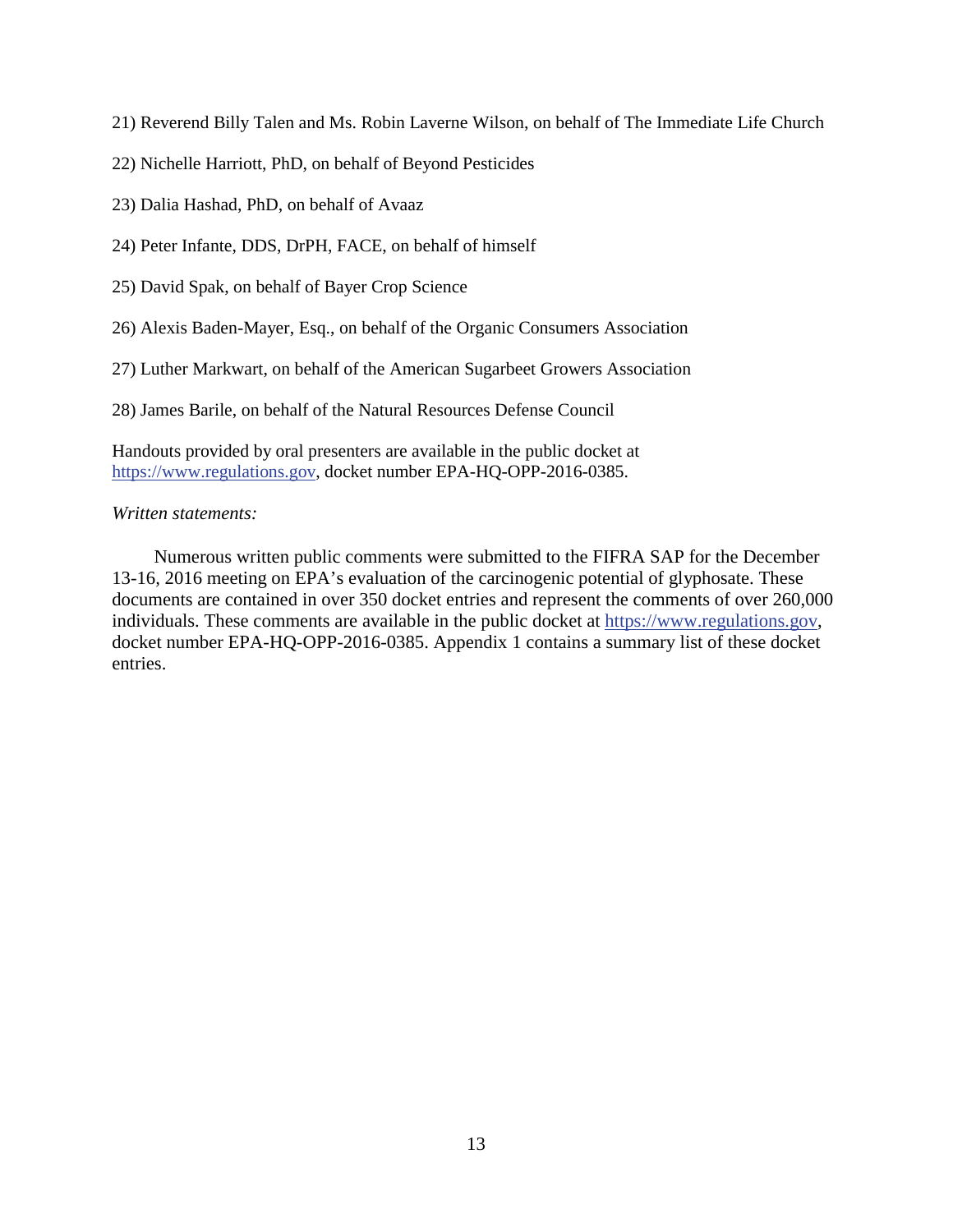21) Reverend Billy Talen and Ms. Robin Laverne Wilson, on behalf of The Immediate Life Church

22) Nichelle Harriott, PhD, on behalf of Beyond Pesticides

23) Dalia Hashad, PhD, on behalf of Avaaz

24) Peter Infante, DDS, DrPH, FACE, on behalf of himself

25) David Spak, on behalf of Bayer Crop Science

26) Alexis Baden-Mayer, Esq., on behalf of the Organic Consumers Association

27) Luther Markwart, on behalf of the American Sugarbeet Growers Association

28) James Barile, on behalf of the Natural Resources Defense Council

Handouts provided by oral presenters are available in the public docket at https://www.regulations.gov, docket number EPA-HQ-OPP-2016-0385.

*Written statements:*

Numerous written public comments were submitted to the FIFRA SAP for the December 13-16, 2016 meeting on EPA's evaluation of the carcinogenic potential of glyphosate. These documents are contained in over 350 docket entries and represent the comments of over 260,000 individuals. These comments are available in the public docket at https://www.regulations.gov, docket number EPA-HQ-OPP-2016-0385. Appendix 1 contains a summary list of these docket entries.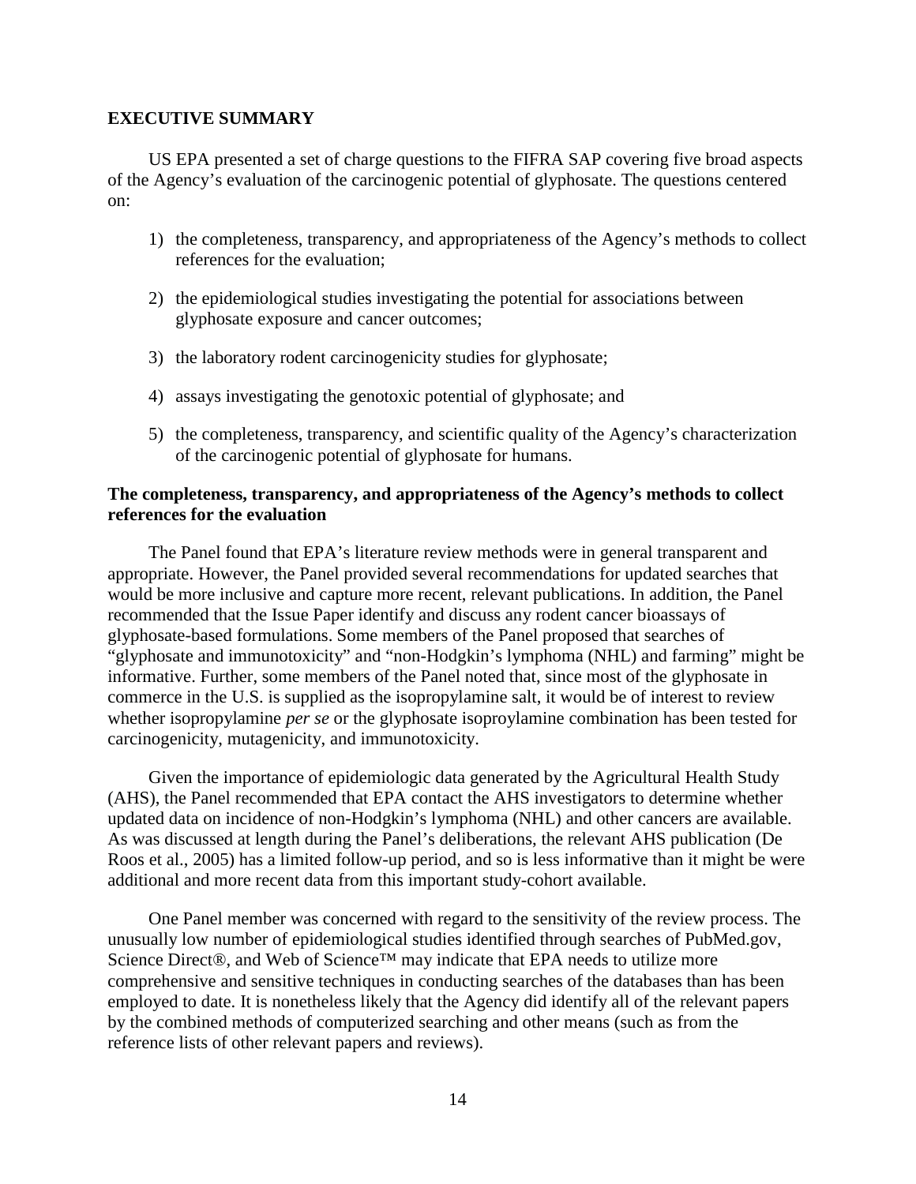## EXECUTIVE SUMMARY

US EPA presented a set of charge questions to the FIFRA SAP covering five broad aspects of the Agency's evaluation of the carcinogenic potential of glyphosate. The questions centered on:

1) the completeness, transparency, and appropriateness of the Agency's methods to collect references for the evaluation;
2) the epidemiological studies investigating the potential for associations between glyphosate exposure and cancer outcomes;
3) the laboratory rodent carcinogenicity studies for glyphosate;
4) assays investigating the genotoxic potential of glyphosate; and
5) the completeness, transparency, and scientific quality of the Agency's characterization of the carcinogenic potential of glyphosate for humans.

### The completeness, transparency, and appropriateness of the Agency's methods to collect references for the evaluation

The Panel found that EPA's literature review methods were in general transparent and appropriate. However, the Panel provided several recommendations for updated searches that would be more inclusive and capture more recent, relevant publications. In addition, the Panel recommended that the Issue Paper identify and discuss any rodent cancer bioassays of glyphosate-based formulations. Some members of the Panel proposed that searches of "glyphosate and immunotoxicity" and "non-Hodgkin's lymphoma (NHL) and farming" might be informative. Further, some members of the Panel noted that, since most of the glyphosate in commerce in the U.S. is supplied as the isopropylamine salt, it would be of interest to review whether isopropylamine *per se* or the glyphosate isoproylamine combination has been tested for carcinogenicity, mutagenicity, and immunotoxicity.

Given the importance of epidemiologic data generated by the Agricultural Health Study (AHS), the Panel recommended that EPA contact the AHS investigators to determine whether updated data on incidence of non-Hodgkin's lymphoma (NHL) and other cancers are available. As was discussed at length during the Panel's deliberations, the relevant AHS publication (De Roos et al., 2005) has a limited follow-up period, and so is less informative than it might be were additional and more recent data from this important study-cohort available.

One Panel member was concerned with regard to the sensitivity of the review process. The unusually low number of epidemiological studies identified through searches of PubMed.gov, Science Direct®, and Web of Science™ may indicate that EPA needs to utilize more comprehensive and sensitive techniques in conducting searches of the databases than has been employed to date. It is nonetheless likely that the Agency did identify all of the relevant papers by the combined methods of computerized searching and other means (such as from the reference lists of other relevant papers and reviews).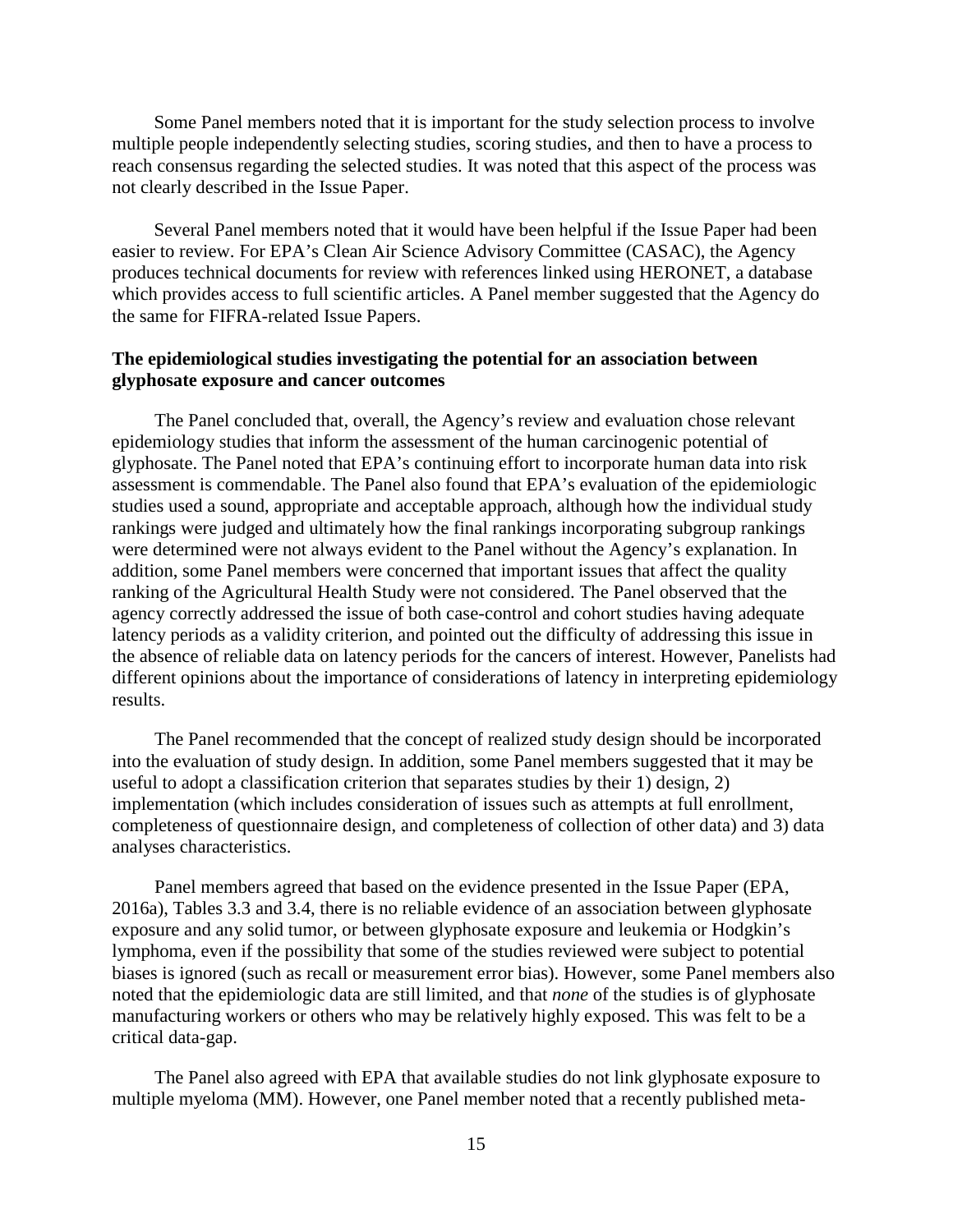Some Panel members noted that it is important for the study selection process to involve multiple people independently selecting studies, scoring studies, and then to have a process to reach consensus regarding the selected studies. It was noted that this aspect of the process was not clearly described in the Issue Paper.

Several Panel members noted that it would have been helpful if the Issue Paper had been easier to review. For EPA's Clean Air Science Advisory Committee (CASAC), the Agency produces technical documents for review with references linked using HERONET, a database which provides access to full scientific articles. A Panel member suggested that the Agency do the same for FIFRA-related Issue Papers.

**The epidemiological studies investigating the potential for an association between glyphosate exposure and cancer outcomes**

The Panel concluded that, overall, the Agency's review and evaluation chose relevant epidemiology studies that inform the assessment of the human carcinogenic potential of glyphosate. The Panel noted that EPA's continuing effort to incorporate human data into risk assessment is commendable. The Panel also found that EPA's evaluation of the epidemiologic studies used a sound, appropriate and acceptable approach, although how the individual study rankings were judged and ultimately how the final rankings incorporating subgroup rankings were determined were not always evident to the Panel without the Agency's explanation. In addition, some Panel members were concerned that important issues that affect the quality ranking of the Agricultural Health Study were not considered. The Panel observed that the agency correctly addressed the issue of both case-control and cohort studies having adequate latency periods as a validity criterion, and pointed out the difficulty of addressing this issue in the absence of reliable data on latency periods for the cancers of interest. However, Panelists had different opinions about the importance of considerations of latency in interpreting epidemiology results.

The Panel recommended that the concept of realized study design should be incorporated into the evaluation of study design. In addition, some Panel members suggested that it may be useful to adopt a classification criterion that separates studies by their 1) design, 2) implementation (which includes consideration of issues such as attempts at full enrollment, completeness of questionnaire design, and completeness of collection of other data) and 3) data analyses characteristics.

Panel members agreed that based on the evidence presented in the Issue Paper (EPA, 2016a), Tables 3.3 and 3.4, there is no reliable evidence of an association between glyphosate exposure and any solid tumor, or between glyphosate exposure and leukemia or Hodgkin's lymphoma, even if the possibility that some of the studies reviewed were subject to potential biases is ignored (such as recall or measurement error bias). However, some Panel members also noted that the epidemiologic data are still limited, and that *none* of the studies is of glyphosate manufacturing workers or others who may be relatively highly exposed. This was felt to be a critical data-gap.

The Panel also agreed with EPA that available studies do not link glyphosate exposure to multiple myeloma (MM). However, one Panel member noted that a recently published meta-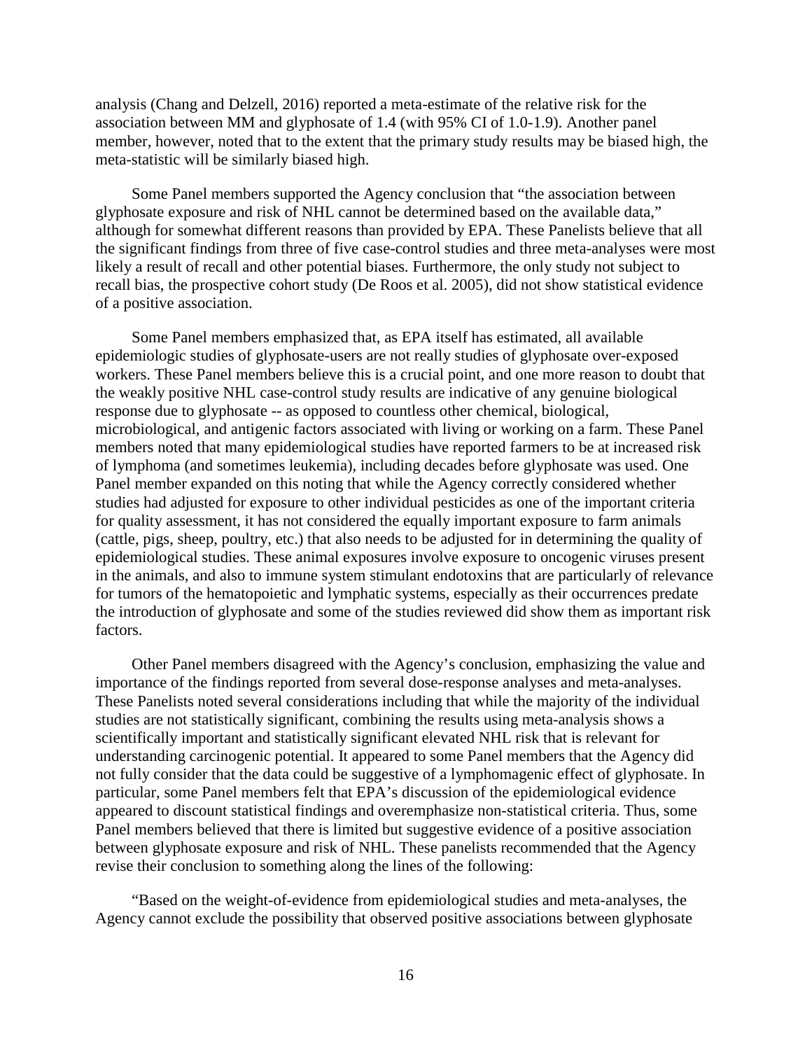analysis (Chang and Delzell, 2016) reported a meta-estimate of the relative risk for the association between MM and glyphosate of 1.4 (with 95% CI of 1.0-1.9). Another panel member, however, noted that to the extent that the primary study results may be biased high, the meta-statistic will be similarly biased high.

Some Panel members supported the Agency conclusion that "the association between glyphosate exposure and risk of NHL cannot be determined based on the available data," although for somewhat different reasons than provided by EPA. These Panelists believe that all the significant findings from three of five case-control studies and three meta-analyses were most likely a result of recall and other potential biases. Furthermore, the only study not subject to recall bias, the prospective cohort study (De Roos et al. 2005), did not show statistical evidence of a positive association.

Some Panel members emphasized that, as EPA itself has estimated, all available epidemiologic studies of glyphosate-users are not really studies of glyphosate over-exposed workers. These Panel members believe this is a crucial point, and one more reason to doubt that the weakly positive NHL case-control study results are indicative of any genuine biological response due to glyphosate -- as opposed to countless other chemical, biological, microbiological, and antigenic factors associated with living or working on a farm. These Panel members noted that many epidemiological studies have reported farmers to be at increased risk of lymphoma (and sometimes leukemia), including decades before glyphosate was used. One Panel member expanded on this noting that while the Agency correctly considered whether studies had adjusted for exposure to other individual pesticides as one of the important criteria for quality assessment, it has not considered the equally important exposure to farm animals (cattle, pigs, sheep, poultry, etc.) that also needs to be adjusted for in determining the quality of epidemiological studies. These animal exposures involve exposure to oncogenic viruses present in the animals, and also to immune system stimulant endotoxins that are particularly of relevance for tumors of the hematopoietic and lymphatic systems, especially as their occurrences predate the introduction of glyphosate and some of the studies reviewed did show them as important risk factors.

Other Panel members disagreed with the Agency's conclusion, emphasizing the value and importance of the findings reported from several dose-response analyses and meta-analyses. These Panelists noted several considerations including that while the majority of the individual studies are not statistically significant, combining the results using meta-analysis shows a scientifically important and statistically significant elevated NHL risk that is relevant for understanding carcinogenic potential. It appeared to some Panel members that the Agency did not fully consider that the data could be suggestive of a lymphomagenic effect of glyphosate. In particular, some Panel members felt that EPA's discussion of the epidemiological evidence appeared to discount statistical findings and overemphasize non-statistical criteria. Thus, some Panel members believed that there is limited but suggestive evidence of a positive association between glyphosate exposure and risk of NHL. These panelists recommended that the Agency revise their conclusion to something along the lines of the following:

"Based on the weight-of-evidence from epidemiological studies and meta-analyses, the Agency cannot exclude the possibility that observed positive associations between glyphosate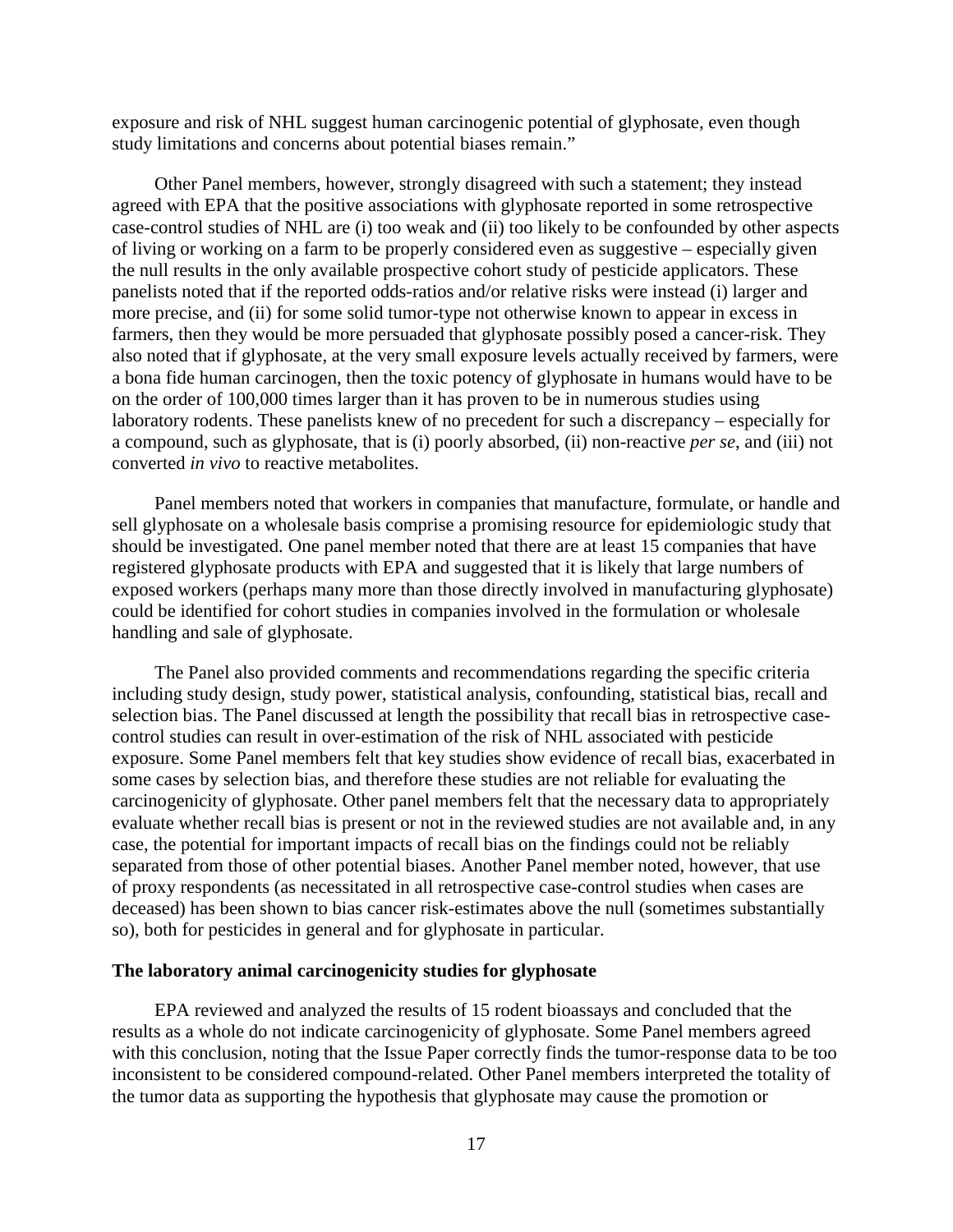exposure and risk of NHL suggest human carcinogenic potential of glyphosate, even though study limitations and concerns about potential biases remain."

Other Panel members, however, strongly disagreed with such a statement; they instead agreed with EPA that the positive associations with glyphosate reported in some retrospective case-control studies of NHL are (i) too weak and (ii) too likely to be confounded by other aspects of living or working on a farm to be properly considered even as suggestive – especially given the null results in the only available prospective cohort study of pesticide applicators. These panelists noted that if the reported odds-ratios and/or relative risks were instead (i) larger and more precise, and (ii) for some solid tumor-type not otherwise known to appear in excess in farmers, then they would be more persuaded that glyphosate possibly posed a cancer-risk. They also noted that if glyphosate, at the very small exposure levels actually received by farmers, were a bona fide human carcinogen, then the toxic potency of glyphosate in humans would have to be on the order of 100,000 times larger than it has proven to be in numerous studies using laboratory rodents. These panelists knew of no precedent for such a discrepancy – especially for a compound, such as glyphosate, that is (i) poorly absorbed, (ii) non-reactive *per se*, and (iii) not converted *in vivo* to reactive metabolites.

Panel members noted that workers in companies that manufacture, formulate, or handle and sell glyphosate on a wholesale basis comprise a promising resource for epidemiologic study that should be investigated. One panel member noted that there are at least 15 companies that have registered glyphosate products with EPA and suggested that it is likely that large numbers of exposed workers (perhaps many more than those directly involved in manufacturing glyphosate) could be identified for cohort studies in companies involved in the formulation or wholesale handling and sale of glyphosate.

The Panel also provided comments and recommendations regarding the specific criteria including study design, study power, statistical analysis, confounding, statistical bias, recall and selection bias. The Panel discussed at length the possibility that recall bias in retrospective case-control studies can result in over-estimation of the risk of NHL associated with pesticide exposure. Some Panel members felt that key studies show evidence of recall bias, exacerbated in some cases by selection bias, and therefore these studies are not reliable for evaluating the carcinogenicity of glyphosate. Other panel members felt that the necessary data to appropriately evaluate whether recall bias is present or not in the reviewed studies are not available and, in any case, the potential for important impacts of recall bias on the findings could not be reliably separated from those of other potential biases. Another Panel member noted, however, that use of proxy respondents (as necessitated in all retrospective case-control studies when cases are deceased) has been shown to bias cancer risk-estimates above the null (sometimes substantially so), both for pesticides in general and for glyphosate in particular.

**The laboratory animal carcinogenicity studies for glyphosate**

EPA reviewed and analyzed the results of 15 rodent bioassays and concluded that the results as a whole do not indicate carcinogenicity of glyphosate. Some Panel members agreed with this conclusion, noting that the Issue Paper correctly finds the tumor-response data to be too inconsistent to be considered compound-related. Other Panel members interpreted the totality of the tumor data as supporting the hypothesis that glyphosate may cause the promotion or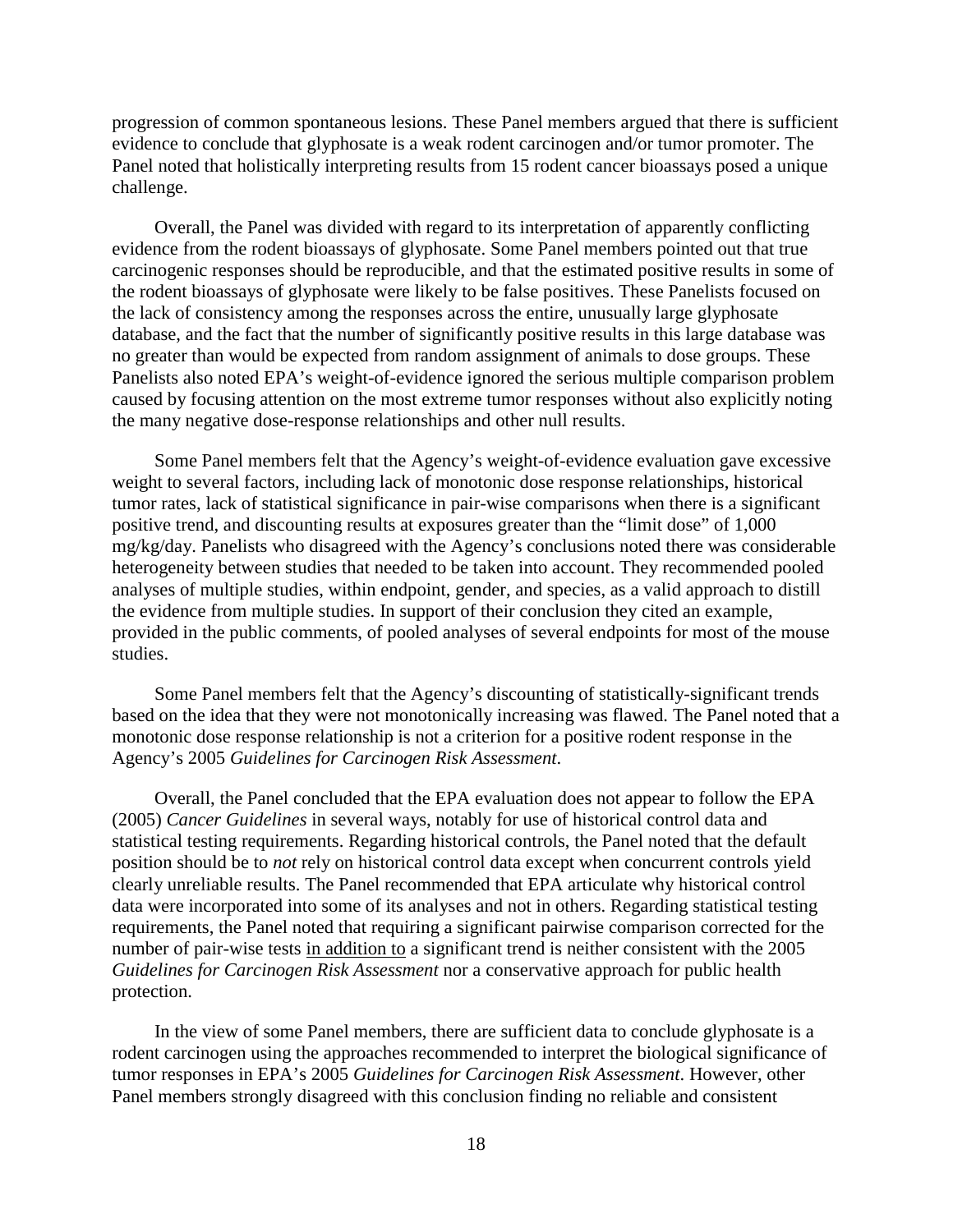progression of common spontaneous lesions. These Panel members argued that there is sufficient evidence to conclude that glyphosate is a weak rodent carcinogen and/or tumor promoter. The Panel noted that holistically interpreting results from 15 rodent cancer bioassays posed a unique challenge.

Overall, the Panel was divided with regard to its interpretation of apparently conflicting evidence from the rodent bioassays of glyphosate. Some Panel members pointed out that true carcinogenic responses should be reproducible, and that the estimated positive results in some of the rodent bioassays of glyphosate were likely to be false positives. These Panelists focused on the lack of consistency among the responses across the entire, unusually large glyphosate database, and the fact that the number of significantly positive results in this large database was no greater than would be expected from random assignment of animals to dose groups. These Panelists also noted EPA's weight-of-evidence ignored the serious multiple comparison problem caused by focusing attention on the most extreme tumor responses without also explicitly noting the many negative dose-response relationships and other null results.

Some Panel members felt that the Agency's weight-of-evidence evaluation gave excessive weight to several factors, including lack of monotonic dose response relationships, historical tumor rates, lack of statistical significance in pair-wise comparisons when there is a significant positive trend, and discounting results at exposures greater than the "limit dose" of 1,000 mg/kg/day. Panelists who disagreed with the Agency's conclusions noted there was considerable heterogeneity between studies that needed to be taken into account. They recommended pooled analyses of multiple studies, within endpoint, gender, and species, as a valid approach to distill the evidence from multiple studies. In support of their conclusion they cited an example, provided in the public comments, of pooled analyses of several endpoints for most of the mouse studies.

Some Panel members felt that the Agency's discounting of statistically-significant trends based on the idea that they were not monotonically increasing was flawed. The Panel noted that a monotonic dose response relationship is not a criterion for a positive rodent response in the Agency's 2005 *Guidelines for Carcinogen Risk Assessment*.

Overall, the Panel concluded that the EPA evaluation does not appear to follow the EPA (2005) *Cancer Guidelines* in several ways, notably for use of historical control data and statistical testing requirements. Regarding historical controls, the Panel noted that the default position should be to *not* rely on historical control data except when concurrent controls yield clearly unreliable results. The Panel recommended that EPA articulate why historical control data were incorporated into some of its analyses and not in others. Regarding statistical testing requirements, the Panel noted that requiring a significant pairwise comparison corrected for the number of pair-wise tests <u>in addition to</u> a significant trend is neither consistent with the 2005 *Guidelines for Carcinogen Risk Assessment* nor a conservative approach for public health protection.

In the view of some Panel members, there are sufficient data to conclude glyphosate is a rodent carcinogen using the approaches recommended to interpret the biological significance of tumor responses in EPA's 2005 *Guidelines for Carcinogen Risk Assessment*. However, other Panel members strongly disagreed with this conclusion finding no reliable and consistent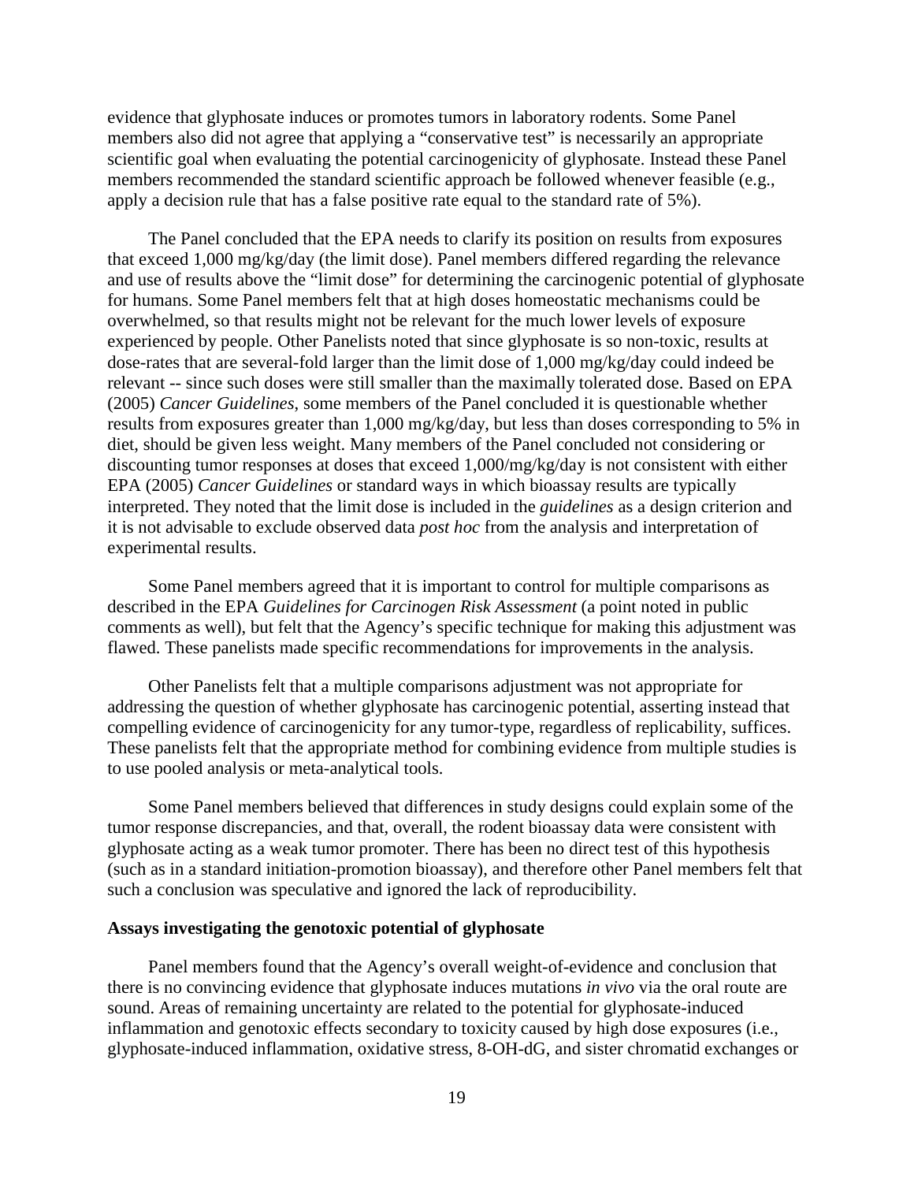evidence that glyphosate induces or promotes tumors in laboratory rodents. Some Panel members also did not agree that applying a "conservative test" is necessarily an appropriate scientific goal when evaluating the potential carcinogenicity of glyphosate. Instead these Panel members recommended the standard scientific approach be followed whenever feasible (e.g., apply a decision rule that has a false positive rate equal to the standard rate of 5%).

The Panel concluded that the EPA needs to clarify its position on results from exposures that exceed 1,000 mg/kg/day (the limit dose). Panel members differed regarding the relevance and use of results above the "limit dose" for determining the carcinogenic potential of glyphosate for humans. Some Panel members felt that at high doses homeostatic mechanisms could be overwhelmed, so that results might not be relevant for the much lower levels of exposure experienced by people. Other Panelists noted that since glyphosate is so non-toxic, results at dose-rates that are several-fold larger than the limit dose of 1,000 mg/kg/day could indeed be relevant -- since such doses were still smaller than the maximally tolerated dose. Based on EPA (2005) *Cancer Guidelines*, some members of the Panel concluded it is questionable whether results from exposures greater than 1,000 mg/kg/day, but less than doses corresponding to 5% in diet, should be given less weight. Many members of the Panel concluded not considering or discounting tumor responses at doses that exceed 1,000/mg/kg/day is not consistent with either EPA (2005) *Cancer Guidelines* or standard ways in which bioassay results are typically interpreted. They noted that the limit dose is included in the *guidelines* as a design criterion and it is not advisable to exclude observed data *post hoc* from the analysis and interpretation of experimental results.

Some Panel members agreed that it is important to control for multiple comparisons as described in the EPA *Guidelines for Carcinogen Risk Assessment* (a point noted in public comments as well), but felt that the Agency's specific technique for making this adjustment was flawed. These panelists made specific recommendations for improvements in the analysis.

Other Panelists felt that a multiple comparisons adjustment was not appropriate for addressing the question of whether glyphosate has carcinogenic potential, asserting instead that compelling evidence of carcinogenicity for any tumor-type, regardless of replicability, suffices. These panelists felt that the appropriate method for combining evidence from multiple studies is to use pooled analysis or meta-analytical tools.

Some Panel members believed that differences in study designs could explain some of the tumor response discrepancies, and that, overall, the rodent bioassay data were consistent with glyphosate acting as a weak tumor promoter. There has been no direct test of this hypothesis (such as in a standard initiation-promotion bioassay), and therefore other Panel members felt that such a conclusion was speculative and ignored the lack of reproducibility.

**Assays investigating the genotoxic potential of glyphosate**

Panel members found that the Agency's overall weight-of-evidence and conclusion that there is no convincing evidence that glyphosate induces mutations *in vivo* via the oral route are sound. Areas of remaining uncertainty are related to the potential for glyphosate-induced inflammation and genotoxic effects secondary to toxicity caused by high dose exposures (i.e., glyphosate-induced inflammation, oxidative stress, 8-OH-dG, and sister chromatid exchanges or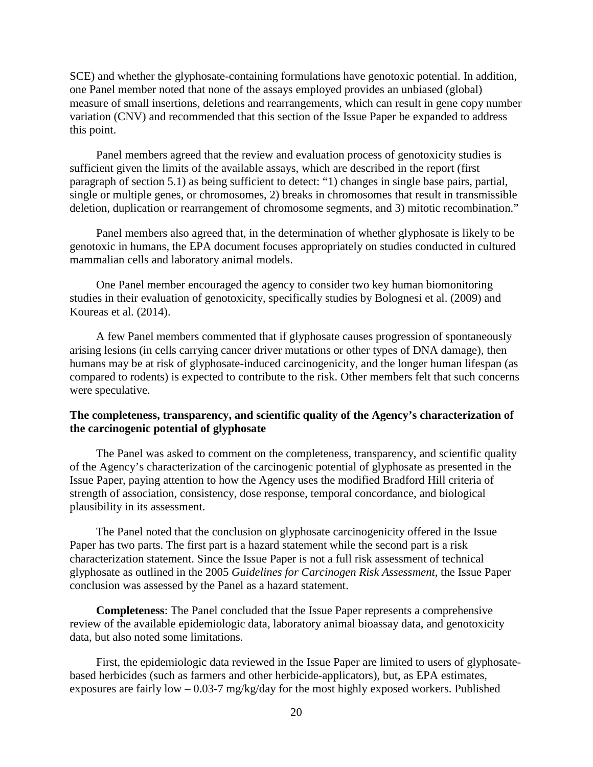SCE) and whether the glyphosate-containing formulations have genotoxic potential. In addition, one Panel member noted that none of the assays employed provides an unbiased (global) measure of small insertions, deletions and rearrangements, which can result in gene copy number variation (CNV) and recommended that this section of the Issue Paper be expanded to address this point.

Panel members agreed that the review and evaluation process of genotoxicity studies is sufficient given the limits of the available assays, which are described in the report (first paragraph of section 5.1) as being sufficient to detect: "1) changes in single base pairs, partial, single or multiple genes, or chromosomes, 2) breaks in chromosomes that result in transmissible deletion, duplication or rearrangement of chromosome segments, and 3) mitotic recombination."

Panel members also agreed that, in the determination of whether glyphosate is likely to be genotoxic in humans, the EPA document focuses appropriately on studies conducted in cultured mammalian cells and laboratory animal models.

One Panel member encouraged the agency to consider two key human biomonitoring studies in their evaluation of genotoxicity, specifically studies by Bolognesi et al. (2009) and Koureas et al. (2014).

A few Panel members commented that if glyphosate causes progression of spontaneously arising lesions (in cells carrying cancer driver mutations or other types of DNA damage), then humans may be at risk of glyphosate-induced carcinogenicity, and the longer human lifespan (as compared to rodents) is expected to contribute to the risk. Other members felt that such concerns were speculative.

**The completeness, transparency, and scientific quality of the Agency's characterization of the carcinogenic potential of glyphosate**

The Panel was asked to comment on the completeness, transparency, and scientific quality of the Agency's characterization of the carcinogenic potential of glyphosate as presented in the Issue Paper, paying attention to how the Agency uses the modified Bradford Hill criteria of strength of association, consistency, dose response, temporal concordance, and biological plausibility in its assessment.

The Panel noted that the conclusion on glyphosate carcinogenicity offered in the Issue Paper has two parts. The first part is a hazard statement while the second part is a risk characterization statement. Since the Issue Paper is not a full risk assessment of technical glyphosate as outlined in the 2005 *Guidelines for Carcinogen Risk Assessment*, the Issue Paper conclusion was assessed by the Panel as a hazard statement.

**Completeness**: The Panel concluded that the Issue Paper represents a comprehensive review of the available epidemiologic data, laboratory animal bioassay data, and genotoxicity data, but also noted some limitations.

First, the epidemiologic data reviewed in the Issue Paper are limited to users of glyphosate-based herbicides (such as farmers and other herbicide-applicators), but, as EPA estimates, exposures are fairly low – 0.03-7 mg/kg/day for the most highly exposed workers. Published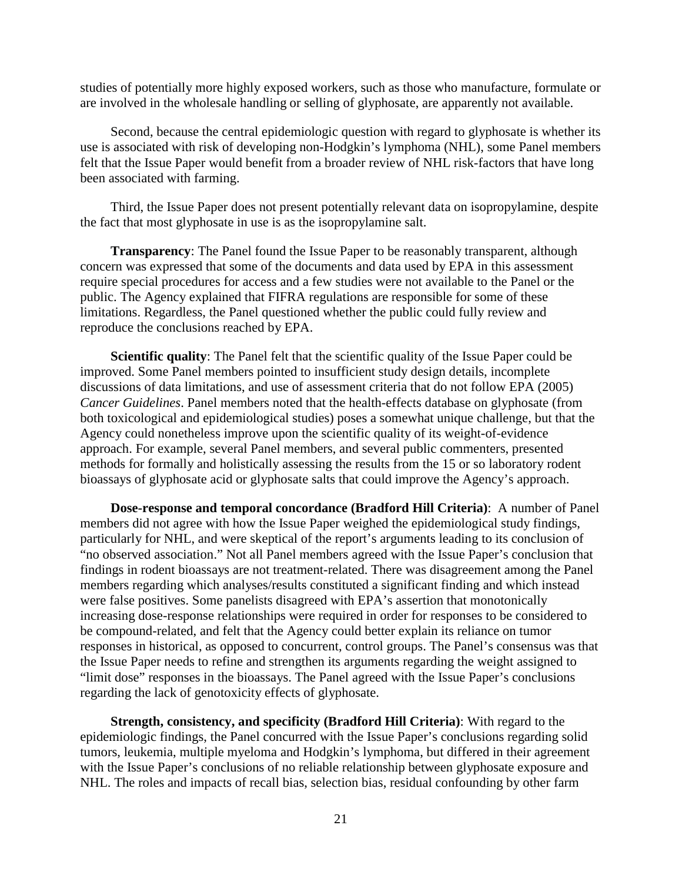studies of potentially more highly exposed workers, such as those who manufacture, formulate or are involved in the wholesale handling or selling of glyphosate, are apparently not available.

Second, because the central epidemiologic question with regard to glyphosate is whether its use is associated with risk of developing non-Hodgkin's lymphoma (NHL), some Panel members felt that the Issue Paper would benefit from a broader review of NHL risk-factors that have long been associated with farming.

Third, the Issue Paper does not present potentially relevant data on isopropylamine, despite the fact that most glyphosate in use is as the isopropylamine salt.

**Transparency**: The Panel found the Issue Paper to be reasonably transparent, although concern was expressed that some of the documents and data used by EPA in this assessment require special procedures for access and a few studies were not available to the Panel or the public. The Agency explained that FIFRA regulations are responsible for some of these limitations. Regardless, the Panel questioned whether the public could fully review and reproduce the conclusions reached by EPA.

**Scientific quality**: The Panel felt that the scientific quality of the Issue Paper could be improved. Some Panel members pointed to insufficient study design details, incomplete discussions of data limitations, and use of assessment criteria that do not follow EPA (2005) *Cancer Guidelines*. Panel members noted that the health-effects database on glyphosate (from both toxicological and epidemiological studies) poses a somewhat unique challenge, but that the Agency could nonetheless improve upon the scientific quality of its weight-of-evidence approach. For example, several Panel members, and several public commenters, presented methods for formally and holistically assessing the results from the 15 or so laboratory rodent bioassays of glyphosate acid or glyphosate salts that could improve the Agency's approach.

**Dose-response and temporal concordance (Bradford Hill Criteria)**: A number of Panel members did not agree with how the Issue Paper weighed the epidemiological study findings, particularly for NHL, and were skeptical of the report's arguments leading to its conclusion of "no observed association." Not all Panel members agreed with the Issue Paper's conclusion that findings in rodent bioassays are not treatment-related. There was disagreement among the Panel members regarding which analyses/results constituted a significant finding and which instead were false positives. Some panelists disagreed with EPA's assertion that monotonically increasing dose-response relationships were required in order for responses to be considered to be compound-related, and felt that the Agency could better explain its reliance on tumor responses in historical, as opposed to concurrent, control groups. The Panel's consensus was that the Issue Paper needs to refine and strengthen its arguments regarding the weight assigned to "limit dose" responses in the bioassays. The Panel agreed with the Issue Paper's conclusions regarding the lack of genotoxicity effects of glyphosate.

**Strength, consistency, and specificity (Bradford Hill Criteria)**: With regard to the epidemiologic findings, the Panel concurred with the Issue Paper's conclusions regarding solid tumors, leukemia, multiple myeloma and Hodgkin's lymphoma, but differed in their agreement with the Issue Paper's conclusions of no reliable relationship between glyphosate exposure and NHL. The roles and impacts of recall bias, selection bias, residual confounding by other farm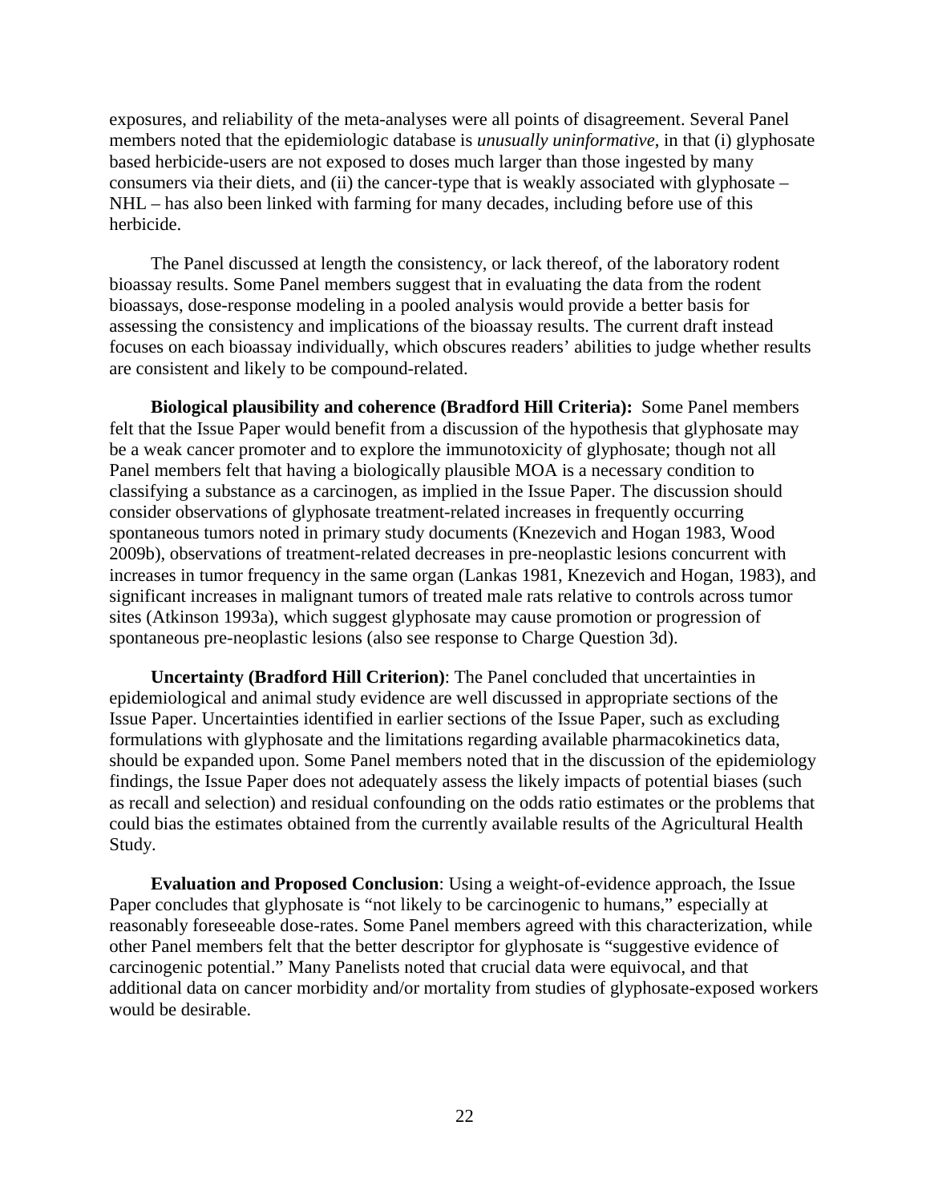exposures, and reliability of the meta-analyses were all points of disagreement. Several Panel members noted that the epidemiologic database is *unusually uninformative*, in that (i) glyphosate based herbicide-users are not exposed to doses much larger than those ingested by many consumers via their diets, and (ii) the cancer-type that is weakly associated with glyphosate – NHL – has also been linked with farming for many decades, including before use of this herbicide.

The Panel discussed at length the consistency, or lack thereof, of the laboratory rodent bioassay results. Some Panel members suggest that in evaluating the data from the rodent bioassays, dose-response modeling in a pooled analysis would provide a better basis for assessing the consistency and implications of the bioassay results. The current draft instead focuses on each bioassay individually, which obscures readers' abilities to judge whether results are consistent and likely to be compound-related.

**Biological plausibility and coherence (Bradford Hill Criteria):** Some Panel members felt that the Issue Paper would benefit from a discussion of the hypothesis that glyphosate may be a weak cancer promoter and to explore the immunotoxicity of glyphosate; though not all Panel members felt that having a biologically plausible MOA is a necessary condition to classifying a substance as a carcinogen, as implied in the Issue Paper. The discussion should consider observations of glyphosate treatment-related increases in frequently occurring spontaneous tumors noted in primary study documents (Knezevich and Hogan 1983, Wood 2009b), observations of treatment-related decreases in pre-neoplastic lesions concurrent with increases in tumor frequency in the same organ (Lankas 1981, Knezevich and Hogan, 1983), and significant increases in malignant tumors of treated male rats relative to controls across tumor sites (Atkinson 1993a), which suggest glyphosate may cause promotion or progression of spontaneous pre-neoplastic lesions (also see response to Charge Question 3d).

**Uncertainty (Bradford Hill Criterion)**: The Panel concluded that uncertainties in epidemiological and animal study evidence are well discussed in appropriate sections of the Issue Paper. Uncertainties identified in earlier sections of the Issue Paper, such as excluding formulations with glyphosate and the limitations regarding available pharmacokinetics data, should be expanded upon. Some Panel members noted that in the discussion of the epidemiology findings, the Issue Paper does not adequately assess the likely impacts of potential biases (such as recall and selection) and residual confounding on the odds ratio estimates or the problems that could bias the estimates obtained from the currently available results of the Agricultural Health Study.

**Evaluation and Proposed Conclusion**: Using a weight-of-evidence approach, the Issue Paper concludes that glyphosate is "not likely to be carcinogenic to humans," especially at reasonably foreseeable dose-rates. Some Panel members agreed with this characterization, while other Panel members felt that the better descriptor for glyphosate is "suggestive evidence of carcinogenic potential." Many Panelists noted that crucial data were equivocal, and that additional data on cancer morbidity and/or mortality from studies of glyphosate-exposed workers would be desirable.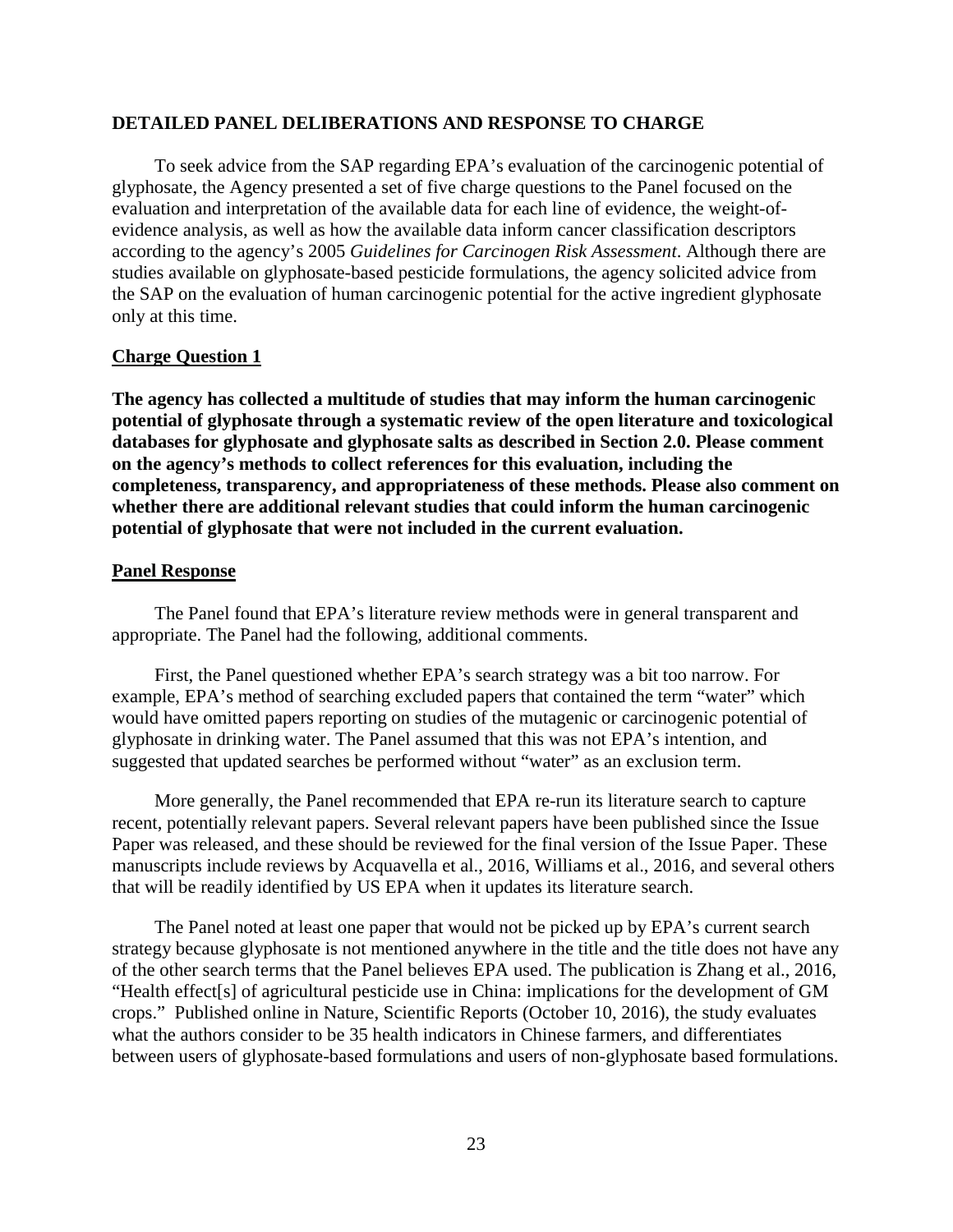## DETAILED PANEL DELIBERATIONS AND RESPONSE TO CHARGE

To seek advice from the SAP regarding EPA's evaluation of the carcinogenic potential of glyphosate, the Agency presented a set of five charge questions to the Panel focused on the evaluation and interpretation of the available data for each line of evidence, the weight-of-evidence analysis, as well as how the available data inform cancer classification descriptors according to the agency's 2005 *Guidelines for Carcinogen Risk Assessment*. Although there are studies available on glyphosate-based pesticide formulations, the agency solicited advice from the SAP on the evaluation of human carcinogenic potential for the active ingredient glyphosate only at this time.

### Charge Question 1

**The agency has collected a multitude of studies that may inform the human carcinogenic potential of glyphosate through a systematic review of the open literature and toxicological databases for glyphosate and glyphosate salts as described in Section 2.0. Please comment on the agency's methods to collect references for this evaluation, including the completeness, transparency, and appropriateness of these methods. Please also comment on whether there are additional relevant studies that could inform the human carcinogenic potential of glyphosate that were not included in the current evaluation.**

### Panel Response

The Panel found that EPA's literature review methods were in general transparent and appropriate. The Panel had the following, additional comments.

First, the Panel questioned whether EPA's search strategy was a bit too narrow. For example, EPA's method of searching excluded papers that contained the term "water" which would have omitted papers reporting on studies of the mutagenic or carcinogenic potential of glyphosate in drinking water. The Panel assumed that this was not EPA's intention, and suggested that updated searches be performed without "water" as an exclusion term.

More generally, the Panel recommended that EPA re-run its literature search to capture recent, potentially relevant papers. Several relevant papers have been published since the Issue Paper was released, and these should be reviewed for the final version of the Issue Paper. These manuscripts include reviews by Acquavella et al., 2016, Williams et al., 2016, and several others that will be readily identified by US EPA when it updates its literature search.

The Panel noted at least one paper that would not be picked up by EPA's current search strategy because glyphosate is not mentioned anywhere in the title and the title does not have any of the other search terms that the Panel believes EPA used. The publication is Zhang et al., 2016, "Health effect[s] of agricultural pesticide use in China: implications for the development of GM crops." Published online in Nature, Scientific Reports (October 10, 2016), the study evaluates what the authors consider to be 35 health indicators in Chinese farmers, and differentiates between users of glyphosate-based formulations and users of non-glyphosate based formulations.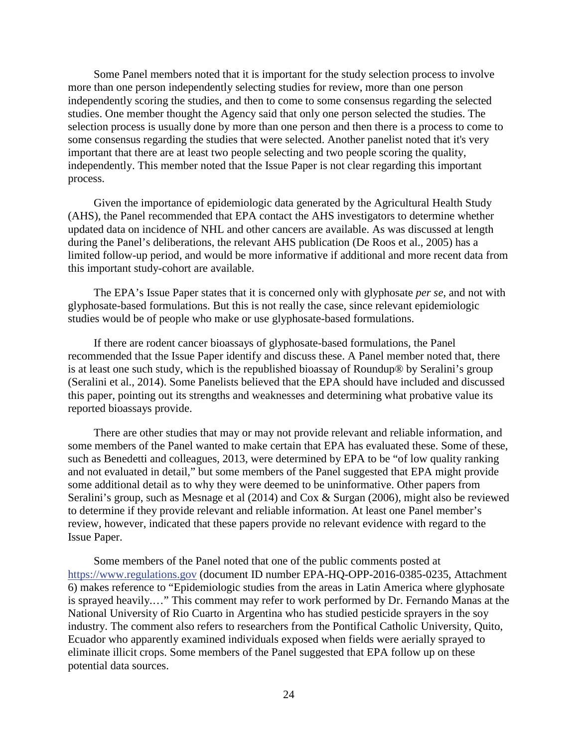Some Panel members noted that it is important for the study selection process to involve more than one person independently selecting studies for review, more than one person independently scoring the studies, and then to come to some consensus regarding the selected studies. One member thought the Agency said that only one person selected the studies. The selection process is usually done by more than one person and then there is a process to come to some consensus regarding the studies that were selected. Another panelist noted that it's very important that there are at least two people selecting and two people scoring the quality, independently. This member noted that the Issue Paper is not clear regarding this important process.

Given the importance of epidemiologic data generated by the Agricultural Health Study (AHS), the Panel recommended that EPA contact the AHS investigators to determine whether updated data on incidence of NHL and other cancers are available. As was discussed at length during the Panel's deliberations, the relevant AHS publication (De Roos et al., 2005) has a limited follow-up period, and would be more informative if additional and more recent data from this important study-cohort are available.

The EPA's Issue Paper states that it is concerned only with glyphosate *per se*, and not with glyphosate-based formulations. But this is not really the case, since relevant epidemiologic studies would be of people who make or use glyphosate-based formulations.

If there are rodent cancer bioassays of glyphosate-based formulations, the Panel recommended that the Issue Paper identify and discuss these. A Panel member noted that, there is at least one such study, which is the republished bioassay of Roundup® by Seralini's group (Seralini et al., 2014). Some Panelists believed that the EPA should have included and discussed this paper, pointing out its strengths and weaknesses and determining what probative value its reported bioassays provide.

There are other studies that may or may not provide relevant and reliable information, and some members of the Panel wanted to make certain that EPA has evaluated these. Some of these, such as Benedetti and colleagues, 2013, were determined by EPA to be "of low quality ranking and not evaluated in detail," but some members of the Panel suggested that EPA might provide some additional detail as to why they were deemed to be uninformative. Other papers from Seralini's group, such as Mesnage et al (2014) and Cox & Surgan (2006), might also be reviewed to determine if they provide relevant and reliable information. At least one Panel member's review, however, indicated that these papers provide no relevant evidence with regard to the Issue Paper.

Some members of the Panel noted that one of the public comments posted at https://www.regulations.gov (document ID number EPA-HQ-OPP-2016-0385-0235, Attachment 6) makes reference to "Epidemiologic studies from the areas in Latin America where glyphosate is sprayed heavily.…" This comment may refer to work performed by Dr. Fernando Manas at the National University of Rio Cuarto in Argentina who has studied pesticide sprayers in the soy industry. The comment also refers to researchers from the Pontifical Catholic University, Quito, Ecuador who apparently examined individuals exposed when fields were aerially sprayed to eliminate illicit crops. Some members of the Panel suggested that EPA follow up on these potential data sources.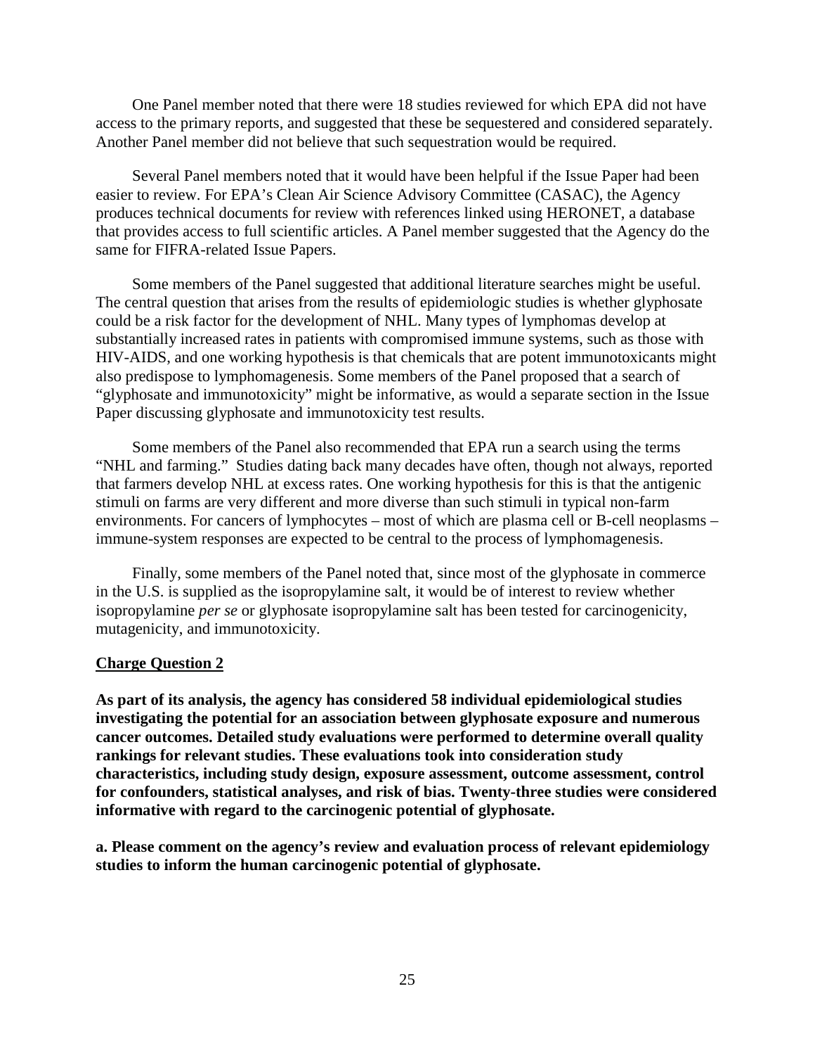One Panel member noted that there were 18 studies reviewed for which EPA did not have access to the primary reports, and suggested that these be sequestered and considered separately. Another Panel member did not believe that such sequestration would be required.

Several Panel members noted that it would have been helpful if the Issue Paper had been easier to review. For EPA's Clean Air Science Advisory Committee (CASAC), the Agency produces technical documents for review with references linked using HERONET, a database that provides access to full scientific articles. A Panel member suggested that the Agency do the same for FIFRA-related Issue Papers.

Some members of the Panel suggested that additional literature searches might be useful. The central question that arises from the results of epidemiologic studies is whether glyphosate could be a risk factor for the development of NHL. Many types of lymphomas develop at substantially increased rates in patients with compromised immune systems, such as those with HIV-AIDS, and one working hypothesis is that chemicals that are potent immunotoxicants might also predispose to lymphomagenesis. Some members of the Panel proposed that a search of "glyphosate and immunotoxicity" might be informative, as would a separate section in the Issue Paper discussing glyphosate and immunotoxicity test results.

Some members of the Panel also recommended that EPA run a search using the terms "NHL and farming." Studies dating back many decades have often, though not always, reported that farmers develop NHL at excess rates. One working hypothesis for this is that the antigenic stimuli on farms are very different and more diverse than such stimuli in typical non-farm environments. For cancers of lymphocytes – most of which are plasma cell or B-cell neoplasms – immune-system responses are expected to be central to the process of lymphomagenesis.

Finally, some members of the Panel noted that, since most of the glyphosate in commerce in the U.S. is supplied as the isopropylamine salt, it would be of interest to review whether isopropylamine *per se* or glyphosate isopropylamine salt has been tested for carcinogenicity, mutagenicity, and immunotoxicity.

## Charge Question 2

**As part of its analysis, the agency has considered 58 individual epidemiological studies investigating the potential for an association between glyphosate exposure and numerous cancer outcomes. Detailed study evaluations were performed to determine overall quality rankings for relevant studies. These evaluations took into consideration study characteristics, including study design, exposure assessment, outcome assessment, control for confounders, statistical analyses, and risk of bias. Twenty-three studies were considered informative with regard to the carcinogenic potential of glyphosate.**

**a. Please comment on the agency's review and evaluation process of relevant epidemiology studies to inform the human carcinogenic potential of glyphosate.**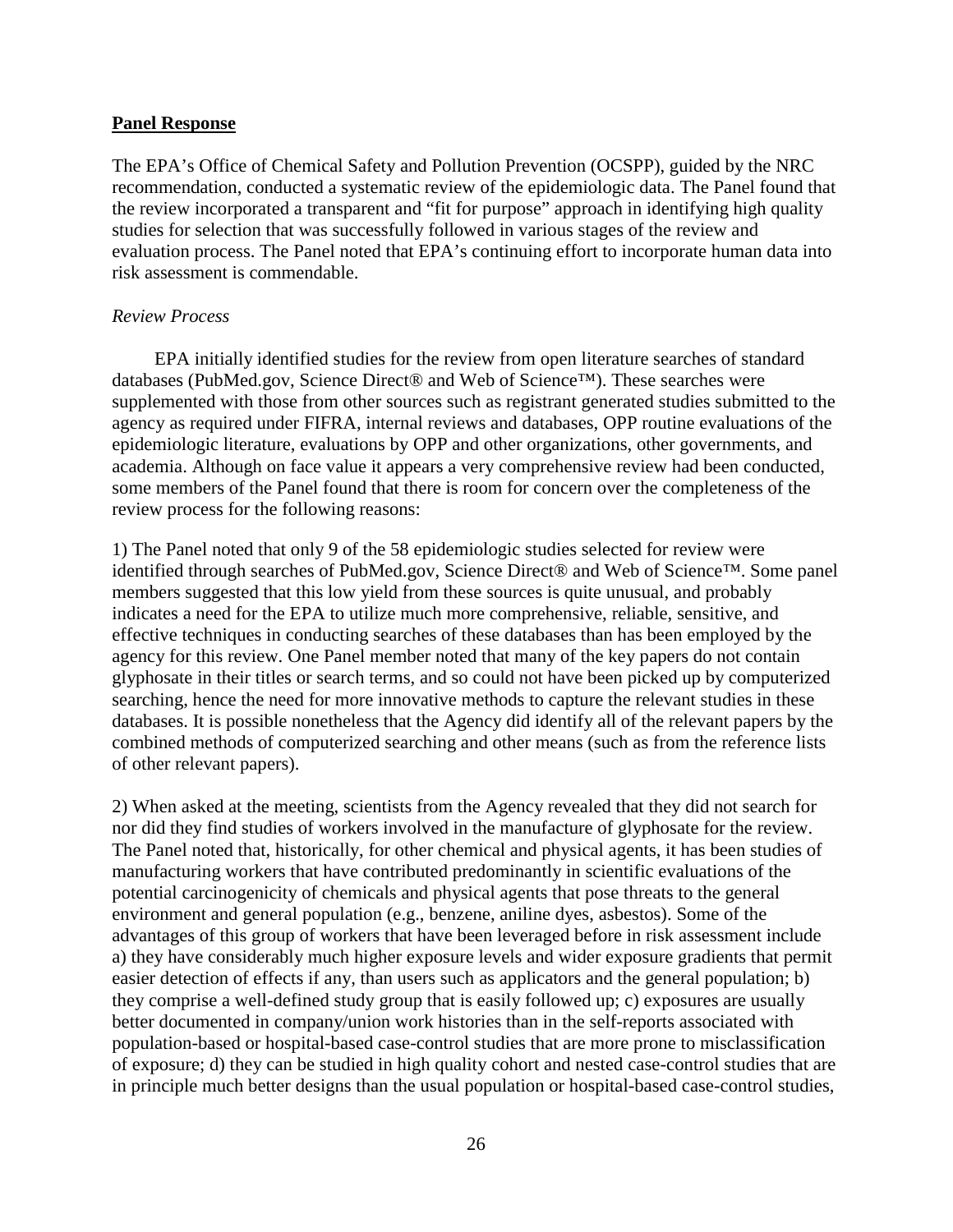**Panel Response**

The EPA's Office of Chemical Safety and Pollution Prevention (OCSPP), guided by the NRC recommendation, conducted a systematic review of the epidemiologic data. The Panel found that the review incorporated a transparent and "fit for purpose" approach in identifying high quality studies for selection that was successfully followed in various stages of the review and evaluation process. The Panel noted that EPA's continuing effort to incorporate human data into risk assessment is commendable.

*Review Process*

EPA initially identified studies for the review from open literature searches of standard databases (PubMed.gov, Science Direct® and Web of Science™). These searches were supplemented with those from other sources such as registrant generated studies submitted to the agency as required under FIFRA, internal reviews and databases, OPP routine evaluations of the epidemiologic literature, evaluations by OPP and other organizations, other governments, and academia. Although on face value it appears a very comprehensive review had been conducted, some members of the Panel found that there is room for concern over the completeness of the review process for the following reasons:

1) The Panel noted that only 9 of the 58 epidemiologic studies selected for review were identified through searches of PubMed.gov, Science Direct® and Web of Science™. Some panel members suggested that this low yield from these sources is quite unusual, and probably indicates a need for the EPA to utilize much more comprehensive, reliable, sensitive, and effective techniques in conducting searches of these databases than has been employed by the agency for this review. One Panel member noted that many of the key papers do not contain glyphosate in their titles or search terms, and so could not have been picked up by computerized searching, hence the need for more innovative methods to capture the relevant studies in these databases. It is possible nonetheless that the Agency did identify all of the relevant papers by the combined methods of computerized searching and other means (such as from the reference lists of other relevant papers).

2) When asked at the meeting, scientists from the Agency revealed that they did not search for nor did they find studies of workers involved in the manufacture of glyphosate for the review. The Panel noted that, historically, for other chemical and physical agents, it has been studies of manufacturing workers that have contributed predominantly in scientific evaluations of the potential carcinogenicity of chemicals and physical agents that pose threats to the general environment and general population (e.g., benzene, aniline dyes, asbestos). Some of the advantages of this group of workers that have been leveraged before in risk assessment include a) they have considerably much higher exposure levels and wider exposure gradients that permit easier detection of effects if any, than users such as applicators and the general population; b) they comprise a well-defined study group that is easily followed up; c) exposures are usually better documented in company/union work histories than in the self-reports associated with population-based or hospital-based case-control studies that are more prone to misclassification of exposure; d) they can be studied in high quality cohort and nested case-control studies that are in principle much better designs than the usual population or hospital-based case-control studies,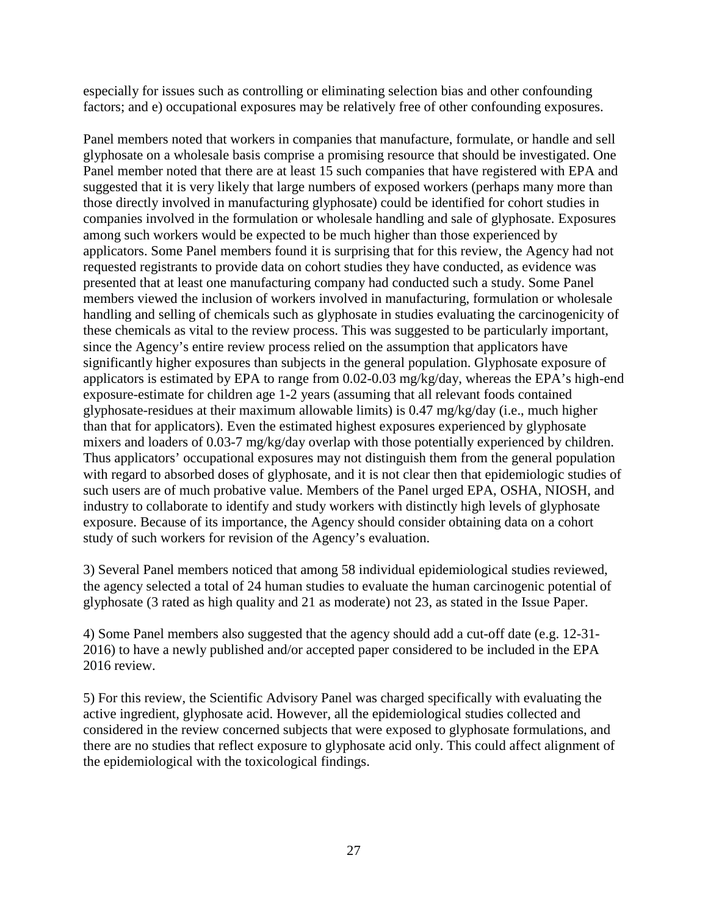especially for issues such as controlling or eliminating selection bias and other confounding factors; and e) occupational exposures may be relatively free of other confounding exposures.

Panel members noted that workers in companies that manufacture, formulate, or handle and sell glyphosate on a wholesale basis comprise a promising resource that should be investigated. One Panel member noted that there are at least 15 such companies that have registered with EPA and suggested that it is very likely that large numbers of exposed workers (perhaps many more than those directly involved in manufacturing glyphosate) could be identified for cohort studies in companies involved in the formulation or wholesale handling and sale of glyphosate. Exposures among such workers would be expected to be much higher than those experienced by applicators. Some Panel members found it is surprising that for this review, the Agency had not requested registrants to provide data on cohort studies they have conducted, as evidence was presented that at least one manufacturing company had conducted such a study. Some Panel members viewed the inclusion of workers involved in manufacturing, formulation or wholesale handling and selling of chemicals such as glyphosate in studies evaluating the carcinogenicity of these chemicals as vital to the review process. This was suggested to be particularly important, since the Agency's entire review process relied on the assumption that applicators have significantly higher exposures than subjects in the general population. Glyphosate exposure of applicators is estimated by EPA to range from 0.02-0.03 mg/kg/day, whereas the EPA's high-end exposure-estimate for children age 1-2 years (assuming that all relevant foods contained glyphosate-residues at their maximum allowable limits) is 0.47 mg/kg/day (i.e., much higher than that for applicators). Even the estimated highest exposures experienced by glyphosate mixers and loaders of 0.03-7 mg/kg/day overlap with those potentially experienced by children. Thus applicators' occupational exposures may not distinguish them from the general population with regard to absorbed doses of glyphosate, and it is not clear then that epidemiologic studies of such users are of much probative value. Members of the Panel urged EPA, OSHA, NIOSH, and industry to collaborate to identify and study workers with distinctly high levels of glyphosate exposure. Because of its importance, the Agency should consider obtaining data on a cohort study of such workers for revision of the Agency's evaluation.

3) Several Panel members noticed that among 58 individual epidemiological studies reviewed, the agency selected a total of 24 human studies to evaluate the human carcinogenic potential of glyphosate (3 rated as high quality and 21 as moderate) not 23, as stated in the Issue Paper.

4) Some Panel members also suggested that the agency should add a cut-off date (e.g. 12-31-2016) to have a newly published and/or accepted paper considered to be included in the EPA 2016 review.

5) For this review, the Scientific Advisory Panel was charged specifically with evaluating the active ingredient, glyphosate acid. However, all the epidemiological studies collected and considered in the review concerned subjects that were exposed to glyphosate formulations, and there are no studies that reflect exposure to glyphosate acid only. This could affect alignment of the epidemiological with the toxicological findings.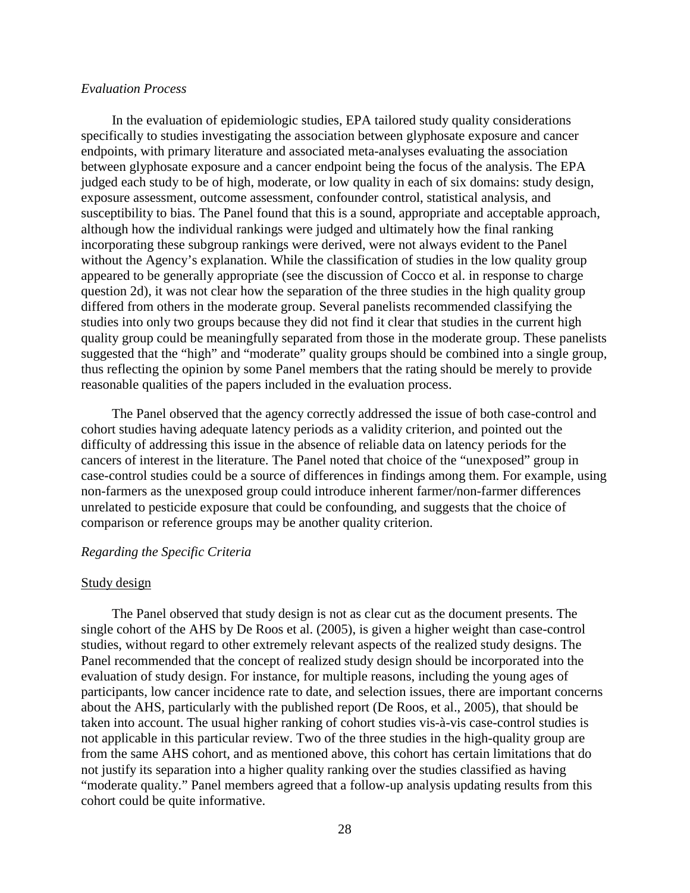*Evaluation Process*

In the evaluation of epidemiologic studies, EPA tailored study quality considerations specifically to studies investigating the association between glyphosate exposure and cancer endpoints, with primary literature and associated meta-analyses evaluating the association between glyphosate exposure and a cancer endpoint being the focus of the analysis. The EPA judged each study to be of high, moderate, or low quality in each of six domains: study design, exposure assessment, outcome assessment, confounder control, statistical analysis, and susceptibility to bias. The Panel found that this is a sound, appropriate and acceptable approach, although how the individual rankings were judged and ultimately how the final ranking incorporating these subgroup rankings were derived, were not always evident to the Panel without the Agency's explanation. While the classification of studies in the low quality group appeared to be generally appropriate (see the discussion of Cocco et al. in response to charge question 2d), it was not clear how the separation of the three studies in the high quality group differed from others in the moderate group. Several panelists recommended classifying the studies into only two groups because they did not find it clear that studies in the current high quality group could be meaningfully separated from those in the moderate group. These panelists suggested that the "high" and "moderate" quality groups should be combined into a single group, thus reflecting the opinion by some Panel members that the rating should be merely to provide reasonable qualities of the papers included in the evaluation process.

The Panel observed that the agency correctly addressed the issue of both case-control and cohort studies having adequate latency periods as a validity criterion, and pointed out the difficulty of addressing this issue in the absence of reliable data on latency periods for the cancers of interest in the literature. The Panel noted that choice of the "unexposed" group in case-control studies could be a source of differences in findings among them. For example, using non-farmers as the unexposed group could introduce inherent farmer/non-farmer differences unrelated to pesticide exposure that could be confounding, and suggests that the choice of comparison or reference groups may be another quality criterion.

*Regarding the Specific Criteria*

Study design

The Panel observed that study design is not as clear cut as the document presents. The single cohort of the AHS by De Roos et al. (2005), is given a higher weight than case-control studies, without regard to other extremely relevant aspects of the realized study designs. The Panel recommended that the concept of realized study design should be incorporated into the evaluation of study design. For instance, for multiple reasons, including the young ages of participants, low cancer incidence rate to date, and selection issues, there are important concerns about the AHS, particularly with the published report (De Roos, et al., 2005), that should be taken into account. The usual higher ranking of cohort studies vis-à-vis case-control studies is not applicable in this particular review. Two of the three studies in the high-quality group are from the same AHS cohort, and as mentioned above, this cohort has certain limitations that do not justify its separation into a higher quality ranking over the studies classified as having "moderate quality." Panel members agreed that a follow-up analysis updating results from this cohort could be quite informative.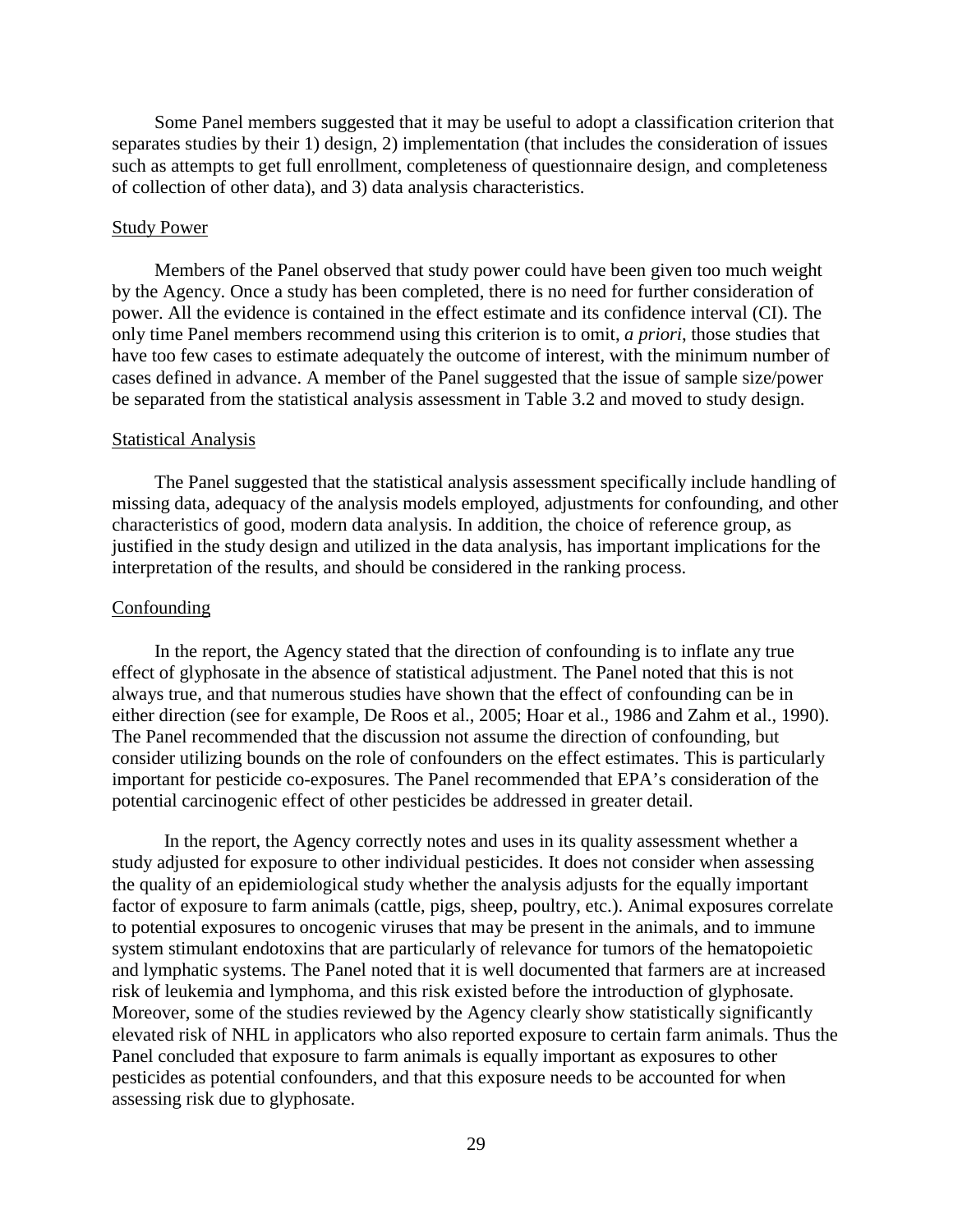Some Panel members suggested that it may be useful to adopt a classification criterion that separates studies by their 1) design, 2) implementation (that includes the consideration of issues such as attempts to get full enrollment, completeness of questionnaire design, and completeness of collection of other data), and 3) data analysis characteristics.

### Study Power

Members of the Panel observed that study power could have been given too much weight by the Agency. Once a study has been completed, there is no need for further consideration of power. All the evidence is contained in the effect estimate and its confidence interval (CI). The only time Panel members recommend using this criterion is to omit, *a priori*, those studies that have too few cases to estimate adequately the outcome of interest, with the minimum number of cases defined in advance. A member of the Panel suggested that the issue of sample size/power be separated from the statistical analysis assessment in Table 3.2 and moved to study design.

### Statistical Analysis

The Panel suggested that the statistical analysis assessment specifically include handling of missing data, adequacy of the analysis models employed, adjustments for confounding, and other characteristics of good, modern data analysis. In addition, the choice of reference group, as justified in the study design and utilized in the data analysis, has important implications for the interpretation of the results, and should be considered in the ranking process.

### Confounding

In the report, the Agency stated that the direction of confounding is to inflate any true effect of glyphosate in the absence of statistical adjustment. The Panel noted that this is not always true, and that numerous studies have shown that the effect of confounding can be in either direction (see for example, De Roos et al., 2005; Hoar et al., 1986 and Zahm et al., 1990). The Panel recommended that the discussion not assume the direction of confounding, but consider utilizing bounds on the role of confounders on the effect estimates. This is particularly important for pesticide co-exposures. The Panel recommended that EPA's consideration of the potential carcinogenic effect of other pesticides be addressed in greater detail.

In the report, the Agency correctly notes and uses in its quality assessment whether a study adjusted for exposure to other individual pesticides. It does not consider when assessing the quality of an epidemiological study whether the analysis adjusts for the equally important factor of exposure to farm animals (cattle, pigs, sheep, poultry, etc.). Animal exposures correlate to potential exposures to oncogenic viruses that may be present in the animals, and to immune system stimulant endotoxins that are particularly of relevance for tumors of the hematopoietic and lymphatic systems. The Panel noted that it is well documented that farmers are at increased risk of leukemia and lymphoma, and this risk existed before the introduction of glyphosate. Moreover, some of the studies reviewed by the Agency clearly show statistically significantly elevated risk of NHL in applicators who also reported exposure to certain farm animals. Thus the Panel concluded that exposure to farm animals is equally important as exposures to other pesticides as potential confounders, and that this exposure needs to be accounted for when assessing risk due to glyphosate.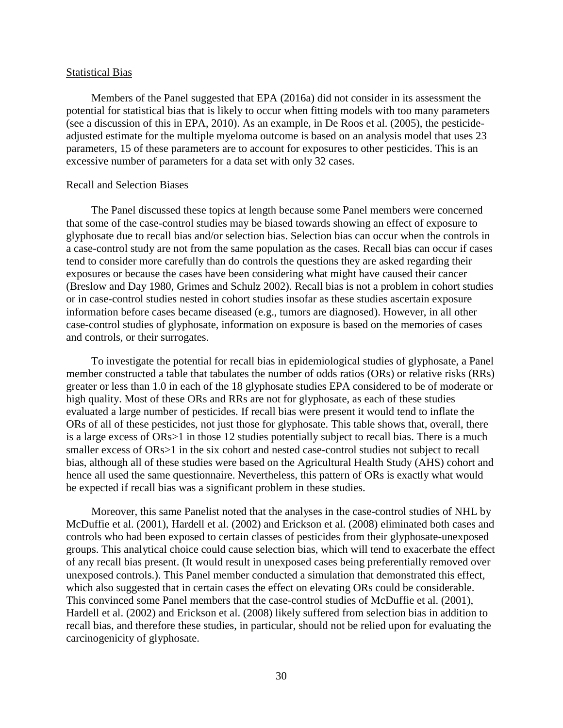Statistical Bias

Members of the Panel suggested that EPA (2016a) did not consider in its assessment the potential for statistical bias that is likely to occur when fitting models with too many parameters (see a discussion of this in EPA, 2010). As an example, in De Roos et al. (2005), the pesticide-adjusted estimate for the multiple myeloma outcome is based on an analysis model that uses 23 parameters, 15 of these parameters are to account for exposures to other pesticides. This is an excessive number of parameters for a data set with only 32 cases.

Recall and Selection Biases

The Panel discussed these topics at length because some Panel members were concerned that some of the case-control studies may be biased towards showing an effect of exposure to glyphosate due to recall bias and/or selection bias. Selection bias can occur when the controls in a case-control study are not from the same population as the cases. Recall bias can occur if cases tend to consider more carefully than do controls the questions they are asked regarding their exposures or because the cases have been considering what might have caused their cancer (Breslow and Day 1980, Grimes and Schulz 2002). Recall bias is not a problem in cohort studies or in case-control studies nested in cohort studies insofar as these studies ascertain exposure information before cases became diseased (e.g., tumors are diagnosed). However, in all other case-control studies of glyphosate, information on exposure is based on the memories of cases and controls, or their surrogates.

To investigate the potential for recall bias in epidemiological studies of glyphosate, a Panel member constructed a table that tabulates the number of odds ratios (ORs) or relative risks (RRs) greater or less than 1.0 in each of the 18 glyphosate studies EPA considered to be of moderate or high quality. Most of these ORs and RRs are not for glyphosate, as each of these studies evaluated a large number of pesticides. If recall bias were present it would tend to inflate the ORs of all of these pesticides, not just those for glyphosate. This table shows that, overall, there is a large excess of ORs>1 in those 12 studies potentially subject to recall bias. There is a much smaller excess of ORs>1 in the six cohort and nested case-control studies not subject to recall bias, although all of these studies were based on the Agricultural Health Study (AHS) cohort and hence all used the same questionnaire. Nevertheless, this pattern of ORs is exactly what would be expected if recall bias was a significant problem in these studies.

Moreover, this same Panelist noted that the analyses in the case-control studies of NHL by McDuffie et al. (2001), Hardell et al. (2002) and Erickson et al. (2008) eliminated both cases and controls who had been exposed to certain classes of pesticides from their glyphosate-unexposed groups. This analytical choice could cause selection bias, which will tend to exacerbate the effect of any recall bias present. (It would result in unexposed cases being preferentially removed over unexposed controls.). This Panel member conducted a simulation that demonstrated this effect, which also suggested that in certain cases the effect on elevating ORs could be considerable. This convinced some Panel members that the case-control studies of McDuffie et al. (2001), Hardell et al. (2002) and Erickson et al. (2008) likely suffered from selection bias in addition to recall bias, and therefore these studies, in particular, should not be relied upon for evaluating the carcinogenicity of glyphosate.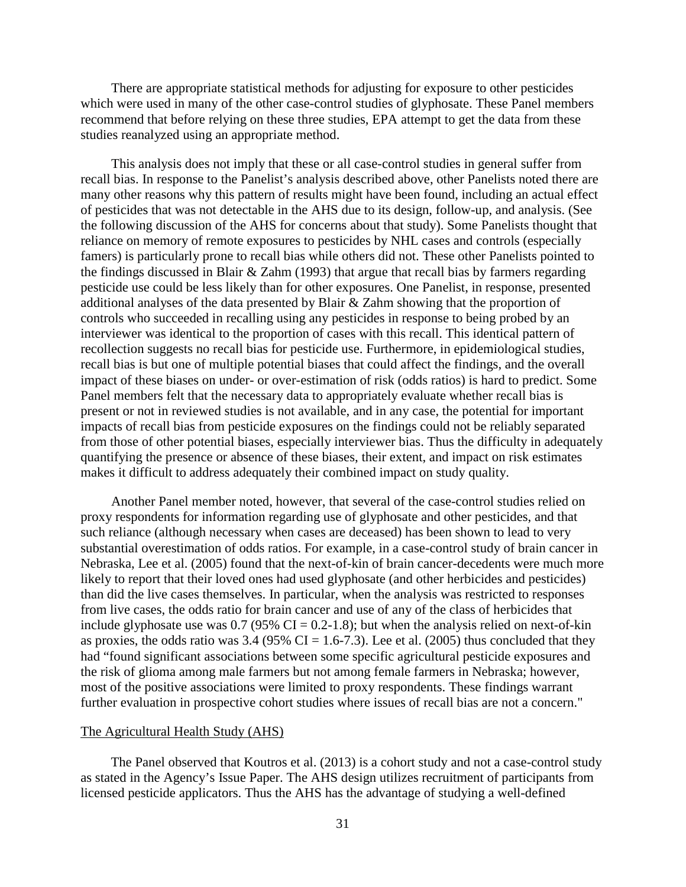There are appropriate statistical methods for adjusting for exposure to other pesticides which were used in many of the other case-control studies of glyphosate. These Panel members recommend that before relying on these three studies, EPA attempt to get the data from these studies reanalyzed using an appropriate method.

This analysis does not imply that these or all case-control studies in general suffer from recall bias. In response to the Panelist's analysis described above, other Panelists noted there are many other reasons why this pattern of results might have been found, including an actual effect of pesticides that was not detectable in the AHS due to its design, follow-up, and analysis. (See the following discussion of the AHS for concerns about that study). Some Panelists thought that reliance on memory of remote exposures to pesticides by NHL cases and controls (especially famers) is particularly prone to recall bias while others did not. These other Panelists pointed to the findings discussed in Blair & Zahm (1993) that argue that recall bias by farmers regarding pesticide use could be less likely than for other exposures. One Panelist, in response, presented additional analyses of the data presented by Blair & Zahm showing that the proportion of controls who succeeded in recalling using any pesticides in response to being probed by an interviewer was identical to the proportion of cases with this recall. This identical pattern of recollection suggests no recall bias for pesticide use. Furthermore, in epidemiological studies, recall bias is but one of multiple potential biases that could affect the findings, and the overall impact of these biases on under- or over-estimation of risk (odds ratios) is hard to predict. Some Panel members felt that the necessary data to appropriately evaluate whether recall bias is present or not in reviewed studies is not available, and in any case, the potential for important impacts of recall bias from pesticide exposures on the findings could not be reliably separated from those of other potential biases, especially interviewer bias. Thus the difficulty in adequately quantifying the presence or absence of these biases, their extent, and impact on risk estimates makes it difficult to address adequately their combined impact on study quality.

Another Panel member noted, however, that several of the case-control studies relied on proxy respondents for information regarding use of glyphosate and other pesticides, and that such reliance (although necessary when cases are deceased) has been shown to lead to very substantial overestimation of odds ratios. For example, in a case-control study of brain cancer in Nebraska, Lee et al. (2005) found that the next-of-kin of brain cancer-decedents were much more likely to report that their loved ones had used glyphosate (and other herbicides and pesticides) than did the live cases themselves. In particular, when the analysis was restricted to responses from live cases, the odds ratio for brain cancer and use of any of the class of herbicides that include glyphosate use was 0.7 (95% CI = 0.2-1.8); but when the analysis relied on next-of-kin as proxies, the odds ratio was 3.4 (95% CI = 1.6-7.3). Lee et al. (2005) thus concluded that they had "found significant associations between some specific agricultural pesticide exposures and the risk of glioma among male farmers but not among female farmers in Nebraska; however, most of the positive associations were limited to proxy respondents. These findings warrant further evaluation in prospective cohort studies where issues of recall bias are not a concern."

The Agricultural Health Study (AHS)

The Panel observed that Koutros et al. (2013) is a cohort study and not a case-control study as stated in the Agency's Issue Paper. The AHS design utilizes recruitment of participants from licensed pesticide applicators. Thus the AHS has the advantage of studying a well-defined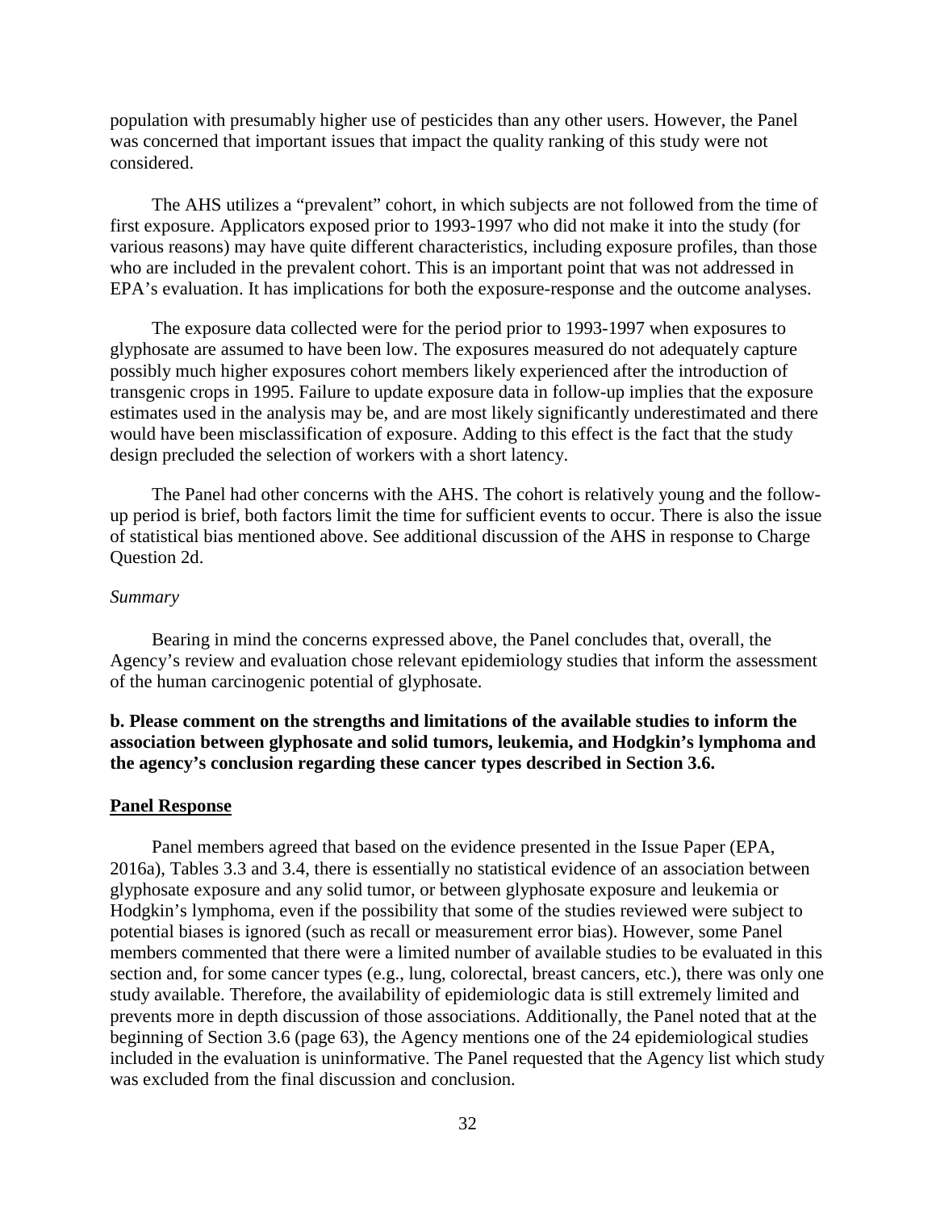population with presumably higher use of pesticides than any other users. However, the Panel was concerned that important issues that impact the quality ranking of this study were not considered.

The AHS utilizes a "prevalent" cohort, in which subjects are not followed from the time of first exposure. Applicators exposed prior to 1993-1997 who did not make it into the study (for various reasons) may have quite different characteristics, including exposure profiles, than those who are included in the prevalent cohort. This is an important point that was not addressed in EPA's evaluation. It has implications for both the exposure-response and the outcome analyses.

The exposure data collected were for the period prior to 1993-1997 when exposures to glyphosate are assumed to have been low. The exposures measured do not adequately capture possibly much higher exposures cohort members likely experienced after the introduction of transgenic crops in 1995. Failure to update exposure data in follow-up implies that the exposure estimates used in the analysis may be, and are most likely significantly underestimated and there would have been misclassification of exposure. Adding to this effect is the fact that the study design precluded the selection of workers with a short latency.

The Panel had other concerns with the AHS. The cohort is relatively young and the follow-up period is brief, both factors limit the time for sufficient events to occur. There is also the issue of statistical bias mentioned above. See additional discussion of the AHS in response to Charge Question 2d.

*Summary*

Bearing in mind the concerns expressed above, the Panel concludes that, overall, the Agency's review and evaluation chose relevant epidemiology studies that inform the assessment of the human carcinogenic potential of glyphosate.

**b. Please comment on the strengths and limitations of the available studies to inform the association between glyphosate and solid tumors, leukemia, and Hodgkin's lymphoma and the agency's conclusion regarding these cancer types described in Section 3.6.**

**Panel Response**

Panel members agreed that based on the evidence presented in the Issue Paper (EPA, 2016a), Tables 3.3 and 3.4, there is essentially no statistical evidence of an association between glyphosate exposure and any solid tumor, or between glyphosate exposure and leukemia or Hodgkin's lymphoma, even if the possibility that some of the studies reviewed were subject to potential biases is ignored (such as recall or measurement error bias). However, some Panel members commented that there were a limited number of available studies to be evaluated in this section and, for some cancer types (e.g., lung, colorectal, breast cancers, etc.), there was only one study available. Therefore, the availability of epidemiologic data is still extremely limited and prevents more in depth discussion of those associations. Additionally, the Panel noted that at the beginning of Section 3.6 (page 63), the Agency mentions one of the 24 epidemiological studies included in the evaluation is uninformative. The Panel requested that the Agency list which study was excluded from the final discussion and conclusion.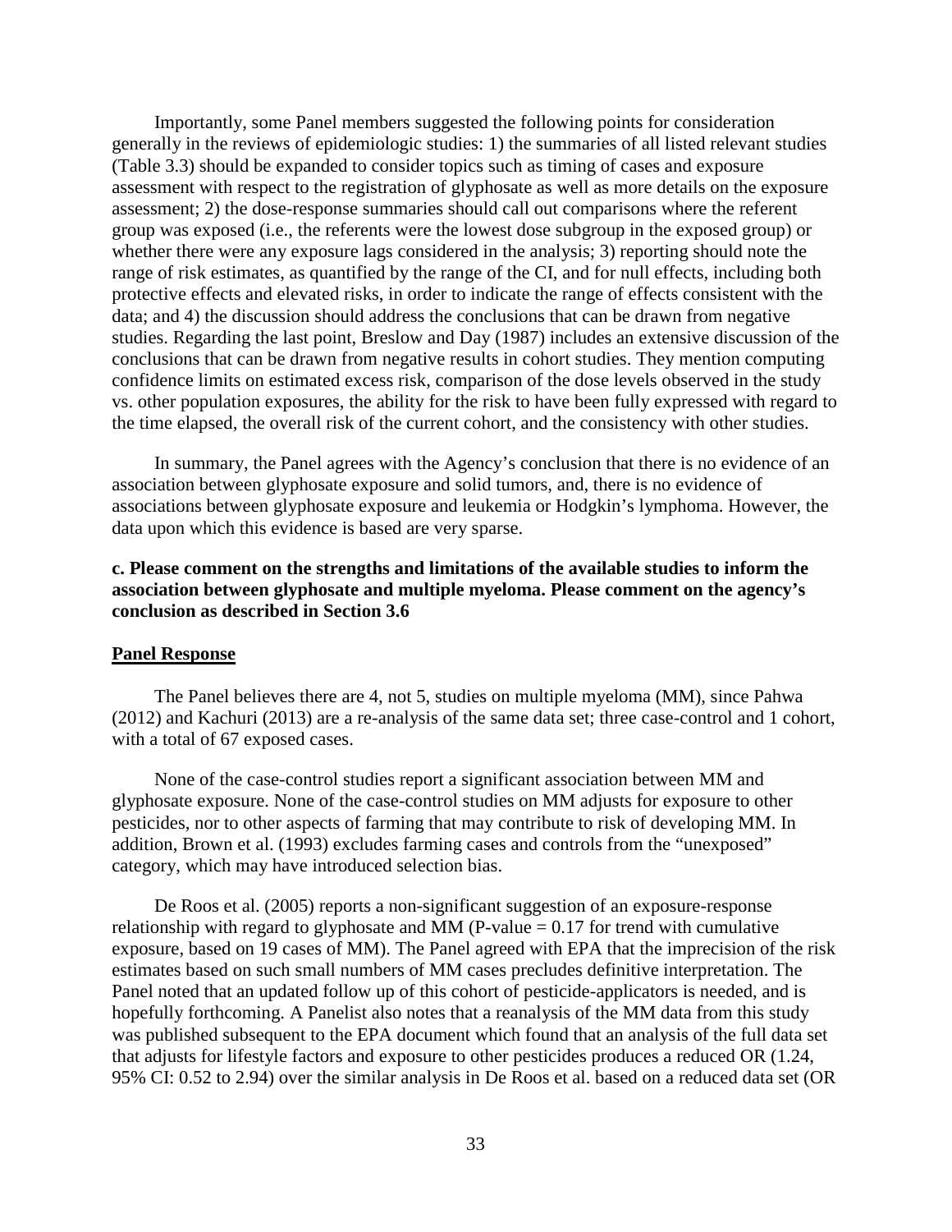Importantly, some Panel members suggested the following points for consideration generally in the reviews of epidemiologic studies: 1) the summaries of all listed relevant studies (Table 3.3) should be expanded to consider topics such as timing of cases and exposure assessment with respect to the registration of glyphosate as well as more details on the exposure assessment; 2) the dose-response summaries should call out comparisons where the referent group was exposed (i.e., the referents were the lowest dose subgroup in the exposed group) or whether there were any exposure lags considered in the analysis; 3) reporting should note the range of risk estimates, as quantified by the range of the CI, and for null effects, including both protective effects and elevated risks, in order to indicate the range of effects consistent with the data; and 4) the discussion should address the conclusions that can be drawn from negative studies. Regarding the last point, Breslow and Day (1987) includes an extensive discussion of the conclusions that can be drawn from negative results in cohort studies. They mention computing confidence limits on estimated excess risk, comparison of the dose levels observed in the study vs. other population exposures, the ability for the risk to have been fully expressed with regard to the time elapsed, the overall risk of the current cohort, and the consistency with other studies.

In summary, the Panel agrees with the Agency's conclusion that there is no evidence of an association between glyphosate exposure and solid tumors, and, there is no evidence of associations between glyphosate exposure and leukemia or Hodgkin's lymphoma. However, the data upon which this evidence is based are very sparse.

**c. Please comment on the strengths and limitations of the available studies to inform the association between glyphosate and multiple myeloma. Please comment on the agency's conclusion as described in Section 3.6**

**Panel Response**

The Panel believes there are 4, not 5, studies on multiple myeloma (MM), since Pahwa (2012) and Kachuri (2013) are a re-analysis of the same data set; three case-control and 1 cohort, with a total of 67 exposed cases.

None of the case-control studies report a significant association between MM and glyphosate exposure. None of the case-control studies on MM adjusts for exposure to other pesticides, nor to other aspects of farming that may contribute to risk of developing MM. In addition, Brown et al. (1993) excludes farming cases and controls from the "unexposed" category, which may have introduced selection bias.

De Roos et al. (2005) reports a non-significant suggestion of an exposure-response relationship with regard to glyphosate and MM (P-value = 0.17 for trend with cumulative exposure, based on 19 cases of MM). The Panel agreed with EPA that the imprecision of the risk estimates based on such small numbers of MM cases precludes definitive interpretation. The Panel noted that an updated follow up of this cohort of pesticide-applicators is needed, and is hopefully forthcoming. A Panelist also notes that a reanalysis of the MM data from this study was published subsequent to the EPA document which found that an analysis of the full data set that adjusts for lifestyle factors and exposure to other pesticides produces a reduced OR (1.24, 95% CI: 0.52 to 2.94) over the similar analysis in De Roos et al. based on a reduced data set (OR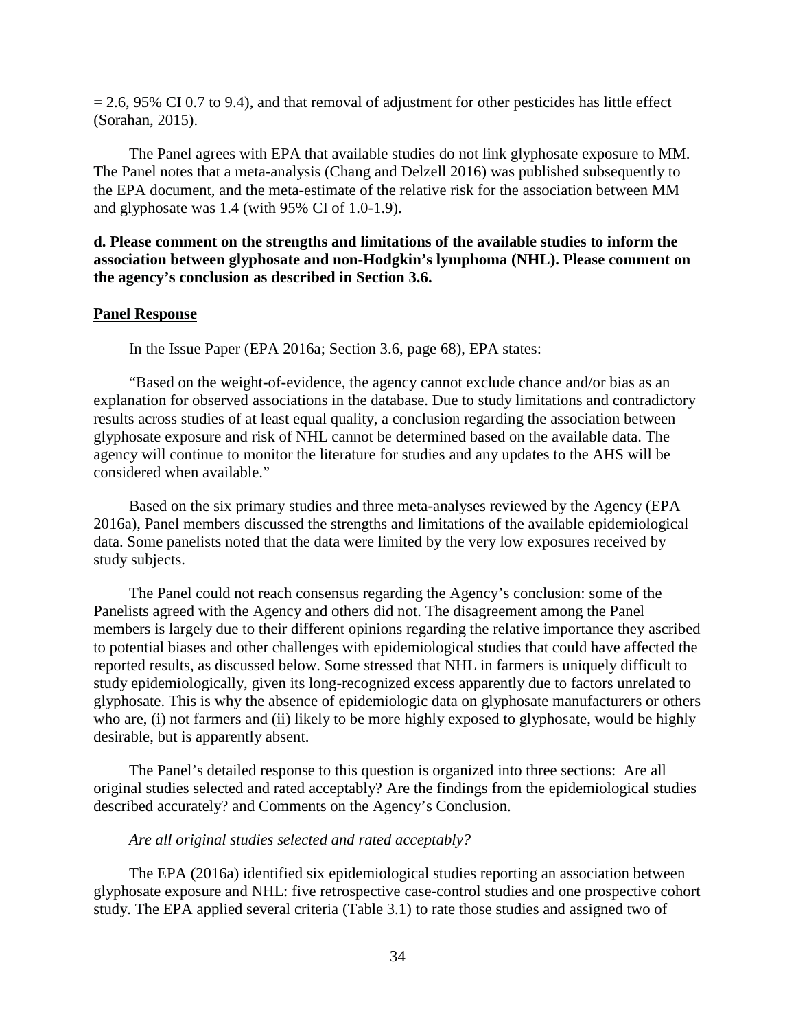= 2.6, 95% CI 0.7 to 9.4), and that removal of adjustment for other pesticides has little effect (Sorahan, 2015).

The Panel agrees with EPA that available studies do not link glyphosate exposure to MM. The Panel notes that a meta-analysis (Chang and Delzell 2016) was published subsequently to the EPA document, and the meta-estimate of the relative risk for the association between MM and glyphosate was 1.4 (with 95% CI of 1.0-1.9).

**d. Please comment on the strengths and limitations of the available studies to inform the association between glyphosate and non-Hodgkin's lymphoma (NHL). Please comment on the agency's conclusion as described in Section 3.6.**

**Panel Response**

In the Issue Paper (EPA 2016a; Section 3.6, page 68), EPA states:

"Based on the weight-of-evidence, the agency cannot exclude chance and/or bias as an explanation for observed associations in the database. Due to study limitations and contradictory results across studies of at least equal quality, a conclusion regarding the association between glyphosate exposure and risk of NHL cannot be determined based on the available data. The agency will continue to monitor the literature for studies and any updates to the AHS will be considered when available."

Based on the six primary studies and three meta-analyses reviewed by the Agency (EPA 2016a), Panel members discussed the strengths and limitations of the available epidemiological data. Some panelists noted that the data were limited by the very low exposures received by study subjects.

The Panel could not reach consensus regarding the Agency's conclusion: some of the Panelists agreed with the Agency and others did not. The disagreement among the Panel members is largely due to their different opinions regarding the relative importance they ascribed to potential biases and other challenges with epidemiological studies that could have affected the reported results, as discussed below. Some stressed that NHL in farmers is uniquely difficult to study epidemiologically, given its long-recognized excess apparently due to factors unrelated to glyphosate. This is why the absence of epidemiologic data on glyphosate manufacturers or others who are, (i) not farmers and (ii) likely to be more highly exposed to glyphosate, would be highly desirable, but is apparently absent.

The Panel's detailed response to this question is organized into three sections: Are all original studies selected and rated acceptably? Are the findings from the epidemiological studies described accurately? and Comments on the Agency's Conclusion.

*Are all original studies selected and rated acceptably?*

The EPA (2016a) identified six epidemiological studies reporting an association between glyphosate exposure and NHL: five retrospective case-control studies and one prospective cohort study. The EPA applied several criteria (Table 3.1) to rate those studies and assigned two of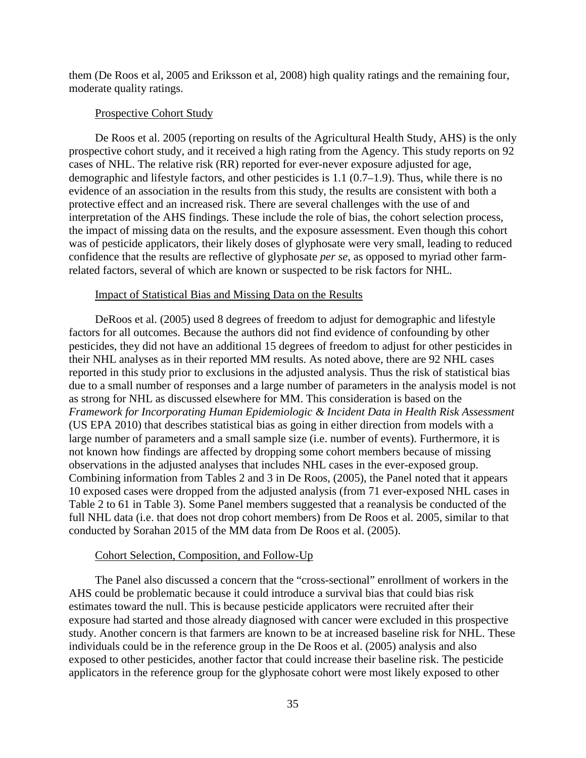them (De Roos et al, 2005 and Eriksson et al, 2008) high quality ratings and the remaining four, moderate quality ratings.

Prospective Cohort Study

De Roos et al. 2005 (reporting on results of the Agricultural Health Study, AHS) is the only prospective cohort study, and it received a high rating from the Agency. This study reports on 92 cases of NHL. The relative risk (RR) reported for ever-never exposure adjusted for age, demographic and lifestyle factors, and other pesticides is 1.1 (0.7–1.9). Thus, while there is no evidence of an association in the results from this study, the results are consistent with both a protective effect and an increased risk. There are several challenges with the use of and interpretation of the AHS findings. These include the role of bias, the cohort selection process, the impact of missing data on the results, and the exposure assessment. Even though this cohort was of pesticide applicators, their likely doses of glyphosate were very small, leading to reduced confidence that the results are reflective of glyphosate *per se*, as opposed to myriad other farm-related factors, several of which are known or suspected to be risk factors for NHL.

Impact of Statistical Bias and Missing Data on the Results

DeRoos et al. (2005) used 8 degrees of freedom to adjust for demographic and lifestyle factors for all outcomes. Because the authors did not find evidence of confounding by other pesticides, they did not have an additional 15 degrees of freedom to adjust for other pesticides in their NHL analyses as in their reported MM results. As noted above, there are 92 NHL cases reported in this study prior to exclusions in the adjusted analysis. Thus the risk of statistical bias due to a small number of responses and a large number of parameters in the analysis model is not as strong for NHL as discussed elsewhere for MM. This consideration is based on the *Framework for Incorporating Human Epidemiologic & Incident Data in Health Risk Assessment* (US EPA 2010) that describes statistical bias as going in either direction from models with a large number of parameters and a small sample size (i.e. number of events). Furthermore, it is not known how findings are affected by dropping some cohort members because of missing observations in the adjusted analyses that includes NHL cases in the ever-exposed group. Combining information from Tables 2 and 3 in De Roos, (2005), the Panel noted that it appears 10 exposed cases were dropped from the adjusted analysis (from 71 ever-exposed NHL cases in Table 2 to 61 in Table 3). Some Panel members suggested that a reanalysis be conducted of the full NHL data (i.e. that does not drop cohort members) from De Roos et al. 2005, similar to that conducted by Sorahan 2015 of the MM data from De Roos et al. (2005).

Cohort Selection, Composition, and Follow-Up

The Panel also discussed a concern that the "cross-sectional" enrollment of workers in the AHS could be problematic because it could introduce a survival bias that could bias risk estimates toward the null. This is because pesticide applicators were recruited after their exposure had started and those already diagnosed with cancer were excluded in this prospective study. Another concern is that farmers are known to be at increased baseline risk for NHL. These individuals could be in the reference group in the De Roos et al. (2005) analysis and also exposed to other pesticides, another factor that could increase their baseline risk. The pesticide applicators in the reference group for the glyphosate cohort were most likely exposed to other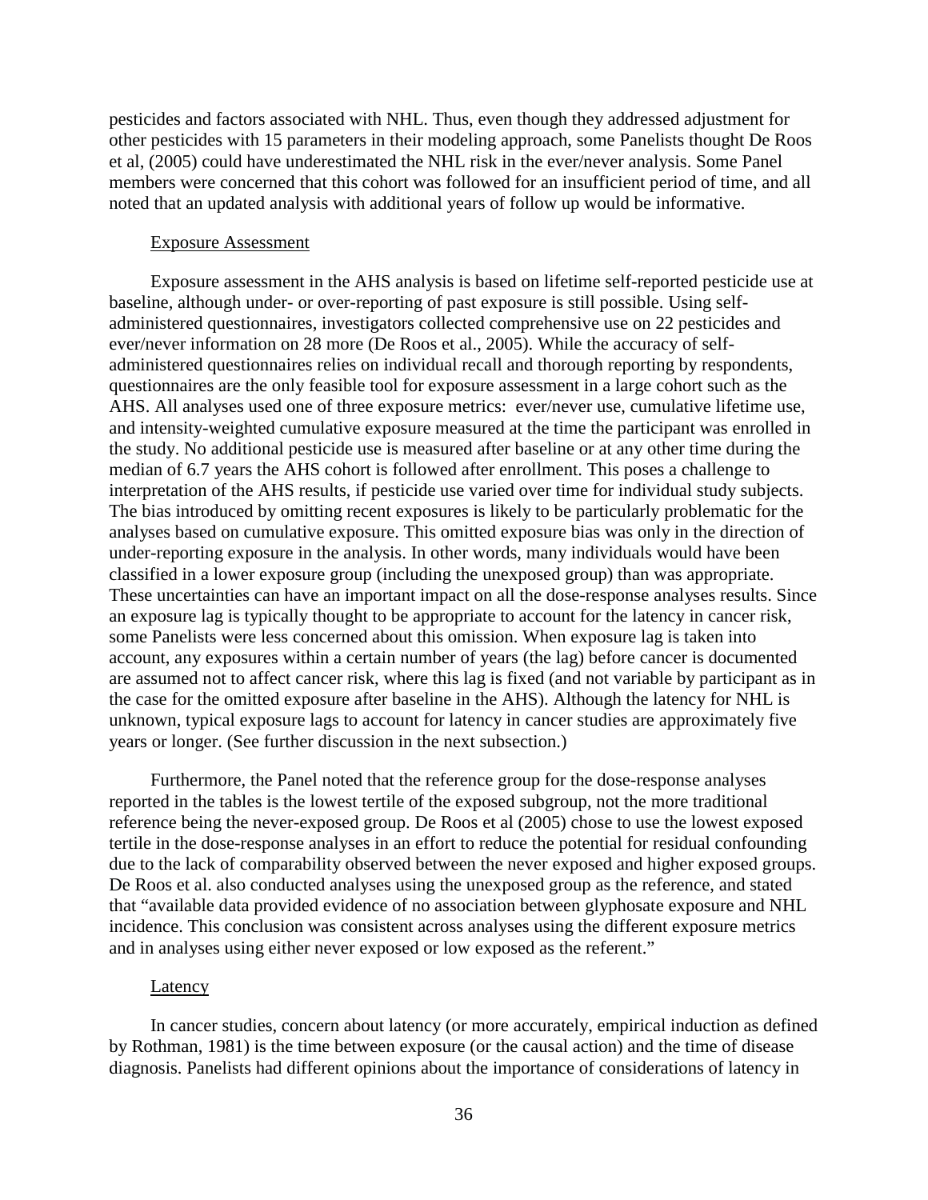pesticides and factors associated with NHL. Thus, even though they addressed adjustment for other pesticides with 15 parameters in their modeling approach, some Panelists thought De Roos et al, (2005) could have underestimated the NHL risk in the ever/never analysis. Some Panel members were concerned that this cohort was followed for an insufficient period of time, and all noted that an updated analysis with additional years of follow up would be informative.

### Exposure Assessment

Exposure assessment in the AHS analysis is based on lifetime self-reported pesticide use at baseline, although under- or over-reporting of past exposure is still possible. Using self-administered questionnaires, investigators collected comprehensive use on 22 pesticides and ever/never information on 28 more (De Roos et al., 2005). While the accuracy of self-administered questionnaires relies on individual recall and thorough reporting by respondents, questionnaires are the only feasible tool for exposure assessment in a large cohort such as the AHS. All analyses used one of three exposure metrics: ever/never use, cumulative lifetime use, and intensity-weighted cumulative exposure measured at the time the participant was enrolled in the study. No additional pesticide use is measured after baseline or at any other time during the median of 6.7 years the AHS cohort is followed after enrollment. This poses a challenge to interpretation of the AHS results, if pesticide use varied over time for individual study subjects. The bias introduced by omitting recent exposures is likely to be particularly problematic for the analyses based on cumulative exposure. This omitted exposure bias was only in the direction of under-reporting exposure in the analysis. In other words, many individuals would have been classified in a lower exposure group (including the unexposed group) than was appropriate. These uncertainties can have an important impact on all the dose-response analyses results. Since an exposure lag is typically thought to be appropriate to account for the latency in cancer risk, some Panelists were less concerned about this omission. When exposure lag is taken into account, any exposures within a certain number of years (the lag) before cancer is documented are assumed not to affect cancer risk, where this lag is fixed (and not variable by participant as in the case for the omitted exposure after baseline in the AHS). Although the latency for NHL is unknown, typical exposure lags to account for latency in cancer studies are approximately five years or longer. (See further discussion in the next subsection.)

Furthermore, the Panel noted that the reference group for the dose-response analyses reported in the tables is the lowest tertile of the exposed subgroup, not the more traditional reference being the never-exposed group. De Roos et al (2005) chose to use the lowest exposed tertile in the dose-response analyses in an effort to reduce the potential for residual confounding due to the lack of comparability observed between the never exposed and higher exposed groups. De Roos et al. also conducted analyses using the unexposed group as the reference, and stated that "available data provided evidence of no association between glyphosate exposure and NHL incidence. This conclusion was consistent across analyses using the different exposure metrics and in analyses using either never exposed or low exposed as the referent."

### Latency

In cancer studies, concern about latency (or more accurately, empirical induction as defined by Rothman, 1981) is the time between exposure (or the causal action) and the time of disease diagnosis. Panelists had different opinions about the importance of considerations of latency in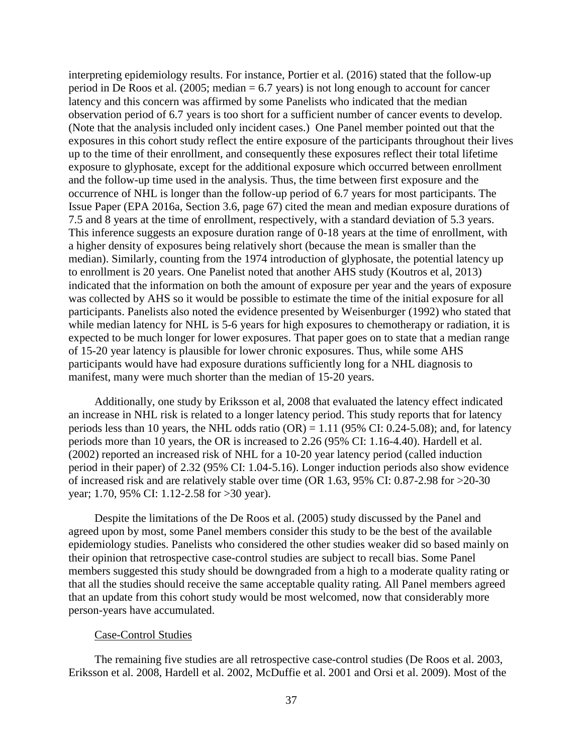interpreting epidemiology results. For instance, Portier et al. (2016) stated that the follow-up period in De Roos et al. (2005; median = 6.7 years) is not long enough to account for cancer latency and this concern was affirmed by some Panelists who indicated that the median observation period of 6.7 years is too short for a sufficient number of cancer events to develop. (Note that the analysis included only incident cases.) One Panel member pointed out that the exposures in this cohort study reflect the entire exposure of the participants throughout their lives up to the time of their enrollment, and consequently these exposures reflect their total lifetime exposure to glyphosate, except for the additional exposure which occurred between enrollment and the follow-up time used in the analysis. Thus, the time between first exposure and the occurrence of NHL is longer than the follow-up period of 6.7 years for most participants. The Issue Paper (EPA 2016a, Section 3.6, page 67) cited the mean and median exposure durations of 7.5 and 8 years at the time of enrollment, respectively, with a standard deviation of 5.3 years. This inference suggests an exposure duration range of 0-18 years at the time of enrollment, with a higher density of exposures being relatively short (because the mean is smaller than the median). Similarly, counting from the 1974 introduction of glyphosate, the potential latency up to enrollment is 20 years. One Panelist noted that another AHS study (Koutros et al, 2013) indicated that the information on both the amount of exposure per year and the years of exposure was collected by AHS so it would be possible to estimate the time of the initial exposure for all participants. Panelists also noted the evidence presented by Weisenburger (1992) who stated that while median latency for NHL is 5-6 years for high exposures to chemotherapy or radiation, it is expected to be much longer for lower exposures. That paper goes on to state that a median range of 15-20 year latency is plausible for lower chronic exposures. Thus, while some AHS participants would have had exposure durations sufficiently long for a NHL diagnosis to manifest, many were much shorter than the median of 15-20 years.

Additionally, one study by Eriksson et al, 2008 that evaluated the latency effect indicated an increase in NHL risk is related to a longer latency period. This study reports that for latency periods less than 10 years, the NHL odds ratio (OR) = 1.11 (95% CI: 0.24-5.08); and, for latency periods more than 10 years, the OR is increased to 2.26 (95% CI: 1.16-4.40). Hardell et al. (2002) reported an increased risk of NHL for a 10-20 year latency period (called induction period in their paper) of 2.32 (95% CI: 1.04-5.16). Longer induction periods also show evidence of increased risk and are relatively stable over time (OR 1.63, 95% CI: 0.87-2.98 for >20-30 year; 1.70, 95% CI: 1.12-2.58 for >30 year).

Despite the limitations of the De Roos et al. (2005) study discussed by the Panel and agreed upon by most, some Panel members consider this study to be the best of the available epidemiology studies. Panelists who considered the other studies weaker did so based mainly on their opinion that retrospective case-control studies are subject to recall bias. Some Panel members suggested this study should be downgraded from a high to a moderate quality rating or that all the studies should receive the same acceptable quality rating. All Panel members agreed that an update from this cohort study would be most welcomed, now that considerably more person-years have accumulated.

Case-Control Studies

The remaining five studies are all retrospective case-control studies (De Roos et al. 2003, Eriksson et al. 2008, Hardell et al. 2002, McDuffie et al. 2001 and Orsi et al. 2009). Most of the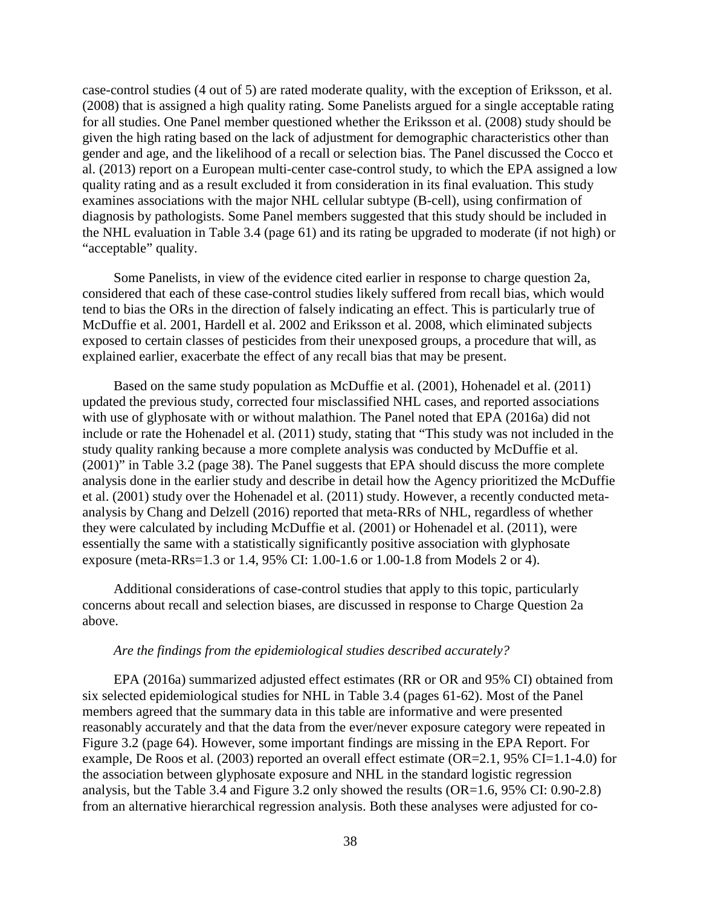case-control studies (4 out of 5) are rated moderate quality, with the exception of Eriksson, et al. (2008) that is assigned a high quality rating. Some Panelists argued for a single acceptable rating for all studies. One Panel member questioned whether the Eriksson et al. (2008) study should be given the high rating based on the lack of adjustment for demographic characteristics other than gender and age, and the likelihood of a recall or selection bias. The Panel discussed the Cocco et al. (2013) report on a European multi-center case-control study, to which the EPA assigned a low quality rating and as a result excluded it from consideration in its final evaluation. This study examines associations with the major NHL cellular subtype (B-cell), using confirmation of diagnosis by pathologists. Some Panel members suggested that this study should be included in the NHL evaluation in Table 3.4 (page 61) and its rating be upgraded to moderate (if not high) or "acceptable" quality.

Some Panelists, in view of the evidence cited earlier in response to charge question 2a, considered that each of these case-control studies likely suffered from recall bias, which would tend to bias the ORs in the direction of falsely indicating an effect. This is particularly true of McDuffie et al. 2001, Hardell et al. 2002 and Eriksson et al. 2008, which eliminated subjects exposed to certain classes of pesticides from their unexposed groups, a procedure that will, as explained earlier, exacerbate the effect of any recall bias that may be present.

Based on the same study population as McDuffie et al. (2001), Hohenadel et al. (2011) updated the previous study, corrected four misclassified NHL cases, and reported associations with use of glyphosate with or without malathion. The Panel noted that EPA (2016a) did not include or rate the Hohenadel et al. (2011) study, stating that "This study was not included in the study quality ranking because a more complete analysis was conducted by McDuffie et al. (2001)" in Table 3.2 (page 38). The Panel suggests that EPA should discuss the more complete analysis done in the earlier study and describe in detail how the Agency prioritized the McDuffie et al. (2001) study over the Hohenadel et al. (2011) study. However, a recently conducted meta-analysis by Chang and Delzell (2016) reported that meta-RRs of NHL, regardless of whether they were calculated by including McDuffie et al. (2001) or Hohenadel et al. (2011), were essentially the same with a statistically significantly positive association with glyphosate exposure (meta-RRs=1.3 or 1.4, 95% CI: 1.00-1.6 or 1.00-1.8 from Models 2 or 4).

Additional considerations of case-control studies that apply to this topic, particularly concerns about recall and selection biases, are discussed in response to Charge Question 2a above.

*Are the findings from the epidemiological studies described accurately?*

EPA (2016a) summarized adjusted effect estimates (RR or OR and 95% CI) obtained from six selected epidemiological studies for NHL in Table 3.4 (pages 61-62). Most of the Panel members agreed that the summary data in this table are informative and were presented reasonably accurately and that the data from the ever/never exposure category were repeated in Figure 3.2 (page 64). However, some important findings are missing in the EPA Report. For example, De Roos et al. (2003) reported an overall effect estimate (OR=2.1, 95% CI=1.1-4.0) for the association between glyphosate exposure and NHL in the standard logistic regression analysis, but the Table 3.4 and Figure 3.2 only showed the results (OR=1.6, 95% CI: 0.90-2.8) from an alternative hierarchical regression analysis. Both these analyses were adjusted for co-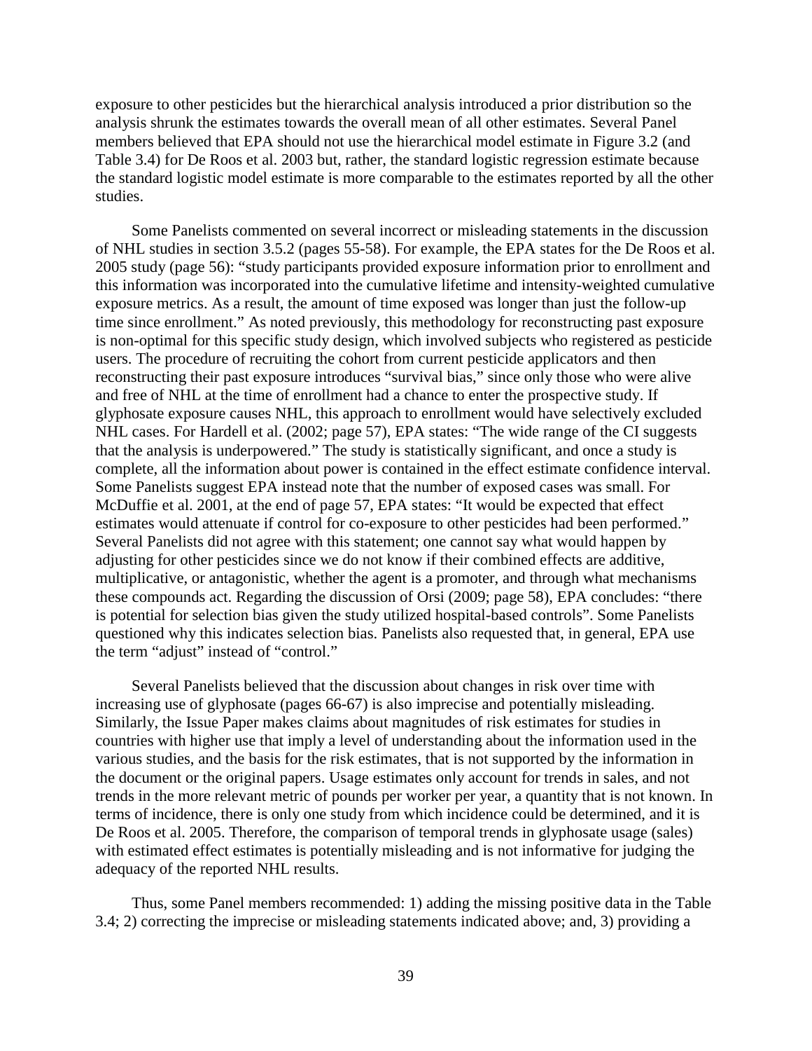exposure to other pesticides but the hierarchical analysis introduced a prior distribution so the analysis shrunk the estimates towards the overall mean of all other estimates. Several Panel members believed that EPA should not use the hierarchical model estimate in Figure 3.2 (and Table 3.4) for De Roos et al. 2003 but, rather, the standard logistic regression estimate because the standard logistic model estimate is more comparable to the estimates reported by all the other studies.

Some Panelists commented on several incorrect or misleading statements in the discussion of NHL studies in section 3.5.2 (pages 55-58). For example, the EPA states for the De Roos et al. 2005 study (page 56): "study participants provided exposure information prior to enrollment and this information was incorporated into the cumulative lifetime and intensity-weighted cumulative exposure metrics. As a result, the amount of time exposed was longer than just the follow-up time since enrollment." As noted previously, this methodology for reconstructing past exposure is non-optimal for this specific study design, which involved subjects who registered as pesticide users. The procedure of recruiting the cohort from current pesticide applicators and then reconstructing their past exposure introduces "survival bias," since only those who were alive and free of NHL at the time of enrollment had a chance to enter the prospective study. If glyphosate exposure causes NHL, this approach to enrollment would have selectively excluded NHL cases. For Hardell et al. (2002; page 57), EPA states: "The wide range of the CI suggests that the analysis is underpowered." The study is statistically significant, and once a study is complete, all the information about power is contained in the effect estimate confidence interval. Some Panelists suggest EPA instead note that the number of exposed cases was small. For McDuffie et al. 2001, at the end of page 57, EPA states: "It would be expected that effect estimates would attenuate if control for co-exposure to other pesticides had been performed." Several Panelists did not agree with this statement; one cannot say what would happen by adjusting for other pesticides since we do not know if their combined effects are additive, multiplicative, or antagonistic, whether the agent is a promoter, and through what mechanisms these compounds act. Regarding the discussion of Orsi (2009; page 58), EPA concludes: "there is potential for selection bias given the study utilized hospital-based controls". Some Panelists questioned why this indicates selection bias. Panelists also requested that, in general, EPA use the term "adjust" instead of "control."

Several Panelists believed that the discussion about changes in risk over time with increasing use of glyphosate (pages 66-67) is also imprecise and potentially misleading. Similarly, the Issue Paper makes claims about magnitudes of risk estimates for studies in countries with higher use that imply a level of understanding about the information used in the various studies, and the basis for the risk estimates, that is not supported by the information in the document or the original papers. Usage estimates only account for trends in sales, and not trends in the more relevant metric of pounds per worker per year, a quantity that is not known. In terms of incidence, there is only one study from which incidence could be determined, and it is De Roos et al. 2005. Therefore, the comparison of temporal trends in glyphosate usage (sales) with estimated effect estimates is potentially misleading and is not informative for judging the adequacy of the reported NHL results.

Thus, some Panel members recommended: 1) adding the missing positive data in the Table 3.4; 2) correcting the imprecise or misleading statements indicated above; and, 3) providing a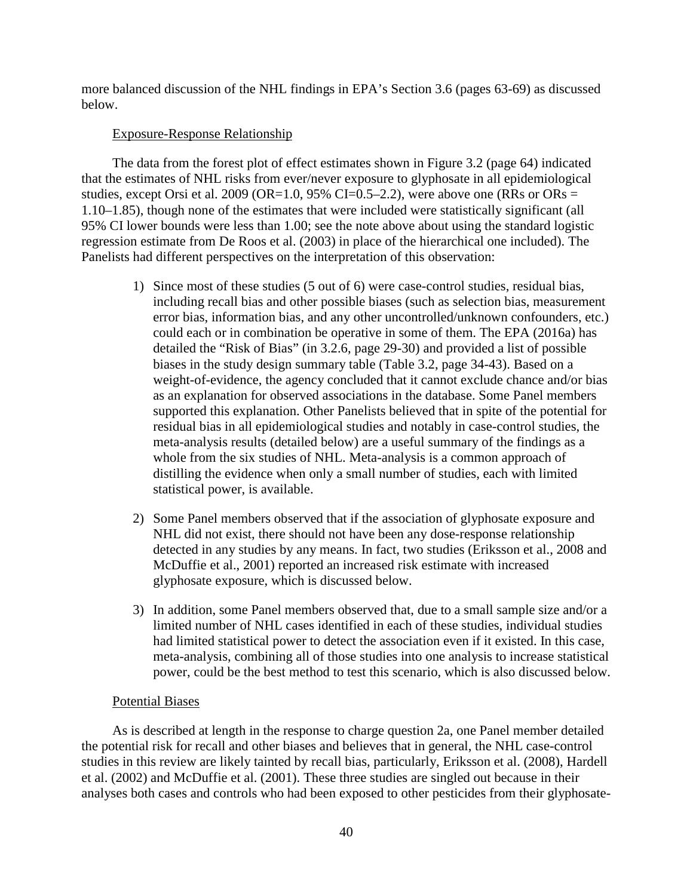more balanced discussion of the NHL findings in EPA's Section 3.6 (pages 63-69) as discussed below.

Exposure-Response Relationship

The data from the forest plot of effect estimates shown in Figure 3.2 (page 64) indicated that the estimates of NHL risks from ever/never exposure to glyphosate in all epidemiological studies, except Orsi et al. 2009 (OR=1.0, 95% CI=0.5–2.2), were above one (RRs or ORs = 1.10–1.85), though none of the estimates that were included were statistically significant (all 95% CI lower bounds were less than 1.00; see the note above about using the standard logistic regression estimate from De Roos et al. (2003) in place of the hierarchical one included). The Panelists had different perspectives on the interpretation of this observation:

1) Since most of these studies (5 out of 6) were case-control studies, residual bias, including recall bias and other possible biases (such as selection bias, measurement error bias, information bias, and any other uncontrolled/unknown confounders, etc.) could each or in combination be operative in some of them. The EPA (2016a) has detailed the "Risk of Bias" (in 3.2.6, page 29-30) and provided a list of possible biases in the study design summary table (Table 3.2, page 34-43). Based on a weight-of-evidence, the agency concluded that it cannot exclude chance and/or bias as an explanation for observed associations in the database. Some Panel members supported this explanation. Other Panelists believed that in spite of the potential for residual bias in all epidemiological studies and notably in case-control studies, the meta-analysis results (detailed below) are a useful summary of the findings as a whole from the six studies of NHL. Meta-analysis is a common approach of distilling the evidence when only a small number of studies, each with limited statistical power, is available.

2) Some Panel members observed that if the association of glyphosate exposure and NHL did not exist, there should not have been any dose-response relationship detected in any studies by any means. In fact, two studies (Eriksson et al., 2008 and McDuffie et al., 2001) reported an increased risk estimate with increased glyphosate exposure, which is discussed below.

3) In addition, some Panel members observed that, due to a small sample size and/or a limited number of NHL cases identified in each of these studies, individual studies had limited statistical power to detect the association even if it existed. In this case, meta-analysis, combining all of those studies into one analysis to increase statistical power, could be the best method to test this scenario, which is also discussed below.

Potential Biases

As is described at length in the response to charge question 2a, one Panel member detailed the potential risk for recall and other biases and believes that in general, the NHL case-control studies in this review are likely tainted by recall bias, particularly, Eriksson et al. (2008), Hardell et al. (2002) and McDuffie et al. (2001). These three studies are singled out because in their analyses both cases and controls who had been exposed to other pesticides from their glyphosate-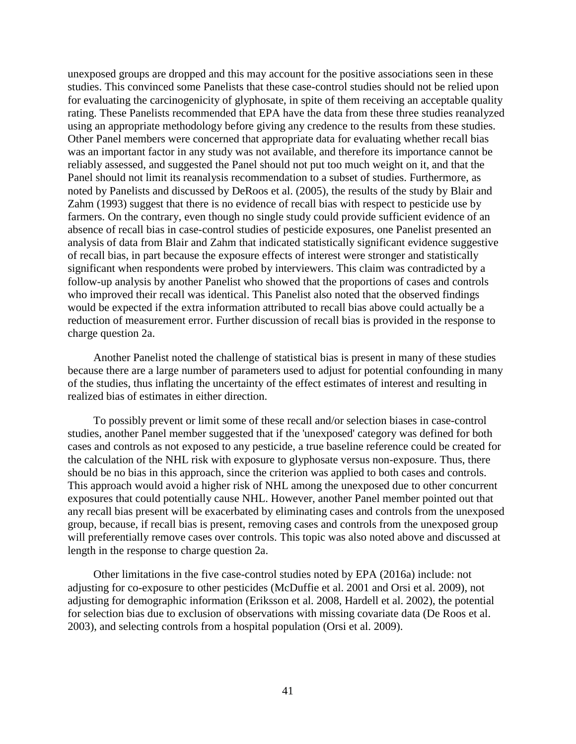unexposed groups are dropped and this may account for the positive associations seen in these studies. This convinced some Panelists that these case-control studies should not be relied upon for evaluating the carcinogenicity of glyphosate, in spite of them receiving an acceptable quality rating. These Panelists recommended that EPA have the data from these three studies reanalyzed using an appropriate methodology before giving any credence to the results from these studies. Other Panel members were concerned that appropriate data for evaluating whether recall bias was an important factor in any study was not available, and therefore its importance cannot be reliably assessed, and suggested the Panel should not put too much weight on it, and that the Panel should not limit its reanalysis recommendation to a subset of studies. Furthermore, as noted by Panelists and discussed by DeRoos et al. (2005), the results of the study by Blair and Zahm (1993) suggest that there is no evidence of recall bias with respect to pesticide use by farmers. On the contrary, even though no single study could provide sufficient evidence of an absence of recall bias in case-control studies of pesticide exposures, one Panelist presented an analysis of data from Blair and Zahm that indicated statistically significant evidence suggestive of recall bias, in part because the exposure effects of interest were stronger and statistically significant when respondents were probed by interviewers. This claim was contradicted by a follow-up analysis by another Panelist who showed that the proportions of cases and controls who improved their recall was identical. This Panelist also noted that the observed findings would be expected if the extra information attributed to recall bias above could actually be a reduction of measurement error. Further discussion of recall bias is provided in the response to charge question 2a.

Another Panelist noted the challenge of statistical bias is present in many of these studies because there are a large number of parameters used to adjust for potential confounding in many of the studies, thus inflating the uncertainty of the effect estimates of interest and resulting in realized bias of estimates in either direction.

To possibly prevent or limit some of these recall and/or selection biases in case-control studies, another Panel member suggested that if the 'unexposed' category was defined for both cases and controls as not exposed to any pesticide, a true baseline reference could be created for the calculation of the NHL risk with exposure to glyphosate versus non-exposure. Thus, there should be no bias in this approach, since the criterion was applied to both cases and controls. This approach would avoid a higher risk of NHL among the unexposed due to other concurrent exposures that could potentially cause NHL. However, another Panel member pointed out that any recall bias present will be exacerbated by eliminating cases and controls from the unexposed group, because, if recall bias is present, removing cases and controls from the unexposed group will preferentially remove cases over controls. This topic was also noted above and discussed at length in the response to charge question 2a.

Other limitations in the five case-control studies noted by EPA (2016a) include: not adjusting for co-exposure to other pesticides (McDuffie et al. 2001 and Orsi et al. 2009), not adjusting for demographic information (Eriksson et al. 2008, Hardell et al. 2002), the potential for selection bias due to exclusion of observations with missing covariate data (De Roos et al. 2003), and selecting controls from a hospital population (Orsi et al. 2009).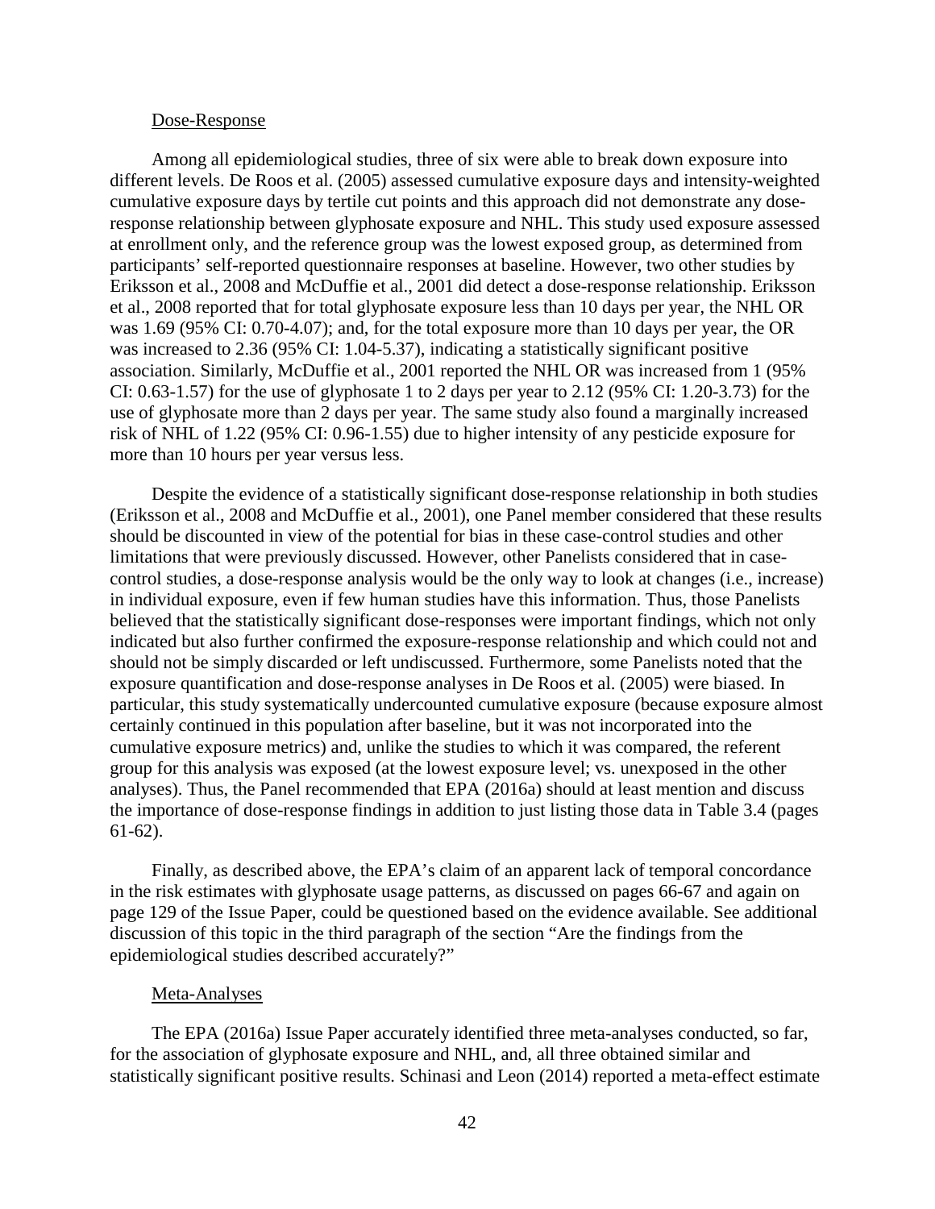Dose-Response

Among all epidemiological studies, three of six were able to break down exposure into different levels. De Roos et al. (2005) assessed cumulative exposure days and intensity-weighted cumulative exposure days by tertile cut points and this approach did not demonstrate any dose-response relationship between glyphosate exposure and NHL. This study used exposure assessed at enrollment only, and the reference group was the lowest exposed group, as determined from participants' self-reported questionnaire responses at baseline. However, two other studies by Eriksson et al., 2008 and McDuffie et al., 2001 did detect a dose-response relationship. Eriksson et al., 2008 reported that for total glyphosate exposure less than 10 days per year, the NHL OR was 1.69 (95% CI: 0.70-4.07); and, for the total exposure more than 10 days per year, the OR was increased to 2.36 (95% CI: 1.04-5.37), indicating a statistically significant positive association. Similarly, McDuffie et al., 2001 reported the NHL OR was increased from 1 (95% CI: 0.63-1.57) for the use of glyphosate 1 to 2 days per year to 2.12 (95% CI: 1.20-3.73) for the use of glyphosate more than 2 days per year. The same study also found a marginally increased risk of NHL of 1.22 (95% CI: 0.96-1.55) due to higher intensity of any pesticide exposure for more than 10 hours per year versus less.

Despite the evidence of a statistically significant dose-response relationship in both studies (Eriksson et al., 2008 and McDuffie et al., 2001), one Panel member considered that these results should be discounted in view of the potential for bias in these case-control studies and other limitations that were previously discussed. However, other Panelists considered that in case-control studies, a dose-response analysis would be the only way to look at changes (i.e., increase) in individual exposure, even if few human studies have this information. Thus, those Panelists believed that the statistically significant dose-responses were important findings, which not only indicated but also further confirmed the exposure-response relationship and which could not and should not be simply discarded or left undiscussed. Furthermore, some Panelists noted that the exposure quantification and dose-response analyses in De Roos et al. (2005) were biased. In particular, this study systematically undercounted cumulative exposure (because exposure almost certainly continued in this population after baseline, but it was not incorporated into the cumulative exposure metrics) and, unlike the studies to which it was compared, the referent group for this analysis was exposed (at the lowest exposure level; vs. unexposed in the other analyses). Thus, the Panel recommended that EPA (2016a) should at least mention and discuss the importance of dose-response findings in addition to just listing those data in Table 3.4 (pages 61-62).

Finally, as described above, the EPA's claim of an apparent lack of temporal concordance in the risk estimates with glyphosate usage patterns, as discussed on pages 66-67 and again on page 129 of the Issue Paper, could be questioned based on the evidence available. See additional discussion of this topic in the third paragraph of the section "Are the findings from the epidemiological studies described accurately?"

Meta-Analyses

The EPA (2016a) Issue Paper accurately identified three meta-analyses conducted, so far, for the association of glyphosate exposure and NHL, and, all three obtained similar and statistically significant positive results. Schinasi and Leon (2014) reported a meta-effect estimate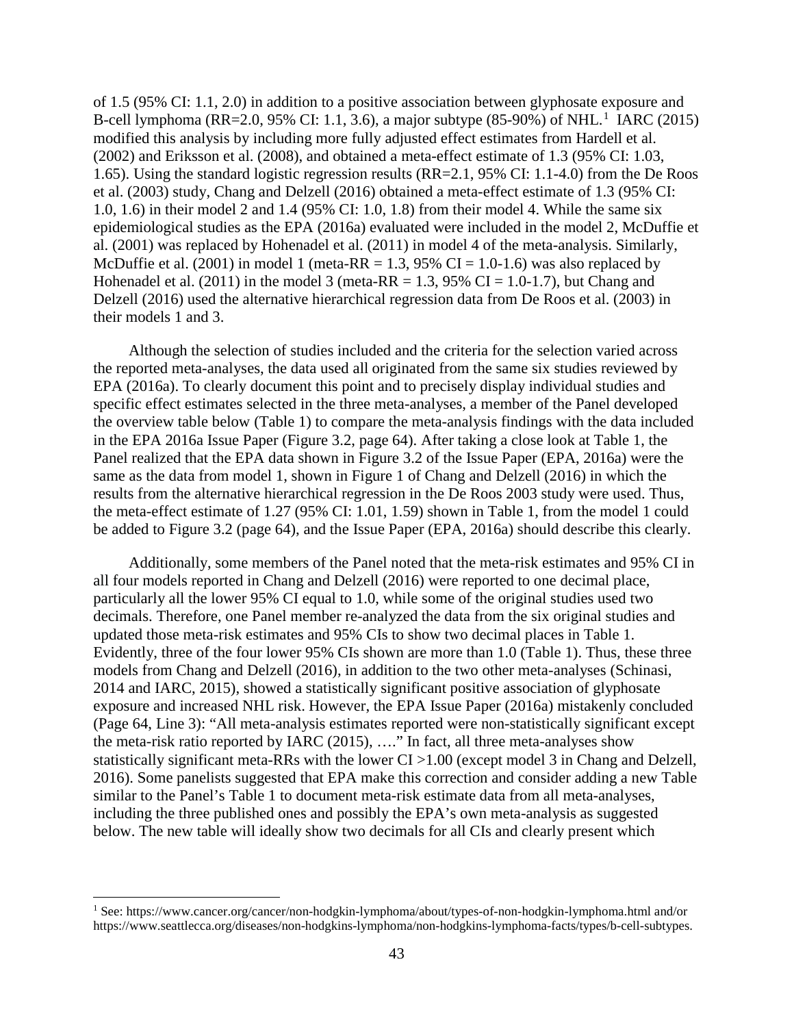of 1.5 (95% CI: 1.1, 2.0) in addition to a positive association between glyphosate exposure and B-cell lymphoma (RR=2.0, 95% CI: 1.1, 3.6), a major subtype (85-90%) of NHL.[1] IARC (2015) modified this analysis by including more fully adjusted effect estimates from Hardell et al. (2002) and Eriksson et al. (2008), and obtained a meta-effect estimate of 1.3 (95% CI: 1.03, 1.65). Using the standard logistic regression results (RR=2.1, 95% CI: 1.1-4.0) from the De Roos et al. (2003) study, Chang and Delzell (2016) obtained a meta-effect estimate of 1.3 (95% CI: 1.0, 1.6) in their model 2 and 1.4 (95% CI: 1.0, 1.8) from their model 4. While the same six epidemiological studies as the EPA (2016a) evaluated were included in the model 2, McDuffie et al. (2001) was replaced by Hohenadel et al. (2011) in model 4 of the meta-analysis. Similarly, McDuffie et al. (2001) in model 1 (meta-RR = 1.3, 95% CI = 1.0-1.6) was also replaced by Hohenadel et al. (2011) in the model 3 (meta-RR = 1.3, 95% CI = 1.0-1.7), but Chang and Delzell (2016) used the alternative hierarchical regression data from De Roos et al. (2003) in their models 1 and 3.

Although the selection of studies included and the criteria for the selection varied across the reported meta-analyses, the data used all originated from the same six studies reviewed by EPA (2016a). To clearly document this point and to precisely display individual studies and specific effect estimates selected in the three meta-analyses, a member of the Panel developed the overview table below (Table 1) to compare the meta-analysis findings with the data included in the EPA 2016a Issue Paper (Figure 3.2, page 64). After taking a close look at Table 1, the Panel realized that the EPA data shown in Figure 3.2 of the Issue Paper (EPA, 2016a) were the same as the data from model 1, shown in Figure 1 of Chang and Delzell (2016) in which the results from the alternative hierarchical regression in the De Roos 2003 study were used. Thus, the meta-effect estimate of 1.27 (95% CI: 1.01, 1.59) shown in Table 1, from the model 1 could be added to Figure 3.2 (page 64), and the Issue Paper (EPA, 2016a) should describe this clearly.

Additionally, some members of the Panel noted that the meta-risk estimates and 95% CI in all four models reported in Chang and Delzell (2016) were reported to one decimal place, particularly all the lower 95% CI equal to 1.0, while some of the original studies used two decimals. Therefore, one Panel member re-analyzed the data from the six original studies and updated those meta-risk estimates and 95% CIs to show two decimal places in Table 1. Evidently, three of the four lower 95% CIs shown are more than 1.0 (Table 1). Thus, these three models from Chang and Delzell (2016), in addition to the two other meta-analyses (Schinasi, 2014 and IARC, 2015), showed a statistically significant positive association of glyphosate exposure and increased NHL risk. However, the EPA Issue Paper (2016a) mistakenly concluded (Page 64, Line 3): "All meta-analysis estimates reported were non-statistically significant except the meta-risk ratio reported by IARC (2015), …." In fact, all three meta-analyses show statistically significant meta-RRs with the lower CI >1.00 (except model 3 in Chang and Delzell, 2016). Some panelists suggested that EPA make this correction and consider adding a new Table similar to the Panel's Table 1 to document meta-risk estimate data from all meta-analyses, including the three published ones and possibly the EPA's own meta-analysis as suggested below. The new table will ideally show two decimals for all CIs and clearly present which

[1] See: https://www.cancer.org/cancer/non-hodgkin-lymphoma/about/types-of-non-hodgkin-lymphoma.html and/or https://www.seattlecca.org/diseases/non-hodgkins-lymphoma/non-hodgkins-lymphoma-facts/types/b-cell-subtypes.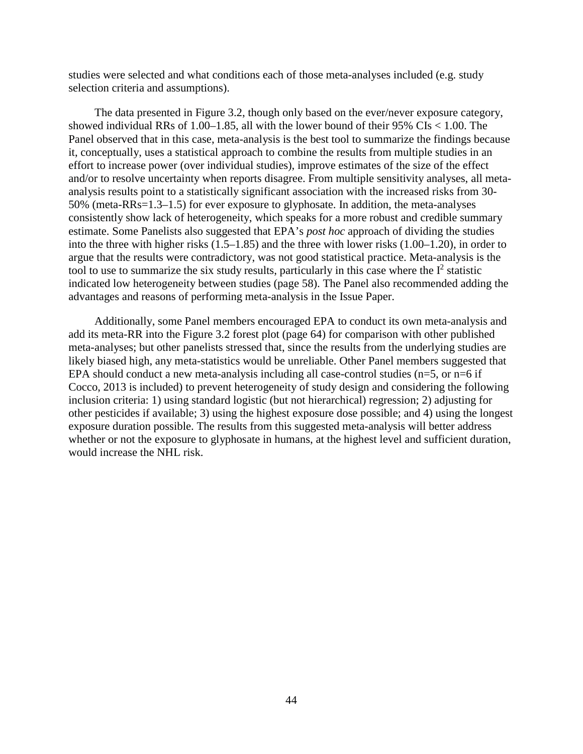studies were selected and what conditions each of those meta-analyses included (e.g. study selection criteria and assumptions).

The data presented in Figure 3.2, though only based on the ever/never exposure category, showed individual RRs of 1.00–1.85, all with the lower bound of their 95% CIs < 1.00. The Panel observed that in this case, meta-analysis is the best tool to summarize the findings because it, conceptually, uses a statistical approach to combine the results from multiple studies in an effort to increase power (over individual studies), improve estimates of the size of the effect and/or to resolve uncertainty when reports disagree. From multiple sensitivity analyses, all meta-analysis results point to a statistically significant association with the increased risks from 30-50% (meta-RRs=1.3–1.5) for ever exposure to glyphosate. In addition, the meta-analyses consistently show lack of heterogeneity, which speaks for a more robust and credible summary estimate. Some Panelists also suggested that EPA's *post hoc* approach of dividing the studies into the three with higher risks (1.5–1.85) and the three with lower risks (1.00–1.20), in order to argue that the results were contradictory, was not good statistical practice. Meta-analysis is the tool to use to summarize the six study results, particularly in this case where the $I^2$ statistic indicated low heterogeneity between studies (page 58). The Panel also recommended adding the advantages and reasons of performing meta-analysis in the Issue Paper.

Additionally, some Panel members encouraged EPA to conduct its own meta-analysis and add its meta-RR into the Figure 3.2 forest plot (page 64) for comparison with other published meta-analyses; but other panelists stressed that, since the results from the underlying studies are likely biased high, any meta-statistics would be unreliable. Other Panel members suggested that EPA should conduct a new meta-analysis including all case-control studies (n=5, or n=6 if Cocco, 2013 is included) to prevent heterogeneity of study design and considering the following inclusion criteria: 1) using standard logistic (but not hierarchical) regression; 2) adjusting for other pesticides if available; 3) using the highest exposure dose possible; and 4) using the longest exposure duration possible. The results from this suggested meta-analysis will better address whether or not the exposure to glyphosate in humans, at the highest level and sufficient duration, would increase the NHL risk.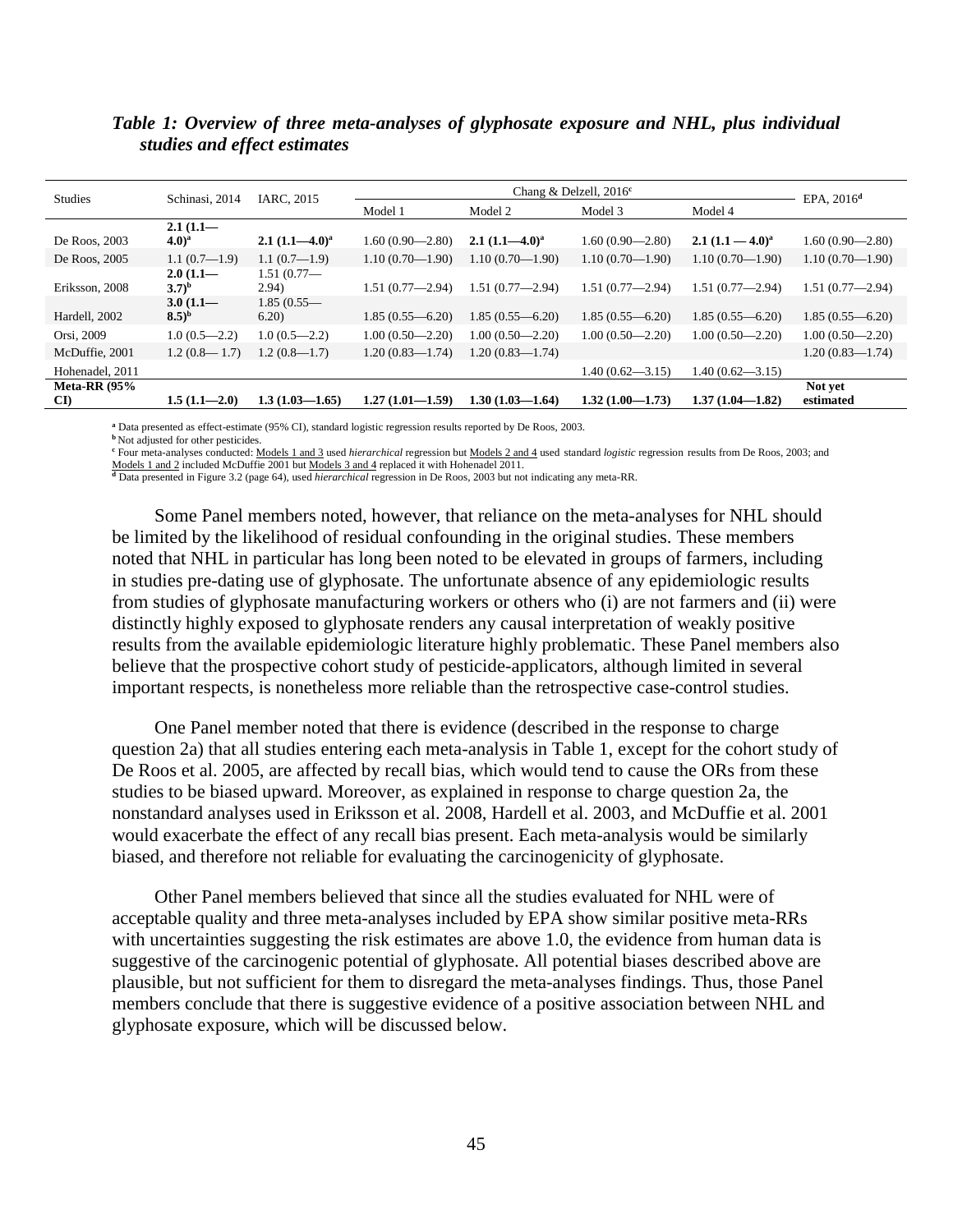***Table 1: Overview of three meta-analyses of glyphosate exposure and NHL, plus individual studies and effect estimates***

| Studies | Schinasi, 2014 | IARC, 2015 | Chang & Delzell, 2016[c] | | | | EPA, 2016[d] |
|---|---|---|---|---|---|---|---|
| | | | Model 1 | Model 2 | Model 3 | Model 4 | |
| De Roos, 2003 | **2.1 (1.1—4.0)**[a] | **2.1 (1.1—4.0)**[a] | 1.60 (0.90—2.80) | **2.1 (1.1—4.0)**[a] | 1.60 (0.90—2.80) | **2.1 (1.1 — 4.0)**[a] | 1.60 (0.90—2.80) |
| De Roos, 2005 | 1.1 (0.7—1.9) | 1.1 (0.7—1.9) | 1.10 (0.70—1.90) | 1.10 (0.70—1.90) | 1.10 (0.70—1.90) | 1.10 (0.70—1.90) | 1.10 (0.70—1.90) |
| Eriksson, 2008 | **2.0 (1.1—3.7)**[b] | 1.51 (0.77—2.94) | 1.51 (0.77—2.94) | 1.51 (0.77—2.94) | 1.51 (0.77—2.94) | 1.51 (0.77—2.94) | 1.51 (0.77—2.94) |
| Hardell, 2002 | **3.0 (1.1—8.5)**[b] | 1.85 (0.55—6.20) | 1.85 (0.55—6.20) | 1.85 (0.55—6.20) | 1.85 (0.55—6.20) | 1.85 (0.55—6.20) | 1.85 (0.55—6.20) |
| Orsi, 2009 | 1.0 (0.5—2.2) | 1.0 (0.5—2.2) | 1.00 (0.50—2.20) | 1.00 (0.50—2.20) | 1.00 (0.50—2.20) | 1.00 (0.50—2.20) | 1.00 (0.50—2.20) |
| McDuffie, 2001 | 1.2 (0.8— 1.7) | 1.2 (0.8—1.7) | 1.20 (0.83—1.74) | 1.20 (0.83—1.74) | | | 1.20 (0.83—1.74) |
| Hohenadel, 2011 | | | | | 1.40 (0.62—3.15) | 1.40 (0.62—3.15) | |
| **Meta-RR (95% CI)** | **1.5 (1.1—2.0)** | **1.3 (1.03—1.65)** | **1.27 (1.01—1.59)** | **1.30 (1.03—1.64)** | **1.32 (1.00—1.73)** | **1.37 (1.04—1.82)** | **Not yet estimated** |

[a] Data presented as effect-estimate (95% CI), standard logistic regression results reported by De Roos, 2003.
[b] Not adjusted for other pesticides.
[c] Four meta-analyses conducted: Models 1 and 3 used *hierarchical* regression but Models 2 and 4 used standard *logistic* regression results from De Roos, 2003; and Models 1 and 2 included McDuffie 2001 but Models 3 and 4 replaced it with Hohenadel 2011.
[d] Data presented in Figure 3.2 (page 64), used *hierarchical* regression in De Roos, 2003 but not indicating any meta-RR.

Some Panel members noted, however, that reliance on the meta-analyses for NHL should be limited by the likelihood of residual confounding in the original studies. These members noted that NHL in particular has long been noted to be elevated in groups of farmers, including in studies pre-dating use of glyphosate. The unfortunate absence of any epidemiologic results from studies of glyphosate manufacturing workers or others who (i) are not farmers and (ii) were distinctly highly exposed to glyphosate renders any causal interpretation of weakly positive results from the available epidemiologic literature highly problematic. These Panel members also believe that the prospective cohort study of pesticide-applicators, although limited in several important respects, is nonetheless more reliable than the retrospective case-control studies.

One Panel member noted that there is evidence (described in the response to charge question 2a) that all studies entering each meta-analysis in Table 1, except for the cohort study of De Roos et al. 2005, are affected by recall bias, which would tend to cause the ORs from these studies to be biased upward. Moreover, as explained in response to charge question 2a, the nonstandard analyses used in Eriksson et al. 2008, Hardell et al. 2003, and McDuffie et al. 2001 would exacerbate the effect of any recall bias present. Each meta-analysis would be similarly biased, and therefore not reliable for evaluating the carcinogenicity of glyphosate.

Other Panel members believed that since all the studies evaluated for NHL were of acceptable quality and three meta-analyses included by EPA show similar positive meta-RRs with uncertainties suggesting the risk estimates are above 1.0, the evidence from human data is suggestive of the carcinogenic potential of glyphosate. All potential biases described above are plausible, but not sufficient for them to disregard the meta-analyses findings. Thus, those Panel members conclude that there is suggestive evidence of a positive association between NHL and glyphosate exposure, which will be discussed below.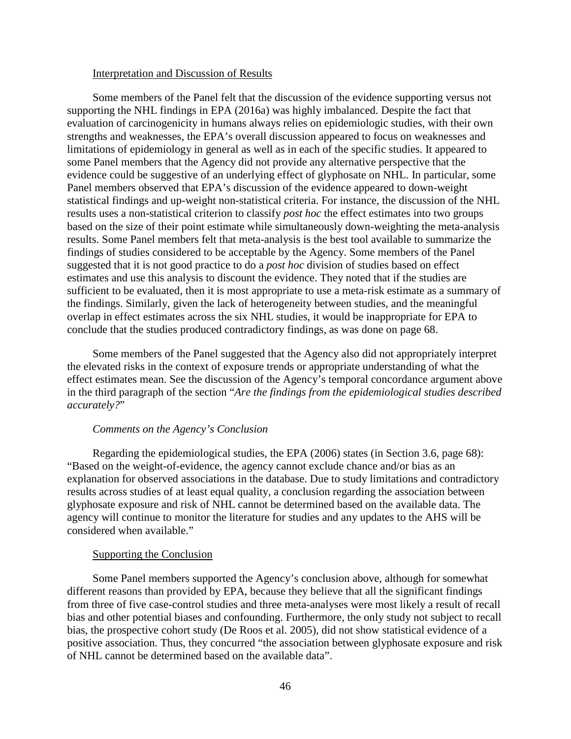Interpretation and Discussion of Results

Some members of the Panel felt that the discussion of the evidence supporting versus not supporting the NHL findings in EPA (2016a) was highly imbalanced. Despite the fact that evaluation of carcinogenicity in humans always relies on epidemiologic studies, with their own strengths and weaknesses, the EPA's overall discussion appeared to focus on weaknesses and limitations of epidemiology in general as well as in each of the specific studies. It appeared to some Panel members that the Agency did not provide any alternative perspective that the evidence could be suggestive of an underlying effect of glyphosate on NHL. In particular, some Panel members observed that EPA's discussion of the evidence appeared to down-weight statistical findings and up-weight non-statistical criteria. For instance, the discussion of the NHL results uses a non-statistical criterion to classify *post hoc* the effect estimates into two groups based on the size of their point estimate while simultaneously down-weighting the meta-analysis results. Some Panel members felt that meta-analysis is the best tool available to summarize the findings of studies considered to be acceptable by the Agency. Some members of the Panel suggested that it is not good practice to do a *post hoc* division of studies based on effect estimates and use this analysis to discount the evidence. They noted that if the studies are sufficient to be evaluated, then it is most appropriate to use a meta-risk estimate as a summary of the findings. Similarly, given the lack of heterogeneity between studies, and the meaningful overlap in effect estimates across the six NHL studies, it would be inappropriate for EPA to conclude that the studies produced contradictory findings, as was done on page 68.

Some members of the Panel suggested that the Agency also did not appropriately interpret the elevated risks in the context of exposure trends or appropriate understanding of what the effect estimates mean. See the discussion of the Agency's temporal concordance argument above in the third paragraph of the section "*Are the findings from the epidemiological studies described accurately?*"

*Comments on the Agency's Conclusion*

Regarding the epidemiological studies, the EPA (2006) states (in Section 3.6, page 68): "Based on the weight-of-evidence, the agency cannot exclude chance and/or bias as an explanation for observed associations in the database. Due to study limitations and contradictory results across studies of at least equal quality, a conclusion regarding the association between glyphosate exposure and risk of NHL cannot be determined based on the available data. The agency will continue to monitor the literature for studies and any updates to the AHS will be considered when available."

Supporting the Conclusion

Some Panel members supported the Agency's conclusion above, although for somewhat different reasons than provided by EPA, because they believe that all the significant findings from three of five case-control studies and three meta-analyses were most likely a result of recall bias and other potential biases and confounding. Furthermore, the only study not subject to recall bias, the prospective cohort study (De Roos et al. 2005), did not show statistical evidence of a positive association. Thus, they concurred "the association between glyphosate exposure and risk of NHL cannot be determined based on the available data".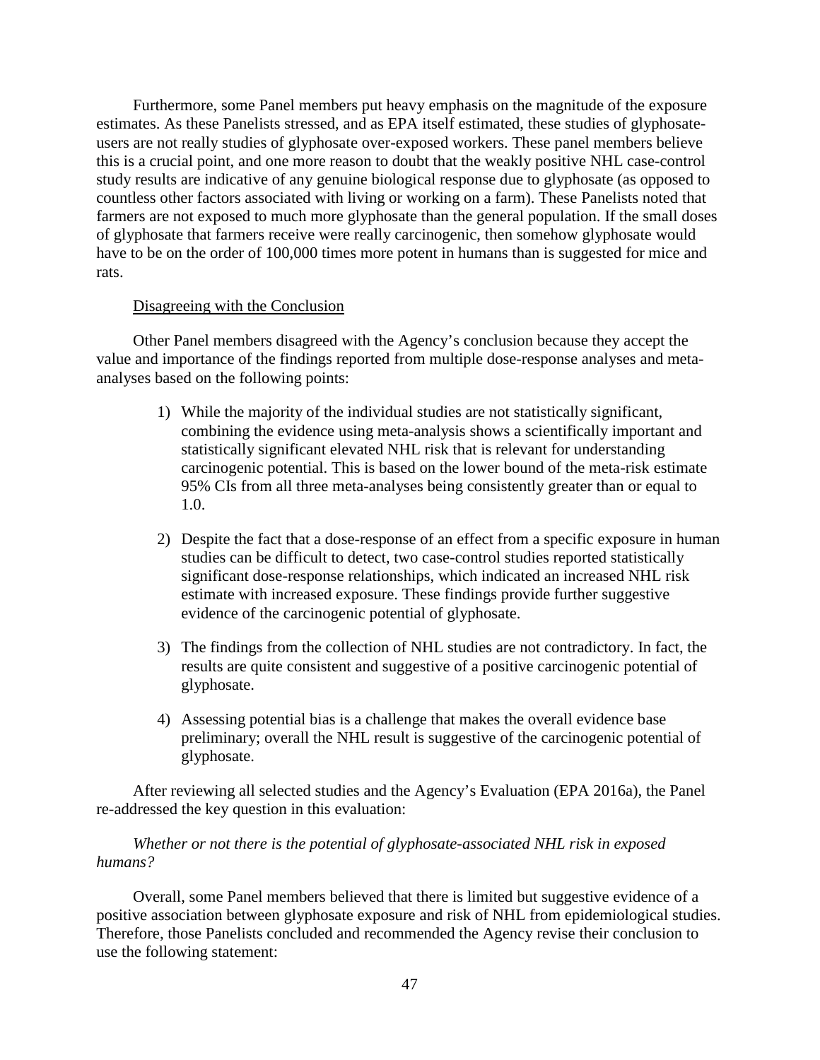Furthermore, some Panel members put heavy emphasis on the magnitude of the exposure estimates. As these Panelists stressed, and as EPA itself estimated, these studies of glyphosate-users are not really studies of glyphosate over-exposed workers. These panel members believe this is a crucial point, and one more reason to doubt that the weakly positive NHL case-control study results are indicative of any genuine biological response due to glyphosate (as opposed to countless other factors associated with living or working on a farm). These Panelists noted that farmers are not exposed to much more glyphosate than the general population. If the small doses of glyphosate that farmers receive were really carcinogenic, then somehow glyphosate would have to be on the order of 100,000 times more potent in humans than is suggested for mice and rats.

Disagreeing with the Conclusion

Other Panel members disagreed with the Agency's conclusion because they accept the value and importance of the findings reported from multiple dose-response analyses and meta-analyses based on the following points:

1) While the majority of the individual studies are not statistically significant, combining the evidence using meta-analysis shows a scientifically important and statistically significant elevated NHL risk that is relevant for understanding carcinogenic potential. This is based on the lower bound of the meta-risk estimate 95% CIs from all three meta-analyses being consistently greater than or equal to 1.0.

2) Despite the fact that a dose-response of an effect from a specific exposure in human studies can be difficult to detect, two case-control studies reported statistically significant dose-response relationships, which indicated an increased NHL risk estimate with increased exposure. These findings provide further suggestive evidence of the carcinogenic potential of glyphosate.

3) The findings from the collection of NHL studies are not contradictory. In fact, the results are quite consistent and suggestive of a positive carcinogenic potential of glyphosate.

4) Assessing potential bias is a challenge that makes the overall evidence base preliminary; overall the NHL result is suggestive of the carcinogenic potential of glyphosate.

After reviewing all selected studies and the Agency's Evaluation (EPA 2016a), the Panel re-addressed the key question in this evaluation:

*Whether or not there is the potential of glyphosate-associated NHL risk in exposed humans?*

Overall, some Panel members believed that there is limited but suggestive evidence of a positive association between glyphosate exposure and risk of NHL from epidemiological studies. Therefore, those Panelists concluded and recommended the Agency revise their conclusion to use the following statement: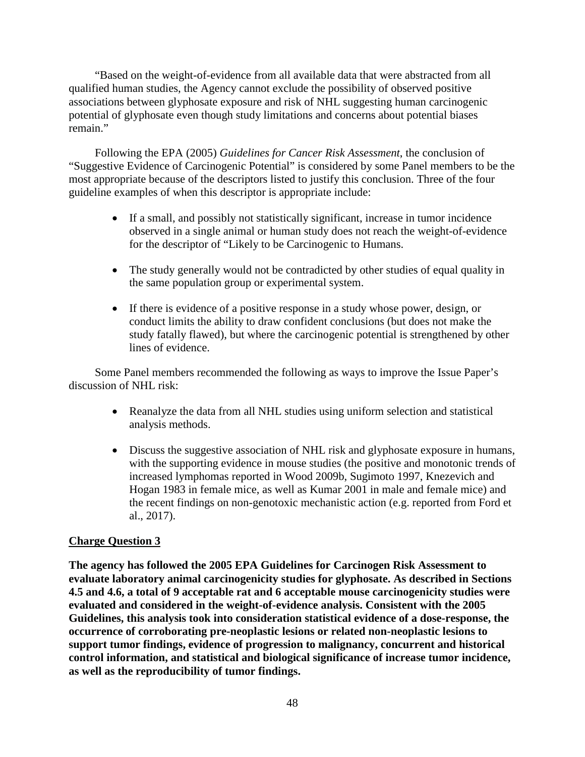"Based on the weight-of-evidence from all available data that were abstracted from all qualified human studies, the Agency cannot exclude the possibility of observed positive associations between glyphosate exposure and risk of NHL suggesting human carcinogenic potential of glyphosate even though study limitations and concerns about potential biases remain."

Following the EPA (2005) *Guidelines for Cancer Risk Assessment*, the conclusion of "Suggestive Evidence of Carcinogenic Potential" is considered by some Panel members to be the most appropriate because of the descriptors listed to justify this conclusion. Three of the four guideline examples of when this descriptor is appropriate include:

- If a small, and possibly not statistically significant, increase in tumor incidence observed in a single animal or human study does not reach the weight-of-evidence for the descriptor of "Likely to be Carcinogenic to Humans.
- The study generally would not be contradicted by other studies of equal quality in the same population group or experimental system.
- If there is evidence of a positive response in a study whose power, design, or conduct limits the ability to draw confident conclusions (but does not make the study fatally flawed), but where the carcinogenic potential is strengthened by other lines of evidence.

Some Panel members recommended the following as ways to improve the Issue Paper's discussion of NHL risk:

- Reanalyze the data from all NHL studies using uniform selection and statistical analysis methods.
- Discuss the suggestive association of NHL risk and glyphosate exposure in humans, with the supporting evidence in mouse studies (the positive and monotonic trends of increased lymphomas reported in Wood 2009b, Sugimoto 1997, Knezevich and Hogan 1983 in female mice, as well as Kumar 2001 in male and female mice) and the recent findings on non-genotoxic mechanistic action (e.g. reported from Ford et al., 2017).

## Charge Question 3

**The agency has followed the 2005 EPA Guidelines for Carcinogen Risk Assessment to evaluate laboratory animal carcinogenicity studies for glyphosate. As described in Sections 4.5 and 4.6, a total of 9 acceptable rat and 6 acceptable mouse carcinogenicity studies were evaluated and considered in the weight-of-evidence analysis. Consistent with the 2005 Guidelines, this analysis took into consideration statistical evidence of a dose-response, the occurrence of corroborating pre-neoplastic lesions or related non-neoplastic lesions to support tumor findings, evidence of progression to malignancy, concurrent and historical control information, and statistical and biological significance of increase tumor incidence, as well as the reproducibility of tumor findings.**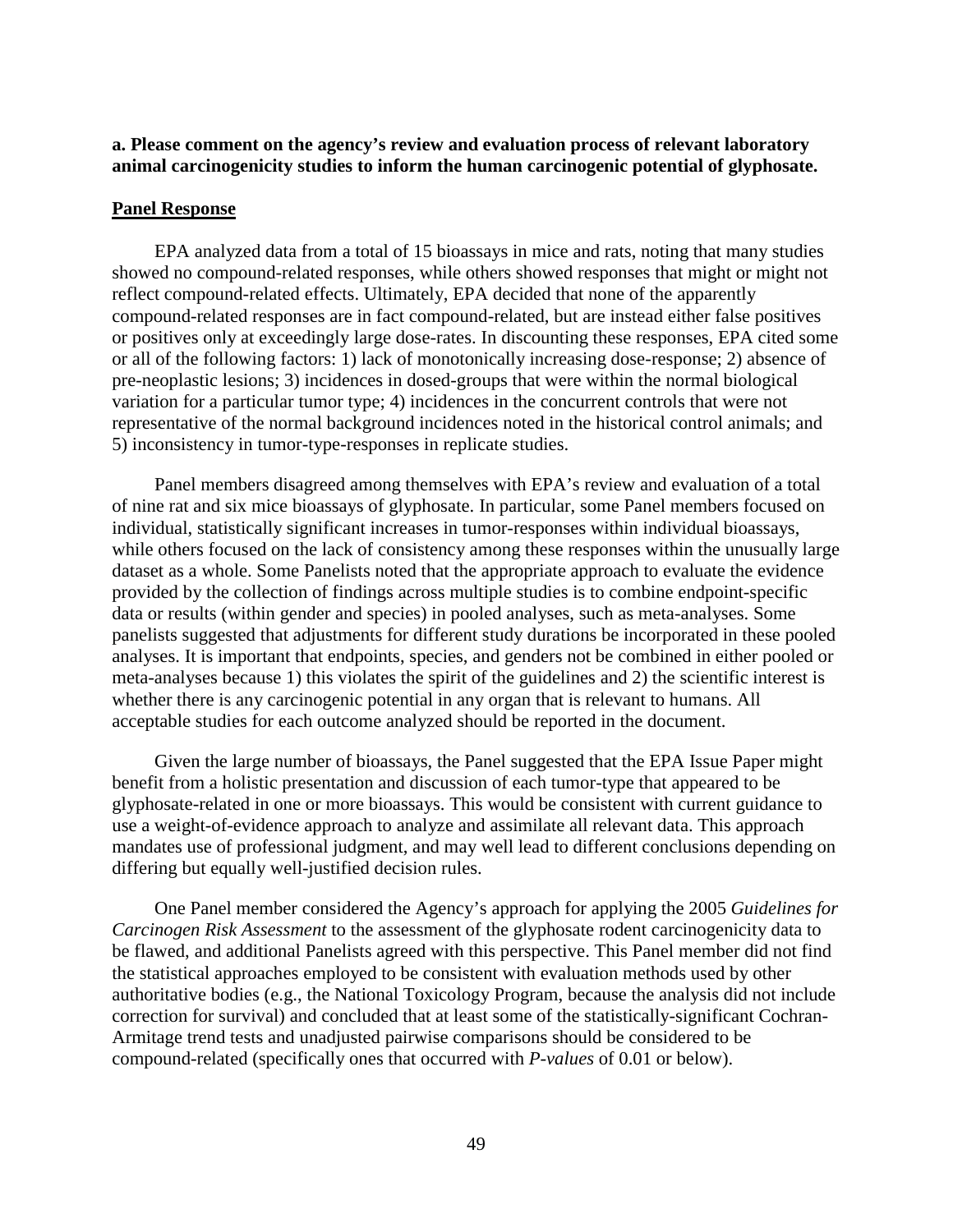**a. Please comment on the agency's review and evaluation process of relevant laboratory animal carcinogenicity studies to inform the human carcinogenic potential of glyphosate.**

**Panel Response**

EPA analyzed data from a total of 15 bioassays in mice and rats, noting that many studies showed no compound-related responses, while others showed responses that might or might not reflect compound-related effects. Ultimately, EPA decided that none of the apparently compound-related responses are in fact compound-related, but are instead either false positives or positives only at exceedingly large dose-rates. In discounting these responses, EPA cited some or all of the following factors: 1) lack of monotonically increasing dose-response; 2) absence of pre-neoplastic lesions; 3) incidences in dosed-groups that were within the normal biological variation for a particular tumor type; 4) incidences in the concurrent controls that were not representative of the normal background incidences noted in the historical control animals; and 5) inconsistency in tumor-type-responses in replicate studies.

Panel members disagreed among themselves with EPA's review and evaluation of a total of nine rat and six mice bioassays of glyphosate. In particular, some Panel members focused on individual, statistically significant increases in tumor-responses within individual bioassays, while others focused on the lack of consistency among these responses within the unusually large dataset as a whole. Some Panelists noted that the appropriate approach to evaluate the evidence provided by the collection of findings across multiple studies is to combine endpoint-specific data or results (within gender and species) in pooled analyses, such as meta-analyses. Some panelists suggested that adjustments for different study durations be incorporated in these pooled analyses. It is important that endpoints, species, and genders not be combined in either pooled or meta-analyses because 1) this violates the spirit of the guidelines and 2) the scientific interest is whether there is any carcinogenic potential in any organ that is relevant to humans. All acceptable studies for each outcome analyzed should be reported in the document.

Given the large number of bioassays, the Panel suggested that the EPA Issue Paper might benefit from a holistic presentation and discussion of each tumor-type that appeared to be glyphosate-related in one or more bioassays. This would be consistent with current guidance to use a weight-of-evidence approach to analyze and assimilate all relevant data. This approach mandates use of professional judgment, and may well lead to different conclusions depending on differing but equally well-justified decision rules.

One Panel member considered the Agency's approach for applying the 2005 *Guidelines for Carcinogen Risk Assessment* to the assessment of the glyphosate rodent carcinogenicity data to be flawed, and additional Panelists agreed with this perspective. This Panel member did not find the statistical approaches employed to be consistent with evaluation methods used by other authoritative bodies (e.g., the National Toxicology Program, because the analysis did not include correction for survival) and concluded that at least some of the statistically-significant Cochran-Armitage trend tests and unadjusted pairwise comparisons should be considered to be compound-related (specifically ones that occurred with *P-values* of 0.01 or below).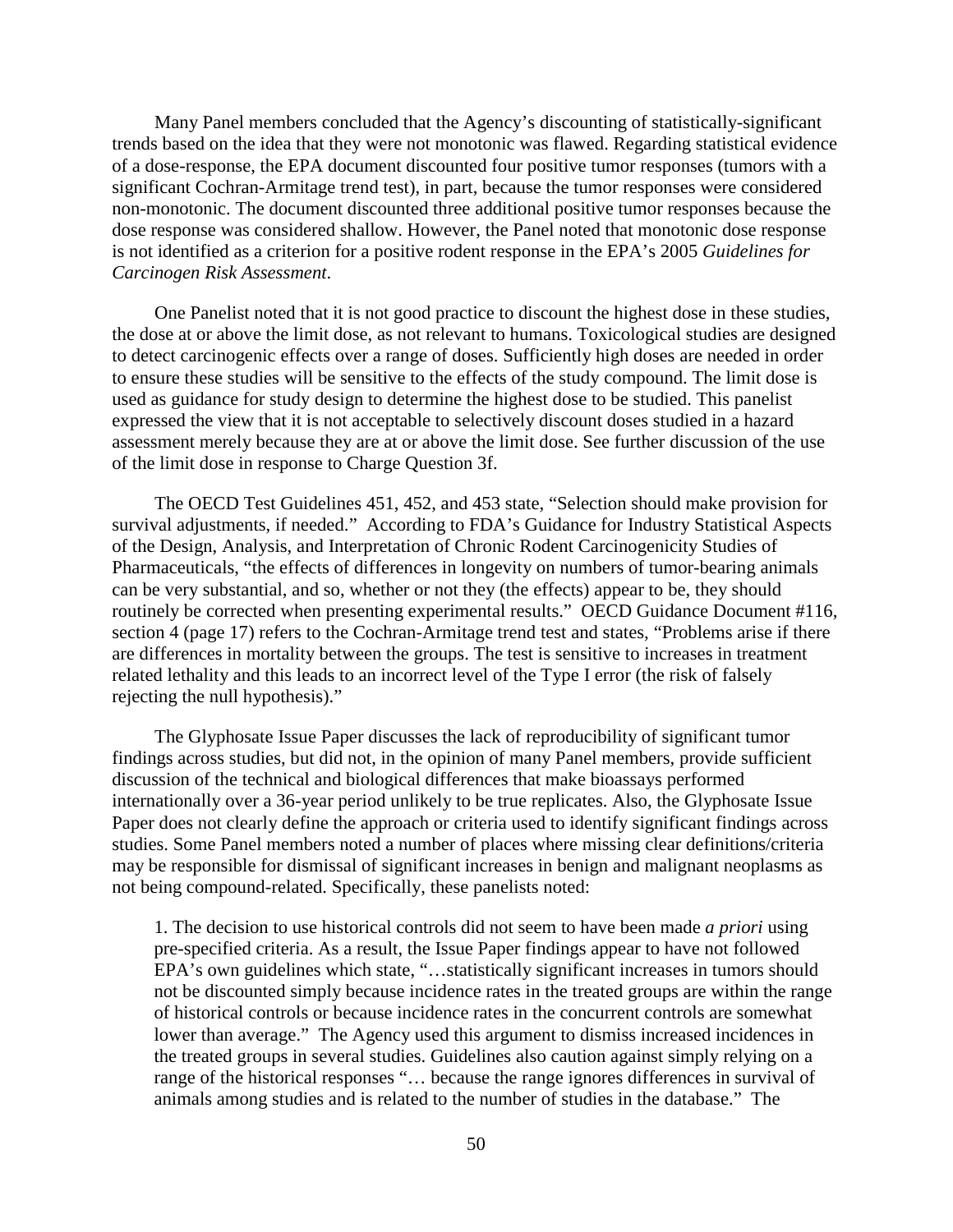Many Panel members concluded that the Agency's discounting of statistically-significant trends based on the idea that they were not monotonic was flawed. Regarding statistical evidence of a dose-response, the EPA document discounted four positive tumor responses (tumors with a significant Cochran-Armitage trend test), in part, because the tumor responses were considered non-monotonic. The document discounted three additional positive tumor responses because the dose response was considered shallow. However, the Panel noted that monotonic dose response is not identified as a criterion for a positive rodent response in the EPA's 2005 *Guidelines for Carcinogen Risk Assessment*.

One Panelist noted that it is not good practice to discount the highest dose in these studies, the dose at or above the limit dose, as not relevant to humans. Toxicological studies are designed to detect carcinogenic effects over a range of doses. Sufficiently high doses are needed in order to ensure these studies will be sensitive to the effects of the study compound. The limit dose is used as guidance for study design to determine the highest dose to be studied. This panelist expressed the view that it is not acceptable to selectively discount doses studied in a hazard assessment merely because they are at or above the limit dose. See further discussion of the use of the limit dose in response to Charge Question 3f.

The OECD Test Guidelines 451, 452, and 453 state, "Selection should make provision for survival adjustments, if needed." According to FDA's Guidance for Industry Statistical Aspects of the Design, Analysis, and Interpretation of Chronic Rodent Carcinogenicity Studies of Pharmaceuticals, "the effects of differences in longevity on numbers of tumor-bearing animals can be very substantial, and so, whether or not they (the effects) appear to be, they should routinely be corrected when presenting experimental results." OECD Guidance Document #116, section 4 (page 17) refers to the Cochran-Armitage trend test and states, "Problems arise if there are differences in mortality between the groups. The test is sensitive to increases in treatment related lethality and this leads to an incorrect level of the Type I error (the risk of falsely rejecting the null hypothesis)."

The Glyphosate Issue Paper discusses the lack of reproducibility of significant tumor findings across studies, but did not, in the opinion of many Panel members, provide sufficient discussion of the technical and biological differences that make bioassays performed internationally over a 36-year period unlikely to be true replicates. Also, the Glyphosate Issue Paper does not clearly define the approach or criteria used to identify significant findings across studies. Some Panel members noted a number of places where missing clear definitions/criteria may be responsible for dismissal of significant increases in benign and malignant neoplasms as not being compound-related. Specifically, these panelists noted:

1. The decision to use historical controls did not seem to have been made *a priori* using pre-specified criteria. As a result, the Issue Paper findings appear to have not followed EPA's own guidelines which state, "…statistically significant increases in tumors should not be discounted simply because incidence rates in the treated groups are within the range of historical controls or because incidence rates in the concurrent controls are somewhat lower than average." The Agency used this argument to dismiss increased incidences in the treated groups in several studies. Guidelines also caution against simply relying on a range of the historical responses "… because the range ignores differences in survival of animals among studies and is related to the number of studies in the database." The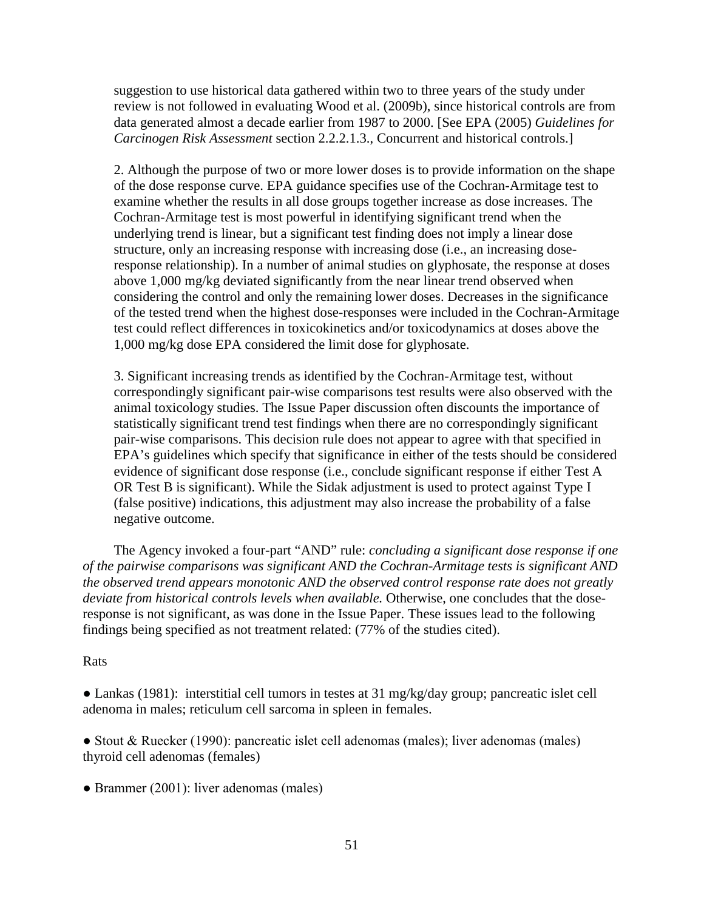suggestion to use historical data gathered within two to three years of the study under review is not followed in evaluating Wood et al. (2009b), since historical controls are from data generated almost a decade earlier from 1987 to 2000. [See EPA (2005) *Guidelines for Carcinogen Risk Assessment* section 2.2.2.1.3., Concurrent and historical controls.]

2. Although the purpose of two or more lower doses is to provide information on the shape of the dose response curve. EPA guidance specifies use of the Cochran-Armitage test to examine whether the results in all dose groups together increase as dose increases. The Cochran-Armitage test is most powerful in identifying significant trend when the underlying trend is linear, but a significant test finding does not imply a linear dose structure, only an increasing response with increasing dose (i.e., an increasing dose-response relationship). In a number of animal studies on glyphosate, the response at doses above 1,000 mg/kg deviated significantly from the near linear trend observed when considering the control and only the remaining lower doses. Decreases in the significance of the tested trend when the highest dose-responses were included in the Cochran-Armitage test could reflect differences in toxicokinetics and/or toxicodynamics at doses above the 1,000 mg/kg dose EPA considered the limit dose for glyphosate.

3. Significant increasing trends as identified by the Cochran-Armitage test, without correspondingly significant pair-wise comparisons test results were also observed with the animal toxicology studies. The Issue Paper discussion often discounts the importance of statistically significant trend test findings when there are no correspondingly significant pair-wise comparisons. This decision rule does not appear to agree with that specified in EPA's guidelines which specify that significance in either of the tests should be considered evidence of significant dose response (i.e., conclude significant response if either Test A OR Test B is significant). While the Sidak adjustment is used to protect against Type I (false positive) indications, this adjustment may also increase the probability of a false negative outcome.

The Agency invoked a four-part "AND" rule: *concluding a significant dose response if one of the pairwise comparisons was significant AND the Cochran-Armitage tests is significant AND the observed trend appears monotonic AND the observed control response rate does not greatly deviate from historical controls levels when available.* Otherwise, one concludes that the dose-response is not significant, as was done in the Issue Paper. These issues lead to the following findings being specified as not treatment related: (77% of the studies cited).

Rats

- Lankas (1981): interstitial cell tumors in testes at 31 mg/kg/day group; pancreatic islet cell adenoma in males; reticulum cell sarcoma in spleen in females.

- Stout & Ruecker (1990): pancreatic islet cell adenomas (males); liver adenomas (males) thyroid cell adenomas (females)

- Brammer (2001): liver adenomas (males)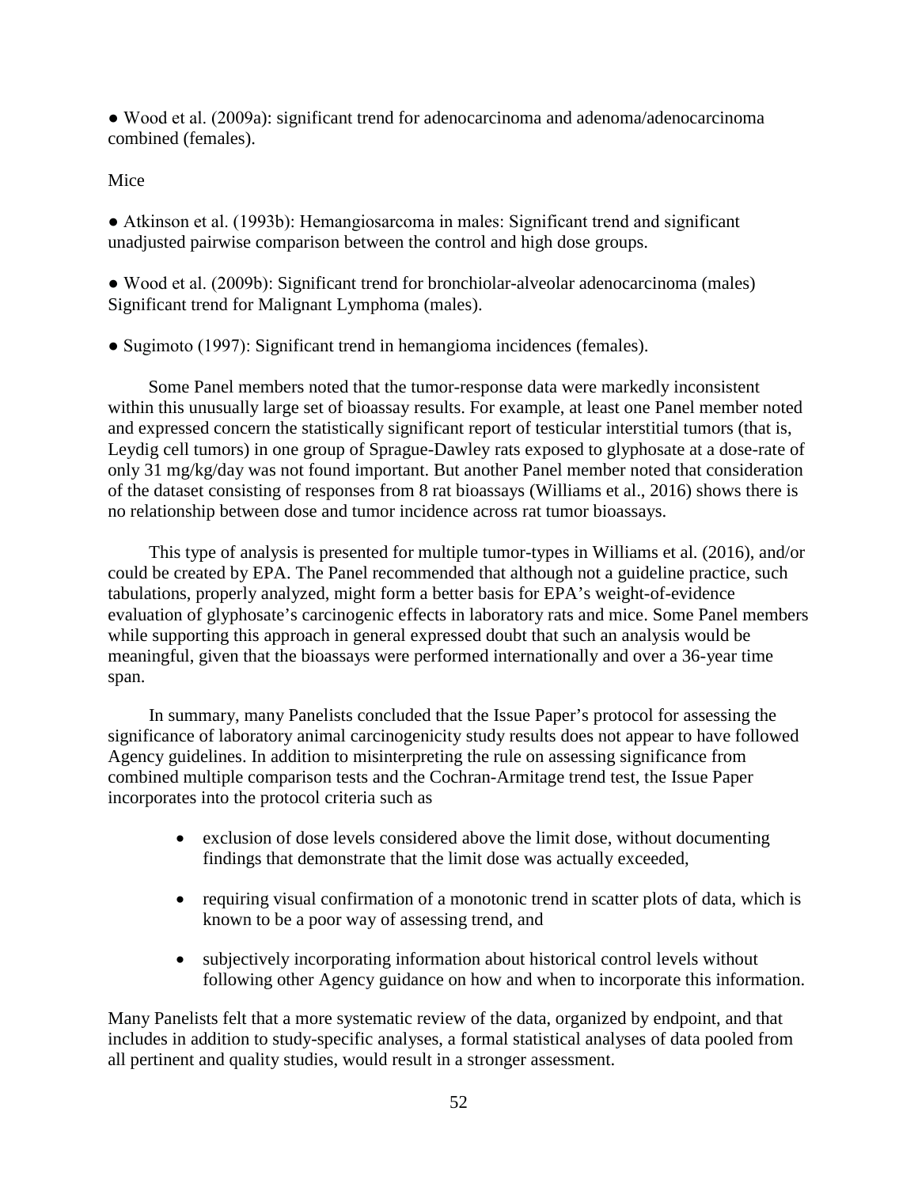● Wood et al. (2009a): significant trend for adenocarcinoma and adenoma/adenocarcinoma combined (females).

Mice

● Atkinson et al. (1993b): Hemangiosarcoma in males: Significant trend and significant unadjusted pairwise comparison between the control and high dose groups.

● Wood et al. (2009b): Significant trend for bronchiolar-alveolar adenocarcinoma (males) Significant trend for Malignant Lymphoma (males).

● Sugimoto (1997): Significant trend in hemangioma incidences (females).

Some Panel members noted that the tumor-response data were markedly inconsistent within this unusually large set of bioassay results. For example, at least one Panel member noted and expressed concern the statistically significant report of testicular interstitial tumors (that is, Leydig cell tumors) in one group of Sprague-Dawley rats exposed to glyphosate at a dose-rate of only 31 mg/kg/day was not found important. But another Panel member noted that consideration of the dataset consisting of responses from 8 rat bioassays (Williams et al., 2016) shows there is no relationship between dose and tumor incidence across rat tumor bioassays.

This type of analysis is presented for multiple tumor-types in Williams et al. (2016), and/or could be created by EPA. The Panel recommended that although not a guideline practice, such tabulations, properly analyzed, might form a better basis for EPA's weight-of-evidence evaluation of glyphosate's carcinogenic effects in laboratory rats and mice. Some Panel members while supporting this approach in general expressed doubt that such an analysis would be meaningful, given that the bioassays were performed internationally and over a 36-year time span.

In summary, many Panelists concluded that the Issue Paper's protocol for assessing the significance of laboratory animal carcinogenicity study results does not appear to have followed Agency guidelines. In addition to misinterpreting the rule on assessing significance from combined multiple comparison tests and the Cochran-Armitage trend test, the Issue Paper incorporates into the protocol criteria such as

- exclusion of dose levels considered above the limit dose, without documenting findings that demonstrate that the limit dose was actually exceeded,
- requiring visual confirmation of a monotonic trend in scatter plots of data, which is known to be a poor way of assessing trend, and
- subjectively incorporating information about historical control levels without following other Agency guidance on how and when to incorporate this information.

Many Panelists felt that a more systematic review of the data, organized by endpoint, and that includes in addition to study-specific analyses, a formal statistical analyses of data pooled from all pertinent and quality studies, would result in a stronger assessment.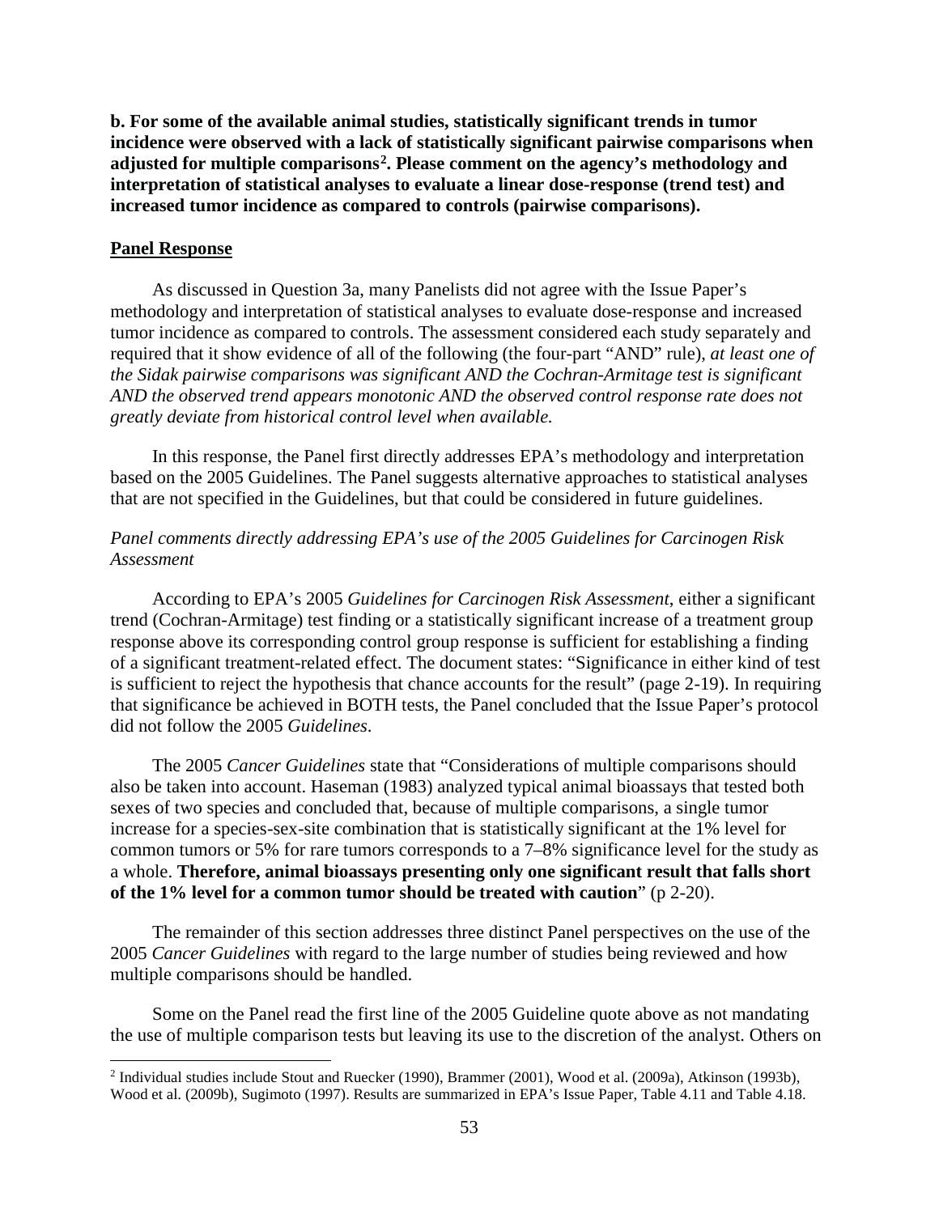**b. For some of the available animal studies, statistically significant trends in tumor incidence were observed with a lack of statistically significant pairwise comparisons when adjusted for multiple comparisons[2]. Please comment on the agency's methodology and interpretation of statistical analyses to evaluate a linear dose-response (trend test) and increased tumor incidence as compared to controls (pairwise comparisons).**

**Panel Response**

As discussed in Question 3a, many Panelists did not agree with the Issue Paper's methodology and interpretation of statistical analyses to evaluate dose-response and increased tumor incidence as compared to controls. The assessment considered each study separately and required that it show evidence of all of the following (the four-part "AND" rule), *at least one of the Sidak pairwise comparisons was significant AND the Cochran-Armitage test is significant AND the observed trend appears monotonic AND the observed control response rate does not greatly deviate from historical control level when available.*

In this response, the Panel first directly addresses EPA's methodology and interpretation based on the 2005 Guidelines. The Panel suggests alternative approaches to statistical analyses that are not specified in the Guidelines, but that could be considered in future guidelines.

*Panel comments directly addressing EPA's use of the 2005 Guidelines for Carcinogen Risk Assessment*

According to EPA's 2005 *Guidelines for Carcinogen Risk Assessment*, either a significant trend (Cochran-Armitage) test finding or a statistically significant increase of a treatment group response above its corresponding control group response is sufficient for establishing a finding of a significant treatment-related effect. The document states: "Significance in either kind of test is sufficient to reject the hypothesis that chance accounts for the result" (page 2-19). In requiring that significance be achieved in BOTH tests, the Panel concluded that the Issue Paper's protocol did not follow the 2005 *Guidelines*.

The 2005 *Cancer Guidelines* state that "Considerations of multiple comparisons should also be taken into account. Haseman (1983) analyzed typical animal bioassays that tested both sexes of two species and concluded that, because of multiple comparisons, a single tumor increase for a species-sex-site combination that is statistically significant at the 1% level for common tumors or 5% for rare tumors corresponds to a 7–8% significance level for the study as a whole. **Therefore, animal bioassays presenting only one significant result that falls short of the 1% level for a common tumor should be treated with caution**" (p 2-20).

The remainder of this section addresses three distinct Panel perspectives on the use of the 2005 *Cancer Guidelines* with regard to the large number of studies being reviewed and how multiple comparisons should be handled.

Some on the Panel read the first line of the 2005 Guideline quote above as not mandating the use of multiple comparison tests but leaving its use to the discretion of the analyst. Others on

[2] Individual studies include Stout and Ruecker (1990), Brammer (2001), Wood et al. (2009a), Atkinson (1993b), Wood et al. (2009b), Sugimoto (1997). Results are summarized in EPA's Issue Paper, Table 4.11 and Table 4.18.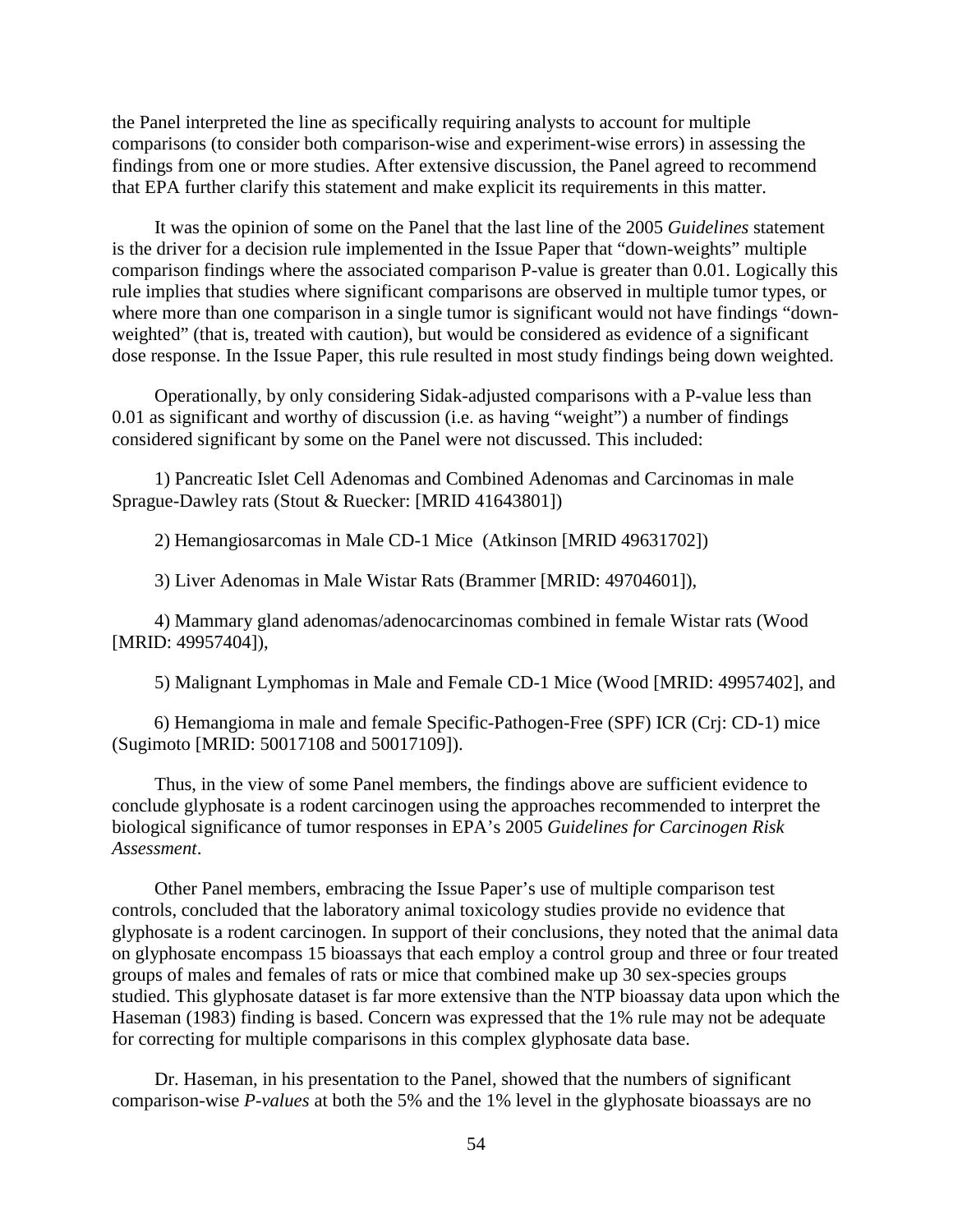the Panel interpreted the line as specifically requiring analysts to account for multiple comparisons (to consider both comparison-wise and experiment-wise errors) in assessing the findings from one or more studies. After extensive discussion, the Panel agreed to recommend that EPA further clarify this statement and make explicit its requirements in this matter.

It was the opinion of some on the Panel that the last line of the 2005 *Guidelines* statement is the driver for a decision rule implemented in the Issue Paper that "down-weights" multiple comparison findings where the associated comparison P-value is greater than 0.01. Logically this rule implies that studies where significant comparisons are observed in multiple tumor types, or where more than one comparison in a single tumor is significant would not have findings "down-weighted" (that is, treated with caution), but would be considered as evidence of a significant dose response. In the Issue Paper, this rule resulted in most study findings being down weighted.

Operationally, by only considering Sidak-adjusted comparisons with a P-value less than 0.01 as significant and worthy of discussion (i.e. as having "weight") a number of findings considered significant by some on the Panel were not discussed. This included:

1) Pancreatic Islet Cell Adenomas and Combined Adenomas and Carcinomas in male Sprague-Dawley rats (Stout & Ruecker: [MRID 41643801])

2) Hemangiosarcomas in Male CD-1 Mice (Atkinson [MRID 49631702])

3) Liver Adenomas in Male Wistar Rats (Brammer [MRID: 49704601]),

4) Mammary gland adenomas/adenocarcinomas combined in female Wistar rats (Wood [MRID: 49957404]),

5) Malignant Lymphomas in Male and Female CD-1 Mice (Wood [MRID: 49957402], and

6) Hemangioma in male and female Specific-Pathogen-Free (SPF) ICR (Crj: CD-1) mice (Sugimoto [MRID: 50017108 and 50017109]).

Thus, in the view of some Panel members, the findings above are sufficient evidence to conclude glyphosate is a rodent carcinogen using the approaches recommended to interpret the biological significance of tumor responses in EPA's 2005 *Guidelines for Carcinogen Risk Assessment*.

Other Panel members, embracing the Issue Paper's use of multiple comparison test controls, concluded that the laboratory animal toxicology studies provide no evidence that glyphosate is a rodent carcinogen. In support of their conclusions, they noted that the animal data on glyphosate encompass 15 bioassays that each employ a control group and three or four treated groups of males and females of rats or mice that combined make up 30 sex-species groups studied. This glyphosate dataset is far more extensive than the NTP bioassay data upon which the Haseman (1983) finding is based. Concern was expressed that the 1% rule may not be adequate for correcting for multiple comparisons in this complex glyphosate data base.

Dr. Haseman, in his presentation to the Panel, showed that the numbers of significant comparison-wise *P-values* at both the 5% and the 1% level in the glyphosate bioassays are no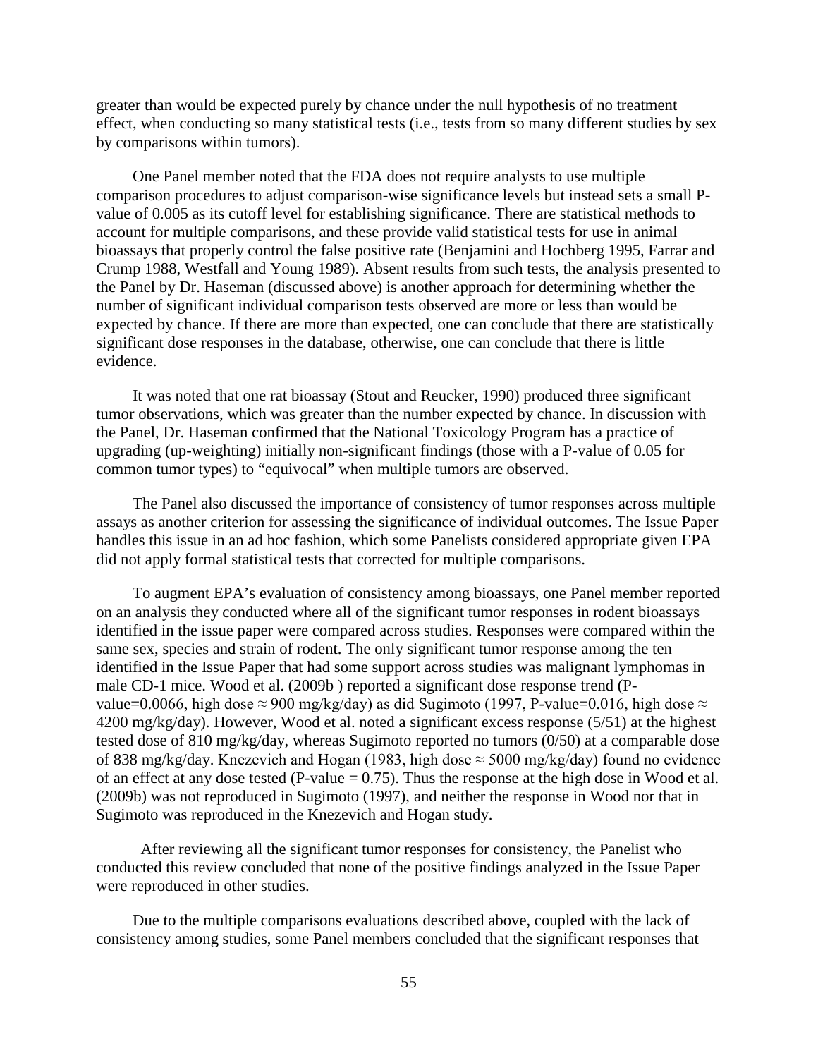greater than would be expected purely by chance under the null hypothesis of no treatment effect, when conducting so many statistical tests (i.e., tests from so many different studies by sex by comparisons within tumors).

One Panel member noted that the FDA does not require analysts to use multiple comparison procedures to adjust comparison-wise significance levels but instead sets a small P-value of 0.005 as its cutoff level for establishing significance. There are statistical methods to account for multiple comparisons, and these provide valid statistical tests for use in animal bioassays that properly control the false positive rate (Benjamini and Hochberg 1995, Farrar and Crump 1988, Westfall and Young 1989). Absent results from such tests, the analysis presented to the Panel by Dr. Haseman (discussed above) is another approach for determining whether the number of significant individual comparison tests observed are more or less than would be expected by chance. If there are more than expected, one can conclude that there are statistically significant dose responses in the database, otherwise, one can conclude that there is little evidence.

It was noted that one rat bioassay (Stout and Reucker, 1990) produced three significant tumor observations, which was greater than the number expected by chance. In discussion with the Panel, Dr. Haseman confirmed that the National Toxicology Program has a practice of upgrading (up-weighting) initially non-significant findings (those with a P-value of 0.05 for common tumor types) to "equivocal" when multiple tumors are observed.

The Panel also discussed the importance of consistency of tumor responses across multiple assays as another criterion for assessing the significance of individual outcomes. The Issue Paper handles this issue in an ad hoc fashion, which some Panelists considered appropriate given EPA did not apply formal statistical tests that corrected for multiple comparisons.

To augment EPA's evaluation of consistency among bioassays, one Panel member reported on an analysis they conducted where all of the significant tumor responses in rodent bioassays identified in the issue paper were compared across studies. Responses were compared within the same sex, species and strain of rodent. The only significant tumor response among the ten identified in the Issue Paper that had some support across studies was malignant lymphomas in male CD-1 mice. Wood et al. (2009b ) reported a significant dose response trend (P-value=0.0066, high dose ≈ 900 mg/kg/day) as did Sugimoto (1997, P-value=0.016, high dose ≈ 4200 mg/kg/day). However, Wood et al. noted a significant excess response (5/51) at the highest tested dose of 810 mg/kg/day, whereas Sugimoto reported no tumors (0/50) at a comparable dose of 838 mg/kg/day. Knezevich and Hogan (1983, high dose ≈ 5000 mg/kg/day) found no evidence of an effect at any dose tested (P-value = 0.75). Thus the response at the high dose in Wood et al. (2009b) was not reproduced in Sugimoto (1997), and neither the response in Wood nor that in Sugimoto was reproduced in the Knezevich and Hogan study.

After reviewing all the significant tumor responses for consistency, the Panelist who conducted this review concluded that none of the positive findings analyzed in the Issue Paper were reproduced in other studies.

Due to the multiple comparisons evaluations described above, coupled with the lack of consistency among studies, some Panel members concluded that the significant responses that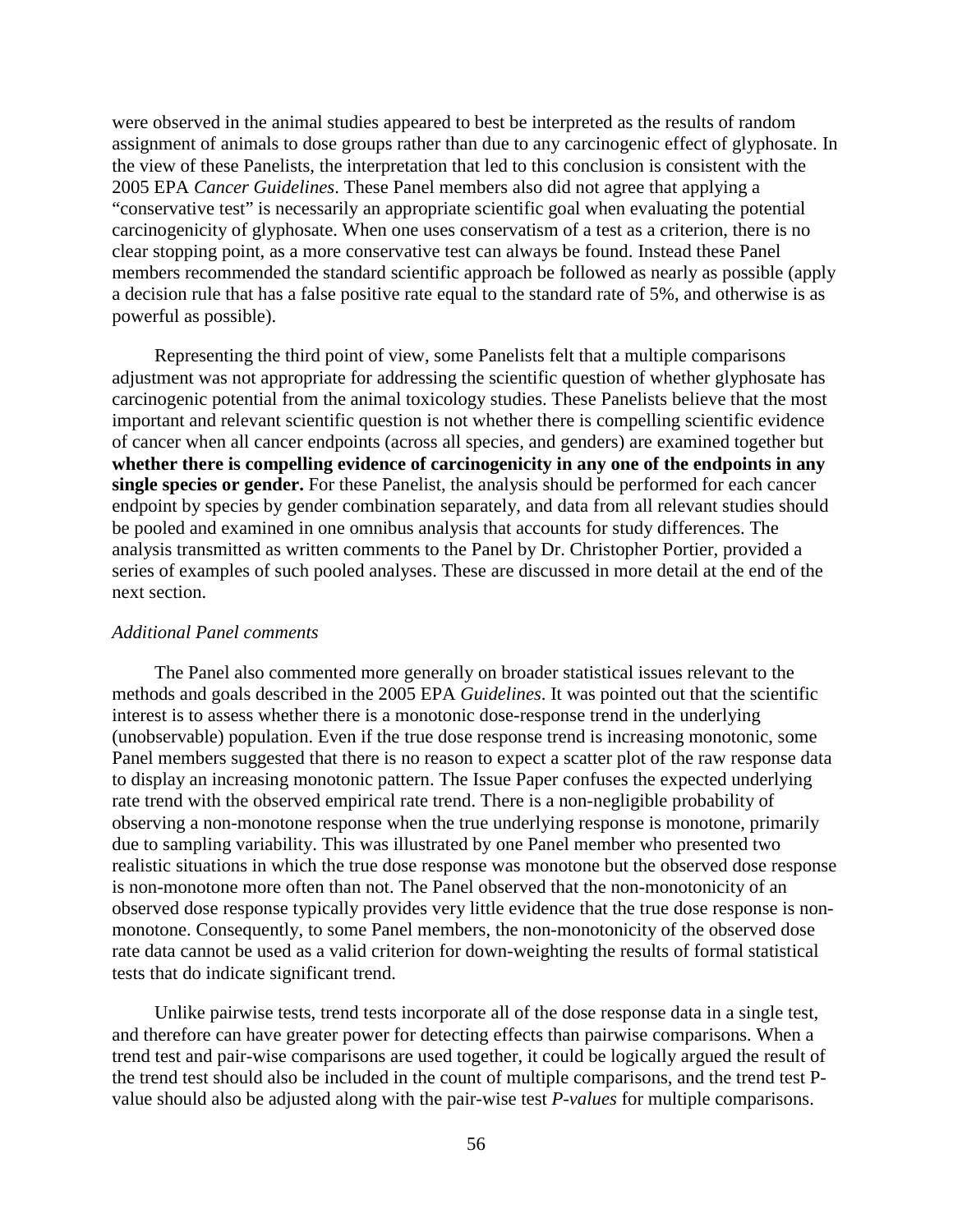were observed in the animal studies appeared to best be interpreted as the results of random assignment of animals to dose groups rather than due to any carcinogenic effect of glyphosate. In the view of these Panelists, the interpretation that led to this conclusion is consistent with the 2005 EPA *Cancer Guidelines*. These Panel members also did not agree that applying a "conservative test" is necessarily an appropriate scientific goal when evaluating the potential carcinogenicity of glyphosate. When one uses conservatism of a test as a criterion, there is no clear stopping point, as a more conservative test can always be found. Instead these Panel members recommended the standard scientific approach be followed as nearly as possible (apply a decision rule that has a false positive rate equal to the standard rate of 5%, and otherwise is as powerful as possible).

Representing the third point of view, some Panelists felt that a multiple comparisons adjustment was not appropriate for addressing the scientific question of whether glyphosate has carcinogenic potential from the animal toxicology studies. These Panelists believe that the most important and relevant scientific question is not whether there is compelling scientific evidence of cancer when all cancer endpoints (across all species, and genders) are examined together but **whether there is compelling evidence of carcinogenicity in any one of the endpoints in any single species or gender.** For these Panelist, the analysis should be performed for each cancer endpoint by species by gender combination separately, and data from all relevant studies should be pooled and examined in one omnibus analysis that accounts for study differences. The analysis transmitted as written comments to the Panel by Dr. Christopher Portier, provided a series of examples of such pooled analyses. These are discussed in more detail at the end of the next section.

*Additional Panel comments*

The Panel also commented more generally on broader statistical issues relevant to the methods and goals described in the 2005 EPA *Guidelines*. It was pointed out that the scientific interest is to assess whether there is a monotonic dose-response trend in the underlying (unobservable) population. Even if the true dose response trend is increasing monotonic, some Panel members suggested that there is no reason to expect a scatter plot of the raw response data to display an increasing monotonic pattern. The Issue Paper confuses the expected underlying rate trend with the observed empirical rate trend. There is a non-negligible probability of observing a non-monotone response when the true underlying response is monotone, primarily due to sampling variability. This was illustrated by one Panel member who presented two realistic situations in which the true dose response was monotone but the observed dose response is non-monotone more often than not. The Panel observed that the non-monotonicity of an observed dose response typically provides very little evidence that the true dose response is non-monotone. Consequently, to some Panel members, the non-monotonicity of the observed dose rate data cannot be used as a valid criterion for down-weighting the results of formal statistical tests that do indicate significant trend.

Unlike pairwise tests, trend tests incorporate all of the dose response data in a single test, and therefore can have greater power for detecting effects than pairwise comparisons. When a trend test and pair-wise comparisons are used together, it could be logically argued the result of the trend test should also be included in the count of multiple comparisons, and the trend test P-value should also be adjusted along with the pair-wise test *P-values* for multiple comparisons.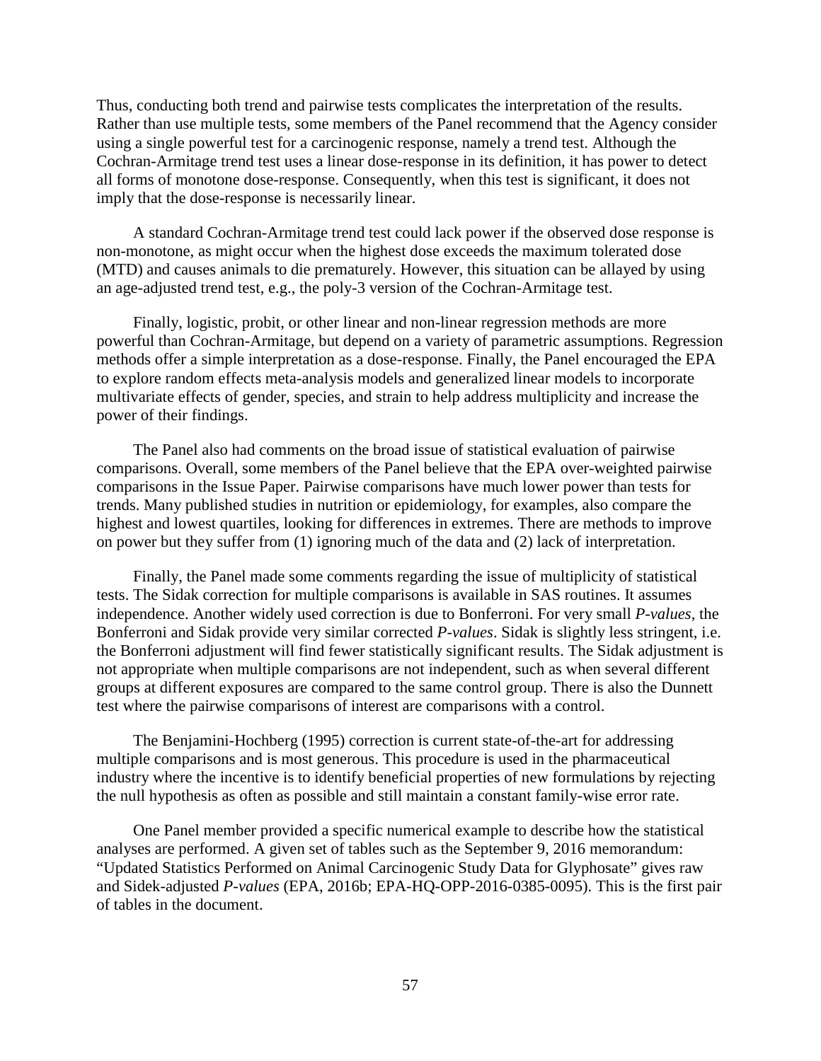Thus, conducting both trend and pairwise tests complicates the interpretation of the results. Rather than use multiple tests, some members of the Panel recommend that the Agency consider using a single powerful test for a carcinogenic response, namely a trend test. Although the Cochran-Armitage trend test uses a linear dose-response in its definition, it has power to detect all forms of monotone dose-response. Consequently, when this test is significant, it does not imply that the dose-response is necessarily linear.

A standard Cochran-Armitage trend test could lack power if the observed dose response is non-monotone, as might occur when the highest dose exceeds the maximum tolerated dose (MTD) and causes animals to die prematurely. However, this situation can be allayed by using an age-adjusted trend test, e.g., the poly-3 version of the Cochran-Armitage test.

Finally, logistic, probit, or other linear and non-linear regression methods are more powerful than Cochran-Armitage, but depend on a variety of parametric assumptions. Regression methods offer a simple interpretation as a dose-response. Finally, the Panel encouraged the EPA to explore random effects meta-analysis models and generalized linear models to incorporate multivariate effects of gender, species, and strain to help address multiplicity and increase the power of their findings.

The Panel also had comments on the broad issue of statistical evaluation of pairwise comparisons. Overall, some members of the Panel believe that the EPA over-weighted pairwise comparisons in the Issue Paper. Pairwise comparisons have much lower power than tests for trends. Many published studies in nutrition or epidemiology, for examples, also compare the highest and lowest quartiles, looking for differences in extremes. There are methods to improve on power but they suffer from (1) ignoring much of the data and (2) lack of interpretation.

Finally, the Panel made some comments regarding the issue of multiplicity of statistical tests. The Sidak correction for multiple comparisons is available in SAS routines. It assumes independence. Another widely used correction is due to Bonferroni. For very small *P-values*, the Bonferroni and Sidak provide very similar corrected *P-values*. Sidak is slightly less stringent, i.e. the Bonferroni adjustment will find fewer statistically significant results. The Sidak adjustment is not appropriate when multiple comparisons are not independent, such as when several different groups at different exposures are compared to the same control group. There is also the Dunnett test where the pairwise comparisons of interest are comparisons with a control.

The Benjamini-Hochberg (1995) correction is current state-of-the-art for addressing multiple comparisons and is most generous. This procedure is used in the pharmaceutical industry where the incentive is to identify beneficial properties of new formulations by rejecting the null hypothesis as often as possible and still maintain a constant family-wise error rate.

One Panel member provided a specific numerical example to describe how the statistical analyses are performed. A given set of tables such as the September 9, 2016 memorandum: "Updated Statistics Performed on Animal Carcinogenic Study Data for Glyphosate" gives raw and Sidek-adjusted *P-values* (EPA, 2016b; EPA-HQ-OPP-2016-0385-0095). This is the first pair of tables in the document.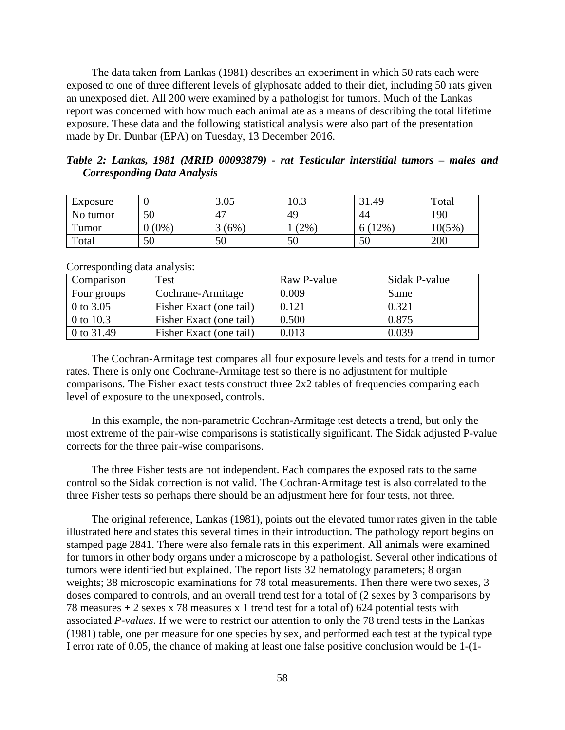The data taken from Lankas (1981) describes an experiment in which 50 rats each were exposed to one of three different levels of glyphosate added to their diet, including 50 rats given an unexposed diet. All 200 were examined by a pathologist for tumors. Much of the Lankas report was concerned with how much each animal ate as a means of describing the total lifetime exposure. These data and the following statistical analysis were also part of the presentation made by Dr. Dunbar (EPA) on Tuesday, 13 December 2016.

***Table 2: Lankas, 1981 (MRID 00093879) - rat Testicular interstitial tumors – males and Corresponding Data Analysis***

| Exposure | 0 | 3.05 | 10.3 | 31.49 | Total |
|---|---|---|---|---|---|
| No tumor | 50 | 47 | 49 | 44 | 190 |
| Tumor | 0 (0%) | 3 (6%) | 1 (2%) | 6 (12%) | 10(5%) |
| Total | 50 | 50 | 50 | 50 | 200 |

Corresponding data analysis:

| Comparison | Test | Raw P-value | Sidak P-value |
|---|---|---|---|
| Four groups | Cochrane-Armitage | 0.009 | Same |
| 0 to 3.05 | Fisher Exact (one tail) | 0.121 | 0.321 |
| 0 to 10.3 | Fisher Exact (one tail) | 0.500 | 0.875 |
| 0 to 31.49 | Fisher Exact (one tail) | 0.013 | 0.039 |

The Cochran-Armitage test compares all four exposure levels and tests for a trend in tumor rates. There is only one Cochrane-Armitage test so there is no adjustment for multiple comparisons. The Fisher exact tests construct three 2x2 tables of frequencies comparing each level of exposure to the unexposed, controls.

In this example, the non-parametric Cochran-Armitage test detects a trend, but only the most extreme of the pair-wise comparisons is statistically significant. The Sidak adjusted P-value corrects for the three pair-wise comparisons.

The three Fisher tests are not independent. Each compares the exposed rats to the same control so the Sidak correction is not valid. The Cochran-Armitage test is also correlated to the three Fisher tests so perhaps there should be an adjustment here for four tests, not three.

The original reference, Lankas (1981), points out the elevated tumor rates given in the table illustrated here and states this several times in their introduction. The pathology report begins on stamped page 2841. There were also female rats in this experiment. All animals were examined for tumors in other body organs under a microscope by a pathologist. Several other indications of tumors were identified but explained. The report lists 32 hematology parameters; 8 organ weights; 38 microscopic examinations for 78 total measurements. Then there were two sexes, 3 doses compared to controls, and an overall trend test for a total of (2 sexes by 3 comparisons by 78 measures + 2 sexes x 78 measures x 1 trend test for a total of) 624 potential tests with associated *P-values*. If we were to restrict our attention to only the 78 trend tests in the Lankas (1981) table, one per measure for one species by sex, and performed each test at the typical type I error rate of 0.05, the chance of making at least one false positive conclusion would be 1-(1-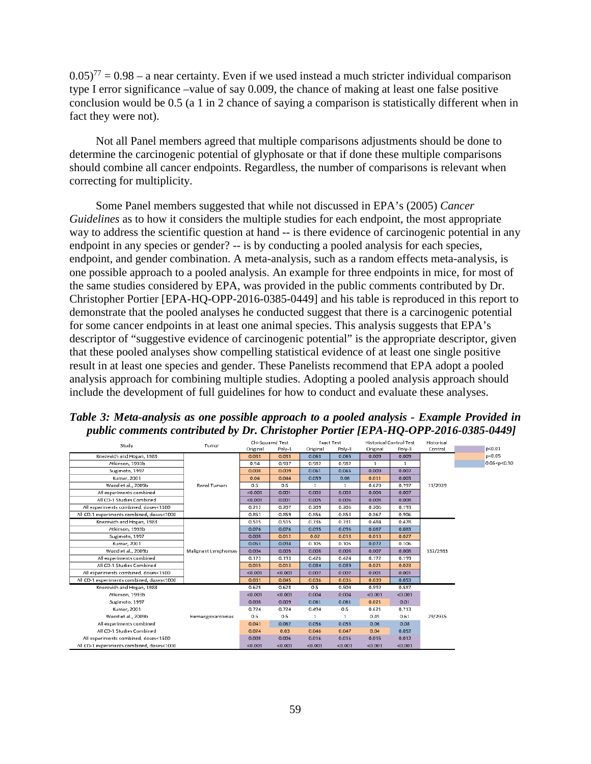$0.05)^{77} = 0.98$ – a near certainty. Even if we used instead a much stricter individual comparison type I error significance –value of say 0.009, the chance of making at least one false positive conclusion would be 0.5 (a 1 in 2 chance of saying a comparison is statistically different when in fact they were not).

Not all Panel members agreed that multiple comparisons adjustments should be done to determine the carcinogenic potential of glyphosate or that if done these multiple comparisons should combine all cancer endpoints. Regardless, the number of comparisons is relevant when correcting for multiplicity.

Some Panel members suggested that while not discussed in EPA's (2005) *Cancer Guidelines* as to how it considers the multiple studies for each endpoint, the most appropriate way to address the scientific question at hand -- is there evidence of carcinogenic potential in any endpoint in any species or gender? -- is by conducting a pooled analysis for each species, endpoint, and gender combination. A meta-analysis, such as a random effects meta-analysis, is one possible approach to a pooled analysis. An example for three endpoints in mice, for most of the same studies considered by EPA, was provided in the public comments contributed by Dr. Christopher Portier [EPA-HQ-OPP-2016-0385-0449] and his table is reproduced in this report to demonstrate that the pooled analyses he conducted suggest that there is a carcinogenic potential for some cancer endpoints in at least one animal species. This analysis suggests that EPA's descriptor of "suggestive evidence of carcinogenic potential" is the appropriate descriptor, given that these pooled analyses show compelling statistical evidence of at least one single positive result in at least one species and gender. These Panelists recommend that EPA adopt a pooled analysis approach for combining multiple studies. Adopting a pooled analysis approach should include the development of full guidelines for how to conduct and evaluate these analyses.

***Table 3: Meta-analysis as one possible approach to a pooled analysis - Example Provided in public comments contributed by Dr. Christopher Portier [EPA-HQ-OPP-2016-0385-0449]***

| Study | Tumor | Chi-Squared Test | | Exact Test | | Historical Control Test | | Historical Control |
|---|---|---|---|---|---|---|---|---|
| | | Original | Poly-3 | Original | Poly-3 | Original | Poly-3 | |
| Knezevich and Hogan, 1983 | Renal Tumors | 0.033 | 0.033 | 0.063 | 0.065 | 0.009 | 0.009 | 11/2939 |
| Atkinson, 1993b | | 0.94 | 0.937 | 0.982 | 0.982 | 1 | 1 | |
| Sugimoto, 1997 | | 0.008 | 0.009 | 0.061 | 0.065 | 0.009 | 0.002 | |
| Kumar, 2001 | | 0.04 | 0.044 | 0.059 | 0.06 | 0.011 | 0.003 | |
| Wood et al., 2009b | | 0.5 | 0.5 | 1 | 1 | 0.629 | 0.797 | |
| All experiments combined | | <0.001 | 0.001 | 0.003 | 0.003 | 0.004 | 0.007 | |
| All CD-1 Studies Combined | | <0.001 | 0.001 | 0.005 | 0.006 | 0.008 | 0.008 | |
| All experiments combined, doses<1500 | | 0.212 | 0.207 | 0.209 | 0.206 | 0.206 | 0.193 | |
| All CD-1 experiments combined, doses<1000 | | 0.851 | 0.859 | 0.856 | 0.853 | 0.867 | 0.906 | |
| Knezevich and Hogan, 1983 | Malignant Lymphomas | 0.515 | 0.515 | 0.736 | 0.731 | 0.484 | 0.478 | 132/2935 |
| Atkinson, 1993b | | 0.076 | 0.076 | 0.095 | 0.096 | 0.087 | 0.083 | |
| Sugimoto, 1997 | | 0.008 | 0.012 | 0.02 | 0.018 | 0.013 | 0.027 | |
| Kumar, 2001 | | 0.053 | 0.094 | 0.105 | 0.105 | 0.077 | 0.106 | |
| Wood et al., 2009b | | 0.004 | 0.005 | 0.008 | 0.008 | 0.007 | 0.008 | |
| All experiments combined | | 0.173 | 0.193 | 0.426 | 0.424 | 0.172 | 0.199 | |
| All CD-1 Studies Combined | | 0.015 | 0.013 | 0.084 | 0.089 | 0.021 | 0.023 | |
| All experiments combined, doses<1500 | | <0.001 | <0.001 | 0.002 | 0.002 | 0.001 | 0.001 | |
| All CD-1 experiments combined, doses<1000 | | 0.031 | 0.045 | 0.036 | 0.036 | 0.039 | 0.053 | |
| Knezevich and Hogan, 1983 | Hemangiosarcomas | 0.628 | 0.628 | 0.5 | 0.504 | 0.592 | 0.587 | 29/2935 |
| Atkinson, 1993b | | <0.001 | <0.001 | 0.004 | 0.004 | <0.001 | <0.001 | |
| Sugimoto, 1997 | | 0.008 | 0.009 | 0.061 | 0.061 | 0.021 | 0.01 | |
| Kumar, 2001 | | 0.724 | 0.724 | 0.494 | 0.5 | 0.621 | 0.713 | |
| Wood et al., 2009b | | 0.5 | 0.5 | 1 | 1 | 0.49 | 0.61 | |
| All experiments combined | | 0.041 | 0.062 | 0.056 | 0.058 | 0.06 | 0.08 | |
| All CD-1 Studies Combined | | 0.024 | 0.03 | 0.046 | 0.047 | 0.04 | 0.052 | |
| All experiments combined, doses<1500 | | 0.008 | 0.006 | 0.016 | 0.016 | 0.015 | 0.012 | |
| All CD-1 experiments combined, doses<1000 | | <0.001 | <0.001 | <0.001 | <0.001 | <0.001 | <0.001 | |

Legend: p<0.01; p<0.05; 0.05<p<0.10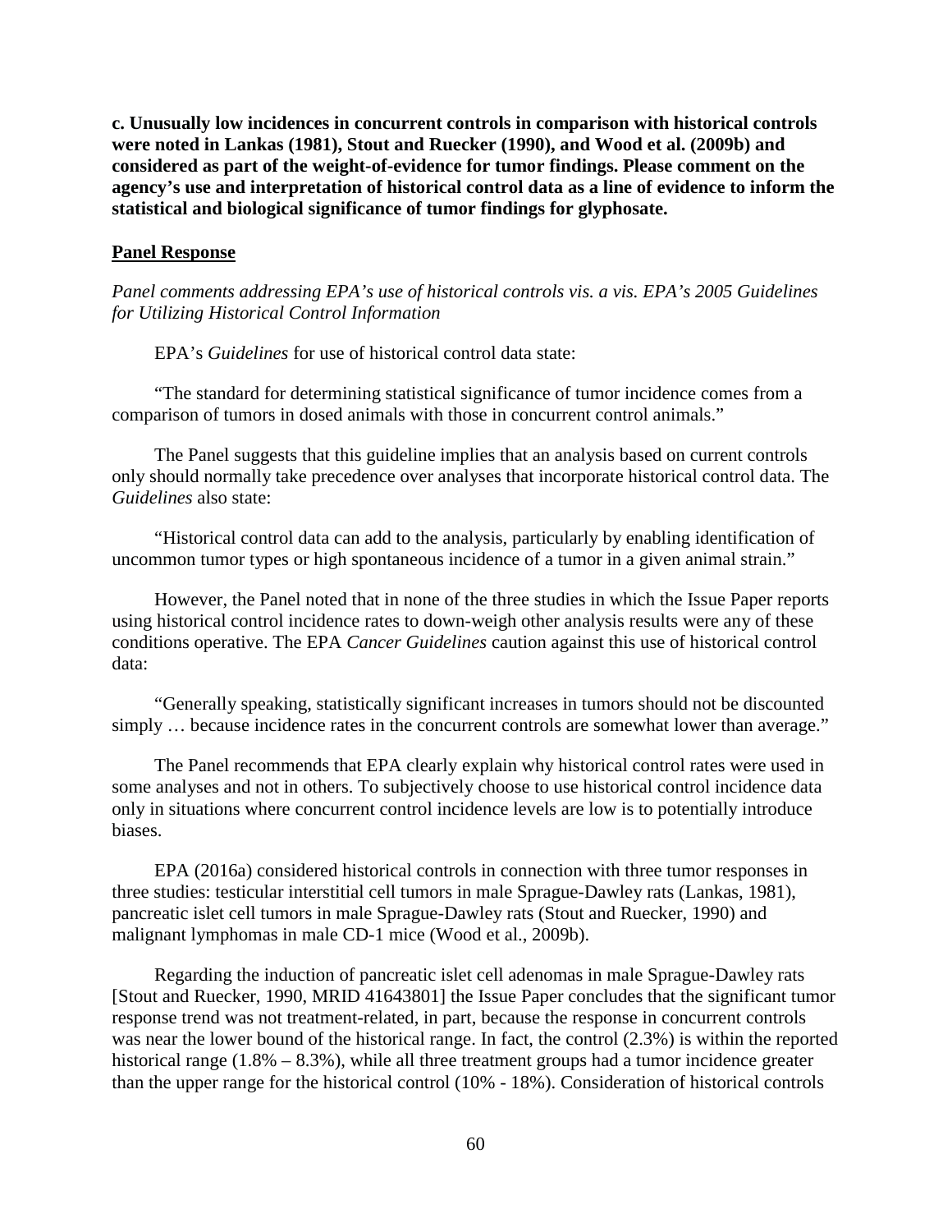**c. Unusually low incidences in concurrent controls in comparison with historical controls were noted in Lankas (1981), Stout and Ruecker (1990), and Wood et al. (2009b) and considered as part of the weight-of-evidence for tumor findings. Please comment on the agency's use and interpretation of historical control data as a line of evidence to inform the statistical and biological significance of tumor findings for glyphosate.**

**Panel Response**

*Panel comments addressing EPA's use of historical controls vis. a vis. EPA's 2005 Guidelines for Utilizing Historical Control Information*

EPA's *Guidelines* for use of historical control data state:

"The standard for determining statistical significance of tumor incidence comes from a comparison of tumors in dosed animals with those in concurrent control animals."

The Panel suggests that this guideline implies that an analysis based on current controls only should normally take precedence over analyses that incorporate historical control data. The *Guidelines* also state:

"Historical control data can add to the analysis, particularly by enabling identification of uncommon tumor types or high spontaneous incidence of a tumor in a given animal strain."

However, the Panel noted that in none of the three studies in which the Issue Paper reports using historical control incidence rates to down-weigh other analysis results were any of these conditions operative. The EPA *Cancer Guidelines* caution against this use of historical control data:

"Generally speaking, statistically significant increases in tumors should not be discounted simply … because incidence rates in the concurrent controls are somewhat lower than average."

The Panel recommends that EPA clearly explain why historical control rates were used in some analyses and not in others. To subjectively choose to use historical control incidence data only in situations where concurrent control incidence levels are low is to potentially introduce biases.

EPA (2016a) considered historical controls in connection with three tumor responses in three studies: testicular interstitial cell tumors in male Sprague-Dawley rats (Lankas, 1981), pancreatic islet cell tumors in male Sprague-Dawley rats (Stout and Ruecker, 1990) and malignant lymphomas in male CD-1 mice (Wood et al., 2009b).

Regarding the induction of pancreatic islet cell adenomas in male Sprague-Dawley rats [Stout and Ruecker, 1990, MRID 41643801] the Issue Paper concludes that the significant tumor response trend was not treatment-related, in part, because the response in concurrent controls was near the lower bound of the historical range. In fact, the control (2.3%) is within the reported historical range (1.8% – 8.3%), while all three treatment groups had a tumor incidence greater than the upper range for the historical control (10% - 18%). Consideration of historical controls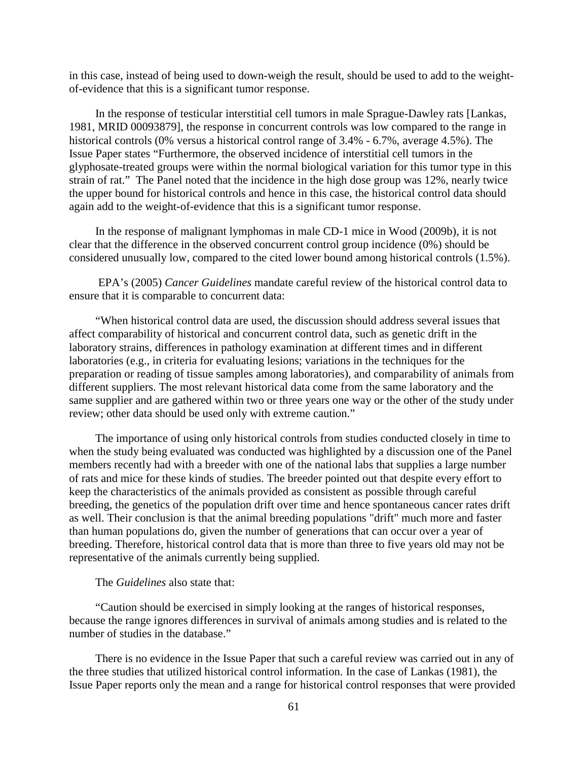in this case, instead of being used to down-weigh the result, should be used to add to the weight-of-evidence that this is a significant tumor response.

In the response of testicular interstitial cell tumors in male Sprague-Dawley rats [Lankas, 1981, MRID 00093879], the response in concurrent controls was low compared to the range in historical controls (0% versus a historical control range of 3.4% - 6.7%, average 4.5%). The Issue Paper states "Furthermore, the observed incidence of interstitial cell tumors in the glyphosate-treated groups were within the normal biological variation for this tumor type in this strain of rat." The Panel noted that the incidence in the high dose group was 12%, nearly twice the upper bound for historical controls and hence in this case, the historical control data should again add to the weight-of-evidence that this is a significant tumor response.

In the response of malignant lymphomas in male CD-1 mice in Wood (2009b), it is not clear that the difference in the observed concurrent control group incidence (0%) should be considered unusually low, compared to the cited lower bound among historical controls (1.5%).

EPA's (2005) *Cancer Guidelines* mandate careful review of the historical control data to ensure that it is comparable to concurrent data:

"When historical control data are used, the discussion should address several issues that affect comparability of historical and concurrent control data, such as genetic drift in the laboratory strains, differences in pathology examination at different times and in different laboratories (e.g., in criteria for evaluating lesions; variations in the techniques for the preparation or reading of tissue samples among laboratories), and comparability of animals from different suppliers. The most relevant historical data come from the same laboratory and the same supplier and are gathered within two or three years one way or the other of the study under review; other data should be used only with extreme caution."

The importance of using only historical controls from studies conducted closely in time to when the study being evaluated was conducted was highlighted by a discussion one of the Panel members recently had with a breeder with one of the national labs that supplies a large number of rats and mice for these kinds of studies. The breeder pointed out that despite every effort to keep the characteristics of the animals provided as consistent as possible through careful breeding, the genetics of the population drift over time and hence spontaneous cancer rates drift as well. Their conclusion is that the animal breeding populations "drift" much more and faster than human populations do, given the number of generations that can occur over a year of breeding. Therefore, historical control data that is more than three to five years old may not be representative of the animals currently being supplied.

The *Guidelines* also state that:

"Caution should be exercised in simply looking at the ranges of historical responses, because the range ignores differences in survival of animals among studies and is related to the number of studies in the database."

There is no evidence in the Issue Paper that such a careful review was carried out in any of the three studies that utilized historical control information. In the case of Lankas (1981), the Issue Paper reports only the mean and a range for historical control responses that were provided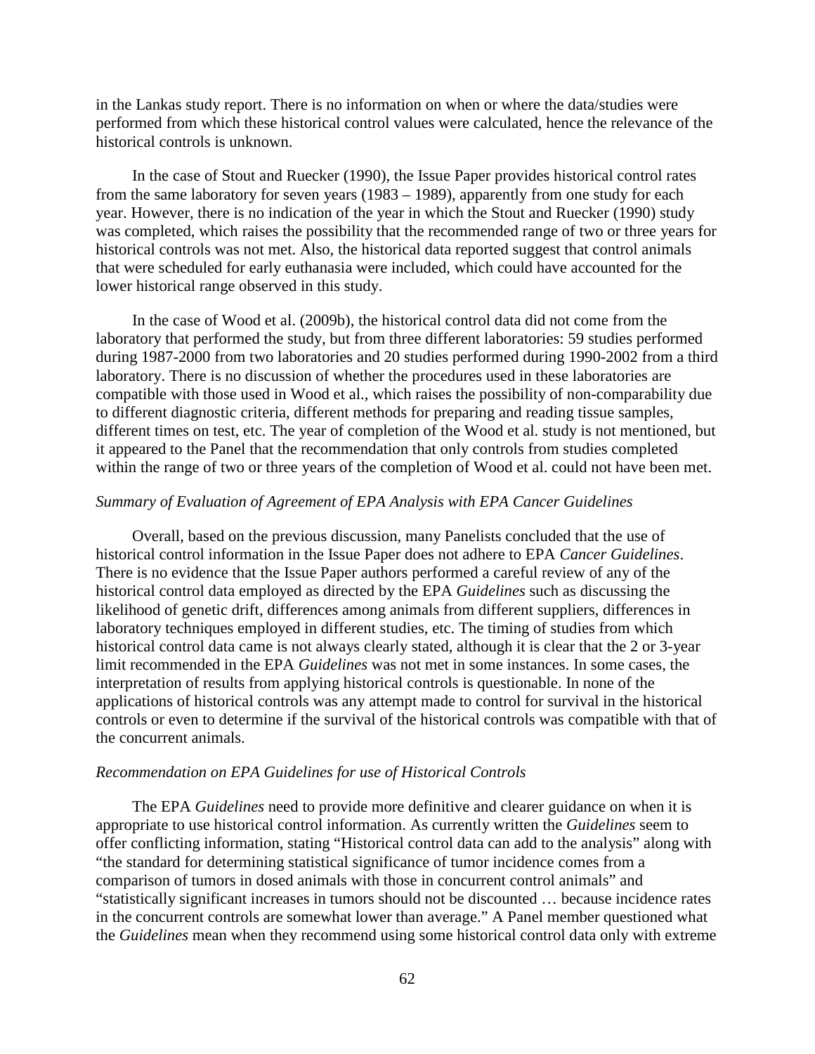in the Lankas study report. There is no information on when or where the data/studies were performed from which these historical control values were calculated, hence the relevance of the historical controls is unknown.

In the case of Stout and Ruecker (1990), the Issue Paper provides historical control rates from the same laboratory for seven years (1983 – 1989), apparently from one study for each year. However, there is no indication of the year in which the Stout and Ruecker (1990) study was completed, which raises the possibility that the recommended range of two or three years for historical controls was not met. Also, the historical data reported suggest that control animals that were scheduled for early euthanasia were included, which could have accounted for the lower historical range observed in this study.

In the case of Wood et al. (2009b), the historical control data did not come from the laboratory that performed the study, but from three different laboratories: 59 studies performed during 1987-2000 from two laboratories and 20 studies performed during 1990-2002 from a third laboratory. There is no discussion of whether the procedures used in these laboratories are compatible with those used in Wood et al., which raises the possibility of non-comparability due to different diagnostic criteria, different methods for preparing and reading tissue samples, different times on test, etc. The year of completion of the Wood et al. study is not mentioned, but it appeared to the Panel that the recommendation that only controls from studies completed within the range of two or three years of the completion of Wood et al. could not have been met.

*Summary of Evaluation of Agreement of EPA Analysis with EPA Cancer Guidelines*

Overall, based on the previous discussion, many Panelists concluded that the use of historical control information in the Issue Paper does not adhere to EPA *Cancer Guidelines*. There is no evidence that the Issue Paper authors performed a careful review of any of the historical control data employed as directed by the EPA *Guidelines* such as discussing the likelihood of genetic drift, differences among animals from different suppliers, differences in laboratory techniques employed in different studies, etc. The timing of studies from which historical control data came is not always clearly stated, although it is clear that the 2 or 3-year limit recommended in the EPA *Guidelines* was not met in some instances. In some cases, the interpretation of results from applying historical controls is questionable. In none of the applications of historical controls was any attempt made to control for survival in the historical controls or even to determine if the survival of the historical controls was compatible with that of the concurrent animals.

*Recommendation on EPA Guidelines for use of Historical Controls*

The EPA *Guidelines* need to provide more definitive and clearer guidance on when it is appropriate to use historical control information. As currently written the *Guidelines* seem to offer conflicting information, stating "Historical control data can add to the analysis" along with "the standard for determining statistical significance of tumor incidence comes from a comparison of tumors in dosed animals with those in concurrent control animals" and "statistically significant increases in tumors should not be discounted … because incidence rates in the concurrent controls are somewhat lower than average." A Panel member questioned what the *Guidelines* mean when they recommend using some historical control data only with extreme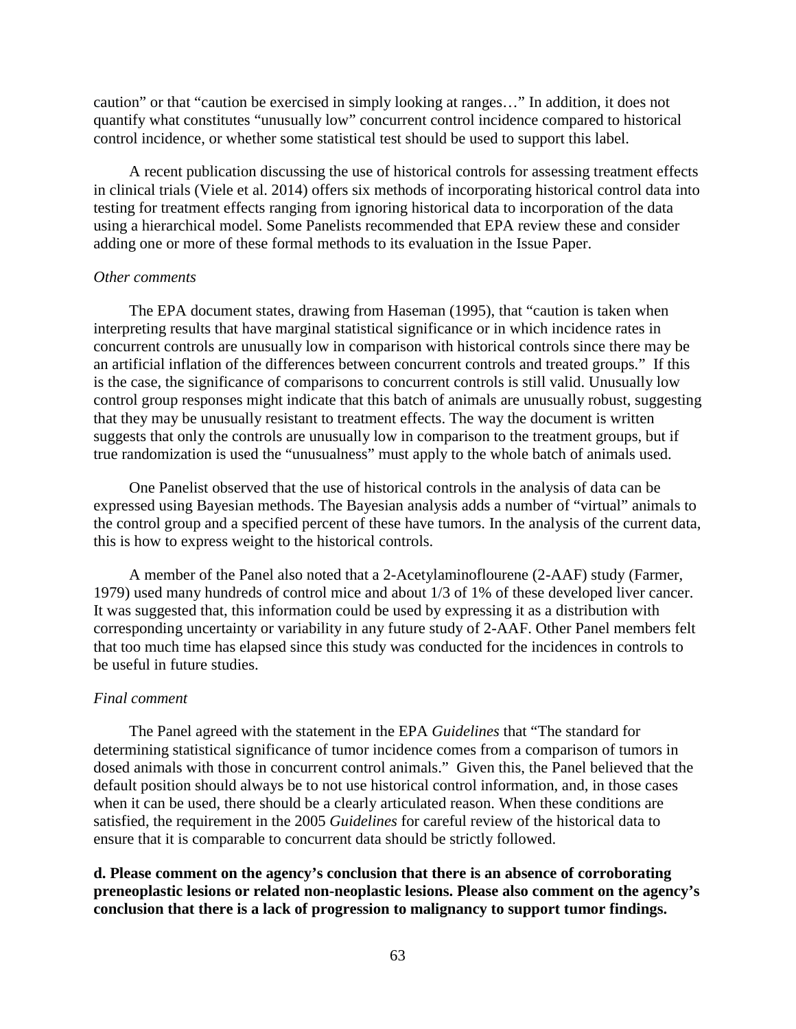caution" or that "caution be exercised in simply looking at ranges…" In addition, it does not quantify what constitutes "unusually low" concurrent control incidence compared to historical control incidence, or whether some statistical test should be used to support this label.

A recent publication discussing the use of historical controls for assessing treatment effects in clinical trials (Viele et al. 2014) offers six methods of incorporating historical control data into testing for treatment effects ranging from ignoring historical data to incorporation of the data using a hierarchical model. Some Panelists recommended that EPA review these and consider adding one or more of these formal methods to its evaluation in the Issue Paper.

*Other comments*

The EPA document states, drawing from Haseman (1995), that "caution is taken when interpreting results that have marginal statistical significance or in which incidence rates in concurrent controls are unusually low in comparison with historical controls since there may be an artificial inflation of the differences between concurrent controls and treated groups." If this is the case, the significance of comparisons to concurrent controls is still valid. Unusually low control group responses might indicate that this batch of animals are unusually robust, suggesting that they may be unusually resistant to treatment effects. The way the document is written suggests that only the controls are unusually low in comparison to the treatment groups, but if true randomization is used the "unusualness" must apply to the whole batch of animals used.

One Panelist observed that the use of historical controls in the analysis of data can be expressed using Bayesian methods. The Bayesian analysis adds a number of "virtual" animals to the control group and a specified percent of these have tumors. In the analysis of the current data, this is how to express weight to the historical controls.

A member of the Panel also noted that a 2-Acetylaminoflourene (2-AAF) study (Farmer, 1979) used many hundreds of control mice and about 1/3 of 1% of these developed liver cancer. It was suggested that, this information could be used by expressing it as a distribution with corresponding uncertainty or variability in any future study of 2-AAF. Other Panel members felt that too much time has elapsed since this study was conducted for the incidences in controls to be useful in future studies.

*Final comment*

The Panel agreed with the statement in the EPA *Guidelines* that "The standard for determining statistical significance of tumor incidence comes from a comparison of tumors in dosed animals with those in concurrent control animals." Given this, the Panel believed that the default position should always be to not use historical control information, and, in those cases when it can be used, there should be a clearly articulated reason. When these conditions are satisfied, the requirement in the 2005 *Guidelines* for careful review of the historical data to ensure that it is comparable to concurrent data should be strictly followed.

**d. Please comment on the agency's conclusion that there is an absence of corroborating preneoplastic lesions or related non-neoplastic lesions. Please also comment on the agency's conclusion that there is a lack of progression to malignancy to support tumor findings.**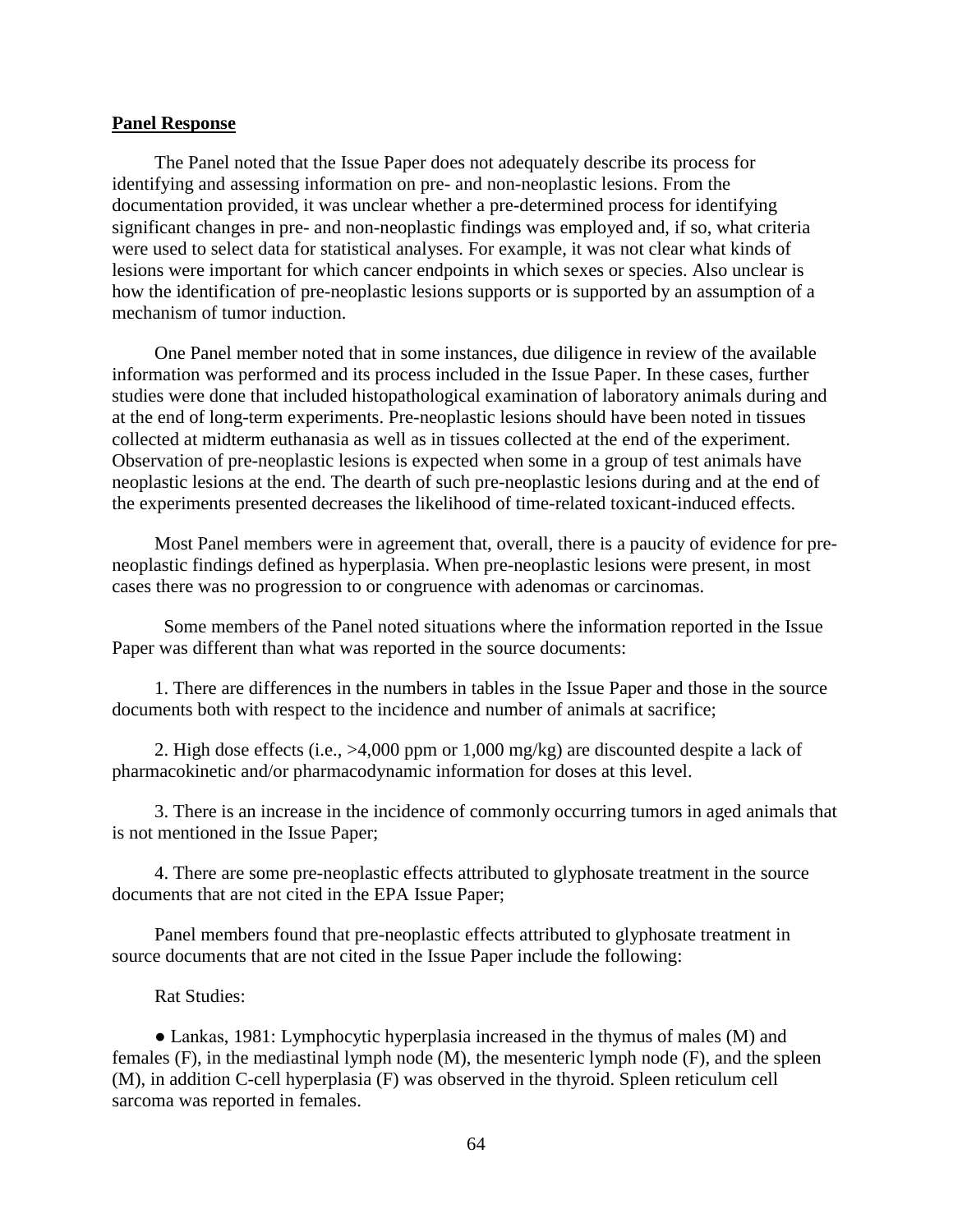**Panel Response**

The Panel noted that the Issue Paper does not adequately describe its process for identifying and assessing information on pre- and non-neoplastic lesions. From the documentation provided, it was unclear whether a pre-determined process for identifying significant changes in pre- and non-neoplastic findings was employed and, if so, what criteria were used to select data for statistical analyses. For example, it was not clear what kinds of lesions were important for which cancer endpoints in which sexes or species. Also unclear is how the identification of pre-neoplastic lesions supports or is supported by an assumption of a mechanism of tumor induction.

One Panel member noted that in some instances, due diligence in review of the available information was performed and its process included in the Issue Paper. In these cases, further studies were done that included histopathological examination of laboratory animals during and at the end of long-term experiments. Pre-neoplastic lesions should have been noted in tissues collected at midterm euthanasia as well as in tissues collected at the end of the experiment. Observation of pre-neoplastic lesions is expected when some in a group of test animals have neoplastic lesions at the end. The dearth of such pre-neoplastic lesions during and at the end of the experiments presented decreases the likelihood of time-related toxicant-induced effects.

Most Panel members were in agreement that, overall, there is a paucity of evidence for pre-neoplastic findings defined as hyperplasia. When pre-neoplastic lesions were present, in most cases there was no progression to or congruence with adenomas or carcinomas.

Some members of the Panel noted situations where the information reported in the Issue Paper was different than what was reported in the source documents:

1. There are differences in the numbers in tables in the Issue Paper and those in the source documents both with respect to the incidence and number of animals at sacrifice;

2. High dose effects (i.e., >4,000 ppm or 1,000 mg/kg) are discounted despite a lack of pharmacokinetic and/or pharmacodynamic information for doses at this level.

3. There is an increase in the incidence of commonly occurring tumors in aged animals that is not mentioned in the Issue Paper;

4. There are some pre-neoplastic effects attributed to glyphosate treatment in the source documents that are not cited in the EPA Issue Paper;

Panel members found that pre-neoplastic effects attributed to glyphosate treatment in source documents that are not cited in the Issue Paper include the following:

Rat Studies:

- Lankas, 1981: Lymphocytic hyperplasia increased in the thymus of males (M) and females (F), in the mediastinal lymph node (M), the mesenteric lymph node (F), and the spleen (M), in addition C-cell hyperplasia (F) was observed in the thyroid. Spleen reticulum cell sarcoma was reported in females.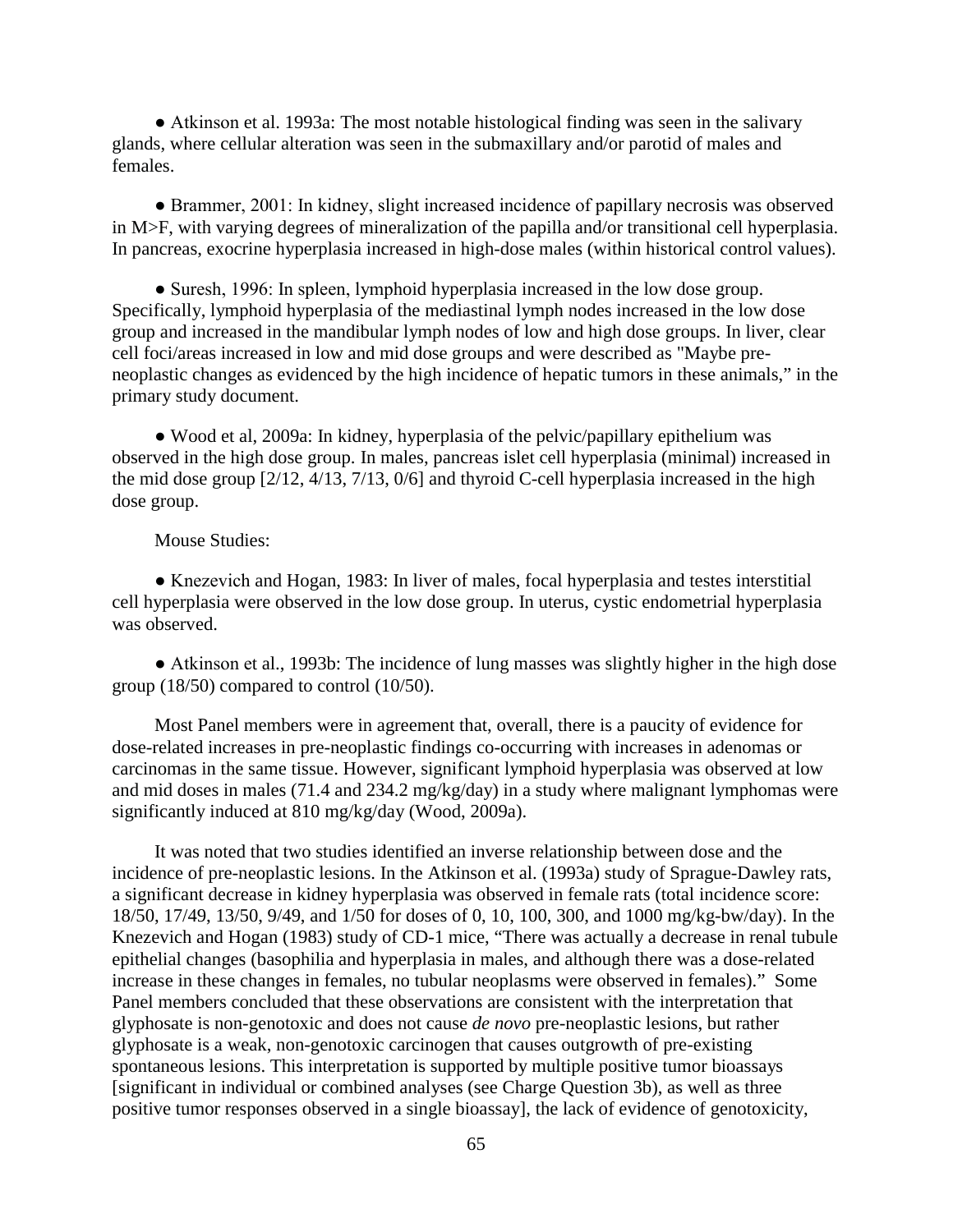● Atkinson et al. 1993a: The most notable histological finding was seen in the salivary glands, where cellular alteration was seen in the submaxillary and/or parotid of males and females.

● Brammer, 2001: In kidney, slight increased incidence of papillary necrosis was observed in M>F, with varying degrees of mineralization of the papilla and/or transitional cell hyperplasia. In pancreas, exocrine hyperplasia increased in high-dose males (within historical control values).

● Suresh, 1996: In spleen, lymphoid hyperplasia increased in the low dose group. Specifically, lymphoid hyperplasia of the mediastinal lymph nodes increased in the low dose group and increased in the mandibular lymph nodes of low and high dose groups. In liver, clear cell foci/areas increased in low and mid dose groups and were described as "Maybe pre-neoplastic changes as evidenced by the high incidence of hepatic tumors in these animals," in the primary study document.

● Wood et al, 2009a: In kidney, hyperplasia of the pelvic/papillary epithelium was observed in the high dose group. In males, pancreas islet cell hyperplasia (minimal) increased in the mid dose group [2/12, 4/13, 7/13, 0/6] and thyroid C-cell hyperplasia increased in the high dose group.

Mouse Studies:

● Knezevich and Hogan, 1983: In liver of males, focal hyperplasia and testes interstitial cell hyperplasia were observed in the low dose group. In uterus, cystic endometrial hyperplasia was observed.

● Atkinson et al., 1993b: The incidence of lung masses was slightly higher in the high dose group (18/50) compared to control (10/50).

Most Panel members were in agreement that, overall, there is a paucity of evidence for dose-related increases in pre-neoplastic findings co-occurring with increases in adenomas or carcinomas in the same tissue. However, significant lymphoid hyperplasia was observed at low and mid doses in males (71.4 and 234.2 mg/kg/day) in a study where malignant lymphomas were significantly induced at 810 mg/kg/day (Wood, 2009a).

It was noted that two studies identified an inverse relationship between dose and the incidence of pre-neoplastic lesions. In the Atkinson et al. (1993a) study of Sprague-Dawley rats, a significant decrease in kidney hyperplasia was observed in female rats (total incidence score: 18/50, 17/49, 13/50, 9/49, and 1/50 for doses of 0, 10, 100, 300, and 1000 mg/kg-bw/day). In the Knezevich and Hogan (1983) study of CD-1 mice, "There was actually a decrease in renal tubule epithelial changes (basophilia and hyperplasia in males, and although there was a dose-related increase in these changes in females, no tubular neoplasms were observed in females)." Some Panel members concluded that these observations are consistent with the interpretation that glyphosate is non-genotoxic and does not cause *de novo* pre-neoplastic lesions, but rather glyphosate is a weak, non-genotoxic carcinogen that causes outgrowth of pre-existing spontaneous lesions. This interpretation is supported by multiple positive tumor bioassays [significant in individual or combined analyses (see Charge Question 3b), as well as three positive tumor responses observed in a single bioassay], the lack of evidence of genotoxicity,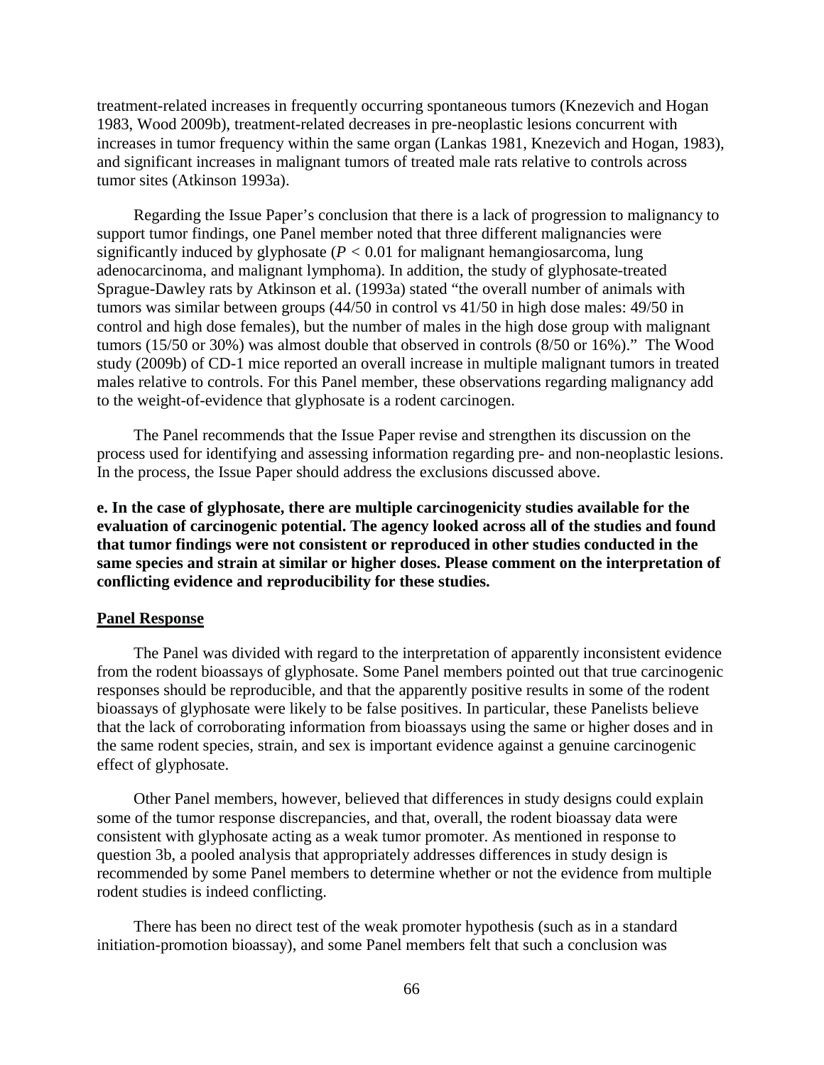treatment-related increases in frequently occurring spontaneous tumors (Knezevich and Hogan 1983, Wood 2009b), treatment-related decreases in pre-neoplastic lesions concurrent with increases in tumor frequency within the same organ (Lankas 1981, Knezevich and Hogan, 1983), and significant increases in malignant tumors of treated male rats relative to controls across tumor sites (Atkinson 1993a).

Regarding the Issue Paper's conclusion that there is a lack of progression to malignancy to support tumor findings, one Panel member noted that three different malignancies were significantly induced by glyphosate ($P < 0.01$ for malignant hemangiosarcoma, lung adenocarcinoma, and malignant lymphoma). In addition, the study of glyphosate-treated Sprague-Dawley rats by Atkinson et al. (1993a) stated "the overall number of animals with tumors was similar between groups (44/50 in control vs 41/50 in high dose males: 49/50 in control and high dose females), but the number of males in the high dose group with malignant tumors (15/50 or 30%) was almost double that observed in controls (8/50 or 16%)." The Wood study (2009b) of CD-1 mice reported an overall increase in multiple malignant tumors in treated males relative to controls. For this Panel member, these observations regarding malignancy add to the weight-of-evidence that glyphosate is a rodent carcinogen.

The Panel recommends that the Issue Paper revise and strengthen its discussion on the process used for identifying and assessing information regarding pre- and non-neoplastic lesions. In the process, the Issue Paper should address the exclusions discussed above.

**e. In the case of glyphosate, there are multiple carcinogenicity studies available for the evaluation of carcinogenic potential. The agency looked across all of the studies and found that tumor findings were not consistent or reproduced in other studies conducted in the same species and strain at similar or higher doses. Please comment on the interpretation of conflicting evidence and reproducibility for these studies.**

**Panel Response**

The Panel was divided with regard to the interpretation of apparently inconsistent evidence from the rodent bioassays of glyphosate. Some Panel members pointed out that true carcinogenic responses should be reproducible, and that the apparently positive results in some of the rodent bioassays of glyphosate were likely to be false positives. In particular, these Panelists believe that the lack of corroborating information from bioassays using the same or higher doses and in the same rodent species, strain, and sex is important evidence against a genuine carcinogenic effect of glyphosate.

Other Panel members, however, believed that differences in study designs could explain some of the tumor response discrepancies, and that, overall, the rodent bioassay data were consistent with glyphosate acting as a weak tumor promoter. As mentioned in response to question 3b, a pooled analysis that appropriately addresses differences in study design is recommended by some Panel members to determine whether or not the evidence from multiple rodent studies is indeed conflicting.

There has been no direct test of the weak promoter hypothesis (such as in a standard initiation-promotion bioassay), and some Panel members felt that such a conclusion was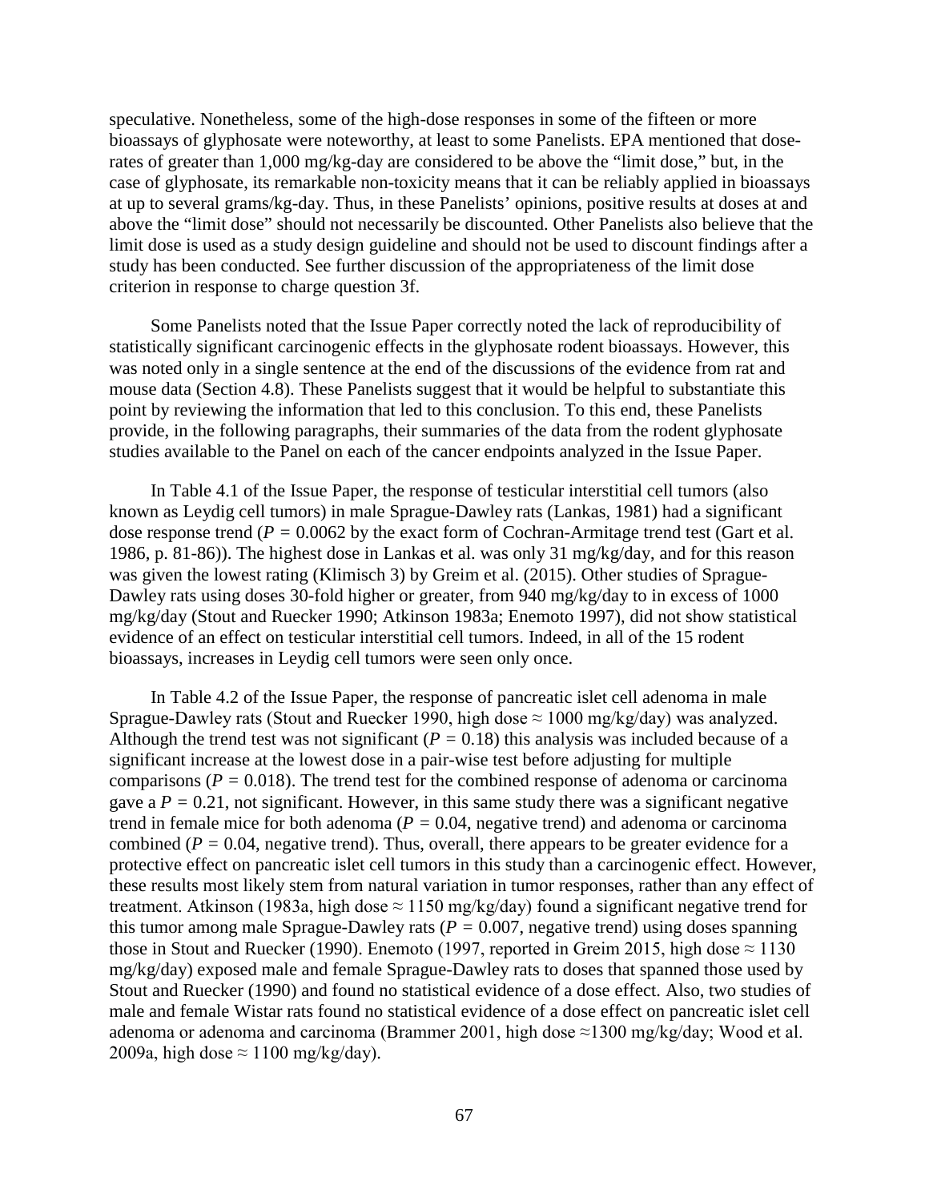speculative. Nonetheless, some of the high-dose responses in some of the fifteen or more bioassays of glyphosate were noteworthy, at least to some Panelists. EPA mentioned that dose-rates of greater than 1,000 mg/kg-day are considered to be above the "limit dose," but, in the case of glyphosate, its remarkable non-toxicity means that it can be reliably applied in bioassays at up to several grams/kg-day. Thus, in these Panelists' opinions, positive results at doses at and above the "limit dose" should not necessarily be discounted. Other Panelists also believe that the limit dose is used as a study design guideline and should not be used to discount findings after a study has been conducted. See further discussion of the appropriateness of the limit dose criterion in response to charge question 3f.

Some Panelists noted that the Issue Paper correctly noted the lack of reproducibility of statistically significant carcinogenic effects in the glyphosate rodent bioassays. However, this was noted only in a single sentence at the end of the discussions of the evidence from rat and mouse data (Section 4.8). These Panelists suggest that it would be helpful to substantiate this point by reviewing the information that led to this conclusion. To this end, these Panelists provide, in the following paragraphs, their summaries of the data from the rodent glyphosate studies available to the Panel on each of the cancer endpoints analyzed in the Issue Paper.

In Table 4.1 of the Issue Paper, the response of testicular interstitial cell tumors (also known as Leydig cell tumors) in male Sprague-Dawley rats (Lankas, 1981) had a significant dose response trend ($P = 0.0062$ by the exact form of Cochran-Armitage trend test (Gart et al. 1986, p. 81-86)). The highest dose in Lankas et al. was only 31 mg/kg/day, and for this reason was given the lowest rating (Klimisch 3) by Greim et al. (2015). Other studies of Sprague-Dawley rats using doses 30-fold higher or greater, from 940 mg/kg/day to in excess of 1000 mg/kg/day (Stout and Ruecker 1990; Atkinson 1983a; Enemoto 1997), did not show statistical evidence of an effect on testicular interstitial cell tumors. Indeed, in all of the 15 rodent bioassays, increases in Leydig cell tumors were seen only once.

In Table 4.2 of the Issue Paper, the response of pancreatic islet cell adenoma in male Sprague-Dawley rats (Stout and Ruecker 1990, high dose ≈ 1000 mg/kg/day) was analyzed. Although the trend test was not significant ($P = 0.18$) this analysis was included because of a significant increase at the lowest dose in a pair-wise test before adjusting for multiple comparisons ($P = 0.018$). The trend test for the combined response of adenoma or carcinoma gave a $P = 0.21$, not significant. However, in this same study there was a significant negative trend in female mice for both adenoma ($P = 0.04$, negative trend) and adenoma or carcinoma combined ($P = 0.04$, negative trend). Thus, overall, there appears to be greater evidence for a protective effect on pancreatic islet cell tumors in this study than a carcinogenic effect. However, these results most likely stem from natural variation in tumor responses, rather than any effect of treatment. Atkinson (1983a, high dose ≈ 1150 mg/kg/day) found a significant negative trend for this tumor among male Sprague-Dawley rats ($P = 0.007$, negative trend) using doses spanning those in Stout and Ruecker (1990). Enemoto (1997, reported in Greim 2015, high dose ≈ 1130 mg/kg/day) exposed male and female Sprague-Dawley rats to doses that spanned those used by Stout and Ruecker (1990) and found no statistical evidence of a dose effect. Also, two studies of male and female Wistar rats found no statistical evidence of a dose effect on pancreatic islet cell adenoma or adenoma and carcinoma (Brammer 2001, high dose ≈1300 mg/kg/day; Wood et al. 2009a, high dose ≈ 1100 mg/kg/day).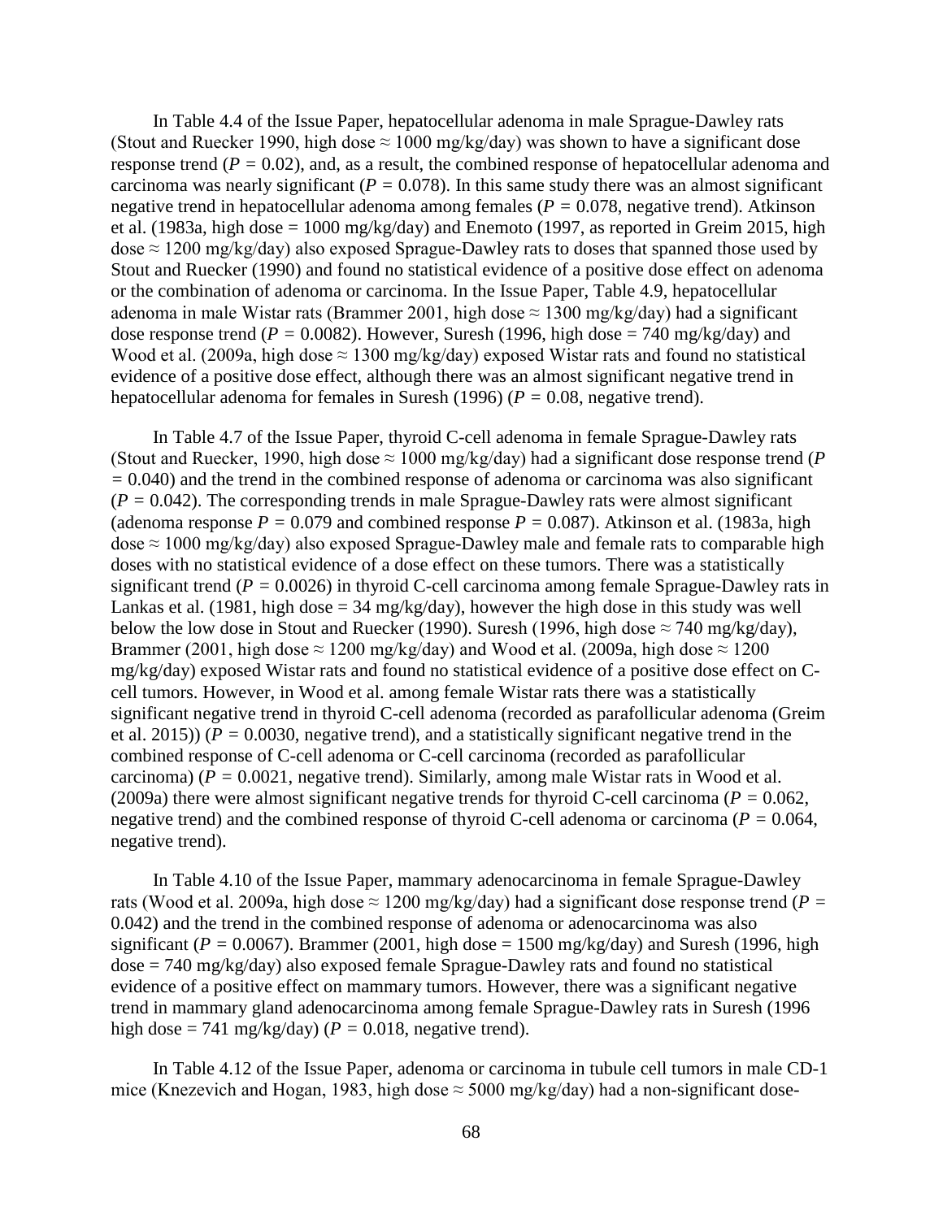In Table 4.4 of the Issue Paper, hepatocellular adenoma in male Sprague-Dawley rats (Stout and Ruecker 1990, high dose ≈ 1000 mg/kg/day) was shown to have a significant dose response trend ($P = 0.02$), and, as a result, the combined response of hepatocellular adenoma and carcinoma was nearly significant ($P = 0.078$). In this same study there was an almost significant negative trend in hepatocellular adenoma among females ($P = 0.078$, negative trend). Atkinson et al. (1983a, high dose = 1000 mg/kg/day) and Enemoto (1997, as reported in Greim 2015, high dose ≈ 1200 mg/kg/day) also exposed Sprague-Dawley rats to doses that spanned those used by Stout and Ruecker (1990) and found no statistical evidence of a positive dose effect on adenoma or the combination of adenoma or carcinoma. In the Issue Paper, Table 4.9, hepatocellular adenoma in male Wistar rats (Brammer 2001, high dose ≈ 1300 mg/kg/day) had a significant dose response trend ($P = 0.0082$). However, Suresh (1996, high dose = 740 mg/kg/day) and Wood et al. (2009a, high dose ≈ 1300 mg/kg/day) exposed Wistar rats and found no statistical evidence of a positive dose effect, although there was an almost significant negative trend in hepatocellular adenoma for females in Suresh (1996) ($P = 0.08$, negative trend).

In Table 4.7 of the Issue Paper, thyroid C-cell adenoma in female Sprague-Dawley rats (Stout and Ruecker, 1990, high dose ≈ 1000 mg/kg/day) had a significant dose response trend ($P = 0.040$) and the trend in the combined response of adenoma or carcinoma was also significant ($P = 0.042$). The corresponding trends in male Sprague-Dawley rats were almost significant (adenoma response $P = 0.079$ and combined response $P = 0.087$). Atkinson et al. (1983a, high dose ≈ 1000 mg/kg/day) also exposed Sprague-Dawley male and female rats to comparable high doses with no statistical evidence of a dose effect on these tumors. There was a statistically significant trend ($P = 0.0026$) in thyroid C-cell carcinoma among female Sprague-Dawley rats in Lankas et al. (1981, high dose = 34 mg/kg/day), however the high dose in this study was well below the low dose in Stout and Ruecker (1990). Suresh (1996, high dose ≈ 740 mg/kg/day), Brammer (2001, high dose ≈ 1200 mg/kg/day) and Wood et al. (2009a, high dose ≈ 1200 mg/kg/day) exposed Wistar rats and found no statistical evidence of a positive dose effect on C-cell tumors. However, in Wood et al. among female Wistar rats there was a statistically significant negative trend in thyroid C-cell adenoma (recorded as parafollicular adenoma (Greim et al. 2015)) ($P = 0.0030$, negative trend), and a statistically significant negative trend in the combined response of C-cell adenoma or C-cell carcinoma (recorded as parafollicular carcinoma) ($P = 0.0021$, negative trend). Similarly, among male Wistar rats in Wood et al. (2009a) there were almost significant negative trends for thyroid C-cell carcinoma ($P = 0.062$, negative trend) and the combined response of thyroid C-cell adenoma or carcinoma ($P = 0.064$, negative trend).

In Table 4.10 of the Issue Paper, mammary adenocarcinoma in female Sprague-Dawley rats (Wood et al. 2009a, high dose ≈ 1200 mg/kg/day) had a significant dose response trend ($P = 0.042$) and the trend in the combined response of adenoma or adenocarcinoma was also significant ($P = 0.0067$). Brammer (2001, high dose = 1500 mg/kg/day) and Suresh (1996, high dose = 740 mg/kg/day) also exposed female Sprague-Dawley rats and found no statistical evidence of a positive effect on mammary tumors. However, there was a significant negative trend in mammary gland adenocarcinoma among female Sprague-Dawley rats in Suresh (1996 high dose = 741 mg/kg/day) ($P = 0.018$, negative trend).

In Table 4.12 of the Issue Paper, adenoma or carcinoma in tubule cell tumors in male CD-1 mice (Knezevich and Hogan, 1983, high dose ≈ 5000 mg/kg/day) had a non-significant dose-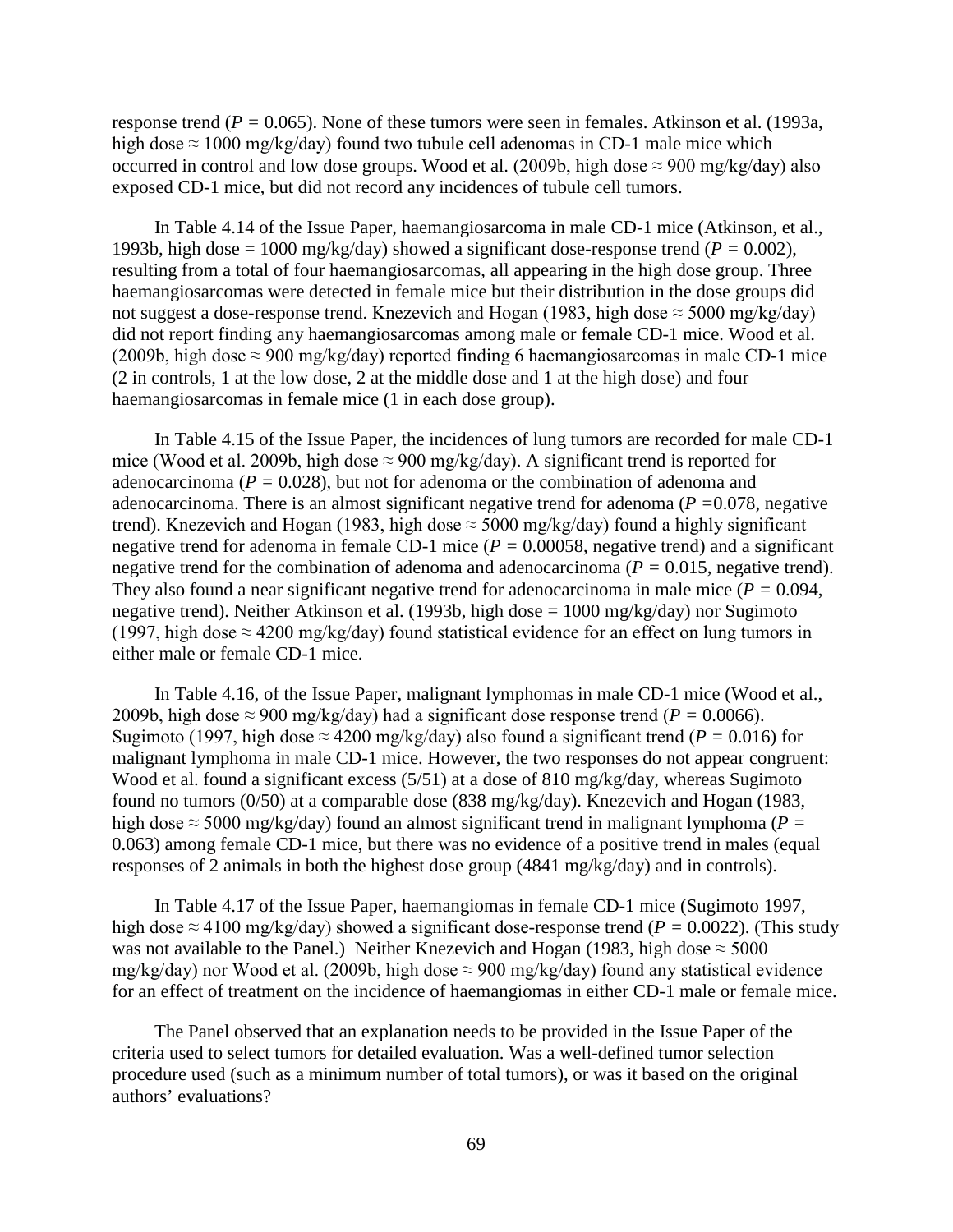response trend ($P$ = 0.065). None of these tumors were seen in females. Atkinson et al. (1993a, high dose ≈ 1000 mg/kg/day) found two tubule cell adenomas in CD-1 male mice which occurred in control and low dose groups. Wood et al. (2009b, high dose ≈ 900 mg/kg/day) also exposed CD-1 mice, but did not record any incidences of tubule cell tumors.

In Table 4.14 of the Issue Paper, haemangiosarcoma in male CD-1 mice (Atkinson, et al., 1993b, high dose = 1000 mg/kg/day) showed a significant dose-response trend ($P$ = 0.002), resulting from a total of four haemangiosarcomas, all appearing in the high dose group. Three haemangiosarcomas were detected in female mice but their distribution in the dose groups did not suggest a dose-response trend. Knezevich and Hogan (1983, high dose ≈ 5000 mg/kg/day) did not report finding any haemangiosarcomas among male or female CD-1 mice. Wood et al. (2009b, high dose ≈ 900 mg/kg/day) reported finding 6 haemangiosarcomas in male CD-1 mice (2 in controls, 1 at the low dose, 2 at the middle dose and 1 at the high dose) and four haemangiosarcomas in female mice (1 in each dose group).

In Table 4.15 of the Issue Paper, the incidences of lung tumors are recorded for male CD-1 mice (Wood et al. 2009b, high dose ≈ 900 mg/kg/day). A significant trend is reported for adenocarcinoma ($P$ = 0.028), but not for adenoma or the combination of adenoma and adenocarcinoma. There is an almost significant negative trend for adenoma ($P$ =0.078, negative trend). Knezevich and Hogan (1983, high dose ≈ 5000 mg/kg/day) found a highly significant negative trend for adenoma in female CD-1 mice ($P$ = 0.00058, negative trend) and a significant negative trend for the combination of adenoma and adenocarcinoma ($P$ = 0.015, negative trend). They also found a near significant negative trend for adenocarcinoma in male mice ($P$ = 0.094, negative trend). Neither Atkinson et al. (1993b, high dose = 1000 mg/kg/day) nor Sugimoto (1997, high dose ≈ 4200 mg/kg/day) found statistical evidence for an effect on lung tumors in either male or female CD-1 mice.

In Table 4.16, of the Issue Paper, malignant lymphomas in male CD-1 mice (Wood et al., 2009b, high dose ≈ 900 mg/kg/day) had a significant dose response trend ($P$ = 0.0066). Sugimoto (1997, high dose ≈ 4200 mg/kg/day) also found a significant trend ($P$ = 0.016) for malignant lymphoma in male CD-1 mice. However, the two responses do not appear congruent: Wood et al. found a significant excess (5/51) at a dose of 810 mg/kg/day, whereas Sugimoto found no tumors (0/50) at a comparable dose (838 mg/kg/day). Knezevich and Hogan (1983, high dose ≈ 5000 mg/kg/day) found an almost significant trend in malignant lymphoma ($P$ = 0.063) among female CD-1 mice, but there was no evidence of a positive trend in males (equal responses of 2 animals in both the highest dose group (4841 mg/kg/day) and in controls).

In Table 4.17 of the Issue Paper, haemangiomas in female CD-1 mice (Sugimoto 1997, high dose ≈ 4100 mg/kg/day) showed a significant dose-response trend ($P$ = 0.0022). (This study was not available to the Panel.) Neither Knezevich and Hogan (1983, high dose ≈ 5000 mg/kg/day) nor Wood et al. (2009b, high dose ≈ 900 mg/kg/day) found any statistical evidence for an effect of treatment on the incidence of haemangiomas in either CD-1 male or female mice.

The Panel observed that an explanation needs to be provided in the Issue Paper of the criteria used to select tumors for detailed evaluation. Was a well-defined tumor selection procedure used (such as a minimum number of total tumors), or was it based on the original authors' evaluations?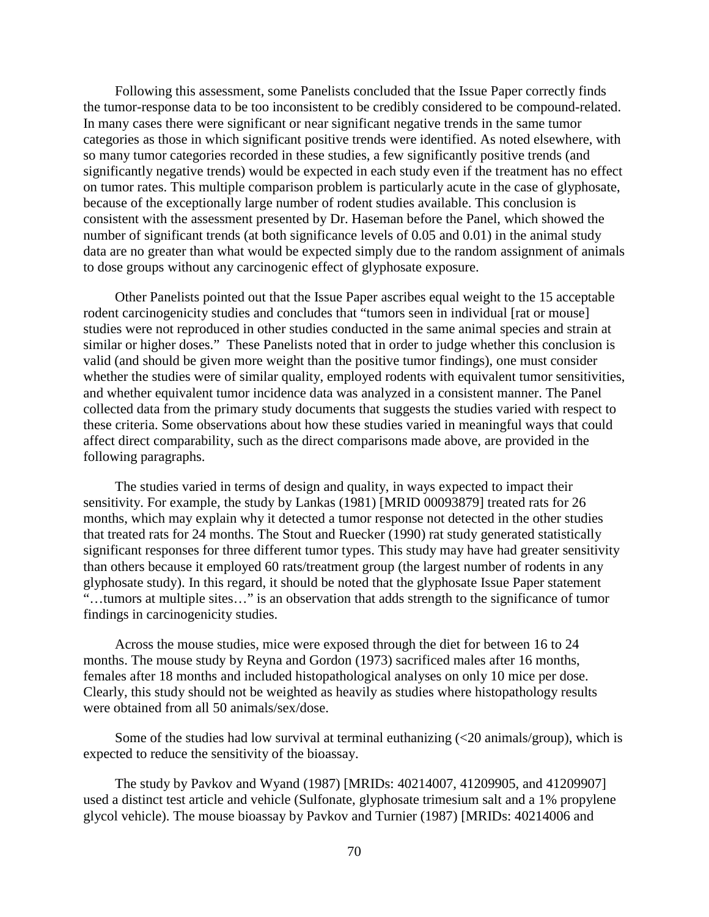Following this assessment, some Panelists concluded that the Issue Paper correctly finds the tumor-response data to be too inconsistent to be credibly considered to be compound-related. In many cases there were significant or near significant negative trends in the same tumor categories as those in which significant positive trends were identified. As noted elsewhere, with so many tumor categories recorded in these studies, a few significantly positive trends (and significantly negative trends) would be expected in each study even if the treatment has no effect on tumor rates. This multiple comparison problem is particularly acute in the case of glyphosate, because of the exceptionally large number of rodent studies available. This conclusion is consistent with the assessment presented by Dr. Haseman before the Panel, which showed the number of significant trends (at both significance levels of 0.05 and 0.01) in the animal study data are no greater than what would be expected simply due to the random assignment of animals to dose groups without any carcinogenic effect of glyphosate exposure.

Other Panelists pointed out that the Issue Paper ascribes equal weight to the 15 acceptable rodent carcinogenicity studies and concludes that "tumors seen in individual [rat or mouse] studies were not reproduced in other studies conducted in the same animal species and strain at similar or higher doses." These Panelists noted that in order to judge whether this conclusion is valid (and should be given more weight than the positive tumor findings), one must consider whether the studies were of similar quality, employed rodents with equivalent tumor sensitivities, and whether equivalent tumor incidence data was analyzed in a consistent manner. The Panel collected data from the primary study documents that suggests the studies varied with respect to these criteria. Some observations about how these studies varied in meaningful ways that could affect direct comparability, such as the direct comparisons made above, are provided in the following paragraphs.

The studies varied in terms of design and quality, in ways expected to impact their sensitivity. For example, the study by Lankas (1981) [MRID 00093879] treated rats for 26 months, which may explain why it detected a tumor response not detected in the other studies that treated rats for 24 months. The Stout and Ruecker (1990) rat study generated statistically significant responses for three different tumor types. This study may have had greater sensitivity than others because it employed 60 rats/treatment group (the largest number of rodents in any glyphosate study). In this regard, it should be noted that the glyphosate Issue Paper statement "…tumors at multiple sites…" is an observation that adds strength to the significance of tumor findings in carcinogenicity studies.

Across the mouse studies, mice were exposed through the diet for between 16 to 24 months. The mouse study by Reyna and Gordon (1973) sacrificed males after 16 months, females after 18 months and included histopathological analyses on only 10 mice per dose. Clearly, this study should not be weighted as heavily as studies where histopathology results were obtained from all 50 animals/sex/dose.

Some of the studies had low survival at terminal euthanizing (<20 animals/group), which is expected to reduce the sensitivity of the bioassay.

The study by Pavkov and Wyand (1987) [MRIDs: 40214007, 41209905, and 41209907] used a distinct test article and vehicle (Sulfonate, glyphosate trimesium salt and a 1% propylene glycol vehicle). The mouse bioassay by Pavkov and Turnier (1987) [MRIDs: 40214006 and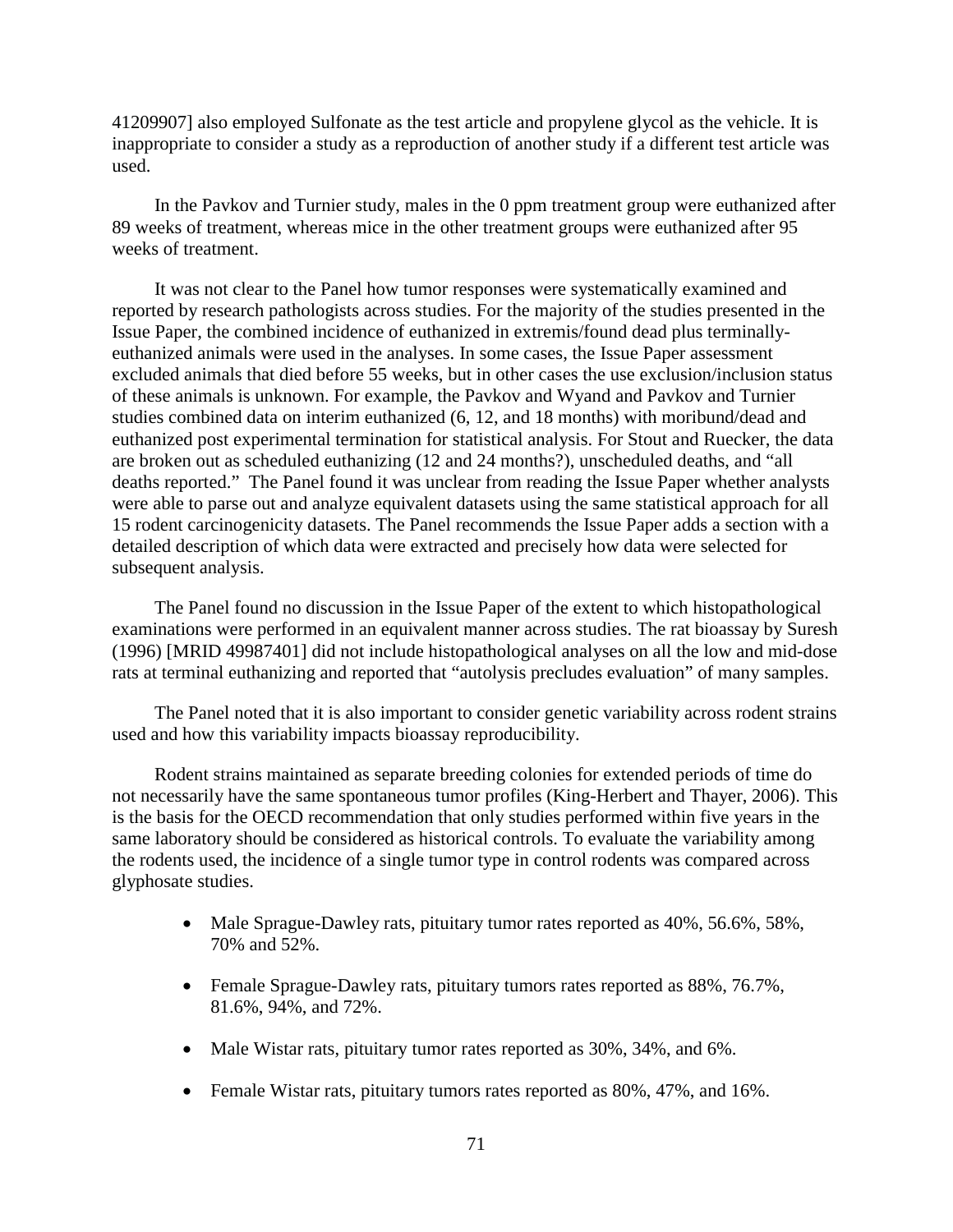41209907] also employed Sulfonate as the test article and propylene glycol as the vehicle. It is inappropriate to consider a study as a reproduction of another study if a different test article was used.

In the Pavkov and Turnier study, males in the 0 ppm treatment group were euthanized after 89 weeks of treatment, whereas mice in the other treatment groups were euthanized after 95 weeks of treatment.

It was not clear to the Panel how tumor responses were systematically examined and reported by research pathologists across studies. For the majority of the studies presented in the Issue Paper, the combined incidence of euthanized in extremis/found dead plus terminally-euthanized animals were used in the analyses. In some cases, the Issue Paper assessment excluded animals that died before 55 weeks, but in other cases the use exclusion/inclusion status of these animals is unknown. For example, the Pavkov and Wyand and Pavkov and Turnier studies combined data on interim euthanized (6, 12, and 18 months) with moribund/dead and euthanized post experimental termination for statistical analysis. For Stout and Ruecker, the data are broken out as scheduled euthanizing (12 and 24 months?), unscheduled deaths, and "all deaths reported." The Panel found it was unclear from reading the Issue Paper whether analysts were able to parse out and analyze equivalent datasets using the same statistical approach for all 15 rodent carcinogenicity datasets. The Panel recommends the Issue Paper adds a section with a detailed description of which data were extracted and precisely how data were selected for subsequent analysis.

The Panel found no discussion in the Issue Paper of the extent to which histopathological examinations were performed in an equivalent manner across studies. The rat bioassay by Suresh (1996) [MRID 49987401] did not include histopathological analyses on all the low and mid-dose rats at terminal euthanizing and reported that "autolysis precludes evaluation" of many samples.

The Panel noted that it is also important to consider genetic variability across rodent strains used and how this variability impacts bioassay reproducibility.

Rodent strains maintained as separate breeding colonies for extended periods of time do not necessarily have the same spontaneous tumor profiles (King-Herbert and Thayer, 2006). This is the basis for the OECD recommendation that only studies performed within five years in the same laboratory should be considered as historical controls. To evaluate the variability among the rodents used, the incidence of a single tumor type in control rodents was compared across glyphosate studies.

- Male Sprague-Dawley rats, pituitary tumor rates reported as 40%, 56.6%, 58%, 70% and 52%.
- Female Sprague-Dawley rats, pituitary tumors rates reported as 88%, 76.7%, 81.6%, 94%, and 72%.
- Male Wistar rats, pituitary tumor rates reported as 30%, 34%, and 6%.
- Female Wistar rats, pituitary tumors rates reported as 80%, 47%, and 16%.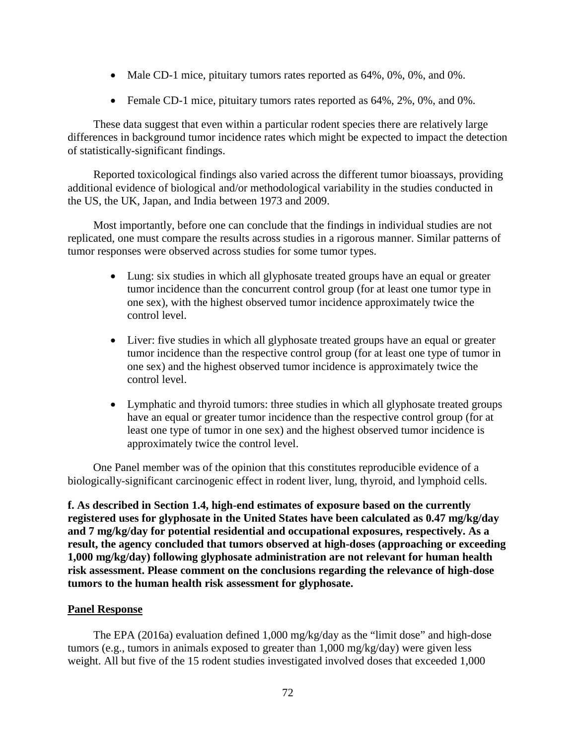- Male CD-1 mice, pituitary tumors rates reported as 64%, 0%, 0%, and 0%.
- Female CD-1 mice, pituitary tumors rates reported as 64%, 2%, 0%, and 0%.

These data suggest that even within a particular rodent species there are relatively large differences in background tumor incidence rates which might be expected to impact the detection of statistically-significant findings.

Reported toxicological findings also varied across the different tumor bioassays, providing additional evidence of biological and/or methodological variability in the studies conducted in the US, the UK, Japan, and India between 1973 and 2009.

Most importantly, before one can conclude that the findings in individual studies are not replicated, one must compare the results across studies in a rigorous manner. Similar patterns of tumor responses were observed across studies for some tumor types.

- Lung: six studies in which all glyphosate treated groups have an equal or greater tumor incidence than the concurrent control group (for at least one tumor type in one sex), with the highest observed tumor incidence approximately twice the control level.
- Liver: five studies in which all glyphosate treated groups have an equal or greater tumor incidence than the respective control group (for at least one type of tumor in one sex) and the highest observed tumor incidence is approximately twice the control level.
- Lymphatic and thyroid tumors: three studies in which all glyphosate treated groups have an equal or greater tumor incidence than the respective control group (for at least one type of tumor in one sex) and the highest observed tumor incidence is approximately twice the control level.

One Panel member was of the opinion that this constitutes reproducible evidence of a biologically-significant carcinogenic effect in rodent liver, lung, thyroid, and lymphoid cells.

**f. As described in Section 1.4, high-end estimates of exposure based on the currently registered uses for glyphosate in the United States have been calculated as 0.47 mg/kg/day and 7 mg/kg/day for potential residential and occupational exposures, respectively. As a result, the agency concluded that tumors observed at high-doses (approaching or exceeding 1,000 mg/kg/day) following glyphosate administration are not relevant for human health risk assessment. Please comment on the conclusions regarding the relevance of high-dose tumors to the human health risk assessment for glyphosate.**

**Panel Response**

The EPA (2016a) evaluation defined 1,000 mg/kg/day as the "limit dose" and high-dose tumors (e.g., tumors in animals exposed to greater than 1,000 mg/kg/day) were given less weight. All but five of the 15 rodent studies investigated involved doses that exceeded 1,000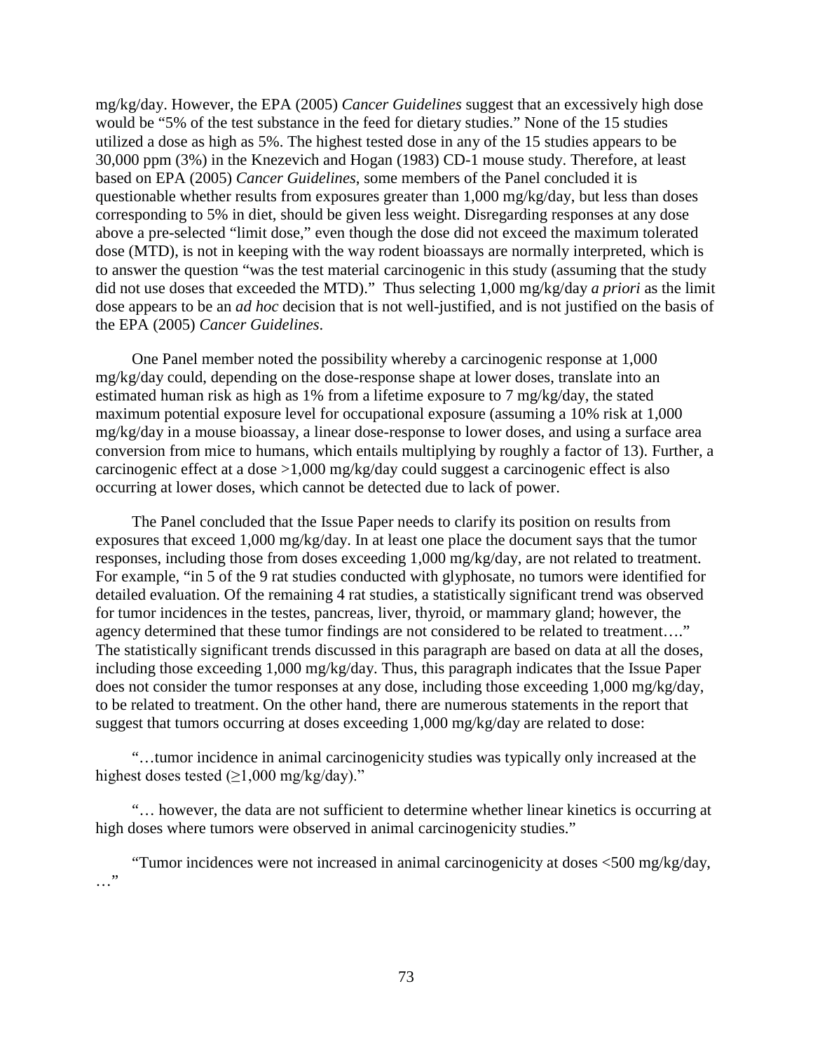mg/kg/day. However, the EPA (2005) *Cancer Guidelines* suggest that an excessively high dose would be "5% of the test substance in the feed for dietary studies." None of the 15 studies utilized a dose as high as 5%. The highest tested dose in any of the 15 studies appears to be 30,000 ppm (3%) in the Knezevich and Hogan (1983) CD-1 mouse study. Therefore, at least based on EPA (2005) *Cancer Guidelines*, some members of the Panel concluded it is questionable whether results from exposures greater than 1,000 mg/kg/day, but less than doses corresponding to 5% in diet, should be given less weight. Disregarding responses at any dose above a pre-selected "limit dose," even though the dose did not exceed the maximum tolerated dose (MTD), is not in keeping with the way rodent bioassays are normally interpreted, which is to answer the question "was the test material carcinogenic in this study (assuming that the study did not use doses that exceeded the MTD)." Thus selecting 1,000 mg/kg/day *a priori* as the limit dose appears to be an *ad hoc* decision that is not well-justified, and is not justified on the basis of the EPA (2005) *Cancer Guidelines*.

One Panel member noted the possibility whereby a carcinogenic response at 1,000 mg/kg/day could, depending on the dose-response shape at lower doses, translate into an estimated human risk as high as 1% from a lifetime exposure to 7 mg/kg/day, the stated maximum potential exposure level for occupational exposure (assuming a 10% risk at 1,000 mg/kg/day in a mouse bioassay, a linear dose-response to lower doses, and using a surface area conversion from mice to humans, which entails multiplying by roughly a factor of 13). Further, a carcinogenic effect at a dose >1,000 mg/kg/day could suggest a carcinogenic effect is also occurring at lower doses, which cannot be detected due to lack of power.

The Panel concluded that the Issue Paper needs to clarify its position on results from exposures that exceed 1,000 mg/kg/day. In at least one place the document says that the tumor responses, including those from doses exceeding 1,000 mg/kg/day, are not related to treatment. For example, "in 5 of the 9 rat studies conducted with glyphosate, no tumors were identified for detailed evaluation. Of the remaining 4 rat studies, a statistically significant trend was observed for tumor incidences in the testes, pancreas, liver, thyroid, or mammary gland; however, the agency determined that these tumor findings are not considered to be related to treatment…." The statistically significant trends discussed in this paragraph are based on data at all the doses, including those exceeding 1,000 mg/kg/day. Thus, this paragraph indicates that the Issue Paper does not consider the tumor responses at any dose, including those exceeding 1,000 mg/kg/day, to be related to treatment. On the other hand, there are numerous statements in the report that suggest that tumors occurring at doses exceeding 1,000 mg/kg/day are related to dose:

"…tumor incidence in animal carcinogenicity studies was typically only increased at the highest doses tested (≥1,000 mg/kg/day)."

"… however, the data are not sufficient to determine whether linear kinetics is occurring at high doses where tumors were observed in animal carcinogenicity studies."

"Tumor incidences were not increased in animal carcinogenicity at doses <500 mg/kg/day, …"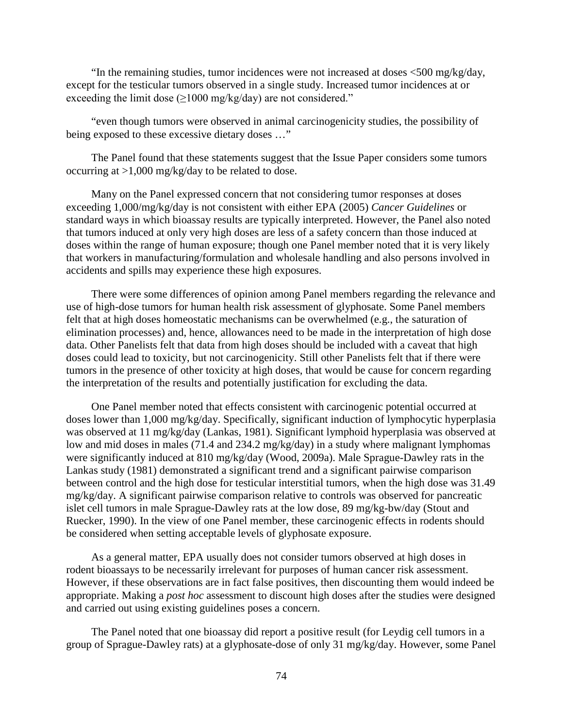"In the remaining studies, tumor incidences were not increased at doses <500 mg/kg/day, except for the testicular tumors observed in a single study. Increased tumor incidences at or exceeding the limit dose (≥1000 mg/kg/day) are not considered."

"even though tumors were observed in animal carcinogenicity studies, the possibility of being exposed to these excessive dietary doses …"

The Panel found that these statements suggest that the Issue Paper considers some tumors occurring at >1,000 mg/kg/day to be related to dose.

Many on the Panel expressed concern that not considering tumor responses at doses exceeding 1,000/mg/kg/day is not consistent with either EPA (2005) *Cancer Guidelines* or standard ways in which bioassay results are typically interpreted. However, the Panel also noted that tumors induced at only very high doses are less of a safety concern than those induced at doses within the range of human exposure; though one Panel member noted that it is very likely that workers in manufacturing/formulation and wholesale handling and also persons involved in accidents and spills may experience these high exposures.

There were some differences of opinion among Panel members regarding the relevance and use of high-dose tumors for human health risk assessment of glyphosate. Some Panel members felt that at high doses homeostatic mechanisms can be overwhelmed (e.g., the saturation of elimination processes) and, hence, allowances need to be made in the interpretation of high dose data. Other Panelists felt that data from high doses should be included with a caveat that high doses could lead to toxicity, but not carcinogenicity. Still other Panelists felt that if there were tumors in the presence of other toxicity at high doses, that would be cause for concern regarding the interpretation of the results and potentially justification for excluding the data.

One Panel member noted that effects consistent with carcinogenic potential occurred at doses lower than 1,000 mg/kg/day. Specifically, significant induction of lymphocytic hyperplasia was observed at 11 mg/kg/day (Lankas, 1981). Significant lymphoid hyperplasia was observed at low and mid doses in males (71.4 and 234.2 mg/kg/day) in a study where malignant lymphomas were significantly induced at 810 mg/kg/day (Wood, 2009a). Male Sprague-Dawley rats in the Lankas study (1981) demonstrated a significant trend and a significant pairwise comparison between control and the high dose for testicular interstitial tumors, when the high dose was 31.49 mg/kg/day. A significant pairwise comparison relative to controls was observed for pancreatic islet cell tumors in male Sprague-Dawley rats at the low dose, 89 mg/kg-bw/day (Stout and Ruecker, 1990). In the view of one Panel member, these carcinogenic effects in rodents should be considered when setting acceptable levels of glyphosate exposure.

As a general matter, EPA usually does not consider tumors observed at high doses in rodent bioassays to be necessarily irrelevant for purposes of human cancer risk assessment. However, if these observations are in fact false positives, then discounting them would indeed be appropriate. Making a *post hoc* assessment to discount high doses after the studies were designed and carried out using existing guidelines poses a concern.

The Panel noted that one bioassay did report a positive result (for Leydig cell tumors in a group of Sprague-Dawley rats) at a glyphosate-dose of only 31 mg/kg/day. However, some Panel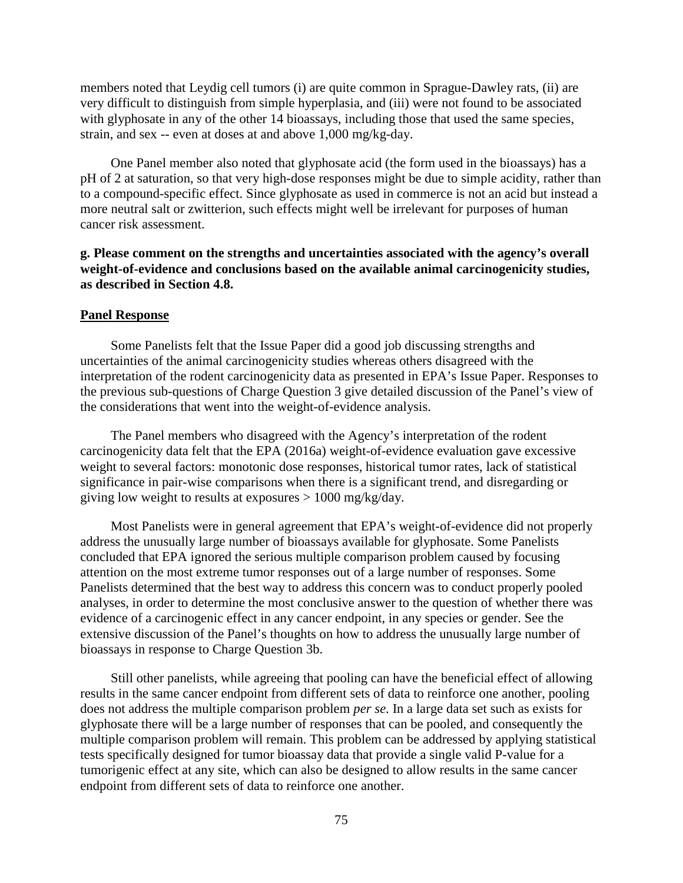members noted that Leydig cell tumors (i) are quite common in Sprague-Dawley rats, (ii) are very difficult to distinguish from simple hyperplasia, and (iii) were not found to be associated with glyphosate in any of the other 14 bioassays, including those that used the same species, strain, and sex -- even at doses at and above 1,000 mg/kg-day.

One Panel member also noted that glyphosate acid (the form used in the bioassays) has a pH of 2 at saturation, so that very high-dose responses might be due to simple acidity, rather than to a compound-specific effect. Since glyphosate as used in commerce is not an acid but instead a more neutral salt or zwitterion, such effects might well be irrelevant for purposes of human cancer risk assessment.

**g. Please comment on the strengths and uncertainties associated with the agency's overall weight-of-evidence and conclusions based on the available animal carcinogenicity studies, as described in Section 4.8.**

**Panel Response**

Some Panelists felt that the Issue Paper did a good job discussing strengths and uncertainties of the animal carcinogenicity studies whereas others disagreed with the interpretation of the rodent carcinogenicity data as presented in EPA's Issue Paper. Responses to the previous sub-questions of Charge Question 3 give detailed discussion of the Panel's view of the considerations that went into the weight-of-evidence analysis.

The Panel members who disagreed with the Agency's interpretation of the rodent carcinogenicity data felt that the EPA (2016a) weight-of-evidence evaluation gave excessive weight to several factors: monotonic dose responses, historical tumor rates, lack of statistical significance in pair-wise comparisons when there is a significant trend, and disregarding or giving low weight to results at exposures > 1000 mg/kg/day.

Most Panelists were in general agreement that EPA's weight-of-evidence did not properly address the unusually large number of bioassays available for glyphosate. Some Panelists concluded that EPA ignored the serious multiple comparison problem caused by focusing attention on the most extreme tumor responses out of a large number of responses. Some Panelists determined that the best way to address this concern was to conduct properly pooled analyses, in order to determine the most conclusive answer to the question of whether there was evidence of a carcinogenic effect in any cancer endpoint, in any species or gender. See the extensive discussion of the Panel's thoughts on how to address the unusually large number of bioassays in response to Charge Question 3b.

Still other panelists, while agreeing that pooling can have the beneficial effect of allowing results in the same cancer endpoint from different sets of data to reinforce one another, pooling does not address the multiple comparison problem *per se*. In a large data set such as exists for glyphosate there will be a large number of responses that can be pooled, and consequently the multiple comparison problem will remain. This problem can be addressed by applying statistical tests specifically designed for tumor bioassay data that provide a single valid P-value for a tumorigenic effect at any site, which can also be designed to allow results in the same cancer endpoint from different sets of data to reinforce one another.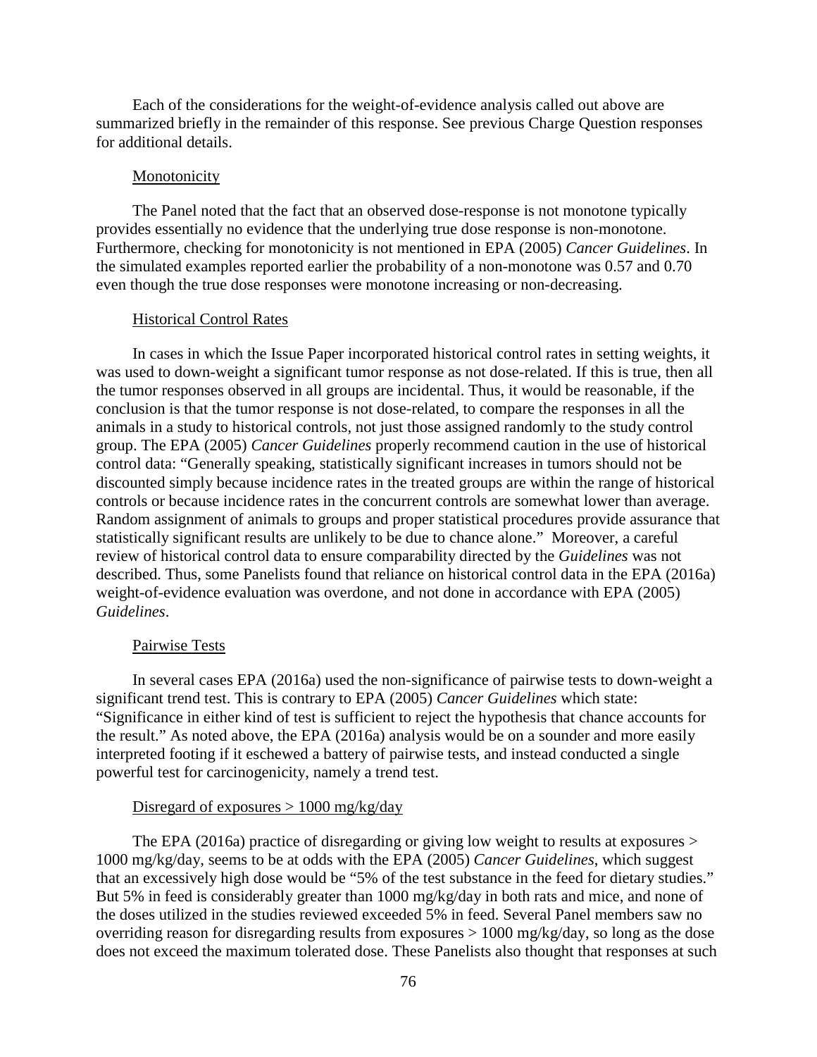Each of the considerations for the weight-of-evidence analysis called out above are summarized briefly in the remainder of this response. See previous Charge Question responses for additional details.

Monotonicity

The Panel noted that the fact that an observed dose-response is not monotone typically provides essentially no evidence that the underlying true dose response is non-monotone. Furthermore, checking for monotonicity is not mentioned in EPA (2005) *Cancer Guidelines*. In the simulated examples reported earlier the probability of a non-monotone was 0.57 and 0.70 even though the true dose responses were monotone increasing or non-decreasing.

Historical Control Rates

In cases in which the Issue Paper incorporated historical control rates in setting weights, it was used to down-weight a significant tumor response as not dose-related. If this is true, then all the tumor responses observed in all groups are incidental. Thus, it would be reasonable, if the conclusion is that the tumor response is not dose-related, to compare the responses in all the animals in a study to historical controls, not just those assigned randomly to the study control group. The EPA (2005) *Cancer Guidelines* properly recommend caution in the use of historical control data: "Generally speaking, statistically significant increases in tumors should not be discounted simply because incidence rates in the treated groups are within the range of historical controls or because incidence rates in the concurrent controls are somewhat lower than average. Random assignment of animals to groups and proper statistical procedures provide assurance that statistically significant results are unlikely to be due to chance alone." Moreover, a careful review of historical control data to ensure comparability directed by the *Guidelines* was not described. Thus, some Panelists found that reliance on historical control data in the EPA (2016a) weight-of-evidence evaluation was overdone, and not done in accordance with EPA (2005) *Guidelines*.

Pairwise Tests

In several cases EPA (2016a) used the non-significance of pairwise tests to down-weight a significant trend test. This is contrary to EPA (2005) *Cancer Guidelines* which state: "Significance in either kind of test is sufficient to reject the hypothesis that chance accounts for the result." As noted above, the EPA (2016a) analysis would be on a sounder and more easily interpreted footing if it eschewed a battery of pairwise tests, and instead conducted a single powerful test for carcinogenicity, namely a trend test.

Disregard of exposures > 1000 mg/kg/day

The EPA (2016a) practice of disregarding or giving low weight to results at exposures > 1000 mg/kg/day, seems to be at odds with the EPA (2005) *Cancer Guidelines*, which suggest that an excessively high dose would be "5% of the test substance in the feed for dietary studies." But 5% in feed is considerably greater than 1000 mg/kg/day in both rats and mice, and none of the doses utilized in the studies reviewed exceeded 5% in feed. Several Panel members saw no overriding reason for disregarding results from exposures > 1000 mg/kg/day, so long as the dose does not exceed the maximum tolerated dose. These Panelists also thought that responses at such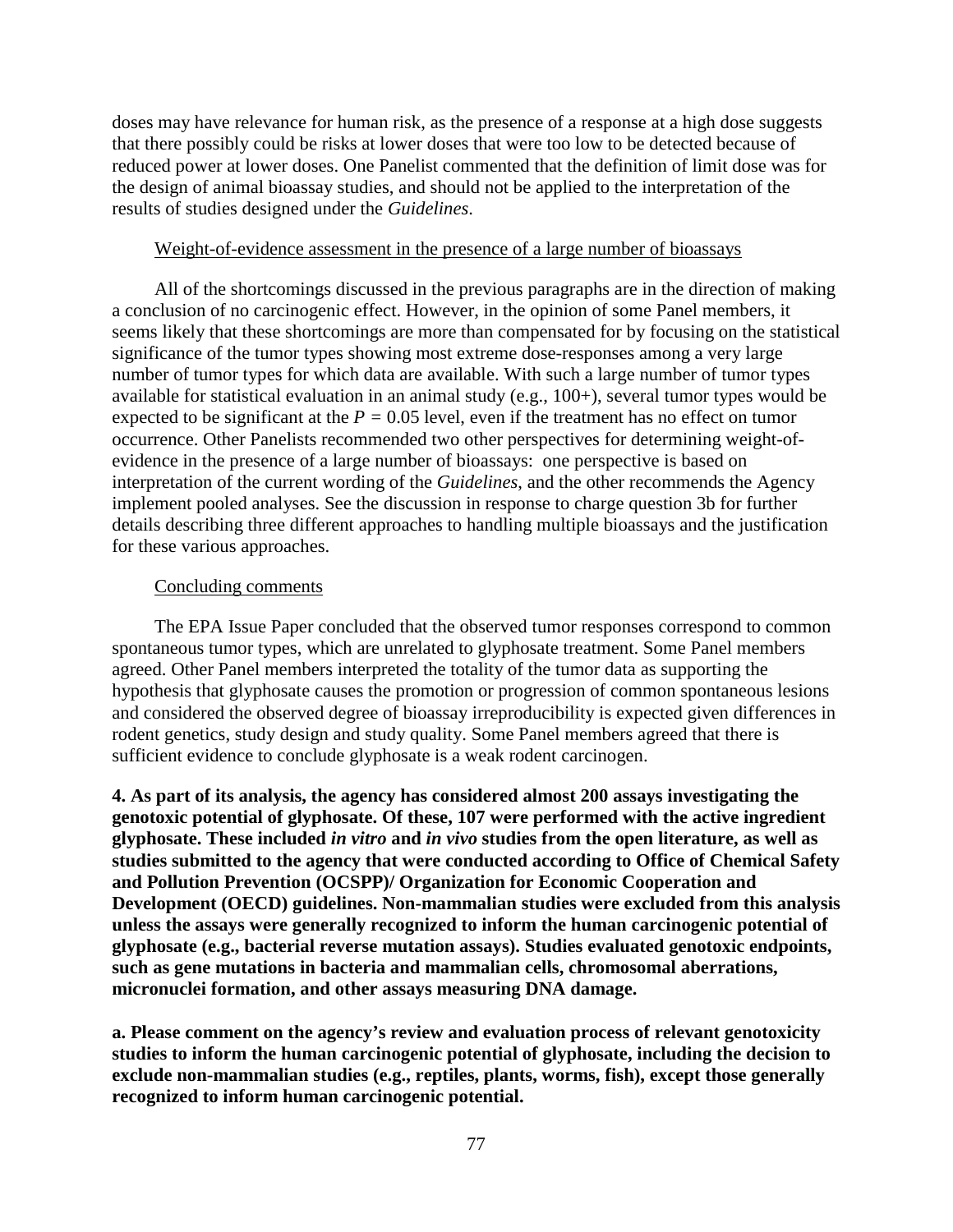doses may have relevance for human risk, as the presence of a response at a high dose suggests that there possibly could be risks at lower doses that were too low to be detected because of reduced power at lower doses. One Panelist commented that the definition of limit dose was for the design of animal bioassay studies, and should not be applied to the interpretation of the results of studies designed under the *Guidelines*.

Weight-of-evidence assessment in the presence of a large number of bioassays

All of the shortcomings discussed in the previous paragraphs are in the direction of making a conclusion of no carcinogenic effect. However, in the opinion of some Panel members, it seems likely that these shortcomings are more than compensated for by focusing on the statistical significance of the tumor types showing most extreme dose-responses among a very large number of tumor types for which data are available. With such a large number of tumor types available for statistical evaluation in an animal study (e.g., 100+), several tumor types would be expected to be significant at the $P = 0.05$ level, even if the treatment has no effect on tumor occurrence. Other Panelists recommended two other perspectives for determining weight-of-evidence in the presence of a large number of bioassays: one perspective is based on interpretation of the current wording of the *Guidelines*, and the other recommends the Agency implement pooled analyses. See the discussion in response to charge question 3b for further details describing three different approaches to handling multiple bioassays and the justification for these various approaches.

Concluding comments

The EPA Issue Paper concluded that the observed tumor responses correspond to common spontaneous tumor types, which are unrelated to glyphosate treatment. Some Panel members agreed. Other Panel members interpreted the totality of the tumor data as supporting the hypothesis that glyphosate causes the promotion or progression of common spontaneous lesions and considered the observed degree of bioassay irreproducibility is expected given differences in rodent genetics, study design and study quality. Some Panel members agreed that there is sufficient evidence to conclude glyphosate is a weak rodent carcinogen.

**4. As part of its analysis, the agency has considered almost 200 assays investigating the genotoxic potential of glyphosate. Of these, 107 were performed with the active ingredient glyphosate. These included *in vitro* and *in vivo* studies from the open literature, as well as studies submitted to the agency that were conducted according to Office of Chemical Safety and Pollution Prevention (OCSPP)/ Organization for Economic Cooperation and Development (OECD) guidelines. Non-mammalian studies were excluded from this analysis unless the assays were generally recognized to inform the human carcinogenic potential of glyphosate (e.g., bacterial reverse mutation assays). Studies evaluated genotoxic endpoints, such as gene mutations in bacteria and mammalian cells, chromosomal aberrations, micronuclei formation, and other assays measuring DNA damage.**

**a. Please comment on the agency's review and evaluation process of relevant genotoxicity studies to inform the human carcinogenic potential of glyphosate, including the decision to exclude non-mammalian studies (e.g., reptiles, plants, worms, fish), except those generally recognized to inform human carcinogenic potential.**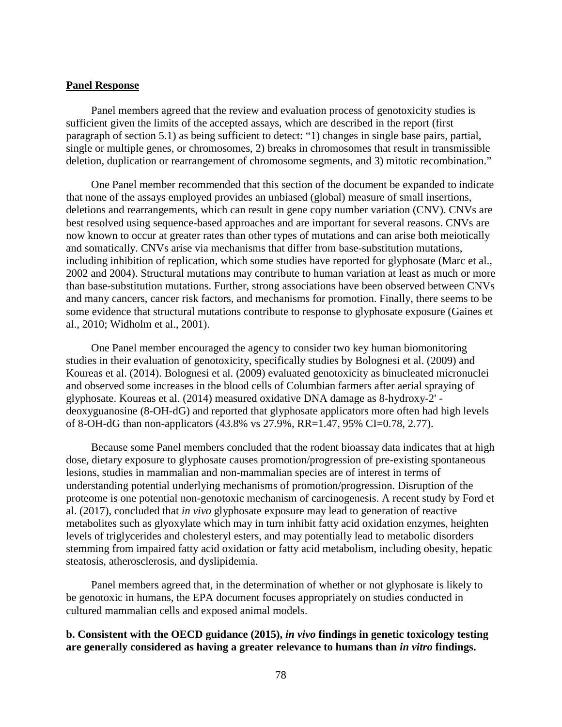**Panel Response**

Panel members agreed that the review and evaluation process of genotoxicity studies is sufficient given the limits of the accepted assays, which are described in the report (first paragraph of section 5.1) as being sufficient to detect: "1) changes in single base pairs, partial, single or multiple genes, or chromosomes, 2) breaks in chromosomes that result in transmissible deletion, duplication or rearrangement of chromosome segments, and 3) mitotic recombination."

One Panel member recommended that this section of the document be expanded to indicate that none of the assays employed provides an unbiased (global) measure of small insertions, deletions and rearrangements, which can result in gene copy number variation (CNV). CNVs are best resolved using sequence-based approaches and are important for several reasons. CNVs are now known to occur at greater rates than other types of mutations and can arise both meiotically and somatically. CNVs arise via mechanisms that differ from base-substitution mutations, including inhibition of replication, which some studies have reported for glyphosate (Marc et al., 2002 and 2004). Structural mutations may contribute to human variation at least as much or more than base-substitution mutations. Further, strong associations have been observed between CNVs and many cancers, cancer risk factors, and mechanisms for promotion. Finally, there seems to be some evidence that structural mutations contribute to response to glyphosate exposure (Gaines et al., 2010; Widholm et al., 2001).

One Panel member encouraged the agency to consider two key human biomonitoring studies in their evaluation of genotoxicity, specifically studies by Bolognesi et al. (2009) and Koureas et al. (2014). Bolognesi et al. (2009) evaluated genotoxicity as binucleated micronuclei and observed some increases in the blood cells of Columbian farmers after aerial spraying of glyphosate. Koureas et al. (2014) measured oxidative DNA damage as 8-hydroxy-2' -deoxyguanosine (8-OH-dG) and reported that glyphosate applicators more often had high levels of 8-OH-dG than non-applicators (43.8% vs 27.9%, RR=1.47, 95% CI=0.78, 2.77).

Because some Panel members concluded that the rodent bioassay data indicates that at high dose, dietary exposure to glyphosate causes promotion/progression of pre-existing spontaneous lesions, studies in mammalian and non-mammalian species are of interest in terms of understanding potential underlying mechanisms of promotion/progression. Disruption of the proteome is one potential non-genotoxic mechanism of carcinogenesis. A recent study by Ford et al. (2017), concluded that *in vivo* glyphosate exposure may lead to generation of reactive metabolites such as glyoxylate which may in turn inhibit fatty acid oxidation enzymes, heighten levels of triglycerides and cholesteryl esters, and may potentially lead to metabolic disorders stemming from impaired fatty acid oxidation or fatty acid metabolism, including obesity, hepatic steatosis, atherosclerosis, and dyslipidemia.

Panel members agreed that, in the determination of whether or not glyphosate is likely to be genotoxic in humans, the EPA document focuses appropriately on studies conducted in cultured mammalian cells and exposed animal models.

**b. Consistent with the OECD guidance (2015), *in vivo* findings in genetic toxicology testing are generally considered as having a greater relevance to humans than *in vitro* findings.**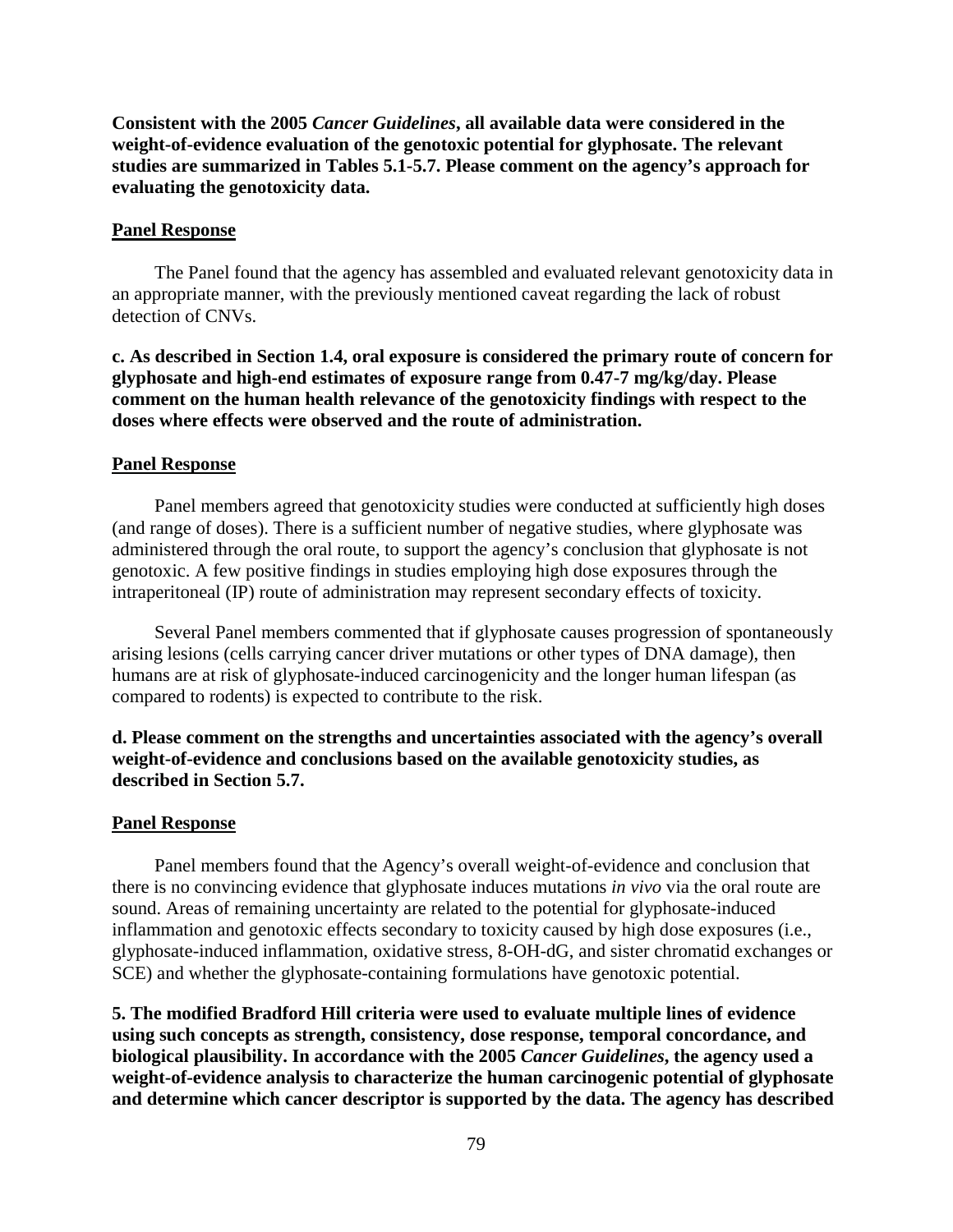**Consistent with the 2005 *Cancer Guidelines*, all available data were considered in the weight-of-evidence evaluation of the genotoxic potential for glyphosate. The relevant studies are summarized in Tables 5.1-5.7. Please comment on the agency's approach for evaluating the genotoxicity data.**

**Panel Response**

The Panel found that the agency has assembled and evaluated relevant genotoxicity data in an appropriate manner, with the previously mentioned caveat regarding the lack of robust detection of CNVs.

**c. As described in Section 1.4, oral exposure is considered the primary route of concern for glyphosate and high-end estimates of exposure range from 0.47-7 mg/kg/day. Please comment on the human health relevance of the genotoxicity findings with respect to the doses where effects were observed and the route of administration.**

**Panel Response**

Panel members agreed that genotoxicity studies were conducted at sufficiently high doses (and range of doses). There is a sufficient number of negative studies, where glyphosate was administered through the oral route, to support the agency's conclusion that glyphosate is not genotoxic. A few positive findings in studies employing high dose exposures through the intraperitoneal (IP) route of administration may represent secondary effects of toxicity.

Several Panel members commented that if glyphosate causes progression of spontaneously arising lesions (cells carrying cancer driver mutations or other types of DNA damage), then humans are at risk of glyphosate-induced carcinogenicity and the longer human lifespan (as compared to rodents) is expected to contribute to the risk.

**d. Please comment on the strengths and uncertainties associated with the agency's overall weight-of-evidence and conclusions based on the available genotoxicity studies, as described in Section 5.7.**

**Panel Response**

Panel members found that the Agency's overall weight-of-evidence and conclusion that there is no convincing evidence that glyphosate induces mutations *in vivo* via the oral route are sound. Areas of remaining uncertainty are related to the potential for glyphosate-induced inflammation and genotoxic effects secondary to toxicity caused by high dose exposures (i.e., glyphosate-induced inflammation, oxidative stress, 8-OH-dG, and sister chromatid exchanges or SCE) and whether the glyphosate-containing formulations have genotoxic potential.

**5. The modified Bradford Hill criteria were used to evaluate multiple lines of evidence using such concepts as strength, consistency, dose response, temporal concordance, and biological plausibility. In accordance with the 2005 *Cancer Guidelines*, the agency used a weight-of-evidence analysis to characterize the human carcinogenic potential of glyphosate and determine which cancer descriptor is supported by the data. The agency has described**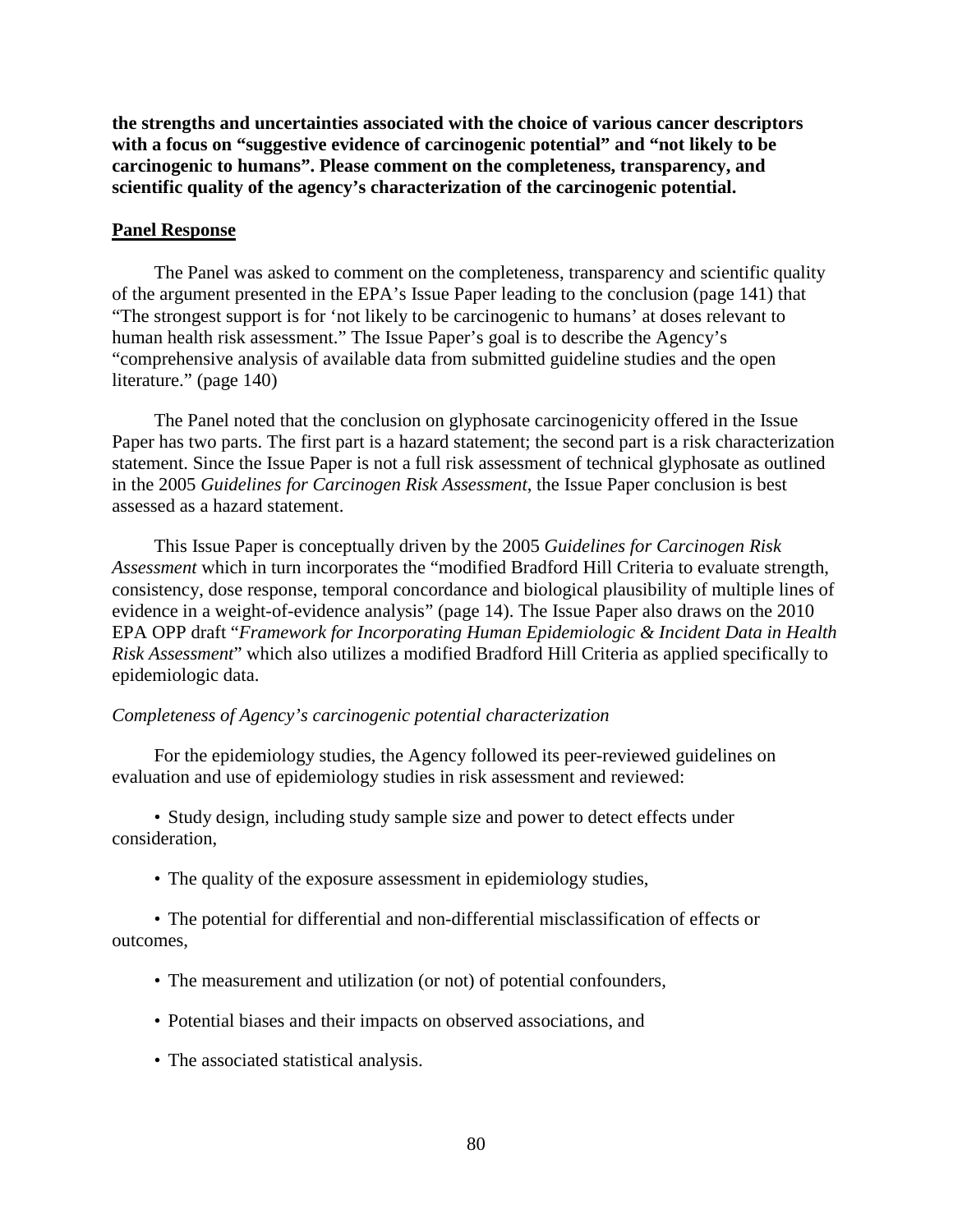**the strengths and uncertainties associated with the choice of various cancer descriptors with a focus on "suggestive evidence of carcinogenic potential" and "not likely to be carcinogenic to humans". Please comment on the completeness, transparency, and scientific quality of the agency's characterization of the carcinogenic potential.**

**Panel Response**

The Panel was asked to comment on the completeness, transparency and scientific quality of the argument presented in the EPA's Issue Paper leading to the conclusion (page 141) that "The strongest support is for 'not likely to be carcinogenic to humans' at doses relevant to human health risk assessment." The Issue Paper's goal is to describe the Agency's "comprehensive analysis of available data from submitted guideline studies and the open literature." (page 140)

The Panel noted that the conclusion on glyphosate carcinogenicity offered in the Issue Paper has two parts. The first part is a hazard statement; the second part is a risk characterization statement. Since the Issue Paper is not a full risk assessment of technical glyphosate as outlined in the 2005 *Guidelines for Carcinogen Risk Assessment*, the Issue Paper conclusion is best assessed as a hazard statement.

This Issue Paper is conceptually driven by the 2005 *Guidelines for Carcinogen Risk Assessment* which in turn incorporates the "modified Bradford Hill Criteria to evaluate strength, consistency, dose response, temporal concordance and biological plausibility of multiple lines of evidence in a weight-of-evidence analysis" (page 14). The Issue Paper also draws on the 2010 EPA OPP draft "*Framework for Incorporating Human Epidemiologic & Incident Data in Health Risk Assessment*" which also utilizes a modified Bradford Hill Criteria as applied specifically to epidemiologic data.

*Completeness of Agency's carcinogenic potential characterization*

For the epidemiology studies, the Agency followed its peer-reviewed guidelines on evaluation and use of epidemiology studies in risk assessment and reviewed:

- Study design, including study sample size and power to detect effects under consideration,
- The quality of the exposure assessment in epidemiology studies,
- The potential for differential and non-differential misclassification of effects or outcomes,
- The measurement and utilization (or not) of potential confounders,
- Potential biases and their impacts on observed associations, and
- The associated statistical analysis.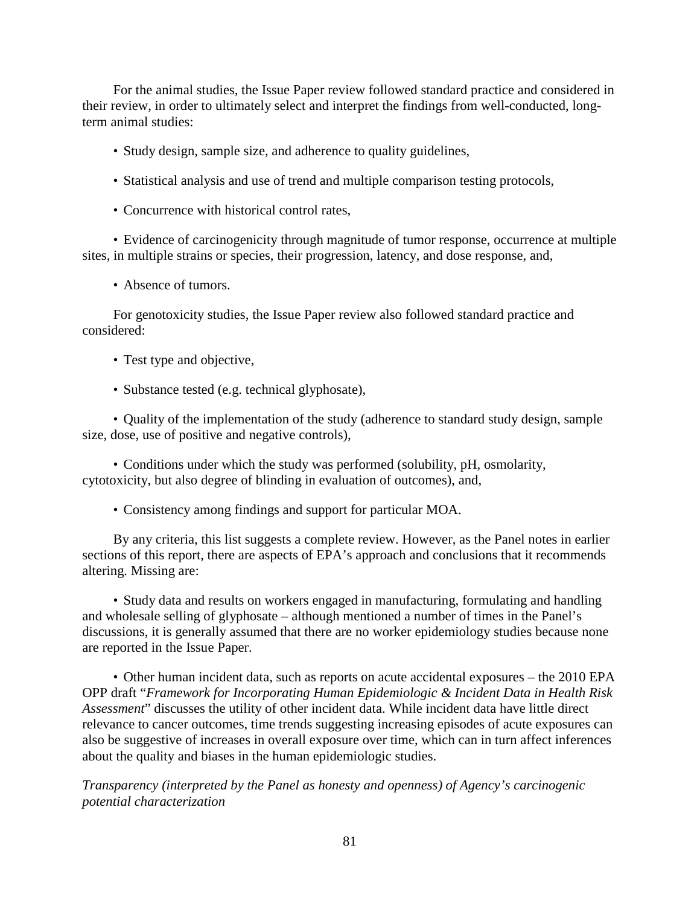For the animal studies, the Issue Paper review followed standard practice and considered in their review, in order to ultimately select and interpret the findings from well-conducted, long-term animal studies:

- Study design, sample size, and adherence to quality guidelines,

- Statistical analysis and use of trend and multiple comparison testing protocols,

- Concurrence with historical control rates,

- Evidence of carcinogenicity through magnitude of tumor response, occurrence at multiple sites, in multiple strains or species, their progression, latency, and dose response, and,

- Absence of tumors.

For genotoxicity studies, the Issue Paper review also followed standard practice and considered:

- Test type and objective,

- Substance tested (e.g. technical glyphosate),

- Quality of the implementation of the study (adherence to standard study design, sample size, dose, use of positive and negative controls),

- Conditions under which the study was performed (solubility, pH, osmolarity, cytotoxicity, but also degree of blinding in evaluation of outcomes), and,

- Consistency among findings and support for particular MOA.

By any criteria, this list suggests a complete review. However, as the Panel notes in earlier sections of this report, there are aspects of EPA's approach and conclusions that it recommends altering. Missing are:

- Study data and results on workers engaged in manufacturing, formulating and handling and wholesale selling of glyphosate – although mentioned a number of times in the Panel's discussions, it is generally assumed that there are no worker epidemiology studies because none are reported in the Issue Paper.

- Other human incident data, such as reports on acute accidental exposures – the 2010 EPA OPP draft "*Framework for Incorporating Human Epidemiologic & Incident Data in Health Risk Assessment*" discusses the utility of other incident data. While incident data have little direct relevance to cancer outcomes, time trends suggesting increasing episodes of acute exposures can also be suggestive of increases in overall exposure over time, which can in turn affect inferences about the quality and biases in the human epidemiologic studies.

*Transparency (interpreted by the Panel as honesty and openness) of Agency's carcinogenic potential characterization*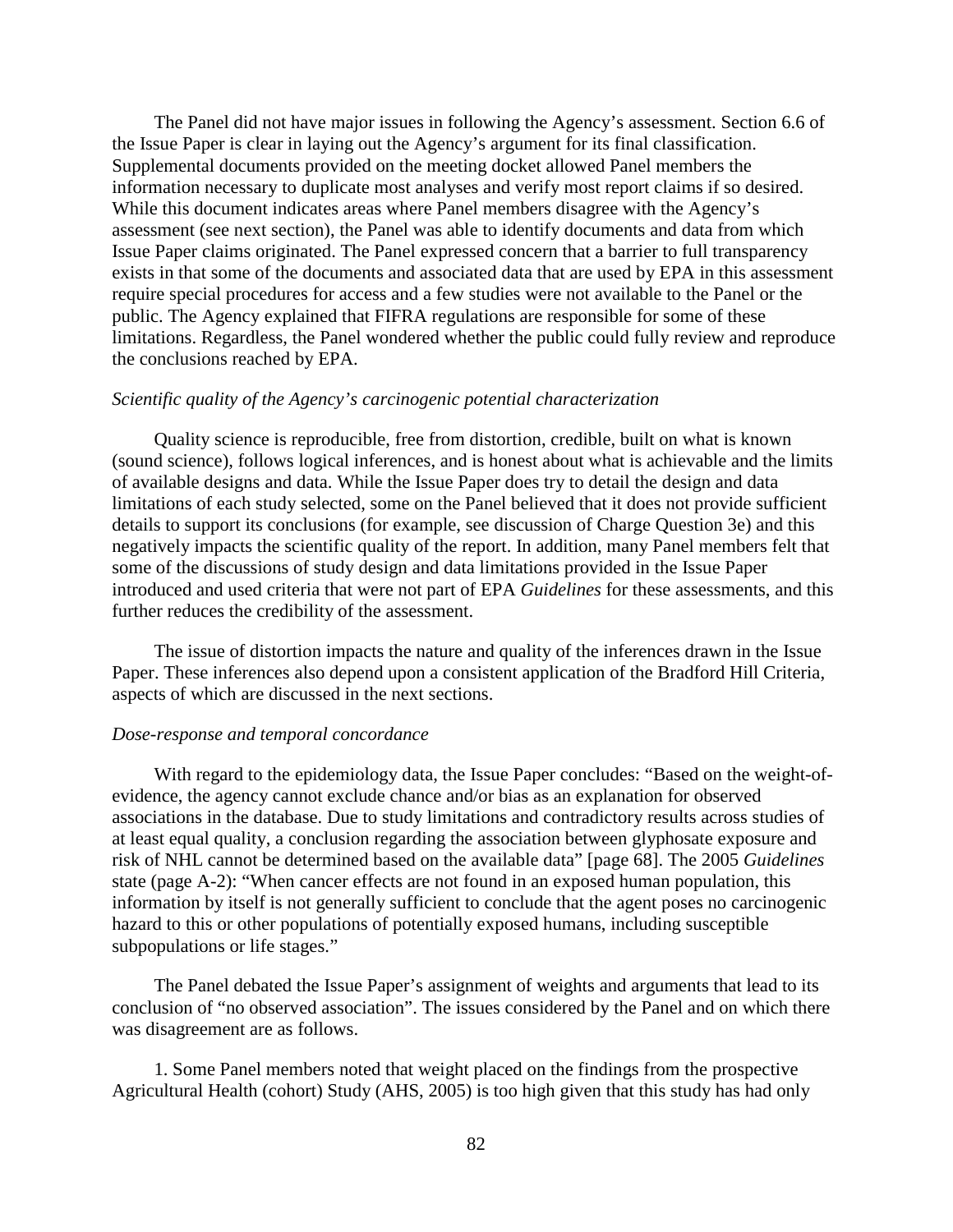The Panel did not have major issues in following the Agency's assessment. Section 6.6 of the Issue Paper is clear in laying out the Agency's argument for its final classification. Supplemental documents provided on the meeting docket allowed Panel members the information necessary to duplicate most analyses and verify most report claims if so desired. While this document indicates areas where Panel members disagree with the Agency's assessment (see next section), the Panel was able to identify documents and data from which Issue Paper claims originated. The Panel expressed concern that a barrier to full transparency exists in that some of the documents and associated data that are used by EPA in this assessment require special procedures for access and a few studies were not available to the Panel or the public. The Agency explained that FIFRA regulations are responsible for some of these limitations. Regardless, the Panel wondered whether the public could fully review and reproduce the conclusions reached by EPA.

*Scientific quality of the Agency's carcinogenic potential characterization*

Quality science is reproducible, free from distortion, credible, built on what is known (sound science), follows logical inferences, and is honest about what is achievable and the limits of available designs and data. While the Issue Paper does try to detail the design and data limitations of each study selected, some on the Panel believed that it does not provide sufficient details to support its conclusions (for example, see discussion of Charge Question 3e) and this negatively impacts the scientific quality of the report. In addition, many Panel members felt that some of the discussions of study design and data limitations provided in the Issue Paper introduced and used criteria that were not part of EPA *Guidelines* for these assessments, and this further reduces the credibility of the assessment.

The issue of distortion impacts the nature and quality of the inferences drawn in the Issue Paper. These inferences also depend upon a consistent application of the Bradford Hill Criteria, aspects of which are discussed in the next sections.

*Dose-response and temporal concordance*

With regard to the epidemiology data, the Issue Paper concludes: "Based on the weight-of-evidence, the agency cannot exclude chance and/or bias as an explanation for observed associations in the database. Due to study limitations and contradictory results across studies of at least equal quality, a conclusion regarding the association between glyphosate exposure and risk of NHL cannot be determined based on the available data" [page 68]. The 2005 *Guidelines* state (page A-2): "When cancer effects are not found in an exposed human population, this information by itself is not generally sufficient to conclude that the agent poses no carcinogenic hazard to this or other populations of potentially exposed humans, including susceptible subpopulations or life stages."

The Panel debated the Issue Paper's assignment of weights and arguments that lead to its conclusion of "no observed association". The issues considered by the Panel and on which there was disagreement are as follows.

1. Some Panel members noted that weight placed on the findings from the prospective Agricultural Health (cohort) Study (AHS, 2005) is too high given that this study has had only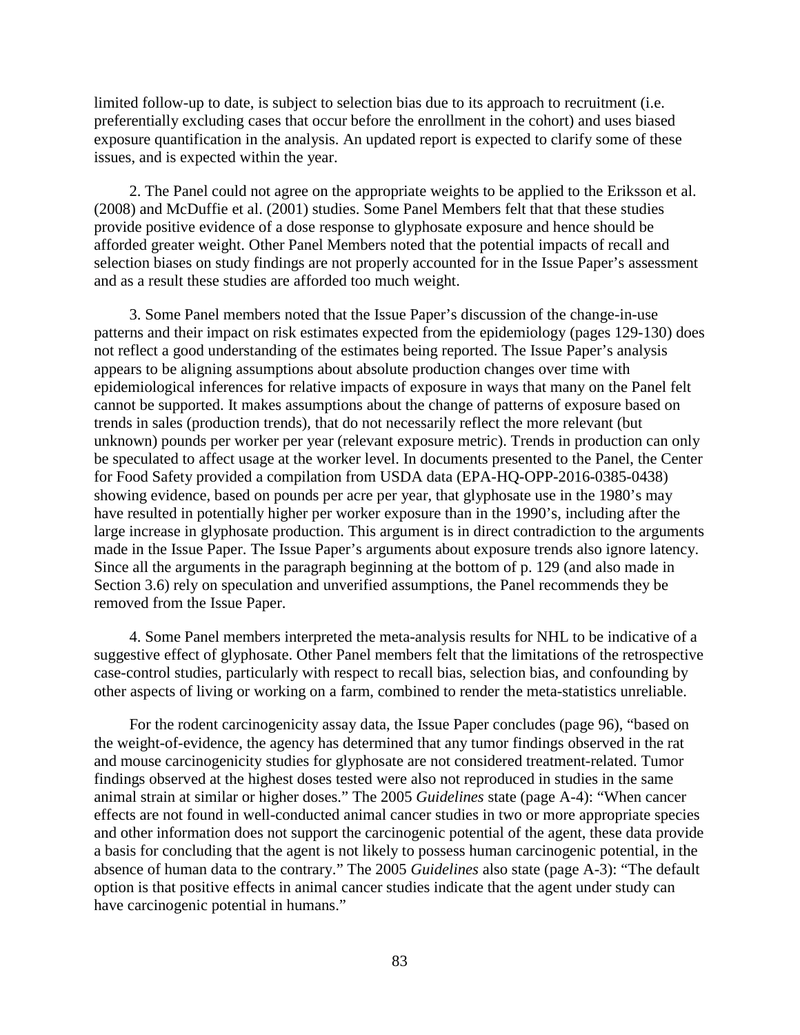limited follow-up to date, is subject to selection bias due to its approach to recruitment (i.e. preferentially excluding cases that occur before the enrollment in the cohort) and uses biased exposure quantification in the analysis. An updated report is expected to clarify some of these issues, and is expected within the year.

2. The Panel could not agree on the appropriate weights to be applied to the Eriksson et al. (2008) and McDuffie et al. (2001) studies. Some Panel Members felt that that these studies provide positive evidence of a dose response to glyphosate exposure and hence should be afforded greater weight. Other Panel Members noted that the potential impacts of recall and selection biases on study findings are not properly accounted for in the Issue Paper's assessment and as a result these studies are afforded too much weight.

3. Some Panel members noted that the Issue Paper's discussion of the change-in-use patterns and their impact on risk estimates expected from the epidemiology (pages 129-130) does not reflect a good understanding of the estimates being reported. The Issue Paper's analysis appears to be aligning assumptions about absolute production changes over time with epidemiological inferences for relative impacts of exposure in ways that many on the Panel felt cannot be supported. It makes assumptions about the change of patterns of exposure based on trends in sales (production trends), that do not necessarily reflect the more relevant (but unknown) pounds per worker per year (relevant exposure metric). Trends in production can only be speculated to affect usage at the worker level. In documents presented to the Panel, the Center for Food Safety provided a compilation from USDA data (EPA-HQ-OPP-2016-0385-0438) showing evidence, based on pounds per acre per year, that glyphosate use in the 1980's may have resulted in potentially higher per worker exposure than in the 1990's, including after the large increase in glyphosate production. This argument is in direct contradiction to the arguments made in the Issue Paper. The Issue Paper's arguments about exposure trends also ignore latency. Since all the arguments in the paragraph beginning at the bottom of p. 129 (and also made in Section 3.6) rely on speculation and unverified assumptions, the Panel recommends they be removed from the Issue Paper.

4. Some Panel members interpreted the meta-analysis results for NHL to be indicative of a suggestive effect of glyphosate. Other Panel members felt that the limitations of the retrospective case-control studies, particularly with respect to recall bias, selection bias, and confounding by other aspects of living or working on a farm, combined to render the meta-statistics unreliable.

For the rodent carcinogenicity assay data, the Issue Paper concludes (page 96), "based on the weight-of-evidence, the agency has determined that any tumor findings observed in the rat and mouse carcinogenicity studies for glyphosate are not considered treatment-related. Tumor findings observed at the highest doses tested were also not reproduced in studies in the same animal strain at similar or higher doses." The 2005 *Guidelines* state (page A-4): "When cancer effects are not found in well-conducted animal cancer studies in two or more appropriate species and other information does not support the carcinogenic potential of the agent, these data provide a basis for concluding that the agent is not likely to possess human carcinogenic potential, in the absence of human data to the contrary." The 2005 *Guidelines* also state (page A-3): "The default option is that positive effects in animal cancer studies indicate that the agent under study can have carcinogenic potential in humans."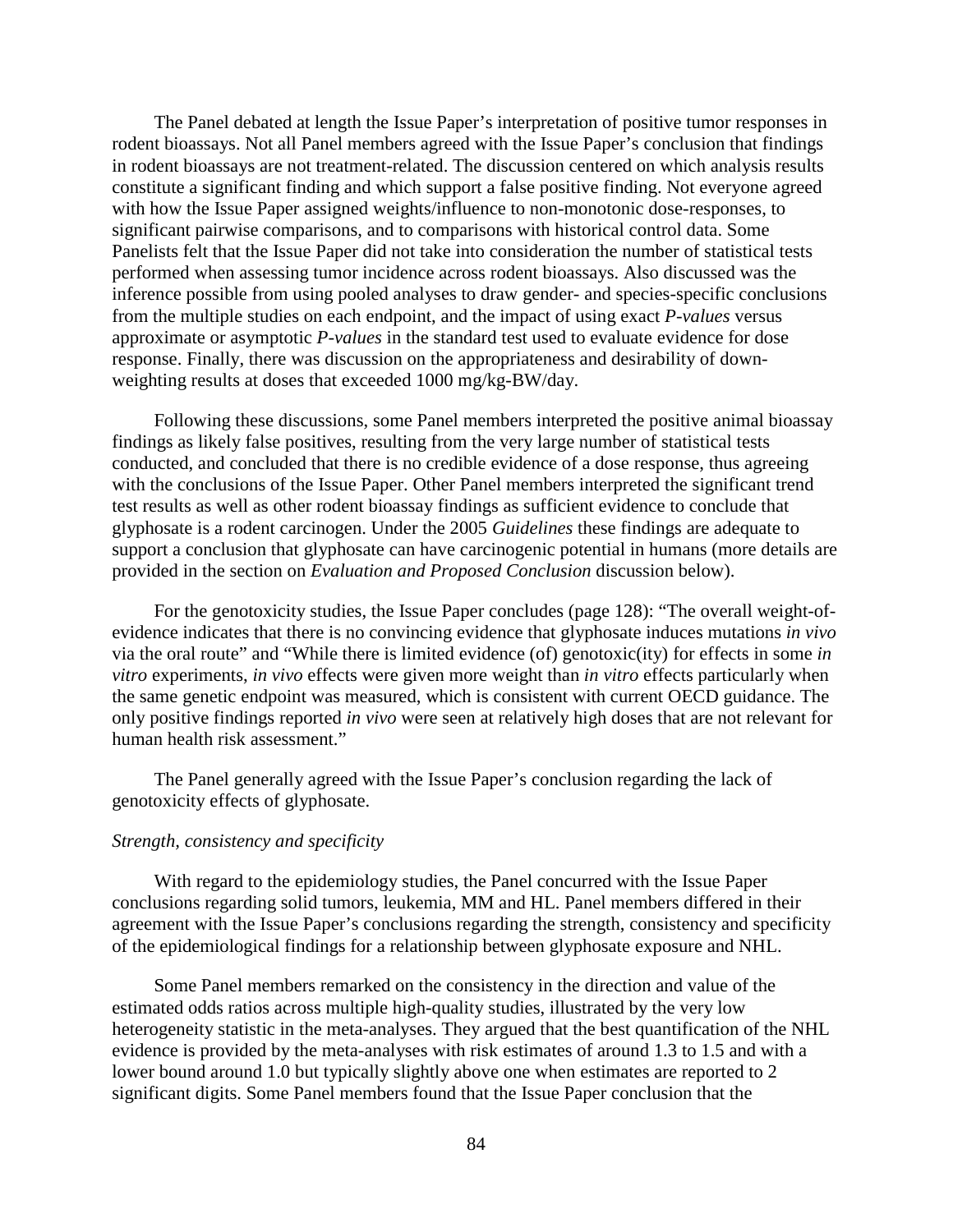The Panel debated at length the Issue Paper's interpretation of positive tumor responses in rodent bioassays. Not all Panel members agreed with the Issue Paper's conclusion that findings in rodent bioassays are not treatment-related. The discussion centered on which analysis results constitute a significant finding and which support a false positive finding. Not everyone agreed with how the Issue Paper assigned weights/influence to non-monotonic dose-responses, to significant pairwise comparisons, and to comparisons with historical control data. Some Panelists felt that the Issue Paper did not take into consideration the number of statistical tests performed when assessing tumor incidence across rodent bioassays. Also discussed was the inference possible from using pooled analyses to draw gender- and species-specific conclusions from the multiple studies on each endpoint, and the impact of using exact *P-values* versus approximate or asymptotic *P-values* in the standard test used to evaluate evidence for dose response. Finally, there was discussion on the appropriateness and desirability of down-weighting results at doses that exceeded 1000 mg/kg-BW/day.

Following these discussions, some Panel members interpreted the positive animal bioassay findings as likely false positives, resulting from the very large number of statistical tests conducted, and concluded that there is no credible evidence of a dose response, thus agreeing with the conclusions of the Issue Paper. Other Panel members interpreted the significant trend test results as well as other rodent bioassay findings as sufficient evidence to conclude that glyphosate is a rodent carcinogen. Under the 2005 *Guidelines* these findings are adequate to support a conclusion that glyphosate can have carcinogenic potential in humans (more details are provided in the section on *Evaluation and Proposed Conclusion* discussion below).

For the genotoxicity studies, the Issue Paper concludes (page 128): "The overall weight-of-evidence indicates that there is no convincing evidence that glyphosate induces mutations *in vivo* via the oral route" and "While there is limited evidence (of) genotoxic(ity) for effects in some *in vitro* experiments, *in vivo* effects were given more weight than *in vitro* effects particularly when the same genetic endpoint was measured, which is consistent with current OECD guidance. The only positive findings reported *in vivo* were seen at relatively high doses that are not relevant for human health risk assessment."

The Panel generally agreed with the Issue Paper's conclusion regarding the lack of genotoxicity effects of glyphosate.

*Strength, consistency and specificity*

With regard to the epidemiology studies, the Panel concurred with the Issue Paper conclusions regarding solid tumors, leukemia, MM and HL. Panel members differed in their agreement with the Issue Paper's conclusions regarding the strength, consistency and specificity of the epidemiological findings for a relationship between glyphosate exposure and NHL.

Some Panel members remarked on the consistency in the direction and value of the estimated odds ratios across multiple high-quality studies, illustrated by the very low heterogeneity statistic in the meta-analyses. They argued that the best quantification of the NHL evidence is provided by the meta-analyses with risk estimates of around 1.3 to 1.5 and with a lower bound around 1.0 but typically slightly above one when estimates are reported to 2 significant digits. Some Panel members found that the Issue Paper conclusion that the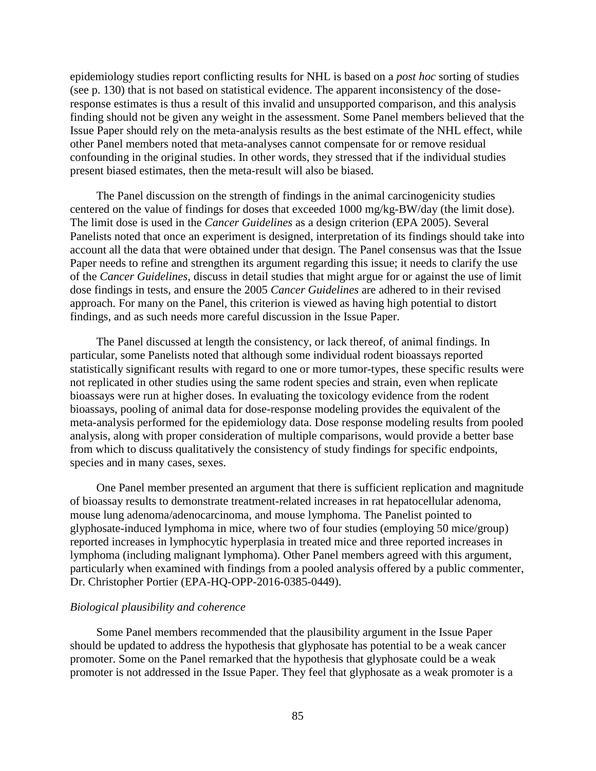epidemiology studies report conflicting results for NHL is based on a *post hoc* sorting of studies (see p. 130) that is not based on statistical evidence. The apparent inconsistency of the dose-response estimates is thus a result of this invalid and unsupported comparison, and this analysis finding should not be given any weight in the assessment. Some Panel members believed that the Issue Paper should rely on the meta-analysis results as the best estimate of the NHL effect, while other Panel members noted that meta-analyses cannot compensate for or remove residual confounding in the original studies. In other words, they stressed that if the individual studies present biased estimates, then the meta-result will also be biased.

The Panel discussion on the strength of findings in the animal carcinogenicity studies centered on the value of findings for doses that exceeded 1000 mg/kg-BW/day (the limit dose). The limit dose is used in the *Cancer Guidelines* as a design criterion (EPA 2005). Several Panelists noted that once an experiment is designed, interpretation of its findings should take into account all the data that were obtained under that design. The Panel consensus was that the Issue Paper needs to refine and strengthen its argument regarding this issue; it needs to clarify the use of the *Cancer Guidelines*, discuss in detail studies that might argue for or against the use of limit dose findings in tests, and ensure the 2005 *Cancer Guidelines* are adhered to in their revised approach. For many on the Panel, this criterion is viewed as having high potential to distort findings, and as such needs more careful discussion in the Issue Paper.

The Panel discussed at length the consistency, or lack thereof, of animal findings. In particular, some Panelists noted that although some individual rodent bioassays reported statistically significant results with regard to one or more tumor-types, these specific results were not replicated in other studies using the same rodent species and strain, even when replicate bioassays were run at higher doses. In evaluating the toxicology evidence from the rodent bioassays, pooling of animal data for dose-response modeling provides the equivalent of the meta-analysis performed for the epidemiology data. Dose response modeling results from pooled analysis, along with proper consideration of multiple comparisons, would provide a better base from which to discuss qualitatively the consistency of study findings for specific endpoints, species and in many cases, sexes.

One Panel member presented an argument that there is sufficient replication and magnitude of bioassay results to demonstrate treatment-related increases in rat hepatocellular adenoma, mouse lung adenoma/adenocarcinoma, and mouse lymphoma. The Panelist pointed to glyphosate-induced lymphoma in mice, where two of four studies (employing 50 mice/group) reported increases in lymphocytic hyperplasia in treated mice and three reported increases in lymphoma (including malignant lymphoma). Other Panel members agreed with this argument, particularly when examined with findings from a pooled analysis offered by a public commenter, Dr. Christopher Portier (EPA-HQ-OPP-2016-0385-0449).

*Biological plausibility and coherence*

Some Panel members recommended that the plausibility argument in the Issue Paper should be updated to address the hypothesis that glyphosate has potential to be a weak cancer promoter. Some on the Panel remarked that the hypothesis that glyphosate could be a weak promoter is not addressed in the Issue Paper. They feel that glyphosate as a weak promoter is a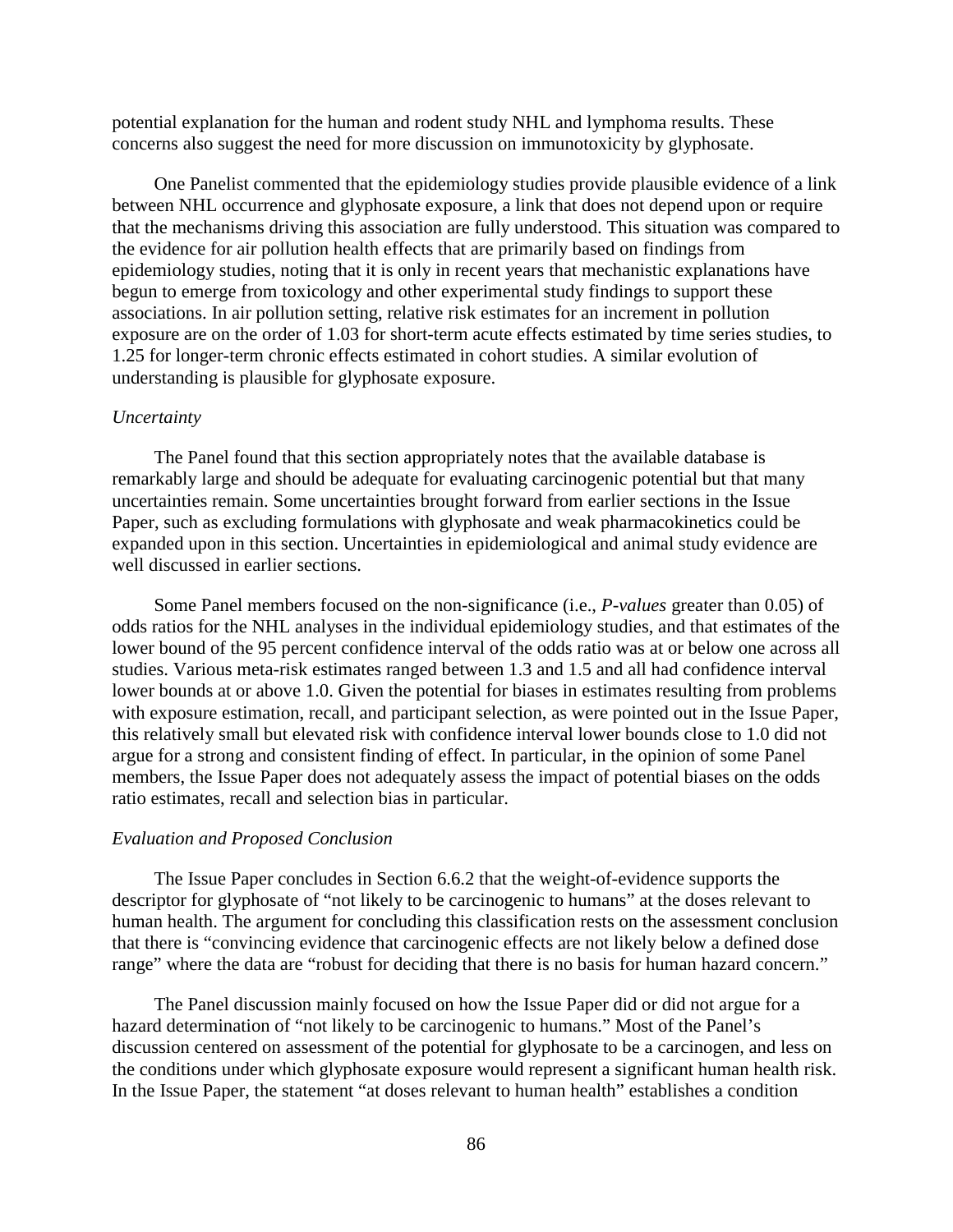potential explanation for the human and rodent study NHL and lymphoma results. These concerns also suggest the need for more discussion on immunotoxicity by glyphosate.

One Panelist commented that the epidemiology studies provide plausible evidence of a link between NHL occurrence and glyphosate exposure, a link that does not depend upon or require that the mechanisms driving this association are fully understood. This situation was compared to the evidence for air pollution health effects that are primarily based on findings from epidemiology studies, noting that it is only in recent years that mechanistic explanations have begun to emerge from toxicology and other experimental study findings to support these associations. In air pollution setting, relative risk estimates for an increment in pollution exposure are on the order of 1.03 for short-term acute effects estimated by time series studies, to 1.25 for longer-term chronic effects estimated in cohort studies. A similar evolution of understanding is plausible for glyphosate exposure.

*Uncertainty*

The Panel found that this section appropriately notes that the available database is remarkably large and should be adequate for evaluating carcinogenic potential but that many uncertainties remain. Some uncertainties brought forward from earlier sections in the Issue Paper, such as excluding formulations with glyphosate and weak pharmacokinetics could be expanded upon in this section. Uncertainties in epidemiological and animal study evidence are well discussed in earlier sections.

Some Panel members focused on the non-significance (i.e., *P-values* greater than 0.05) of odds ratios for the NHL analyses in the individual epidemiology studies, and that estimates of the lower bound of the 95 percent confidence interval of the odds ratio was at or below one across all studies. Various meta-risk estimates ranged between 1.3 and 1.5 and all had confidence interval lower bounds at or above 1.0. Given the potential for biases in estimates resulting from problems with exposure estimation, recall, and participant selection, as were pointed out in the Issue Paper, this relatively small but elevated risk with confidence interval lower bounds close to 1.0 did not argue for a strong and consistent finding of effect. In particular, in the opinion of some Panel members, the Issue Paper does not adequately assess the impact of potential biases on the odds ratio estimates, recall and selection bias in particular.

*Evaluation and Proposed Conclusion*

The Issue Paper concludes in Section 6.6.2 that the weight-of-evidence supports the descriptor for glyphosate of "not likely to be carcinogenic to humans" at the doses relevant to human health. The argument for concluding this classification rests on the assessment conclusion that there is "convincing evidence that carcinogenic effects are not likely below a defined dose range" where the data are "robust for deciding that there is no basis for human hazard concern."

The Panel discussion mainly focused on how the Issue Paper did or did not argue for a hazard determination of "not likely to be carcinogenic to humans." Most of the Panel's discussion centered on assessment of the potential for glyphosate to be a carcinogen, and less on the conditions under which glyphosate exposure would represent a significant human health risk. In the Issue Paper, the statement "at doses relevant to human health" establishes a condition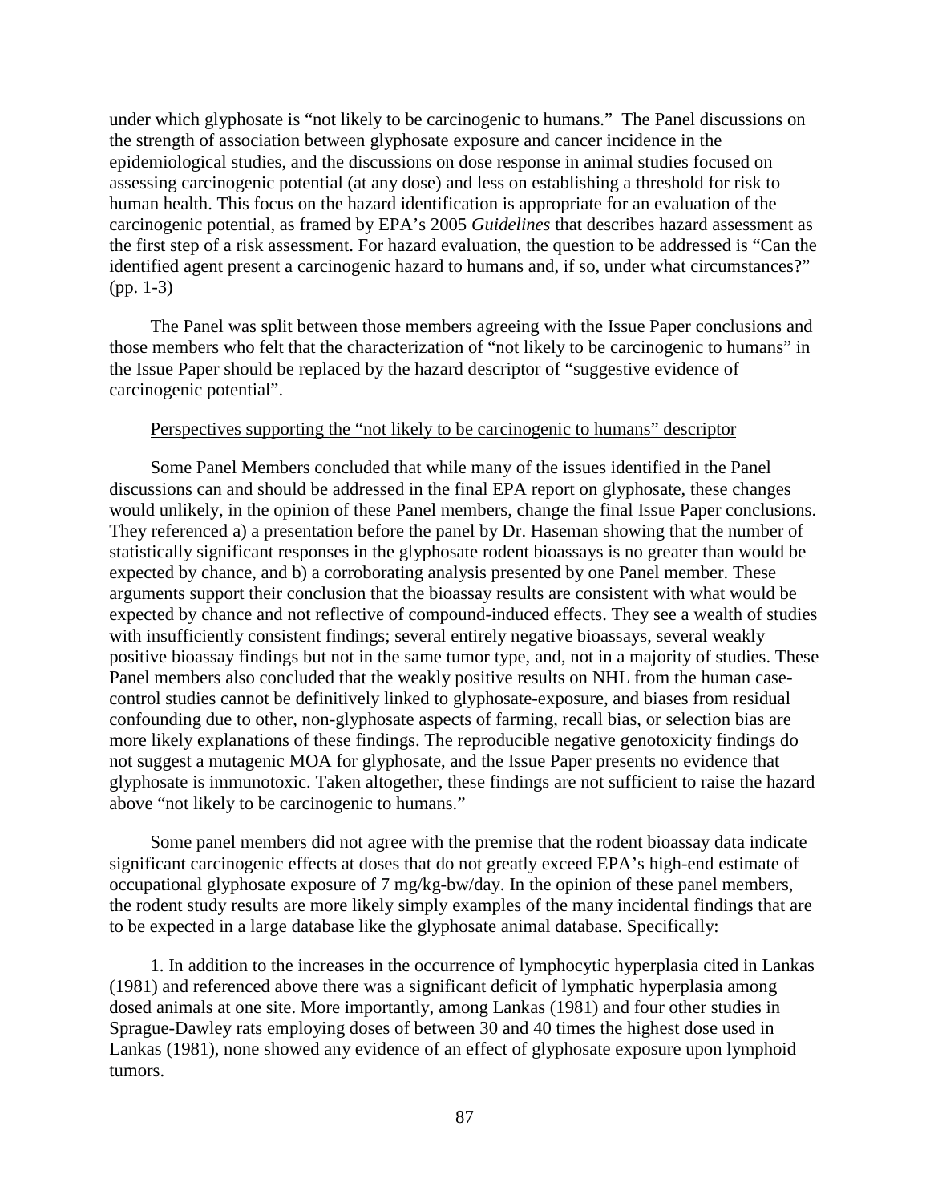under which glyphosate is "not likely to be carcinogenic to humans." The Panel discussions on the strength of association between glyphosate exposure and cancer incidence in the epidemiological studies, and the discussions on dose response in animal studies focused on assessing carcinogenic potential (at any dose) and less on establishing a threshold for risk to human health. This focus on the hazard identification is appropriate for an evaluation of the carcinogenic potential, as framed by EPA's 2005 *Guidelines* that describes hazard assessment as the first step of a risk assessment. For hazard evaluation, the question to be addressed is "Can the identified agent present a carcinogenic hazard to humans and, if so, under what circumstances?" (pp. 1-3)

The Panel was split between those members agreeing with the Issue Paper conclusions and those members who felt that the characterization of "not likely to be carcinogenic to humans" in the Issue Paper should be replaced by the hazard descriptor of "suggestive evidence of carcinogenic potential".

Perspectives supporting the "not likely to be carcinogenic to humans" descriptor

Some Panel Members concluded that while many of the issues identified in the Panel discussions can and should be addressed in the final EPA report on glyphosate, these changes would unlikely, in the opinion of these Panel members, change the final Issue Paper conclusions. They referenced a) a presentation before the panel by Dr. Haseman showing that the number of statistically significant responses in the glyphosate rodent bioassays is no greater than would be expected by chance, and b) a corroborating analysis presented by one Panel member. These arguments support their conclusion that the bioassay results are consistent with what would be expected by chance and not reflective of compound-induced effects. They see a wealth of studies with insufficiently consistent findings; several entirely negative bioassays, several weakly positive bioassay findings but not in the same tumor type, and, not in a majority of studies. These Panel members also concluded that the weakly positive results on NHL from the human case-control studies cannot be definitively linked to glyphosate-exposure, and biases from residual confounding due to other, non-glyphosate aspects of farming, recall bias, or selection bias are more likely explanations of these findings. The reproducible negative genotoxicity findings do not suggest a mutagenic MOA for glyphosate, and the Issue Paper presents no evidence that glyphosate is immunotoxic. Taken altogether, these findings are not sufficient to raise the hazard above "not likely to be carcinogenic to humans."

Some panel members did not agree with the premise that the rodent bioassay data indicate significant carcinogenic effects at doses that do not greatly exceed EPA's high-end estimate of occupational glyphosate exposure of 7 mg/kg-bw/day. In the opinion of these panel members, the rodent study results are more likely simply examples of the many incidental findings that are to be expected in a large database like the glyphosate animal database. Specifically:

1. In addition to the increases in the occurrence of lymphocytic hyperplasia cited in Lankas (1981) and referenced above there was a significant deficit of lymphatic hyperplasia among dosed animals at one site. More importantly, among Lankas (1981) and four other studies in Sprague-Dawley rats employing doses of between 30 and 40 times the highest dose used in Lankas (1981), none showed any evidence of an effect of glyphosate exposure upon lymphoid tumors.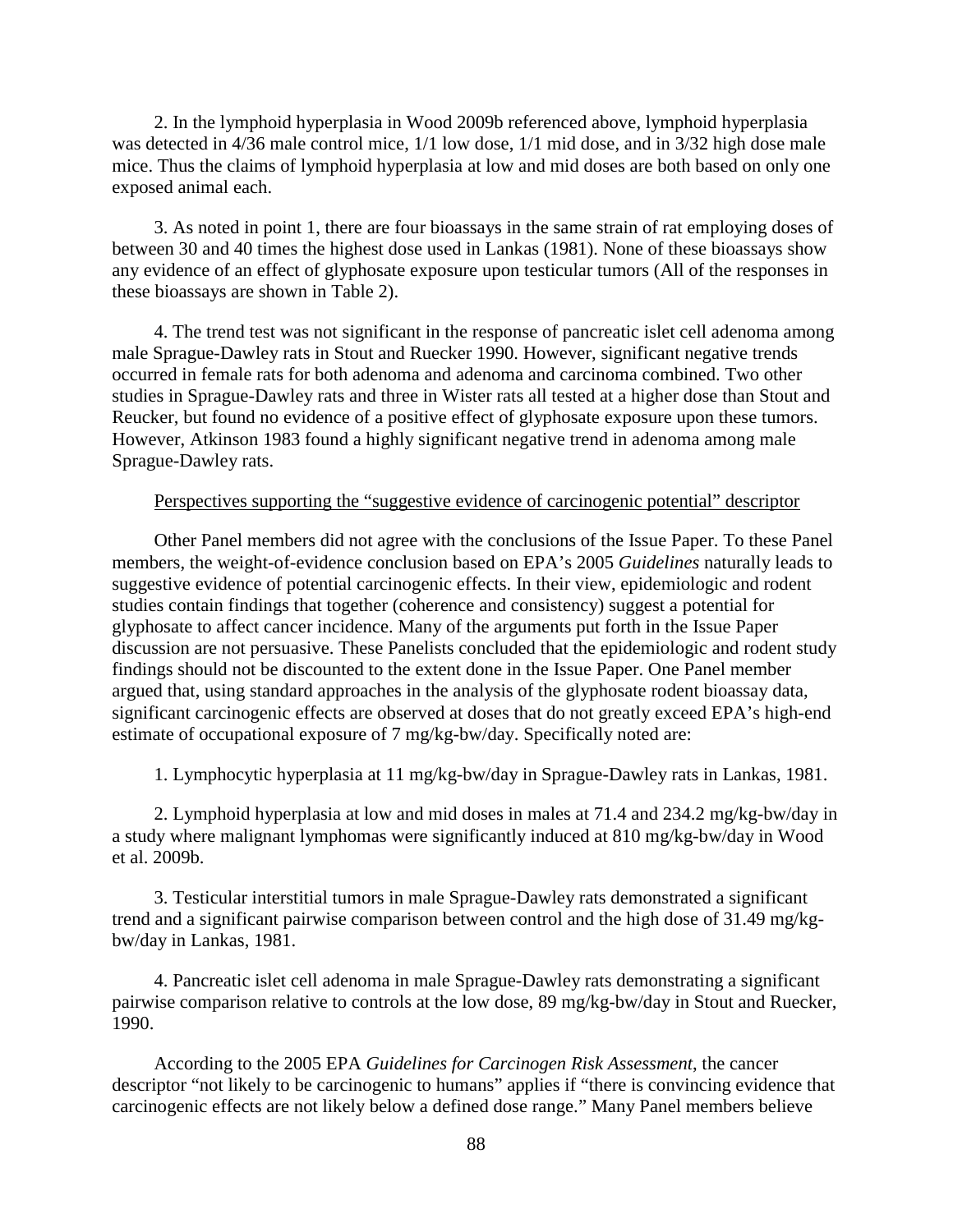2. In the lymphoid hyperplasia in Wood 2009b referenced above, lymphoid hyperplasia was detected in 4/36 male control mice, 1/1 low dose, 1/1 mid dose, and in 3/32 high dose male mice. Thus the claims of lymphoid hyperplasia at low and mid doses are both based on only one exposed animal each.

3. As noted in point 1, there are four bioassays in the same strain of rat employing doses of between 30 and 40 times the highest dose used in Lankas (1981). None of these bioassays show any evidence of an effect of glyphosate exposure upon testicular tumors (All of the responses in these bioassays are shown in Table 2).

4. The trend test was not significant in the response of pancreatic islet cell adenoma among male Sprague-Dawley rats in Stout and Ruecker 1990. However, significant negative trends occurred in female rats for both adenoma and adenoma and carcinoma combined. Two other studies in Sprague-Dawley rats and three in Wister rats all tested at a higher dose than Stout and Reucker, but found no evidence of a positive effect of glyphosate exposure upon these tumors. However, Atkinson 1983 found a highly significant negative trend in adenoma among male Sprague-Dawley rats.

<u>Perspectives supporting the "suggestive evidence of carcinogenic potential" descriptor</u>

Other Panel members did not agree with the conclusions of the Issue Paper. To these Panel members, the weight-of-evidence conclusion based on EPA's 2005 *Guidelines* naturally leads to suggestive evidence of potential carcinogenic effects. In their view, epidemiologic and rodent studies contain findings that together (coherence and consistency) suggest a potential for glyphosate to affect cancer incidence. Many of the arguments put forth in the Issue Paper discussion are not persuasive. These Panelists concluded that the epidemiologic and rodent study findings should not be discounted to the extent done in the Issue Paper. One Panel member argued that, using standard approaches in the analysis of the glyphosate rodent bioassay data, significant carcinogenic effects are observed at doses that do not greatly exceed EPA's high-end estimate of occupational exposure of 7 mg/kg-bw/day. Specifically noted are:

1. Lymphocytic hyperplasia at 11 mg/kg-bw/day in Sprague-Dawley rats in Lankas, 1981.

2. Lymphoid hyperplasia at low and mid doses in males at 71.4 and 234.2 mg/kg-bw/day in a study where malignant lymphomas were significantly induced at 810 mg/kg-bw/day in Wood et al. 2009b.

3. Testicular interstitial tumors in male Sprague-Dawley rats demonstrated a significant trend and a significant pairwise comparison between control and the high dose of 31.49 mg/kg-bw/day in Lankas, 1981.

4. Pancreatic islet cell adenoma in male Sprague-Dawley rats demonstrating a significant pairwise comparison relative to controls at the low dose, 89 mg/kg-bw/day in Stout and Ruecker, 1990.

According to the 2005 EPA *Guidelines for Carcinogen Risk Assessment*, the cancer descriptor "not likely to be carcinogenic to humans" applies if "there is convincing evidence that carcinogenic effects are not likely below a defined dose range." Many Panel members believe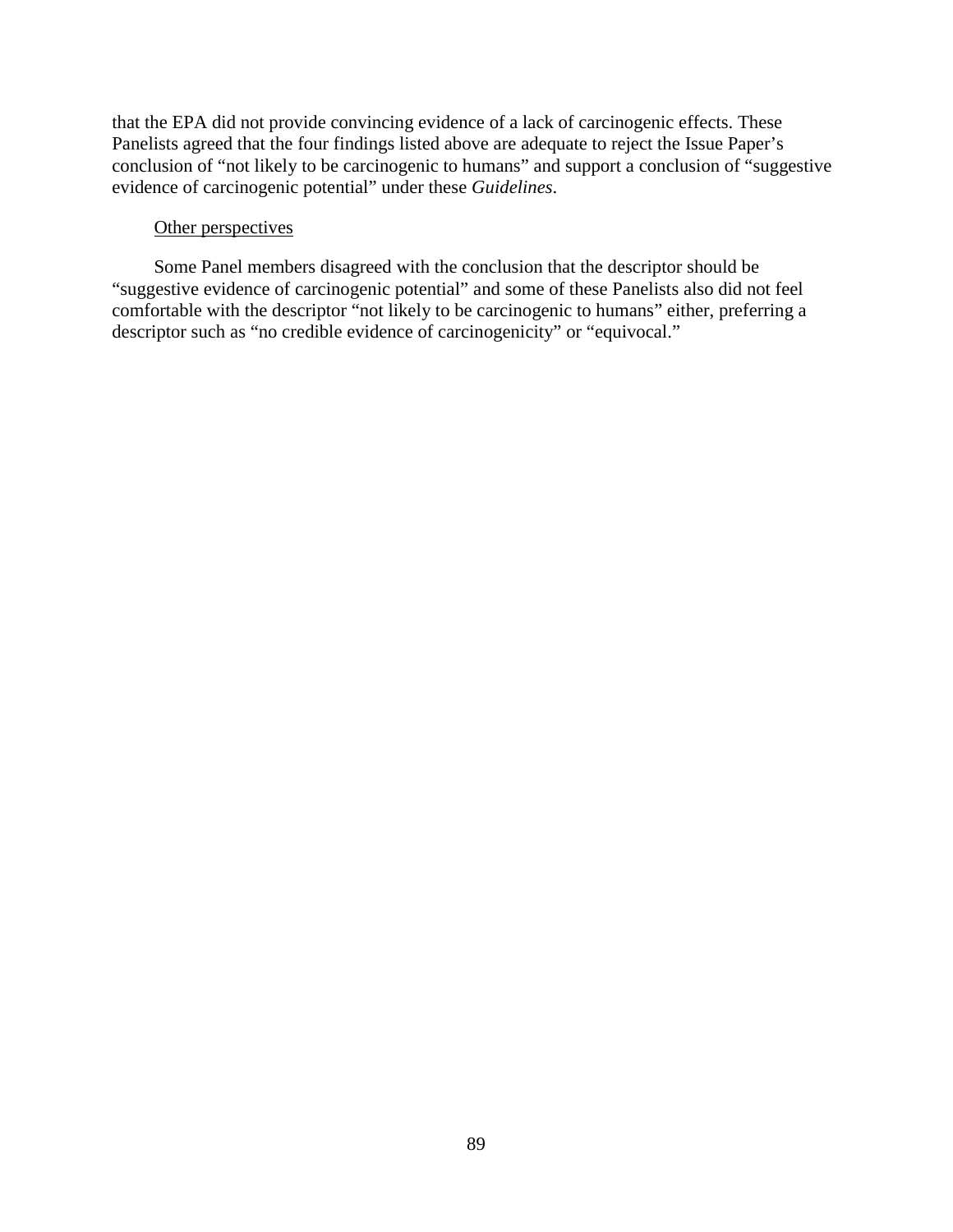that the EPA did not provide convincing evidence of a lack of carcinogenic effects. These Panelists agreed that the four findings listed above are adequate to reject the Issue Paper's conclusion of "not likely to be carcinogenic to humans" and support a conclusion of "suggestive evidence of carcinogenic potential" under these *Guidelines*.

Other perspectives

Some Panel members disagreed with the conclusion that the descriptor should be "suggestive evidence of carcinogenic potential" and some of these Panelists also did not feel comfortable with the descriptor "not likely to be carcinogenic to humans" either, preferring a descriptor such as "no credible evidence of carcinogenicity" or "equivocal."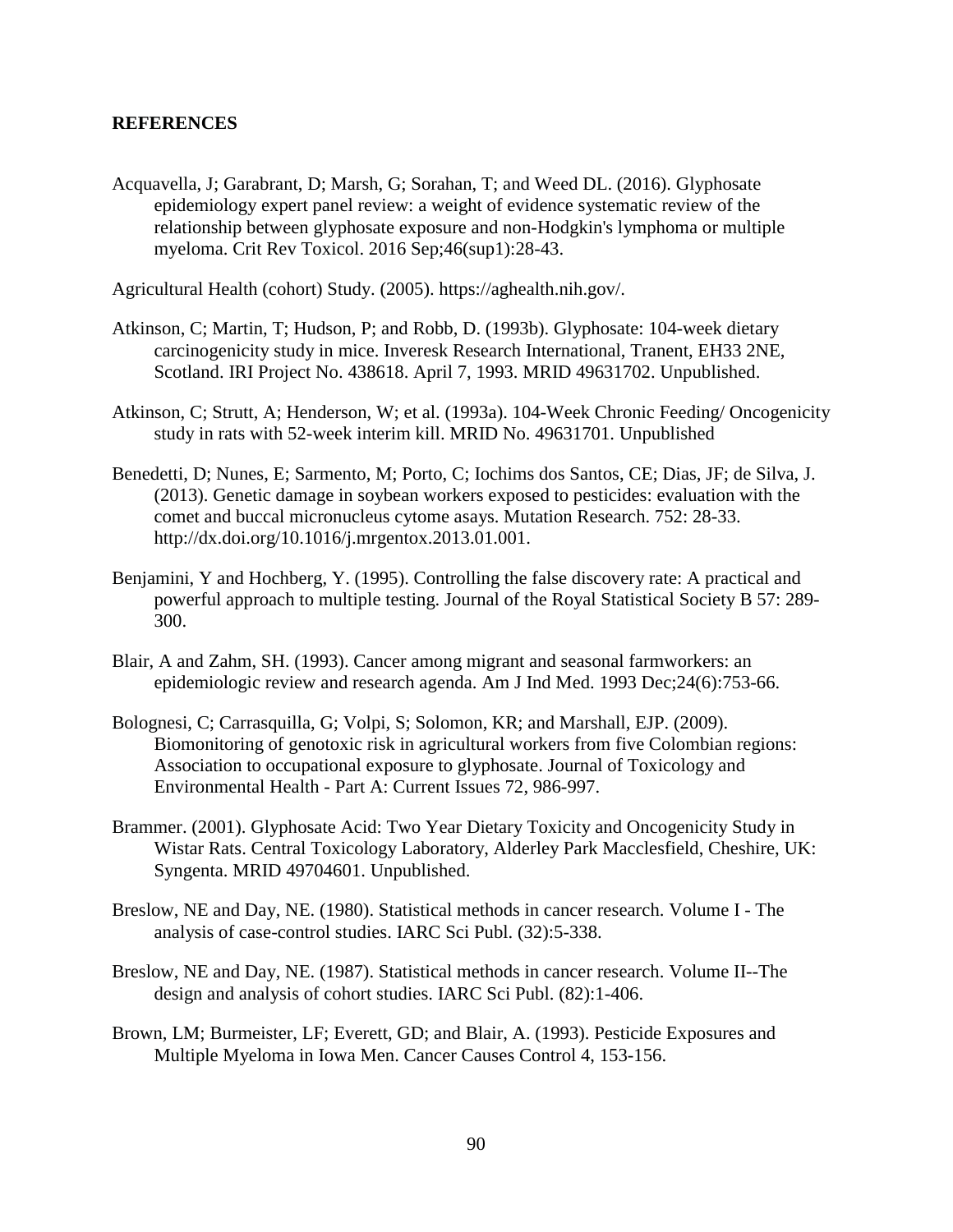## REFERENCES

Acquavella, J; Garabrant, D; Marsh, G; Sorahan, T; and Weed DL. (2016). Glyphosate epidemiology expert panel review: a weight of evidence systematic review of the relationship between glyphosate exposure and non-Hodgkin's lymphoma or multiple myeloma. Crit Rev Toxicol. 2016 Sep;46(sup1):28-43.

Agricultural Health (cohort) Study. (2005). https://aghealth.nih.gov/.

Atkinson, C; Martin, T; Hudson, P; and Robb, D. (1993b). Glyphosate: 104-week dietary carcinogenicity study in mice. Inveresk Research International, Tranent, EH33 2NE, Scotland. IRI Project No. 438618. April 7, 1993. MRID 49631702. Unpublished.

Atkinson, C; Strutt, A; Henderson, W; et al. (1993a). 104-Week Chronic Feeding/ Oncogenicity study in rats with 52-week interim kill. MRID No. 49631701. Unpublished

Benedetti, D; Nunes, E; Sarmento, M; Porto, C; Iochims dos Santos, CE; Dias, JF; de Silva, J. (2013). Genetic damage in soybean workers exposed to pesticides: evaluation with the comet and buccal micronucleus cytome asays. Mutation Research. 752: 28-33. http://dx.doi.org/10.1016/j.mrgentox.2013.01.001.

Benjamini, Y and Hochberg, Y. (1995). Controlling the false discovery rate: A practical and powerful approach to multiple testing. Journal of the Royal Statistical Society B 57: 289-300.

Blair, A and Zahm, SH. (1993). Cancer among migrant and seasonal farmworkers: an epidemiologic review and research agenda. Am J Ind Med. 1993 Dec;24(6):753-66.

Bolognesi, C; Carrasquilla, G; Volpi, S; Solomon, KR; and Marshall, EJP. (2009). Biomonitoring of genotoxic risk in agricultural workers from five Colombian regions: Association to occupational exposure to glyphosate. Journal of Toxicology and Environmental Health - Part A: Current Issues 72, 986-997.

Brammer. (2001). Glyphosate Acid: Two Year Dietary Toxicity and Oncogenicity Study in Wistar Rats. Central Toxicology Laboratory, Alderley Park Macclesfield, Cheshire, UK: Syngenta. MRID 49704601. Unpublished.

Breslow, NE and Day, NE. (1980). Statistical methods in cancer research. Volume I - The analysis of case-control studies. IARC Sci Publ. (32):5-338.

Breslow, NE and Day, NE. (1987). Statistical methods in cancer research. Volume II--The design and analysis of cohort studies. IARC Sci Publ. (82):1-406.

Brown, LM; Burmeister, LF; Everett, GD; and Blair, A. (1993). Pesticide Exposures and Multiple Myeloma in Iowa Men. Cancer Causes Control 4, 153-156.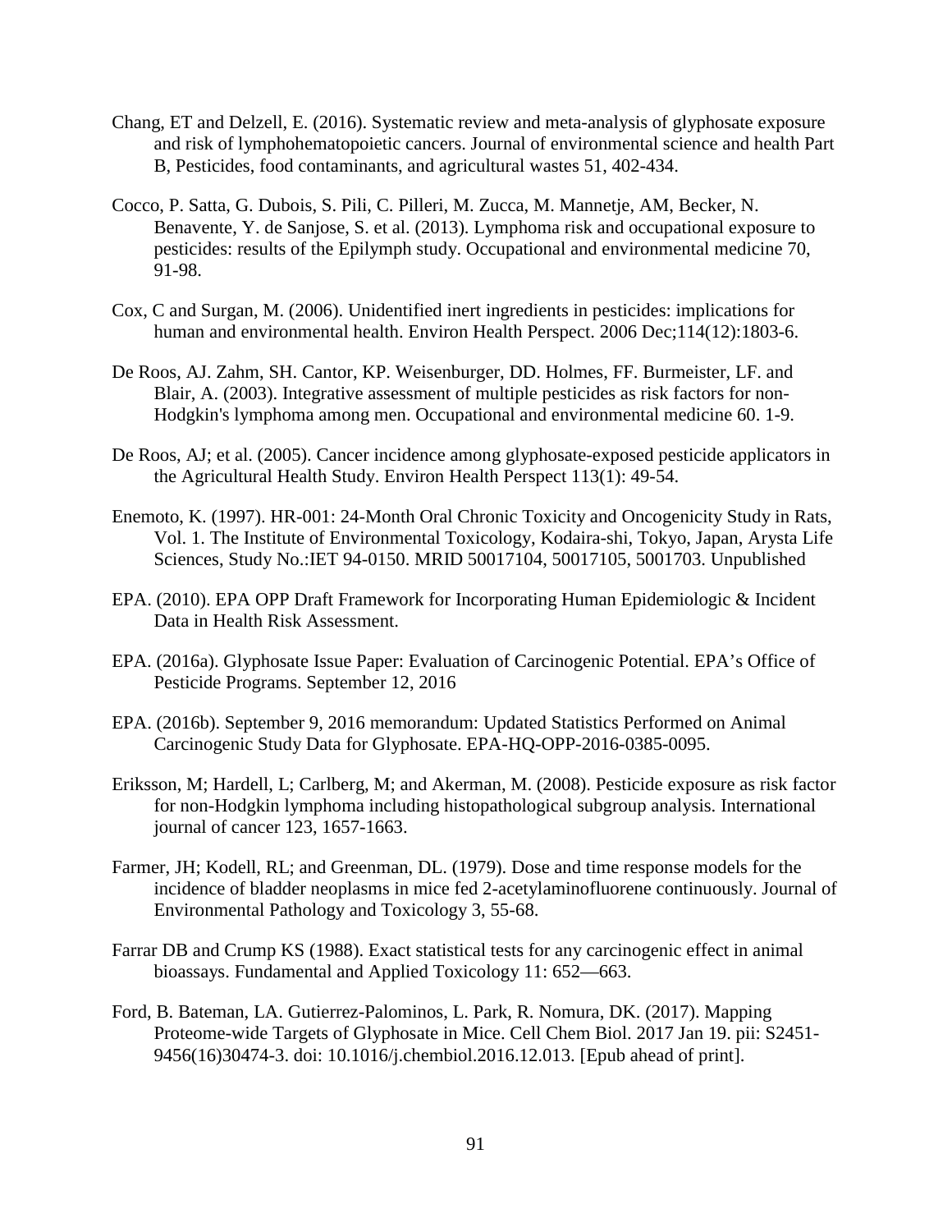Chang, ET and Delzell, E. (2016). Systematic review and meta-analysis of glyphosate exposure and risk of lymphohematopoietic cancers. Journal of environmental science and health Part B, Pesticides, food contaminants, and agricultural wastes 51, 402-434.

Cocco, P. Satta, G. Dubois, S. Pili, C. Pilleri, M. Zucca, M. Mannetje, AM, Becker, N. Benavente, Y. de Sanjose, S. et al. (2013). Lymphoma risk and occupational exposure to pesticides: results of the Epilymph study. Occupational and environmental medicine 70, 91-98.

Cox, C and Surgan, M. (2006). Unidentified inert ingredients in pesticides: implications for human and environmental health. Environ Health Perspect. 2006 Dec;114(12):1803-6.

De Roos, AJ. Zahm, SH. Cantor, KP. Weisenburger, DD. Holmes, FF. Burmeister, LF. and Blair, A. (2003). Integrative assessment of multiple pesticides as risk factors for non-Hodgkin's lymphoma among men. Occupational and environmental medicine 60. 1-9.

De Roos, AJ; et al. (2005). Cancer incidence among glyphosate-exposed pesticide applicators in the Agricultural Health Study. Environ Health Perspect 113(1): 49-54.

Enemoto, K. (1997). HR-001: 24-Month Oral Chronic Toxicity and Oncogenicity Study in Rats, Vol. 1. The Institute of Environmental Toxicology, Kodaira-shi, Tokyo, Japan, Arysta Life Sciences, Study No.:IET 94-0150. MRID 50017104, 50017105, 5001703. Unpublished

EPA. (2010). EPA OPP Draft Framework for Incorporating Human Epidemiologic & Incident Data in Health Risk Assessment.

EPA. (2016a). Glyphosate Issue Paper: Evaluation of Carcinogenic Potential. EPA's Office of Pesticide Programs. September 12, 2016

EPA. (2016b). September 9, 2016 memorandum: Updated Statistics Performed on Animal Carcinogenic Study Data for Glyphosate. EPA-HQ-OPP-2016-0385-0095.

Eriksson, M; Hardell, L; Carlberg, M; and Akerman, M. (2008). Pesticide exposure as risk factor for non-Hodgkin lymphoma including histopathological subgroup analysis. International journal of cancer 123, 1657-1663.

Farmer, JH; Kodell, RL; and Greenman, DL. (1979). Dose and time response models for the incidence of bladder neoplasms in mice fed 2-acetylaminofluorene continuously. Journal of Environmental Pathology and Toxicology 3, 55-68.

Farrar DB and Crump KS (1988). Exact statistical tests for any carcinogenic effect in animal bioassays. Fundamental and Applied Toxicology 11: 652—663.

Ford, B. Bateman, LA. Gutierrez-Palominos, L. Park, R. Nomura, DK. (2017). Mapping Proteome-wide Targets of Glyphosate in Mice. Cell Chem Biol. 2017 Jan 19. pii: S2451-9456(16)30474-3. doi: 10.1016/j.chembiol.2016.12.013. [Epub ahead of print].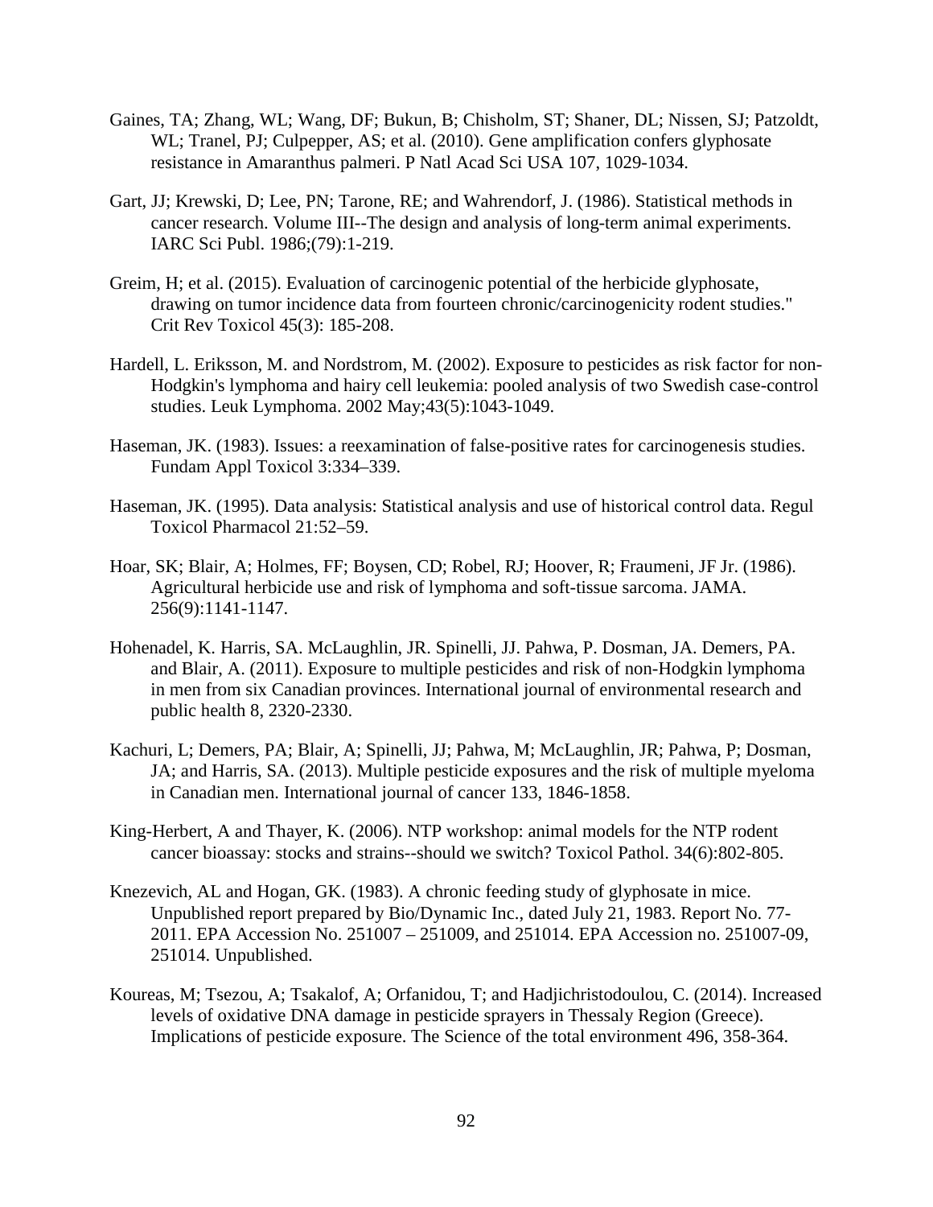Gaines, TA; Zhang, WL; Wang, DF; Bukun, B; Chisholm, ST; Shaner, DL; Nissen, SJ; Patzoldt, WL; Tranel, PJ; Culpepper, AS; et al. (2010). Gene amplification confers glyphosate resistance in Amaranthus palmeri. P Natl Acad Sci USA 107, 1029-1034.

Gart, JJ; Krewski, D; Lee, PN; Tarone, RE; and Wahrendorf, J. (1986). Statistical methods in cancer research. Volume III--The design and analysis of long-term animal experiments. IARC Sci Publ. 1986;(79):1-219.

Greim, H; et al. (2015). Evaluation of carcinogenic potential of the herbicide glyphosate, drawing on tumor incidence data from fourteen chronic/carcinogenicity rodent studies." Crit Rev Toxicol 45(3): 185-208.

Hardell, L. Eriksson, M. and Nordstrom, M. (2002). Exposure to pesticides as risk factor for non-Hodgkin's lymphoma and hairy cell leukemia: pooled analysis of two Swedish case-control studies. Leuk Lymphoma. 2002 May;43(5):1043-1049.

Haseman, JK. (1983). Issues: a reexamination of false-positive rates for carcinogenesis studies. Fundam Appl Toxicol 3:334–339.

Haseman, JK. (1995). Data analysis: Statistical analysis and use of historical control data. Regul Toxicol Pharmacol 21:52–59.

Hoar, SK; Blair, A; Holmes, FF; Boysen, CD; Robel, RJ; Hoover, R; Fraumeni, JF Jr. (1986). Agricultural herbicide use and risk of lymphoma and soft-tissue sarcoma. JAMA. 256(9):1141-1147.

Hohenadel, K. Harris, SA. McLaughlin, JR. Spinelli, JJ. Pahwa, P. Dosman, JA. Demers, PA. and Blair, A. (2011). Exposure to multiple pesticides and risk of non-Hodgkin lymphoma in men from six Canadian provinces. International journal of environmental research and public health 8, 2320-2330.

Kachuri, L; Demers, PA; Blair, A; Spinelli, JJ; Pahwa, M; McLaughlin, JR; Pahwa, P; Dosman, JA; and Harris, SA. (2013). Multiple pesticide exposures and the risk of multiple myeloma in Canadian men. International journal of cancer 133, 1846-1858.

King-Herbert, A and Thayer, K. (2006). NTP workshop: animal models for the NTP rodent cancer bioassay: stocks and strains--should we switch? Toxicol Pathol. 34(6):802-805.

Knezevich, AL and Hogan, GK. (1983). A chronic feeding study of glyphosate in mice. Unpublished report prepared by Bio/Dynamic Inc., dated July 21, 1983. Report No. 77-2011. EPA Accession No. 251007 – 251009, and 251014. EPA Accession no. 251007-09, 251014. Unpublished.

Koureas, M; Tsezou, A; Tsakalof, A; Orfanidou, T; and Hadjichristodoulou, C. (2014). Increased levels of oxidative DNA damage in pesticide sprayers in Thessaly Region (Greece). Implications of pesticide exposure. The Science of the total environment 496, 358-364.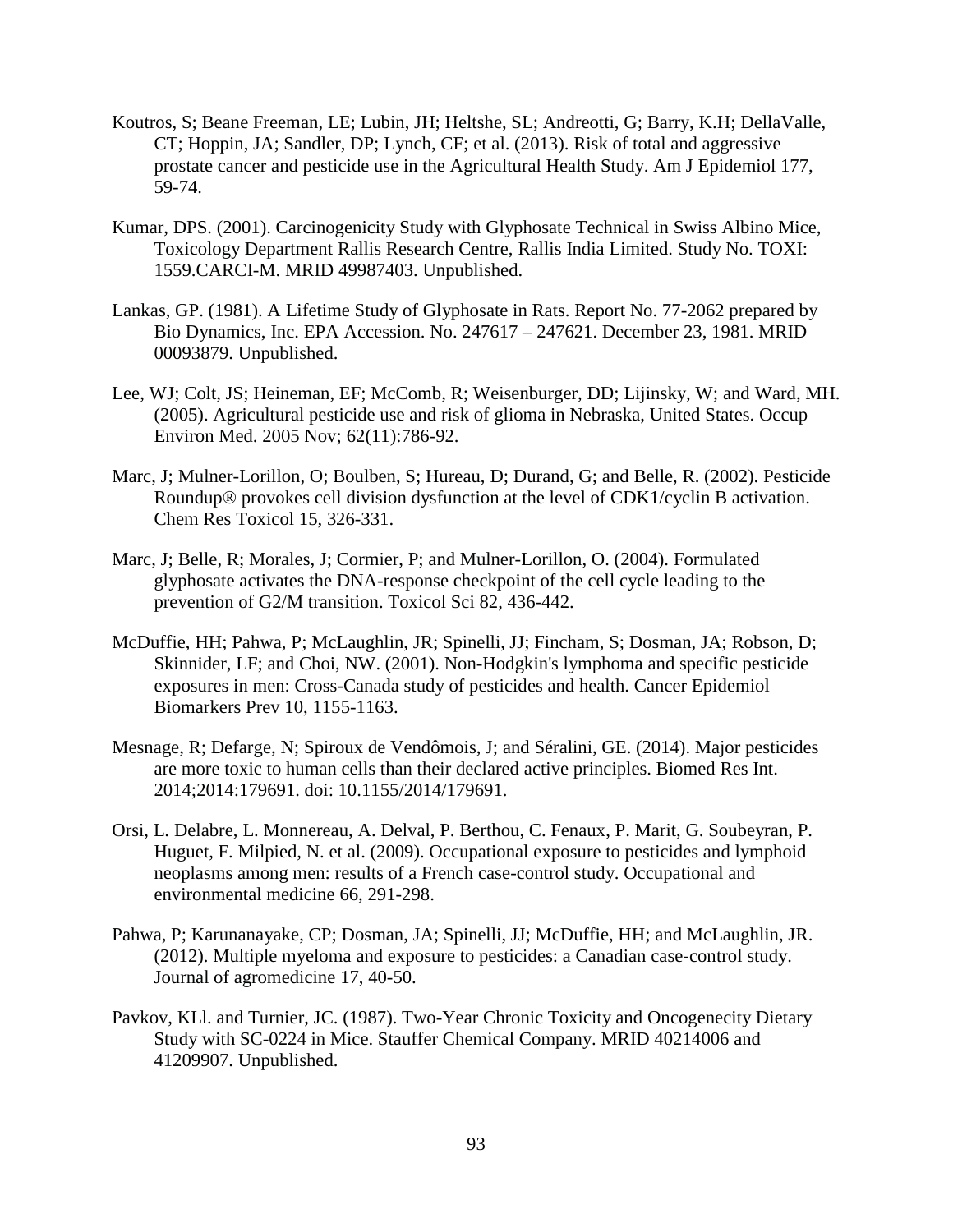Koutros, S; Beane Freeman, LE; Lubin, JH; Heltshe, SL; Andreotti, G; Barry, K.H; DellaValle, CT; Hoppin, JA; Sandler, DP; Lynch, CF; et al. (2013). Risk of total and aggressive prostate cancer and pesticide use in the Agricultural Health Study. Am J Epidemiol 177, 59-74.

Kumar, DPS. (2001). Carcinogenicity Study with Glyphosate Technical in Swiss Albino Mice, Toxicology Department Rallis Research Centre, Rallis India Limited. Study No. TOXI: 1559.CARCI-M. MRID 49987403. Unpublished.

Lankas, GP. (1981). A Lifetime Study of Glyphosate in Rats. Report No. 77-2062 prepared by Bio Dynamics, Inc. EPA Accession. No. 247617 – 247621. December 23, 1981. MRID 00093879. Unpublished.

Lee, WJ; Colt, JS; Heineman, EF; McComb, R; Weisenburger, DD; Lijinsky, W; and Ward, MH. (2005). Agricultural pesticide use and risk of glioma in Nebraska, United States. Occup Environ Med. 2005 Nov; 62(11):786-92.

Marc, J; Mulner-Lorillon, O; Boulben, S; Hureau, D; Durand, G; and Belle, R. (2002). Pesticide Roundup® provokes cell division dysfunction at the level of CDK1/cyclin B activation. Chem Res Toxicol 15, 326-331.

Marc, J; Belle, R; Morales, J; Cormier, P; and Mulner-Lorillon, O. (2004). Formulated glyphosate activates the DNA-response checkpoint of the cell cycle leading to the prevention of G2/M transition. Toxicol Sci 82, 436-442.

McDuffie, HH; Pahwa, P; McLaughlin, JR; Spinelli, JJ; Fincham, S; Dosman, JA; Robson, D; Skinnider, LF; and Choi, NW. (2001). Non-Hodgkin's lymphoma and specific pesticide exposures in men: Cross-Canada study of pesticides and health. Cancer Epidemiol Biomarkers Prev 10, 1155-1163.

Mesnage, R; Defarge, N; Spiroux de Vendômois, J; and Séralini, GE. (2014). Major pesticides are more toxic to human cells than their declared active principles. Biomed Res Int. 2014;2014:179691. doi: 10.1155/2014/179691.

Orsi, L. Delabre, L. Monnereau, A. Delval, P. Berthou, C. Fenaux, P. Marit, G. Soubeyran, P. Huguet, F. Milpied, N. et al. (2009). Occupational exposure to pesticides and lymphoid neoplasms among men: results of a French case-control study. Occupational and environmental medicine 66, 291-298.

Pahwa, P; Karunanayake, CP; Dosman, JA; Spinelli, JJ; McDuffie, HH; and McLaughlin, JR. (2012). Multiple myeloma and exposure to pesticides: a Canadian case-control study. Journal of agromedicine 17, 40-50.

Pavkov, KLl. and Turnier, JC. (1987). Two-Year Chronic Toxicity and Oncogenecity Dietary Study with SC-0224 in Mice. Stauffer Chemical Company. MRID 40214006 and 41209907. Unpublished.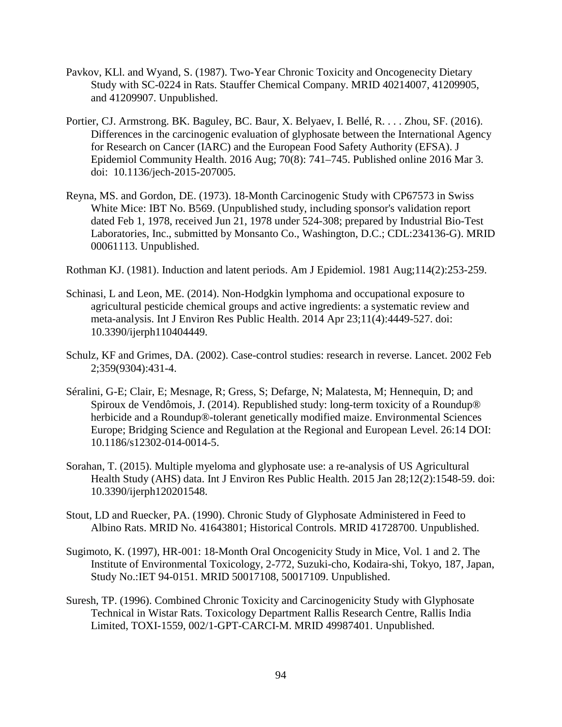Pavkov, KLl. and Wyand, S. (1987). Two-Year Chronic Toxicity and Oncogenecity Dietary Study with SC-0224 in Rats. Stauffer Chemical Company. MRID 40214007, 41209905, and 41209907. Unpublished.

Portier, CJ. Armstrong. BK. Baguley, BC. Baur, X. Belyaev, I. Bellé, R. . . . Zhou, SF. (2016). Differences in the carcinogenic evaluation of glyphosate between the International Agency for Research on Cancer (IARC) and the European Food Safety Authority (EFSA). J Epidemiol Community Health. 2016 Aug; 70(8): 741–745. Published online 2016 Mar 3. doi: 10.1136/jech-2015-207005.

Reyna, MS. and Gordon, DE. (1973). 18-Month Carcinogenic Study with CP67573 in Swiss White Mice: IBT No. B569. (Unpublished study, including sponsor's validation report dated Feb 1, 1978, received Jun 21, 1978 under 524-308; prepared by Industrial Bio-Test Laboratories, Inc., submitted by Monsanto Co., Washington, D.C.; CDL:234136-G). MRID 00061113. Unpublished.

Rothman KJ. (1981). Induction and latent periods. Am J Epidemiol. 1981 Aug;114(2):253-259.

Schinasi, L and Leon, ME. (2014). Non-Hodgkin lymphoma and occupational exposure to agricultural pesticide chemical groups and active ingredients: a systematic review and meta-analysis. Int J Environ Res Public Health. 2014 Apr 23;11(4):4449-527. doi: 10.3390/ijerph110404449.

Schulz, KF and Grimes, DA. (2002). Case-control studies: research in reverse. Lancet. 2002 Feb 2;359(9304):431-4.

Séralini, G-E; Clair, E; Mesnage, R; Gress, S; Defarge, N; Malatesta, M; Hennequin, D; and Spiroux de Vendômois, J. (2014). Republished study: long-term toxicity of a Roundup® herbicide and a Roundup®-tolerant genetically modified maize. Environmental Sciences Europe; Bridging Science and Regulation at the Regional and European Level. 26:14 DOI: 10.1186/s12302-014-0014-5.

Sorahan, T. (2015). Multiple myeloma and glyphosate use: a re-analysis of US Agricultural Health Study (AHS) data. Int J Environ Res Public Health. 2015 Jan 28;12(2):1548-59. doi: 10.3390/ijerph120201548.

Stout, LD and Ruecker, PA. (1990). Chronic Study of Glyphosate Administered in Feed to Albino Rats. MRID No. 41643801; Historical Controls. MRID 41728700. Unpublished.

Sugimoto, K. (1997), HR-001: 18-Month Oral Oncogenicity Study in Mice, Vol. 1 and 2. The Institute of Environmental Toxicology, 2-772, Suzuki-cho, Kodaira-shi, Tokyo, 187, Japan, Study No.:IET 94-0151. MRID 50017108, 50017109. Unpublished.

Suresh, TP. (1996). Combined Chronic Toxicity and Carcinogenicity Study with Glyphosate Technical in Wistar Rats. Toxicology Department Rallis Research Centre, Rallis India Limited, TOXI-1559, 002/1-GPT-CARCI-M. MRID 49987401. Unpublished.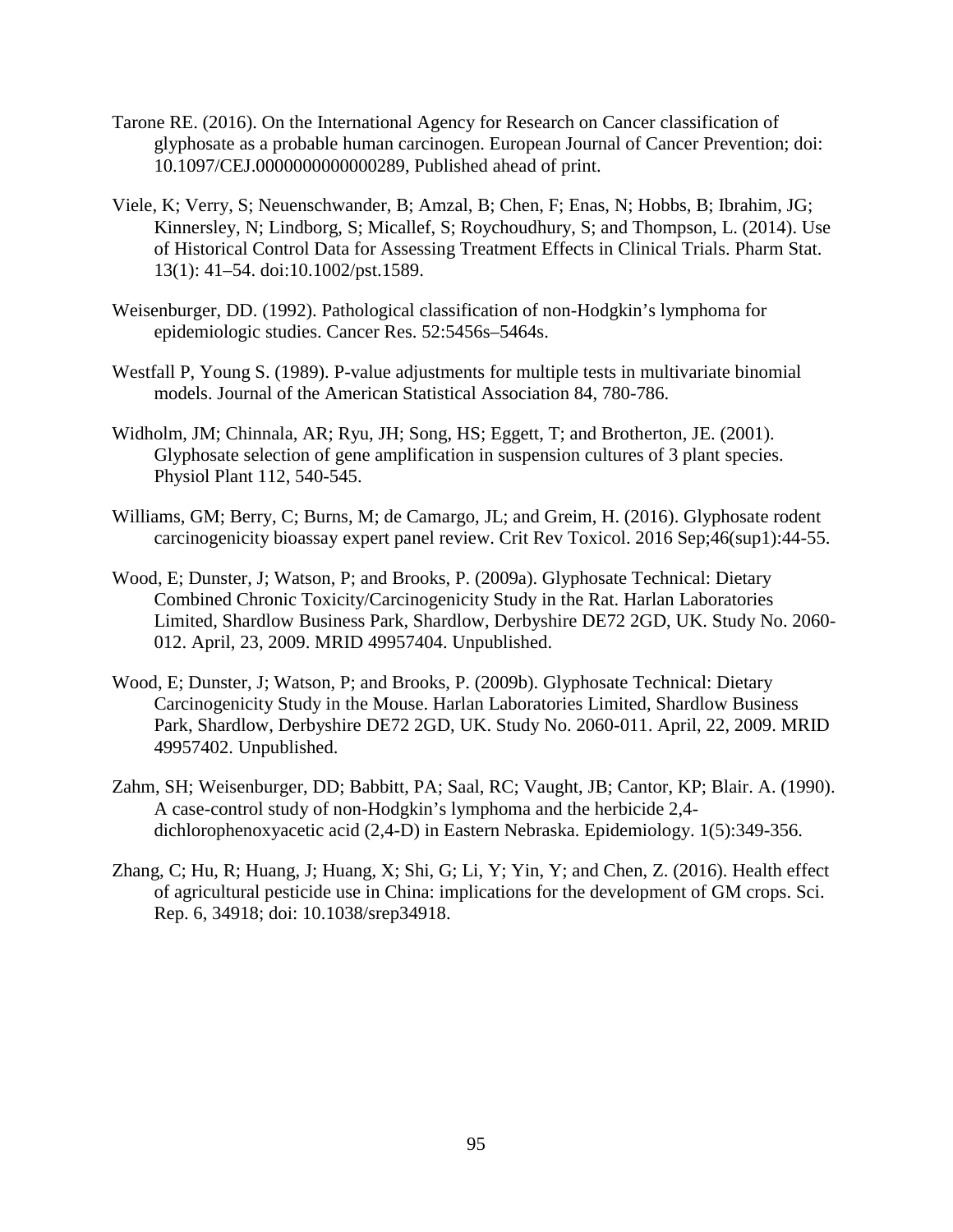Tarone RE. (2016). On the International Agency for Research on Cancer classification of glyphosate as a probable human carcinogen. European Journal of Cancer Prevention; doi: 10.1097/CEJ.0000000000000289, Published ahead of print.

Viele, K; Verry, S; Neuenschwander, B; Amzal, B; Chen, F; Enas, N; Hobbs, B; Ibrahim, JG; Kinnersley, N; Lindborg, S; Micallef, S; Roychoudhury, S; and Thompson, L. (2014). Use of Historical Control Data for Assessing Treatment Effects in Clinical Trials. Pharm Stat. 13(1): 41–54. doi:10.1002/pst.1589.

Weisenburger, DD. (1992). Pathological classification of non-Hodgkin's lymphoma for epidemiologic studies. Cancer Res. 52:5456s–5464s.

Westfall P, Young S. (1989). P-value adjustments for multiple tests in multivariate binomial models. Journal of the American Statistical Association 84, 780-786.

Widholm, JM; Chinnala, AR; Ryu, JH; Song, HS; Eggett, T; and Brotherton, JE. (2001). Glyphosate selection of gene amplification in suspension cultures of 3 plant species. Physiol Plant 112, 540-545.

Williams, GM; Berry, C; Burns, M; de Camargo, JL; and Greim, H. (2016). Glyphosate rodent carcinogenicity bioassay expert panel review. Crit Rev Toxicol. 2016 Sep;46(sup1):44-55.

Wood, E; Dunster, J; Watson, P; and Brooks, P. (2009a). Glyphosate Technical: Dietary Combined Chronic Toxicity/Carcinogenicity Study in the Rat. Harlan Laboratories Limited, Shardlow Business Park, Shardlow, Derbyshire DE72 2GD, UK. Study No. 2060-012. April, 23, 2009. MRID 49957404. Unpublished.

Wood, E; Dunster, J; Watson, P; and Brooks, P. (2009b). Glyphosate Technical: Dietary Carcinogenicity Study in the Mouse. Harlan Laboratories Limited, Shardlow Business Park, Shardlow, Derbyshire DE72 2GD, UK. Study No. 2060-011. April, 22, 2009. MRID 49957402. Unpublished.

Zahm, SH; Weisenburger, DD; Babbitt, PA; Saal, RC; Vaught, JB; Cantor, KP; Blair. A. (1990). A case-control study of non-Hodgkin's lymphoma and the herbicide 2,4-dichlorophenoxyacetic acid (2,4-D) in Eastern Nebraska. Epidemiology. 1(5):349-356.

Zhang, C; Hu, R; Huang, J; Huang, X; Shi, G; Li, Y; Yin, Y; and Chen, Z. (2016). Health effect of agricultural pesticide use in China: implications for the development of GM crops. Sci. Rep. 6, 34918; doi: 10.1038/srep34918.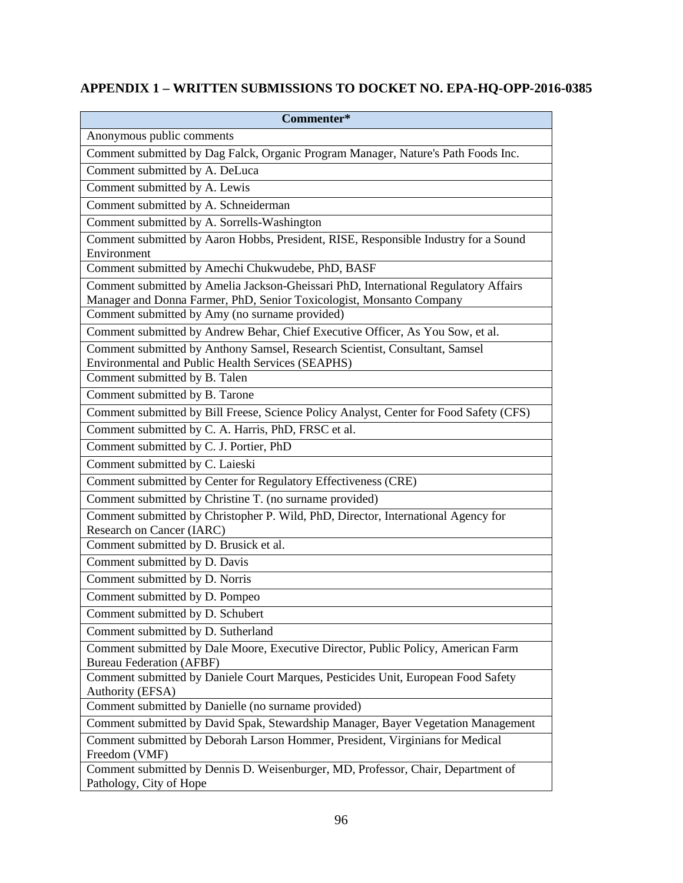# APPENDIX 1 – WRITTEN SUBMISSIONS TO DOCKET NO. EPA-HQ-OPP-2016-0385

| Commenter* |
|---|
| Anonymous public comments |
| Comment submitted by Dag Falck, Organic Program Manager, Nature's Path Foods Inc. |
| Comment submitted by A. DeLuca |
| Comment submitted by A. Lewis |
| Comment submitted by A. Schneiderman |
| Comment submitted by A. Sorrells-Washington |
| Comment submitted by Aaron Hobbs, President, RISE, Responsible Industry for a Sound Environment |
| Comment submitted by Amechi Chukwudebe, PhD, BASF |
| Comment submitted by Amelia Jackson-Gheissari PhD, International Regulatory Affairs Manager and Donna Farmer, PhD, Senior Toxicologist, Monsanto Company |
| Comment submitted by Amy (no surname provided) |
| Comment submitted by Andrew Behar, Chief Executive Officer, As You Sow, et al. |
| Comment submitted by Anthony Samsel, Research Scientist, Consultant, Samsel Environmental and Public Health Services (SEAPHS) |
| Comment submitted by B. Talen |
| Comment submitted by B. Tarone |
| Comment submitted by Bill Freese, Science Policy Analyst, Center for Food Safety (CFS) |
| Comment submitted by C. A. Harris, PhD, FRSC et al. |
| Comment submitted by C. J. Portier, PhD |
| Comment submitted by C. Laieski |
| Comment submitted by Center for Regulatory Effectiveness (CRE) |
| Comment submitted by Christine T. (no surname provided) |
| Comment submitted by Christopher P. Wild, PhD, Director, International Agency for Research on Cancer (IARC) |
| Comment submitted by D. Brusick et al. |
| Comment submitted by D. Davis |
| Comment submitted by D. Norris |
| Comment submitted by D. Pompeo |
| Comment submitted by D. Schubert |
| Comment submitted by D. Sutherland |
| Comment submitted by Dale Moore, Executive Director, Public Policy, American Farm Bureau Federation (AFBF) |
| Comment submitted by Daniele Court Marques, Pesticides Unit, European Food Safety Authority (EFSA) |
| Comment submitted by Danielle (no surname provided) |
| Comment submitted by David Spak, Stewardship Manager, Bayer Vegetation Management |
| Comment submitted by Deborah Larson Hommer, President, Virginians for Medical Freedom (VMF) |
| Comment submitted by Dennis D. Weisenburger, MD, Professor, Chair, Department of Pathology, City of Hope |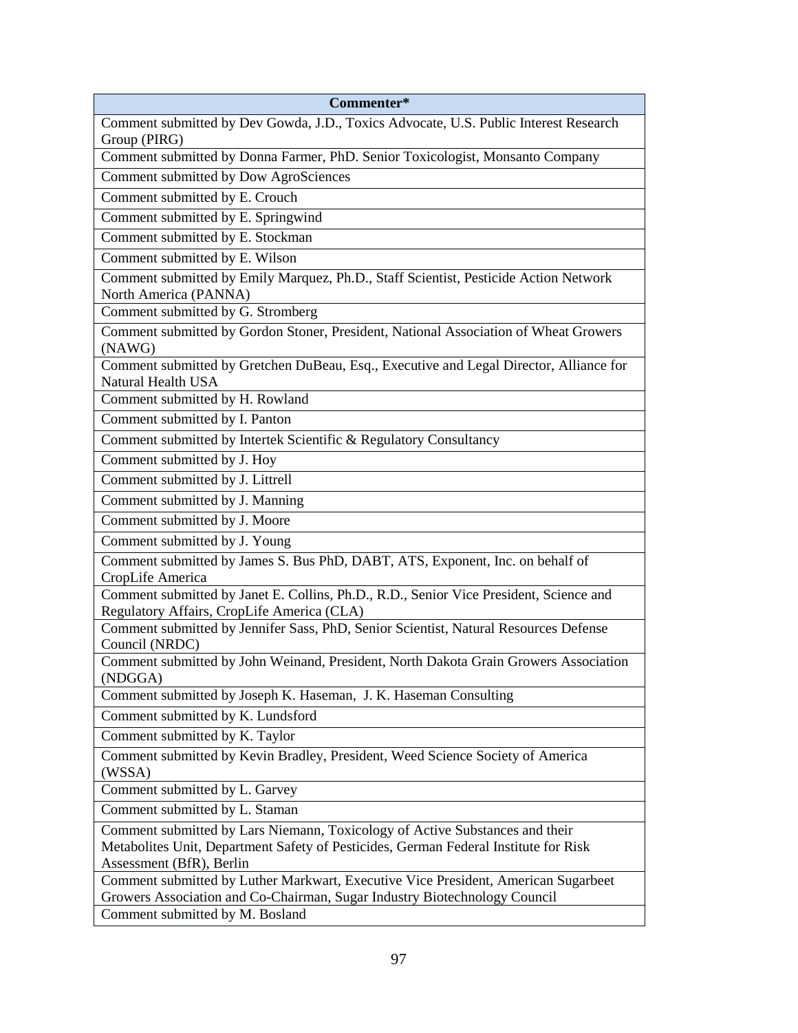| Commenter* |
|---|
| Comment submitted by Dev Gowda, J.D., Toxics Advocate, U.S. Public Interest Research Group (PIRG) |
| Comment submitted by Donna Farmer, PhD. Senior Toxicologist, Monsanto Company |
| Comment submitted by Dow AgroSciences |
| Comment submitted by E. Crouch |
| Comment submitted by E. Springwind |
| Comment submitted by E. Stockman |
| Comment submitted by E. Wilson |
| Comment submitted by Emily Marquez, Ph.D., Staff Scientist, Pesticide Action Network North America (PANNA) |
| Comment submitted by G. Stromberg |
| Comment submitted by Gordon Stoner, President, National Association of Wheat Growers (NAWG) |
| Comment submitted by Gretchen DuBeau, Esq., Executive and Legal Director, Alliance for Natural Health USA |
| Comment submitted by H. Rowland |
| Comment submitted by I. Panton |
| Comment submitted by Intertek Scientific & Regulatory Consultancy |
| Comment submitted by J. Hoy |
| Comment submitted by J. Littrell |
| Comment submitted by J. Manning |
| Comment submitted by J. Moore |
| Comment submitted by J. Young |
| Comment submitted by James S. Bus PhD, DABT, ATS, Exponent, Inc. on behalf of CropLife America |
| Comment submitted by Janet E. Collins, Ph.D., R.D., Senior Vice President, Science and Regulatory Affairs, CropLife America (CLA) |
| Comment submitted by Jennifer Sass, PhD, Senior Scientist, Natural Resources Defense Council (NRDC) |
| Comment submitted by John Weinand, President, North Dakota Grain Growers Association (NDGGA) |
| Comment submitted by Joseph K. Haseman, J. K. Haseman Consulting |
| Comment submitted by K. Lundsford |
| Comment submitted by K. Taylor |
| Comment submitted by Kevin Bradley, President, Weed Science Society of America (WSSA) |
| Comment submitted by L. Garvey |
| Comment submitted by L. Staman |
| Comment submitted by Lars Niemann, Toxicology of Active Substances and their Metabolites Unit, Department Safety of Pesticides, German Federal Institute for Risk Assessment (BfR), Berlin |
| Comment submitted by Luther Markwart, Executive Vice President, American Sugarbeet Growers Association and Co-Chairman, Sugar Industry Biotechnology Council |
| Comment submitted by M. Bosland |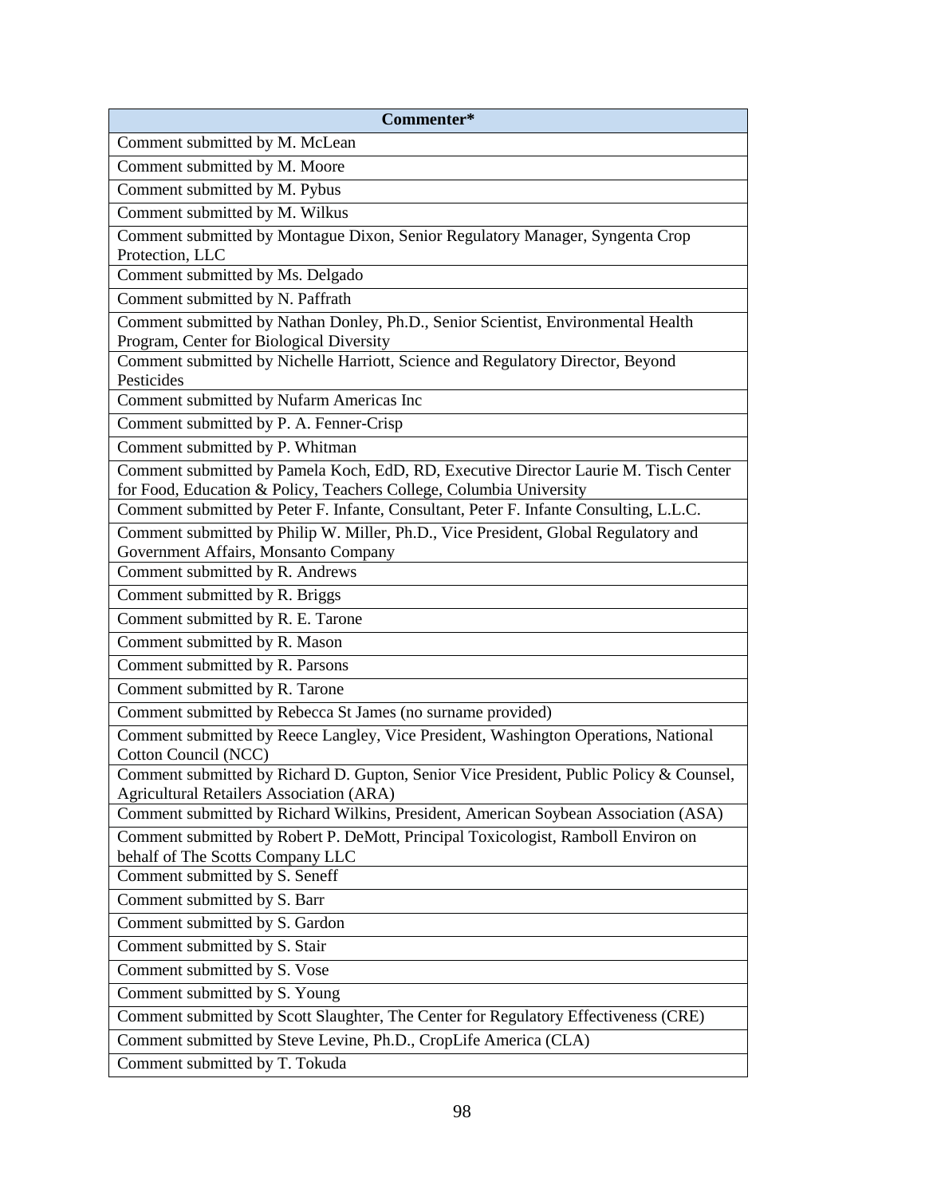| Commenter* |
| --- |
| Comment submitted by M. McLean |
| Comment submitted by M. Moore |
| Comment submitted by M. Pybus |
| Comment submitted by M. Wilkus |
| Comment submitted by Montague Dixon, Senior Regulatory Manager, Syngenta Crop Protection, LLC |
| Comment submitted by Ms. Delgado |
| Comment submitted by N. Paffrath |
| Comment submitted by Nathan Donley, Ph.D., Senior Scientist, Environmental Health Program, Center for Biological Diversity |
| Comment submitted by Nichelle Harriott, Science and Regulatory Director, Beyond Pesticides |
| Comment submitted by Nufarm Americas Inc |
| Comment submitted by P. A. Fenner-Crisp |
| Comment submitted by P. Whitman |
| Comment submitted by Pamela Koch, EdD, RD, Executive Director Laurie M. Tisch Center for Food, Education & Policy, Teachers College, Columbia University |
| Comment submitted by Peter F. Infante, Consultant, Peter F. Infante Consulting, L.L.C. |
| Comment submitted by Philip W. Miller, Ph.D., Vice President, Global Regulatory and Government Affairs, Monsanto Company |
| Comment submitted by R. Andrews |
| Comment submitted by R. Briggs |
| Comment submitted by R. E. Tarone |
| Comment submitted by R. Mason |
| Comment submitted by R. Parsons |
| Comment submitted by R. Tarone |
| Comment submitted by Rebecca St James (no surname provided) |
| Comment submitted by Reece Langley, Vice President, Washington Operations, National Cotton Council (NCC) |
| Comment submitted by Richard D. Gupton, Senior Vice President, Public Policy & Counsel, Agricultural Retailers Association (ARA) |
| Comment submitted by Richard Wilkins, President, American Soybean Association (ASA) |
| Comment submitted by Robert P. DeMott, Principal Toxicologist, Ramboll Environ on behalf of The Scotts Company LLC |
| Comment submitted by S. Seneff |
| Comment submitted by S. Barr |
| Comment submitted by S. Gardon |
| Comment submitted by S. Stair |
| Comment submitted by S. Vose |
| Comment submitted by S. Young |
| Comment submitted by Scott Slaughter, The Center for Regulatory Effectiveness (CRE) |
| Comment submitted by Steve Levine, Ph.D., CropLife America (CLA) |
| Comment submitted by T. Tokuda |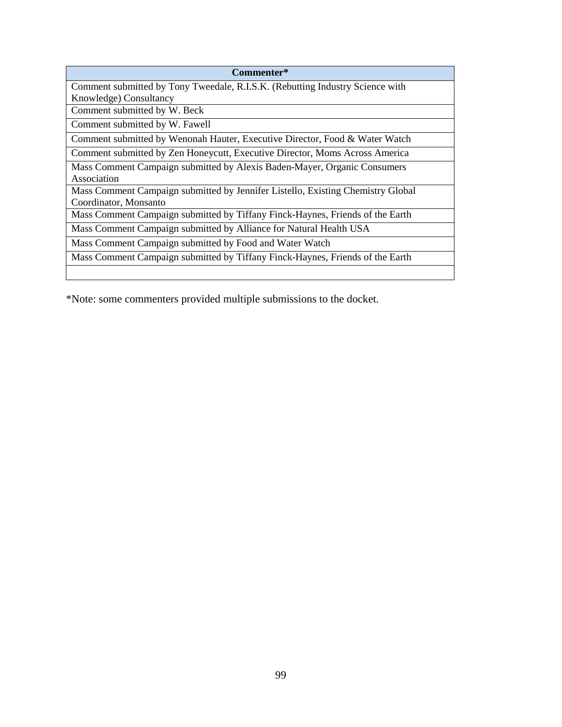| Commenter* |
| --- |
| Comment submitted by Tony Tweedale, R.I.S.K. (Rebutting Industry Science with Knowledge) Consultancy |
| Comment submitted by W. Beck |
| Comment submitted by W. Fawell |
| Comment submitted by Wenonah Hauter, Executive Director, Food & Water Watch |
| Comment submitted by Zen Honeycutt, Executive Director, Moms Across America |
| Mass Comment Campaign submitted by Alexis Baden-Mayer, Organic Consumers Association |
| Mass Comment Campaign submitted by Jennifer Listello, Existing Chemistry Global Coordinator, Monsanto |
| Mass Comment Campaign submitted by Tiffany Finck-Haynes, Friends of the Earth |
| Mass Comment Campaign submitted by Alliance for Natural Health USA |
| Mass Comment Campaign submitted by Food and Water Watch |
| Mass Comment Campaign submitted by Tiffany Finck-Haynes, Friends of the Earth |
| |

*Note: some commenters provided multiple submissions to the docket.